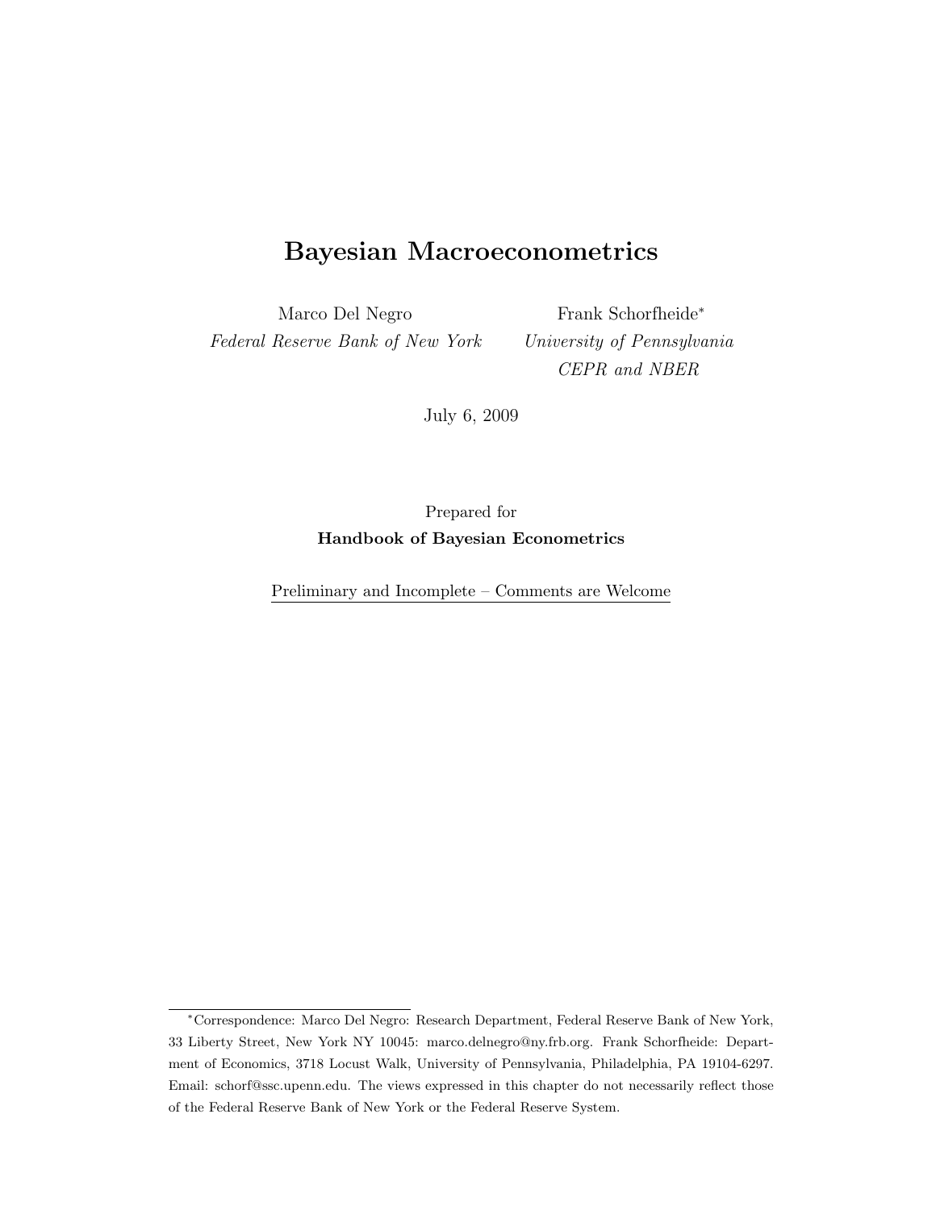# Bayesian Macroeconometrics

Marco Del Negro
*Federal Reserve Bank of New York*

Frank Schorfheide*
*University of Pennsylvania*
*CEPR and NBER*

July 6, 2009

Prepared for
**Handbook of Bayesian Econometrics**

Preliminary and Incomplete – Comments are Welcome

---

*Correspondence: Marco Del Negro: Research Department, Federal Reserve Bank of New York, 33 Liberty Street, New York NY 10045: marco.delnegro@ny.frb.org. Frank Schorfheide: Department of Economics, 3718 Locust Walk, University of Pennsylvania, Philadelphia, PA 19104-6297. Email: schorf@ssc.upenn.edu. The views expressed in this chapter do not necessarily reflect those of the Federal Reserve Bank of New York or the Federal Reserve System.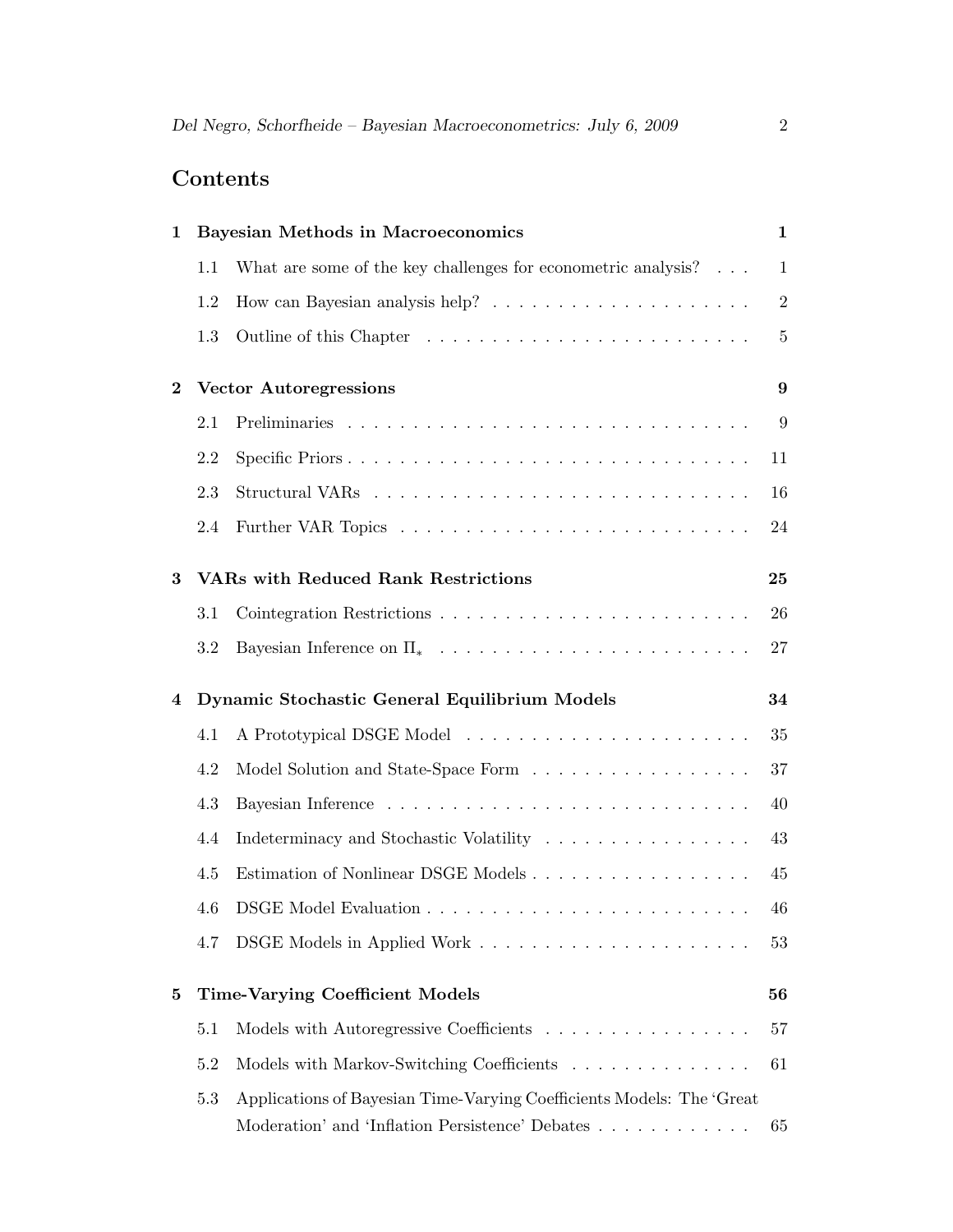# Contents

**1 Bayesian Methods in Macroeconomics** **1**

- 1.1 What are some of the key challenges for econometric analysis? . . . 1
- 1.2 How can Bayesian analysis help? . . . . . . . . . . . . . . . . . . . 2
- 1.3 Outline of this Chapter . . . . . . . . . . . . . . . . . . . . . . . . 5

**2 Vector Autoregressions** **9**

- 2.1 Preliminaries . . . . . . . . . . . . . . . . . . . . . . . . . . . . . . 9
- 2.2 Specific Priors . . . . . . . . . . . . . . . . . . . . . . . . . . . . . 11
- 2.3 Structural VARs . . . . . . . . . . . . . . . . . . . . . . . . . . . . 16
- 2.4 Further VAR Topics . . . . . . . . . . . . . . . . . . . . . . . . . . 24

**3 VARs with Reduced Rank Restrictions** **25**

- 3.1 Cointegration Restrictions . . . . . . . . . . . . . . . . . . . . . . . 26
- 3.2 Bayesian Inference on $\Pi_*$ . . . . . . . . . . . . . . . . . . . . . . . 27

**4 Dynamic Stochastic General Equilibrium Models** **34**

- 4.1 A Prototypical DSGE Model . . . . . . . . . . . . . . . . . . . . . 35
- 4.2 Model Solution and State-Space Form . . . . . . . . . . . . . . . . 37
- 4.3 Bayesian Inference . . . . . . . . . . . . . . . . . . . . . . . . . . . 40
- 4.4 Indeterminacy and Stochastic Volatility . . . . . . . . . . . . . . . 43
- 4.5 Estimation of Nonlinear DSGE Models . . . . . . . . . . . . . . . . 45
- 4.6 DSGE Model Evaluation . . . . . . . . . . . . . . . . . . . . . . . . 46
- 4.7 DSGE Models in Applied Work . . . . . . . . . . . . . . . . . . . . 53

**5 Time-Varying Coefficient Models** **56**

- 5.1 Models with Autoregressive Coefficients . . . . . . . . . . . . . . . 57
- 5.2 Models with Markov-Switching Coefficients . . . . . . . . . . . . . 61
- 5.3 Applications of Bayesian Time-Varying Coefficients Models: The 'Great Moderation' and 'Inflation Persistence' Debates . . . . . . . . . . . . 65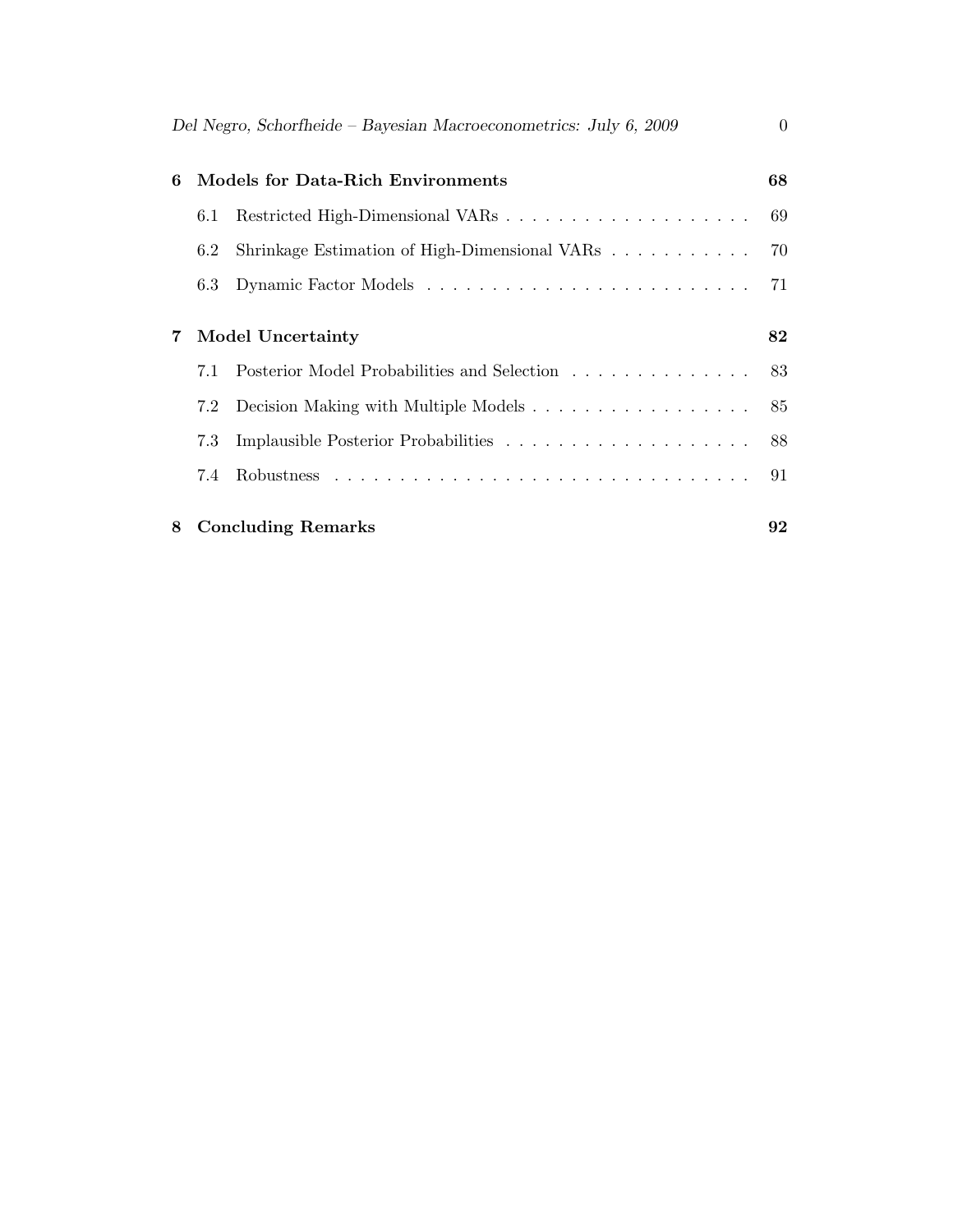**6 Models for Data-Rich Environments** **68**

6.1 Restricted High-Dimensional VARs . . . . . . . . . . . . . . . . . . . . 69

6.2 Shrinkage Estimation of High-Dimensional VARs . . . . . . . . . . . . 70

6.3 Dynamic Factor Models . . . . . . . . . . . . . . . . . . . . . . . . . 71

**7 Model Uncertainty** **82**

7.1 Posterior Model Probabilities and Selection . . . . . . . . . . . . . . 83

7.2 Decision Making with Multiple Models . . . . . . . . . . . . . . . . . . 85

7.3 Implausible Posterior Probabilities . . . . . . . . . . . . . . . . . . . 88

7.4 Robustness . . . . . . . . . . . . . . . . . . . . . . . . . . . . . . . . . 91

**8 Concluding Remarks** **92**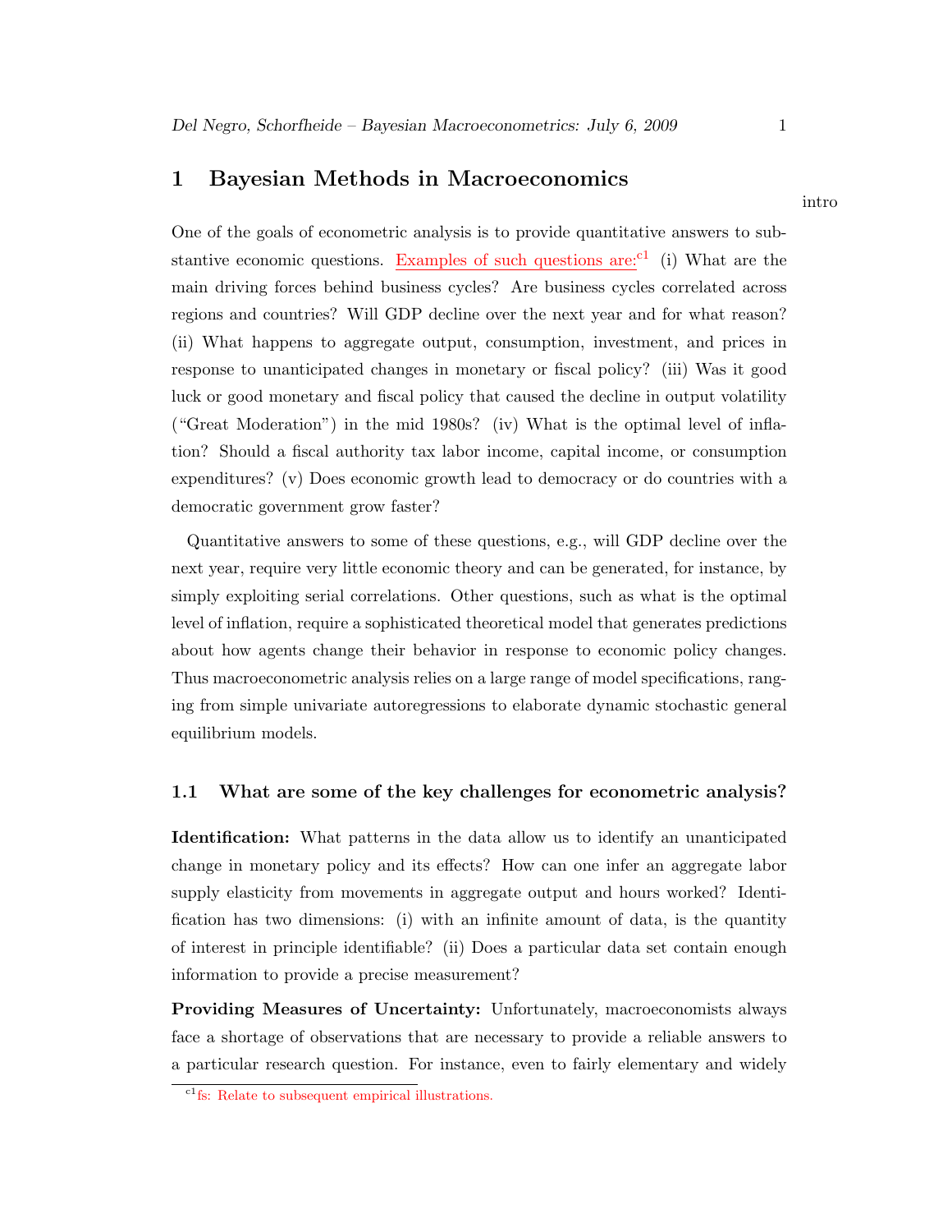# 1 Bayesian Methods in Macroeconomics

intro

One of the goals of econometric analysis is to provide quantitative answers to substantive economic questions. Examples of such questions are:[c1] (i) What are the main driving forces behind business cycles? Are business cycles correlated across regions and countries? Will GDP decline over the next year and for what reason? (ii) What happens to aggregate output, consumption, investment, and prices in response to unanticipated changes in monetary or fiscal policy? (iii) Was it good luck or good monetary and fiscal policy that caused the decline in output volatility ("Great Moderation") in the mid 1980s? (iv) What is the optimal level of inflation? Should a fiscal authority tax labor income, capital income, or consumption expenditures? (v) Does economic growth lead to democracy or do countries with a democratic government grow faster?

Quantitative answers to some of these questions, e.g., will GDP decline over the next year, require very little economic theory and can be generated, for instance, by simply exploiting serial correlations. Other questions, such as what is the optimal level of inflation, require a sophisticated theoretical model that generates predictions about how agents change their behavior in response to economic policy changes. Thus macroeconometric analysis relies on a large range of model specifications, ranging from simple univariate autoregressions to elaborate dynamic stochastic general equilibrium models.

## 1.1 What are some of the key challenges for econometric analysis?

**Identification:** What patterns in the data allow us to identify an unanticipated change in monetary policy and its effects? How can one infer an aggregate labor supply elasticity from movements in aggregate output and hours worked? Identification has two dimensions: (i) with an infinite amount of data, is the quantity of interest in principle identifiable? (ii) Does a particular data set contain enough information to provide a precise measurement?

**Providing Measures of Uncertainty:** Unfortunately, macroeconomists always face a shortage of observations that are necessary to provide a reliable answers to a particular research question. For instance, even to fairly elementary and widely

[c1] fs: Relate to subsequent empirical illustrations.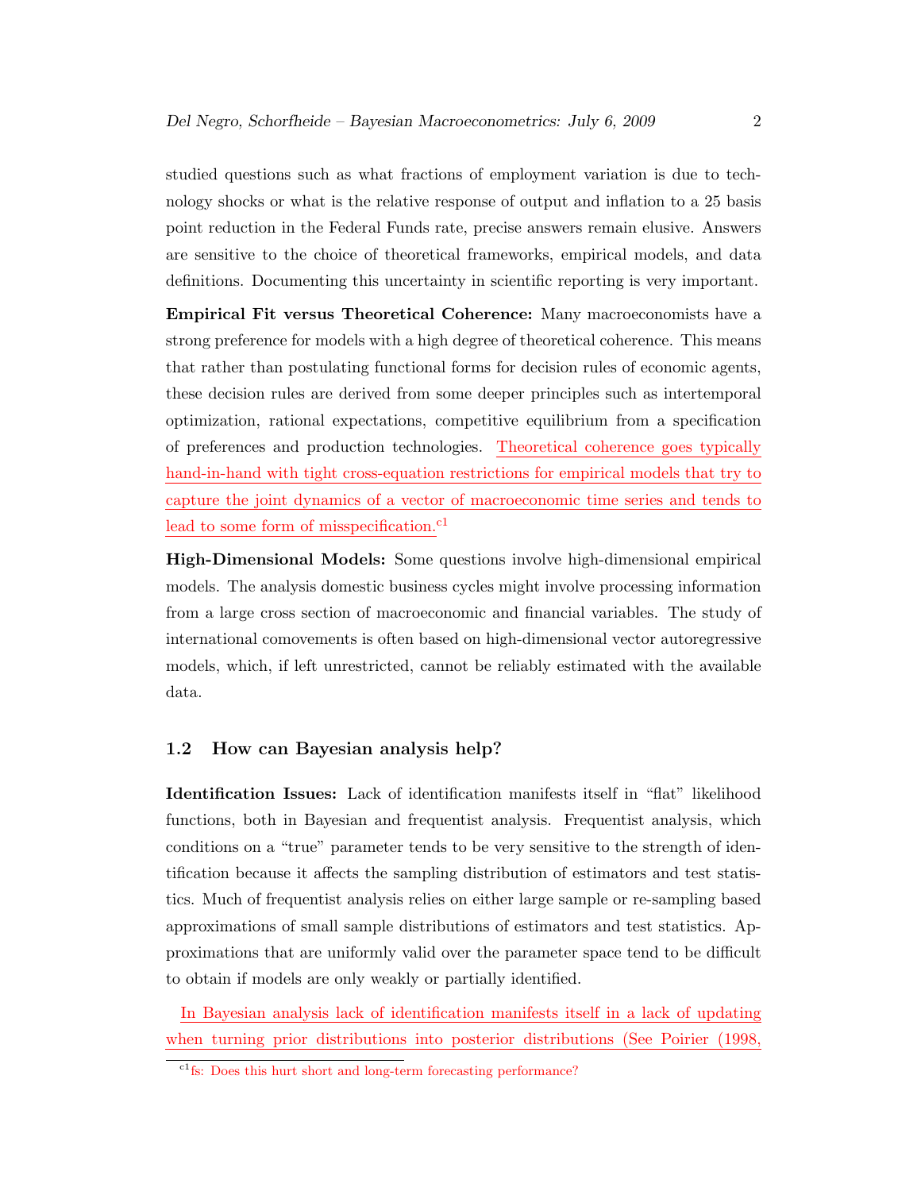studied questions such as what fractions of employment variation is due to technology shocks or what is the relative response of output and inflation to a 25 basis point reduction in the Federal Funds rate, precise answers remain elusive. Answers are sensitive to the choice of theoretical frameworks, empirical models, and data definitions. Documenting this uncertainty in scientific reporting is very important.

**Empirical Fit versus Theoretical Coherence:** Many macroeconomists have a strong preference for models with a high degree of theoretical coherence. This means that rather than postulating functional forms for decision rules of economic agents, these decision rules are derived from some deeper principles such as intertemporal optimization, rational expectations, competitive equilibrium from a specification of preferences and production technologies. Theoretical coherence goes typically hand-in-hand with tight cross-equation restrictions for empirical models that try to capture the joint dynamics of a vector of macroeconomic time series and tends to lead to some form of misspecification.[c1]

**High-Dimensional Models:** Some questions involve high-dimensional empirical models. The analysis domestic business cycles might involve processing information from a large cross section of macroeconomic and financial variables. The study of international comovements is often based on high-dimensional vector autoregressive models, which, if left unrestricted, cannot be reliably estimated with the available data.

### 1.2 How can Bayesian analysis help?

**Identification Issues:** Lack of identification manifests itself in "flat" likelihood functions, both in Bayesian and frequentist analysis. Frequentist analysis, which conditions on a "true" parameter tends to be very sensitive to the strength of identification because it affects the sampling distribution of estimators and test statistics. Much of frequentist analysis relies on either large sample or re-sampling based approximations of small sample distributions of estimators and test statistics. Approximations that are uniformly valid over the parameter space tend to be difficult to obtain if models are only weakly or partially identified.

In Bayesian analysis lack of identification manifests itself in a lack of updating when turning prior distributions into posterior distributions (See Poirier (1998,

[c1] fs: Does this hurt short and long-term forecasting performance?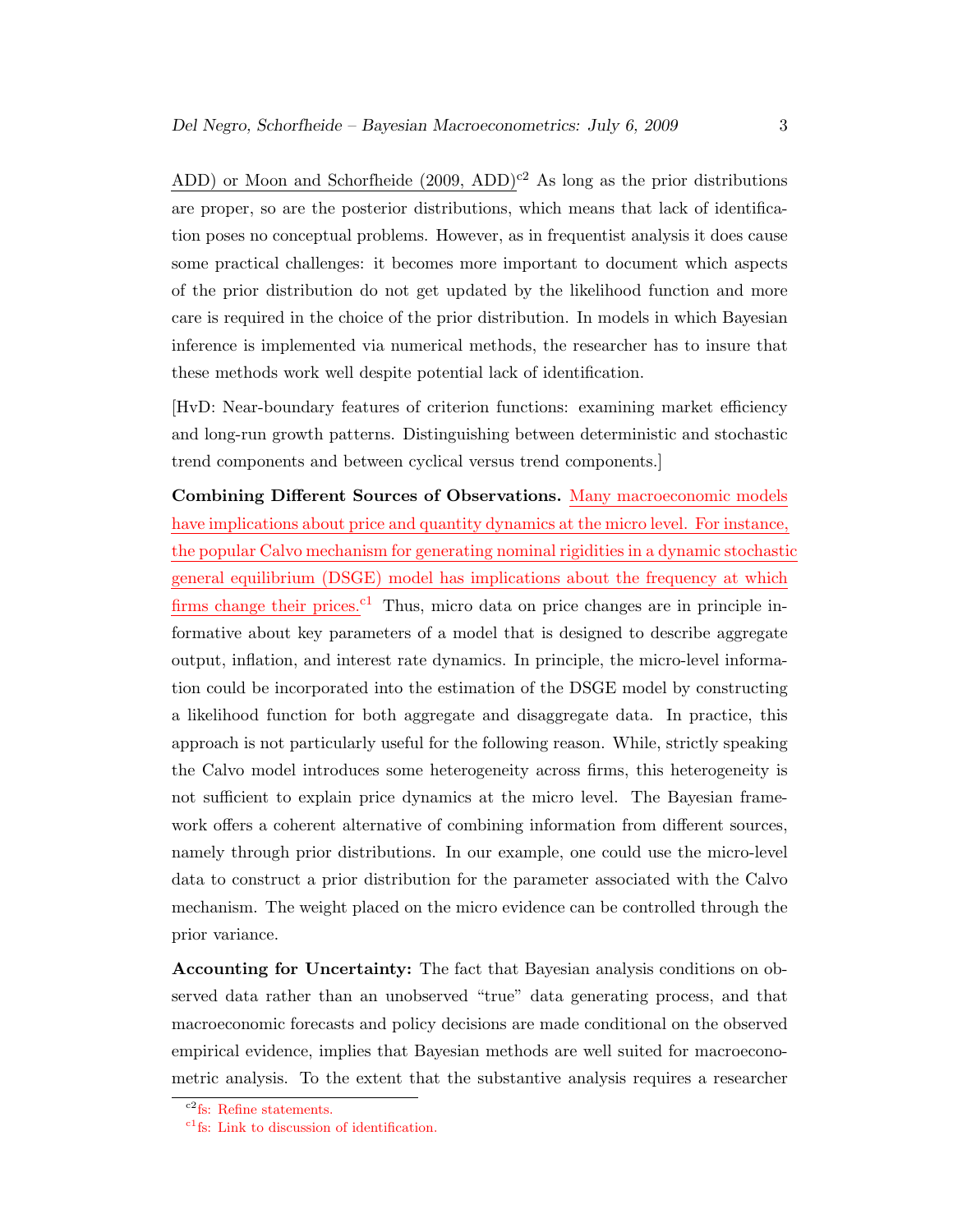ADD) or Moon and Schorfheide (2009, ADD)[c2] As long as the prior distributions are proper, so are the posterior distributions, which means that lack of identification poses no conceptual problems. However, as in frequentist analysis it does cause some practical challenges: it becomes more important to document which aspects of the prior distribution do not get updated by the likelihood function and more care is required in the choice of the prior distribution. In models in which Bayesian inference is implemented via numerical methods, the researcher has to insure that these methods work well despite potential lack of identification.

[HvD: Near-boundary features of criterion functions: examining market efficiency and long-run growth patterns. Distinguishing between deterministic and stochastic trend components and between cyclical versus trend components.]

**Combining Different Sources of Observations.** Many macroeconomic models have implications about price and quantity dynamics at the micro level. For instance, the popular Calvo mechanism for generating nominal rigidities in a dynamic stochastic general equilibrium (DSGE) model has implications about the frequency at which firms change their prices.[c1] Thus, micro data on price changes are in principle informative about key parameters of a model that is designed to describe aggregate output, inflation, and interest rate dynamics. In principle, the micro-level information could be incorporated into the estimation of the DSGE model by constructing a likelihood function for both aggregate and disaggregate data. In practice, this approach is not particularly useful for the following reason. While, strictly speaking the Calvo model introduces some heterogeneity across firms, this heterogeneity is not sufficient to explain price dynamics at the micro level. The Bayesian framework offers a coherent alternative of combining information from different sources, namely through prior distributions. In our example, one could use the micro-level data to construct a prior distribution for the parameter associated with the Calvo mechanism. The weight placed on the micro evidence can be controlled through the prior variance.

**Accounting for Uncertainty:** The fact that Bayesian analysis conditions on observed data rather than an unobserved "true" data generating process, and that macroeconomic forecasts and policy decisions are made conditional on the observed empirical evidence, implies that Bayesian methods are well suited for macroeconometric analysis. To the extent that the substantive analysis requires a researcher

---

[c2] fs: Refine statements.

[c1] fs: Link to discussion of identification.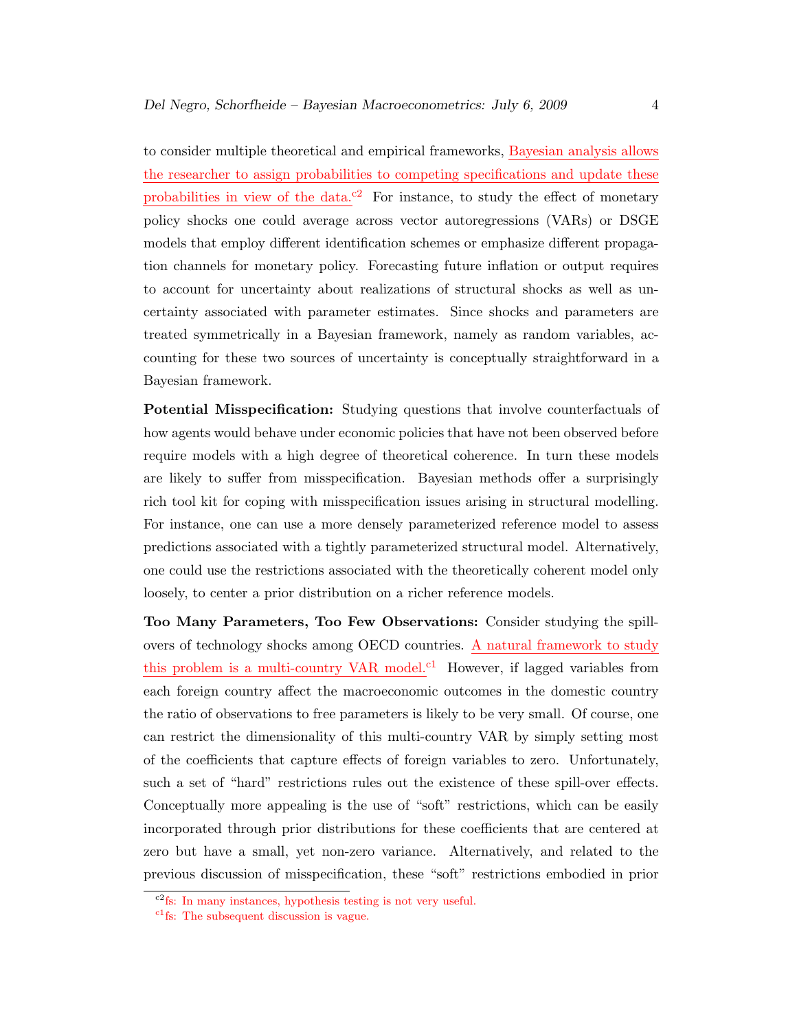to consider multiple theoretical and empirical frameworks, Bayesian analysis allows the researcher to assign probabilities to competing specifications and update these probabilities in view of the data.[c2] For instance, to study the effect of monetary policy shocks one could average across vector autoregressions (VARs) or DSGE models that employ different identification schemes or emphasize different propagation channels for monetary policy. Forecasting future inflation or output requires to account for uncertainty about realizations of structural shocks as well as uncertainty associated with parameter estimates. Since shocks and parameters are treated symmetrically in a Bayesian framework, namely as random variables, accounting for these two sources of uncertainty is conceptually straightforward in a Bayesian framework.

**Potential Misspecification:** Studying questions that involve counterfactuals of how agents would behave under economic policies that have not been observed before require models with a high degree of theoretical coherence. In turn these models are likely to suffer from misspecification. Bayesian methods offer a surprisingly rich tool kit for coping with misspecification issues arising in structural modelling. For instance, one can use a more densely parameterized reference model to assess predictions associated with a tightly parameterized structural model. Alternatively, one could use the restrictions associated with the theoretically coherent model only loosely, to center a prior distribution on a richer reference models.

**Too Many Parameters, Too Few Observations:** Consider studying the spillovers of technology shocks among OECD countries. A natural framework to study this problem is a multi-country VAR model.[c1] However, if lagged variables from each foreign country affect the macroeconomic outcomes in the domestic country the ratio of observations to free parameters is likely to be very small. Of course, one can restrict the dimensionality of this multi-country VAR by simply setting most of the coefficients that capture effects of foreign variables to zero. Unfortunately, such a set of "hard" restrictions rules out the existence of these spill-over effects. Conceptually more appealing is the use of "soft" restrictions, which can be easily incorporated through prior distributions for these coefficients that are centered at zero but have a small, yet non-zero variance. Alternatively, and related to the previous discussion of misspecification, these "soft" restrictions embodied in prior

[c2] fs: In many instances, hypothesis testing is not very useful.

[c1] fs: The subsequent discussion is vague.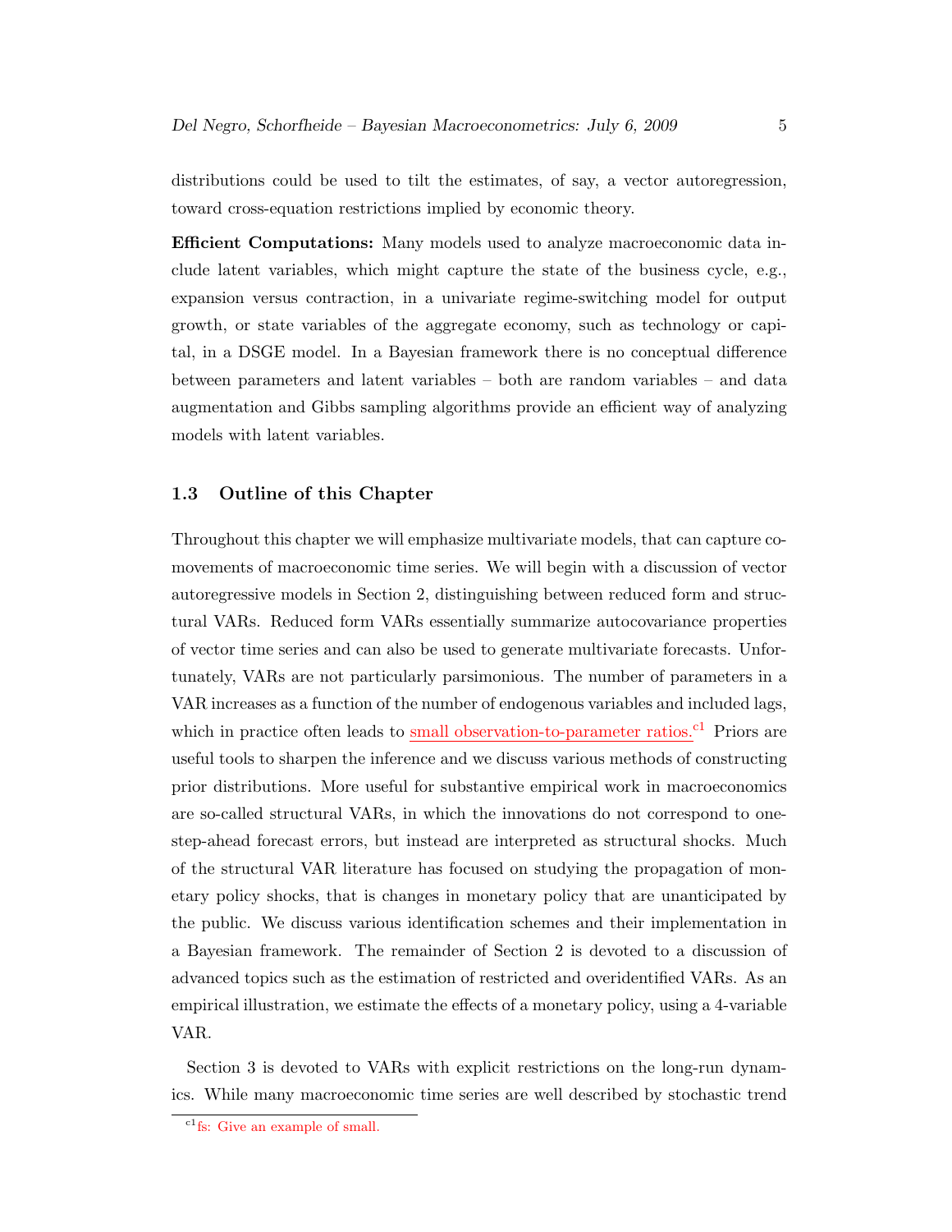distributions could be used to tilt the estimates, of say, a vector autoregression, toward cross-equation restrictions implied by economic theory.

**Efficient Computations:** Many models used to analyze macroeconomic data include latent variables, which might capture the state of the business cycle, e.g., expansion versus contraction, in a univariate regime-switching model for output growth, or state variables of the aggregate economy, such as technology or capital, in a DSGE model. In a Bayesian framework there is no conceptual difference between parameters and latent variables – both are random variables – and data augmentation and Gibbs sampling algorithms provide an efficient way of analyzing models with latent variables.

### 1.3 Outline of this Chapter

Throughout this chapter we will emphasize multivariate models, that can capture comovements of macroeconomic time series. We will begin with a discussion of vector autoregressive models in Section 2, distinguishing between reduced form and structural VARs. Reduced form VARs essentially summarize autocovariance properties of vector time series and can also be used to generate multivariate forecasts. Unfortunately, VARs are not particularly parsimonious. The number of parameters in a VAR increases as a function of the number of endogenous variables and included lags, which in practice often leads to small observation-to-parameter ratios.[c1] Priors are useful tools to sharpen the inference and we discuss various methods of constructing prior distributions. More useful for substantive empirical work in macroeconomics are so-called structural VARs, in which the innovations do not correspond to one-step-ahead forecast errors, but instead are interpreted as structural shocks. Much of the structural VAR literature has focused on studying the propagation of monetary policy shocks, that is changes in monetary policy that are unanticipated by the public. We discuss various identification schemes and their implementation in a Bayesian framework. The remainder of Section 2 is devoted to a discussion of advanced topics such as the estimation of restricted and overidentified VARs. As an empirical illustration, we estimate the effects of a monetary policy, using a 4-variable VAR.

Section 3 is devoted to VARs with explicit restrictions on the long-run dynamics. While many macroeconomic time series are well described by stochastic trend

[c1] fs: Give an example of small.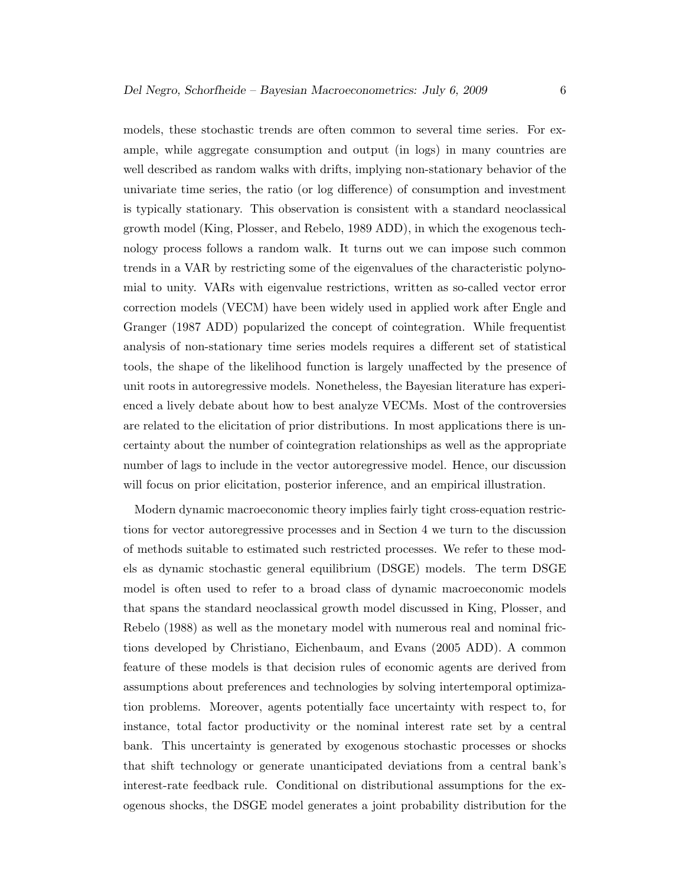models, these stochastic trends are often common to several time series. For example, while aggregate consumption and output (in logs) in many countries are well described as random walks with drifts, implying non-stationary behavior of the univariate time series, the ratio (or log difference) of consumption and investment is typically stationary. This observation is consistent with a standard neoclassical growth model (King, Plosser, and Rebelo, 1989 ADD), in which the exogenous technology process follows a random walk. It turns out we can impose such common trends in a VAR by restricting some of the eigenvalues of the characteristic polynomial to unity. VARs with eigenvalue restrictions, written as so-called vector error correction models (VECM) have been widely used in applied work after Engle and Granger (1987 ADD) popularized the concept of cointegration. While frequentist analysis of non-stationary time series models requires a different set of statistical tools, the shape of the likelihood function is largely unaffected by the presence of unit roots in autoregressive models. Nonetheless, the Bayesian literature has experienced a lively debate about how to best analyze VECMs. Most of the controversies are related to the elicitation of prior distributions. In most applications there is uncertainty about the number of cointegration relationships as well as the appropriate number of lags to include in the vector autoregressive model. Hence, our discussion will focus on prior elicitation, posterior inference, and an empirical illustration.

Modern dynamic macroeconomic theory implies fairly tight cross-equation restrictions for vector autoregressive processes and in Section 4 we turn to the discussion of methods suitable to estimated such restricted processes. We refer to these models as dynamic stochastic general equilibrium (DSGE) models. The term DSGE model is often used to refer to a broad class of dynamic macroeconomic models that spans the standard neoclassical growth model discussed in King, Plosser, and Rebelo (1988) as well as the monetary model with numerous real and nominal frictions developed by Christiano, Eichenbaum, and Evans (2005 ADD). A common feature of these models is that decision rules of economic agents are derived from assumptions about preferences and technologies by solving intertemporal optimization problems. Moreover, agents potentially face uncertainty with respect to, for instance, total factor productivity or the nominal interest rate set by a central bank. This uncertainty is generated by exogenous stochastic processes or shocks that shift technology or generate unanticipated deviations from a central bank's interest-rate feedback rule. Conditional on distributional assumptions for the exogenous shocks, the DSGE model generates a joint probability distribution for the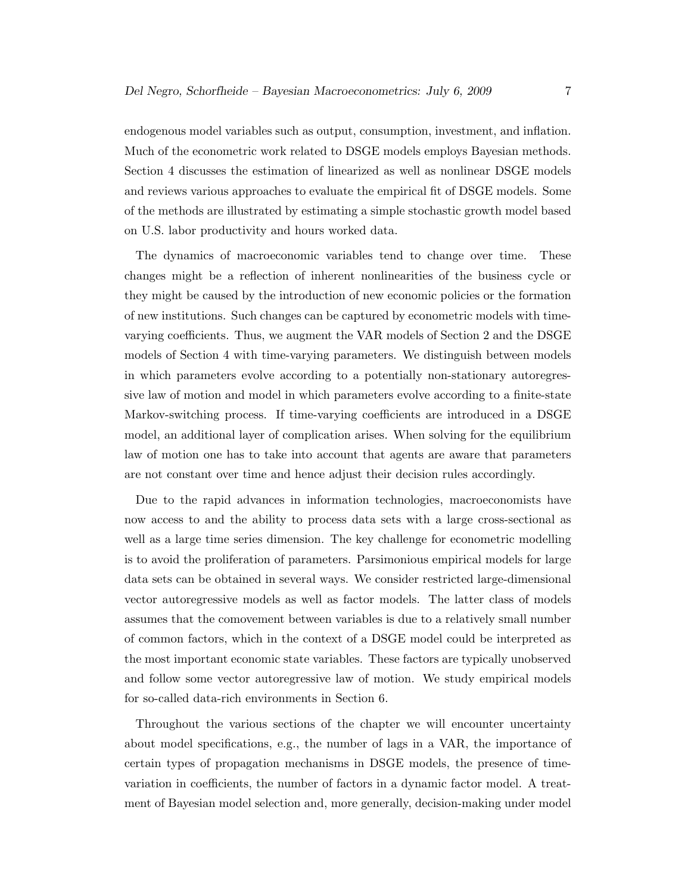endogenous model variables such as output, consumption, investment, and inflation. Much of the econometric work related to DSGE models employs Bayesian methods. Section 4 discusses the estimation of linearized as well as nonlinear DSGE models and reviews various approaches to evaluate the empirical fit of DSGE models. Some of the methods are illustrated by estimating a simple stochastic growth model based on U.S. labor productivity and hours worked data.

The dynamics of macroeconomic variables tend to change over time. These changes might be a reflection of inherent nonlinearities of the business cycle or they might be caused by the introduction of new economic policies or the formation of new institutions. Such changes can be captured by econometric models with time-varying coefficients. Thus, we augment the VAR models of Section 2 and the DSGE models of Section 4 with time-varying parameters. We distinguish between models in which parameters evolve according to a potentially non-stationary autoregressive law of motion and model in which parameters evolve according to a finite-state Markov-switching process. If time-varying coefficients are introduced in a DSGE model, an additional layer of complication arises. When solving for the equilibrium law of motion one has to take into account that agents are aware that parameters are not constant over time and hence adjust their decision rules accordingly.

Due to the rapid advances in information technologies, macroeconomists have now access to and the ability to process data sets with a large cross-sectional as well as a large time series dimension. The key challenge for econometric modelling is to avoid the proliferation of parameters. Parsimonious empirical models for large data sets can be obtained in several ways. We consider restricted large-dimensional vector autoregressive models as well as factor models. The latter class of models assumes that the comovement between variables is due to a relatively small number of common factors, which in the context of a DSGE model could be interpreted as the most important economic state variables. These factors are typically unobserved and follow some vector autoregressive law of motion. We study empirical models for so-called data-rich environments in Section 6.

Throughout the various sections of the chapter we will encounter uncertainty about model specifications, e.g., the number of lags in a VAR, the importance of certain types of propagation mechanisms in DSGE models, the presence of time-variation in coefficients, the number of factors in a dynamic factor model. A treatment of Bayesian model selection and, more generally, decision-making under model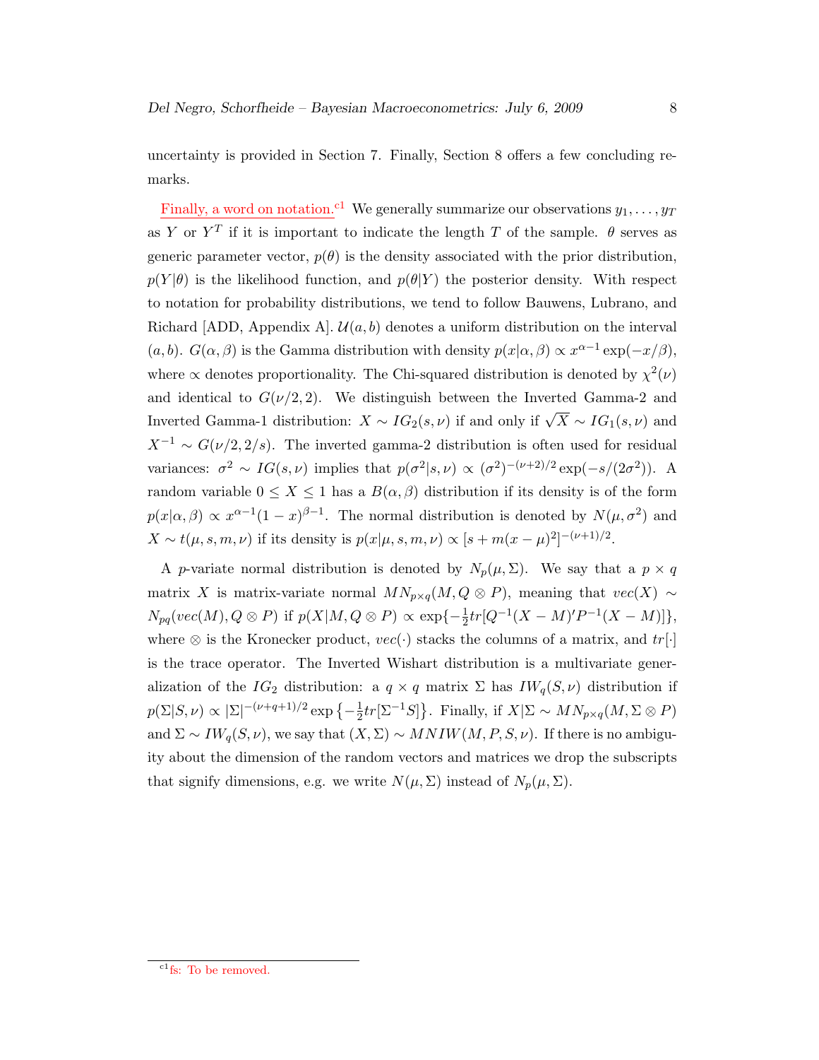uncertainty is provided in Section 7. Finally, Section 8 offers a few concluding remarks.

Finally, a word on notation.[c1] We generally summarize our observations $y_1, \ldots, y_T$ as $Y$ or $Y^T$ if it is important to indicate the length $T$ of the sample. $\theta$ serves as generic parameter vector, $p(\theta)$ is the density associated with the prior distribution, $p(Y|\theta)$ is the likelihood function, and $p(\theta|Y)$ the posterior density. With respect to notation for probability distributions, we tend to follow Bauwens, Lubrano, and Richard [ADD, Appendix A]. $\mathcal{U}(a,b)$ denotes a uniform distribution on the interval $(a,b)$. $G(\alpha,\beta)$ is the Gamma distribution with density $p(x|\alpha,\beta) \propto x^{\alpha-1}\exp(-x/\beta)$, where $\propto$ denotes proportionality. The Chi-squared distribution is denoted by $\chi^2(\nu)$ and identical to $G(\nu/2, 2)$. We distinguish between the Inverted Gamma-2 and Inverted Gamma-1 distribution: $X \sim IG_2(s,\nu)$ if and only if $\sqrt{X} \sim IG_1(s,\nu)$ and $X^{-1} \sim G(\nu/2, 2/s)$. The inverted gamma-2 distribution is often used for residual variances: $\sigma^2 \sim IG(s,\nu)$ implies that $p(\sigma^2|s,\nu) \propto (\sigma^2)^{-(\nu+2)/2}\exp(-s/(2\sigma^2))$. A random variable $0 \leq X \leq 1$ has a $B(\alpha,\beta)$ distribution if its density is of the form $p(x|\alpha,\beta) \propto x^{\alpha-1}(1-x)^{\beta-1}$. The normal distribution is denoted by $N(\mu,\sigma^2)$ and $X \sim t(\mu,s,m,\nu)$ if its density is $p(x|\mu,s,m,\nu) \propto [s + m(x-\mu)^2]^{-(\nu+1)/2}$.

A $p$-variate normal distribution is denoted by $N_p(\mu,\Sigma)$. We say that a $p \times q$ matrix $X$ is matrix-variate normal $MN_{p\times q}(M, Q \otimes P)$, meaning that $vec(X) \sim N_{pq}(vec(M), Q \otimes P)$ if $p(X|M, Q\otimes P) \propto \exp\{-\frac{1}{2}tr[Q^{-1}(X-M)'P^{-1}(X-M)]\}$, where $\otimes$ is the Kronecker product, $vec(\cdot)$ stacks the columns of a matrix, and $tr[\cdot]$ is the trace operator. The Inverted Wishart distribution is a multivariate generalization of the $IG_2$ distribution: a $q \times q$ matrix $\Sigma$ has $IW_q(S,\nu)$ distribution if $p(\Sigma|S,\nu) \propto |\Sigma|^{-(\nu+q+1)/2}\exp\left\{-\frac{1}{2}tr[\Sigma^{-1}S]\right\}$. Finally, if $X|\Sigma \sim MN_{p\times q}(M, \Sigma \otimes P)$ and $\Sigma \sim IW_q(S,\nu)$, we say that $(X,\Sigma) \sim MNIW(M,P,S,\nu)$. If there is no ambiguity about the dimension of the random vectors and matrices we drop the subscripts that signify dimensions, e.g. we write $N(\mu,\Sigma)$ instead of $N_p(\mu,\Sigma)$.

[c1] fs: To be removed.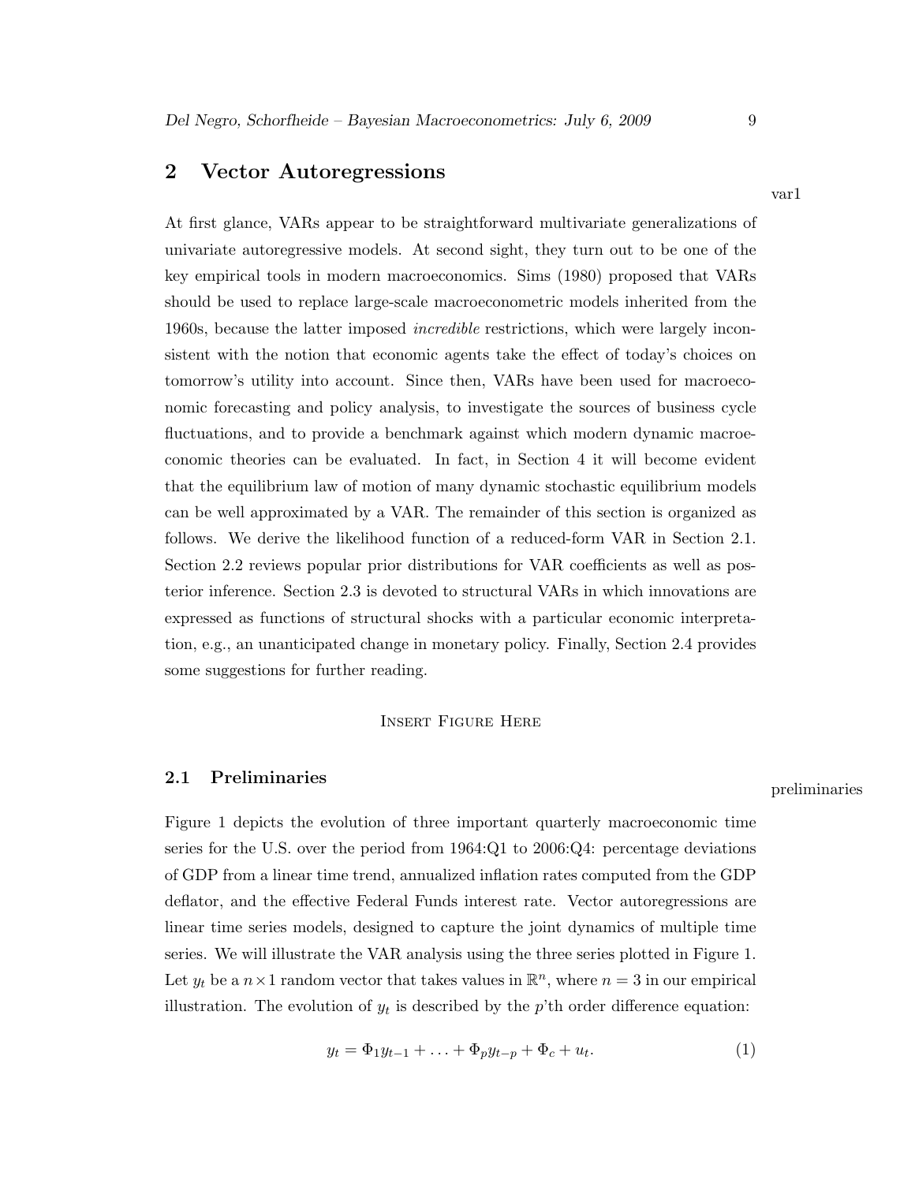## 2 Vector Autoregressions

At first glance, VARs appear to be straightforward multivariate generalizations of univariate autoregressive models. At second sight, they turn out to be one of the key empirical tools in modern macroeconomics. Sims (1980) proposed that VARs should be used to replace large-scale macroeconometric models inherited from the 1960s, because the latter imposed *incredible* restrictions, which were largely inconsistent with the notion that economic agents take the effect of today's choices on tomorrow's utility into account. Since then, VARs have been used for macroeconomic forecasting and policy analysis, to investigate the sources of business cycle fluctuations, and to provide a benchmark against which modern dynamic macroeconomic theories can be evaluated. In fact, in Section 4 it will become evident that the equilibrium law of motion of many dynamic stochastic equilibrium models can be well approximated by a VAR. The remainder of this section is organized as follows. We derive the likelihood function of a reduced-form VAR in Section 2.1. Section 2.2 reviews popular prior distributions for VAR coefficients as well as posterior inference. Section 2.3 is devoted to structural VARs in which innovations are expressed as functions of structural shocks with a particular economic interpretation, e.g., an unanticipated change in monetary policy. Finally, Section 2.4 provides some suggestions for further reading.

Insert Figure Here

### 2.1 Preliminaries

Figure 1 depicts the evolution of three important quarterly macroeconomic time series for the U.S. over the period from 1964:Q1 to 2006:Q4: percentage deviations of GDP from a linear time trend, annualized inflation rates computed from the GDP deflator, and the effective Federal Funds interest rate. Vector autoregressions are linear time series models, designed to capture the joint dynamics of multiple time series. We will illustrate the VAR analysis using the three series plotted in Figure 1. Let $y_t$ be a $n \times 1$ random vector that takes values in $\mathbb{R}^n$, where $n = 3$ in our empirical illustration. The evolution of $y_t$ is described by the $p$'th order difference equation:

$$y_t = \Phi_1 y_{t-1} + \ldots + \Phi_p y_{t-p} + \Phi_c + u_t. \tag{1}$$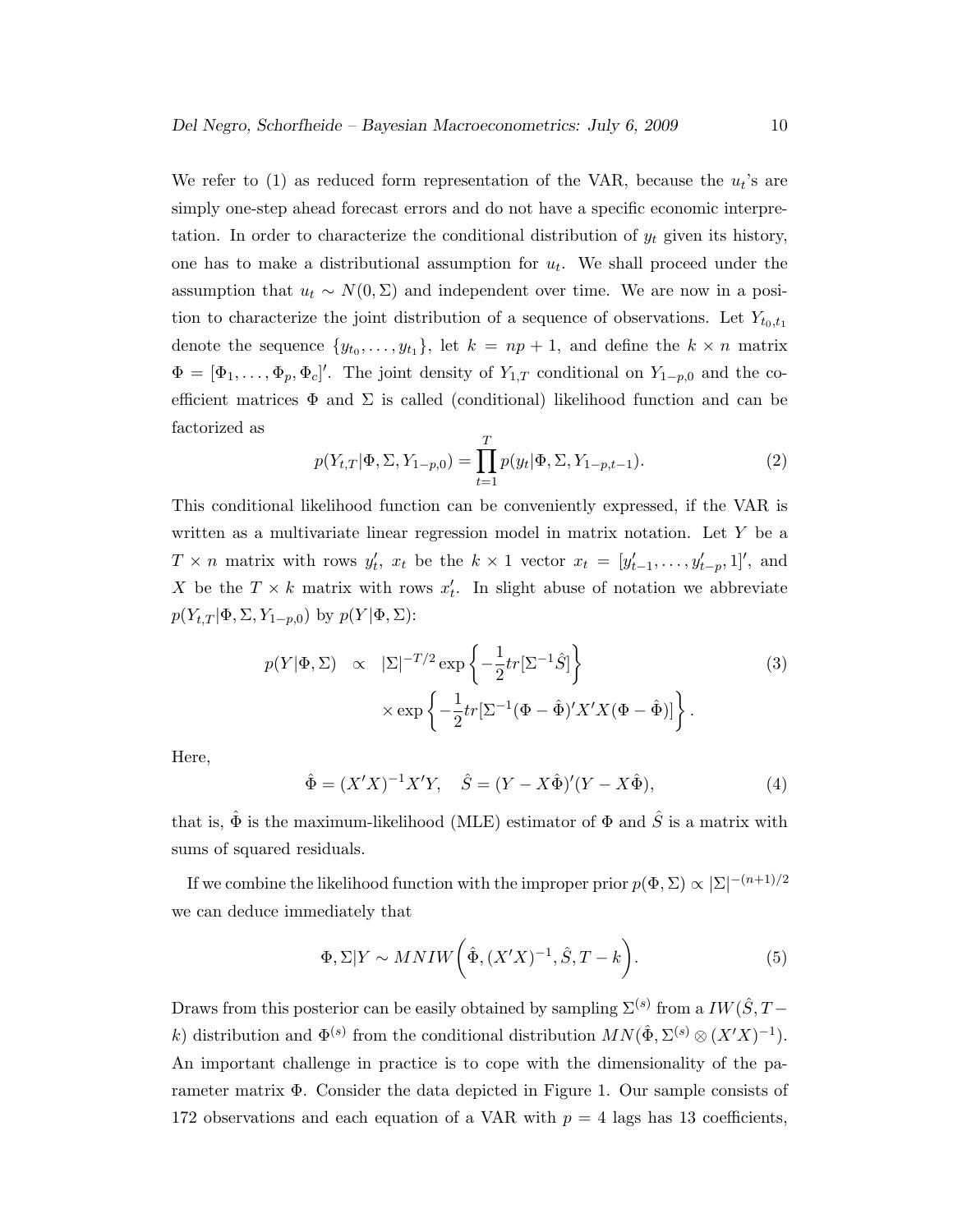We refer to (1) as reduced form representation of the VAR, because the $u_t$'s are simply one-step ahead forecast errors and do not have a specific economic interpretation. In order to characterize the conditional distribution of $y_t$ given its history, one has to make a distributional assumption for $u_t$. We shall proceed under the assumption that $u_t \sim N(0, \Sigma)$ and independent over time. We are now in a position to characterize the joint distribution of a sequence of observations. Let $Y_{t_0,t_1}$ denote the sequence $\{y_{t_0}, \ldots, y_{t_1}\}$, let $k = np + 1$, and define the $k \times n$ matrix $\Phi = [\Phi_1, \ldots, \Phi_p, \Phi_c]'$. The joint density of $Y_{1,T}$ conditional on $Y_{1-p,0}$ and the coefficient matrices $\Phi$ and $\Sigma$ is called (conditional) likelihood function and can be factorized as

$$p(Y_{t,T}|\Phi, \Sigma, Y_{1-p,0}) = \prod_{t=1}^{T} p(y_t|\Phi, \Sigma, Y_{1-p,t-1}). \tag{2}$$

This conditional likelihood function can be conveniently expressed, if the VAR is written as a multivariate linear regression model in matrix notation. Let $Y$ be a $T \times n$ matrix with rows $y_t'$, $x_t$ be the $k \times 1$ vector $x_t = [y_{t-1}', \ldots, y_{t-p}', 1]'$, and $X$ be the $T \times k$ matrix with rows $x_t'$. In slight abuse of notation we abbreviate $p(Y_{t,T}|\Phi, \Sigma, Y_{1-p,0})$ by $p(Y|\Phi, \Sigma)$:

$$\begin{aligned} p(Y|\Phi, \Sigma) \quad &\propto \quad |\Sigma|^{-T/2} \exp\left\{ -\frac{1}{2} tr[\Sigma^{-1} \hat{S}] \right\} \\ &\qquad \times \exp\left\{ -\frac{1}{2} tr[\Sigma^{-1}(\Phi - \hat{\Phi})' X' X (\Phi - \hat{\Phi})] \right\}. \end{aligned} \tag{3}$$

Here,

$$\hat{\Phi} = (X'X)^{-1} X'Y, \quad \hat{S} = (Y - X\hat{\Phi})'(Y - X\hat{\Phi}), \tag{4}$$

that is, $\hat{\Phi}$ is the maximum-likelihood (MLE) estimator of $\Phi$ and $\hat{S}$ is a matrix with sums of squared residuals.

If we combine the likelihood function with the improper prior $p(\Phi, \Sigma) \propto |\Sigma|^{-(n+1)/2}$ we can deduce immediately that

$$\Phi, \Sigma|Y \sim MNIW\left( \hat{\Phi}, (X'X)^{-1}, \hat{S}, T - k \right). \tag{5}$$

Draws from this posterior can be easily obtained by sampling $\Sigma^{(s)}$ from a $IW(\hat{S}, T - k)$ distribution and $\Phi^{(s)}$ from the conditional distribution $MN(\hat{\Phi}, \Sigma^{(s)} \otimes (X'X)^{-1})$. An important challenge in practice is to cope with the dimensionality of the parameter matrix $\Phi$. Consider the data depicted in Figure 1. Our sample consists of 172 observations and each equation of a VAR with $p = 4$ lags has 13 coefficients,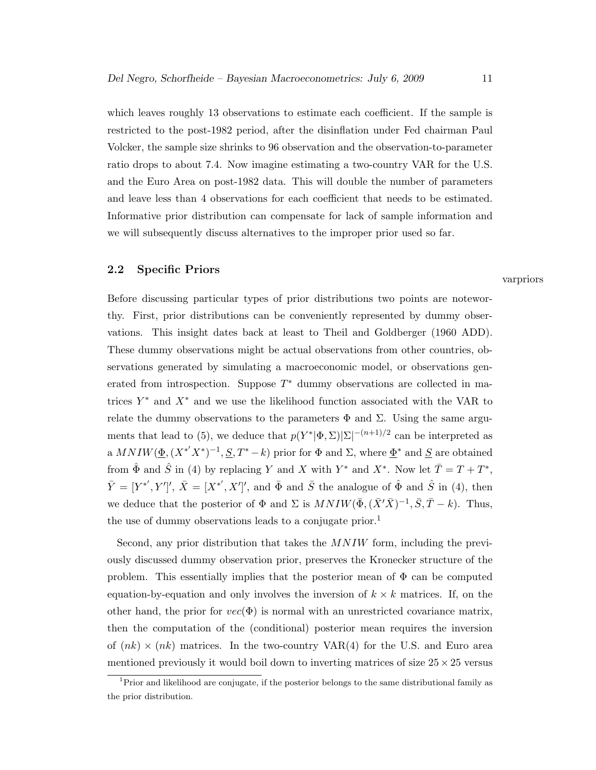which leaves roughly 13 observations to estimate each coefficient. If the sample is restricted to the post-1982 period, after the disinflation under Fed chairman Paul Volcker, the sample size shrinks to 96 observation and the observation-to-parameter ratio drops to about 7.4. Now imagine estimating a two-country VAR for the U.S. and the Euro Area on post-1982 data. This will double the number of parameters and leave less than 4 observations for each coefficient that needs to be estimated. Informative prior distribution can compensate for lack of sample information and we will subsequently discuss alternatives to the improper prior used so far.

## 2.2 Specific Priors

varpriors

Before discussing particular types of prior distributions two points are noteworthy. First, prior distributions can be conveniently represented by dummy observations. This insight dates back at least to Theil and Goldberger (1960 ADD). These dummy observations might be actual observations from other countries, observations generated by simulating a macroeconomic model, or observations generated from introspection. Suppose $T^*$ dummy observations are collected in matrices $Y^*$ and $X^*$ and we use the likelihood function associated with the VAR to relate the dummy observations to the parameters $\Phi$ and $\Sigma$. Using the same arguments that lead to (5), we deduce that $p(Y^*|\Phi,\Sigma)|\Sigma|^{-(n+1)/2}$ can be interpreted as a $MNIW(\underline{\Phi},(X^{*'}X^*)^{-1},\underline{S},T^*-k)$ prior for $\Phi$ and $\Sigma$, where $\underline{\Phi}^*$ and $\underline{S}$ are obtained from $\hat{\Phi}$ and $\hat{S}$ in (4) by replacing $Y$ and $X$ with $Y^*$ and $X^*$. Now let $\bar{T} = T + T^*$, $\bar{Y} = [Y^{*'}, Y']'$, $\bar{X} = [X^{*'}, X']'$, and $\bar{\Phi}$ and $\bar{S}$ the analogue of $\hat{\Phi}$ and $\hat{S}$ in (4), then we deduce that the posterior of $\Phi$ and $\Sigma$ is $MNIW(\bar{\Phi},(\bar{X}'\bar{X})^{-1},\bar{S},\bar{T}-k)$. Thus, the use of dummy observations leads to a conjugate prior.[1]

Second, any prior distribution that takes the $MNIW$ form, including the previously discussed dummy observation prior, preserves the Kronecker structure of the problem. This essentially implies that the posterior mean of $\Phi$ can be computed equation-by-equation and only involves the inversion of $k \times k$ matrices. If, on the other hand, the prior for $vec(\Phi)$ is normal with an unrestricted covariance matrix, then the computation of the (conditional) posterior mean requires the inversion of $(nk) \times (nk)$ matrices. In the two-country VAR(4) for the U.S. and Euro area mentioned previously it would boil down to inverting matrices of size $25 \times 25$ versus

[1] Prior and likelihood are conjugate, if the posterior belongs to the same distributional family as the prior distribution.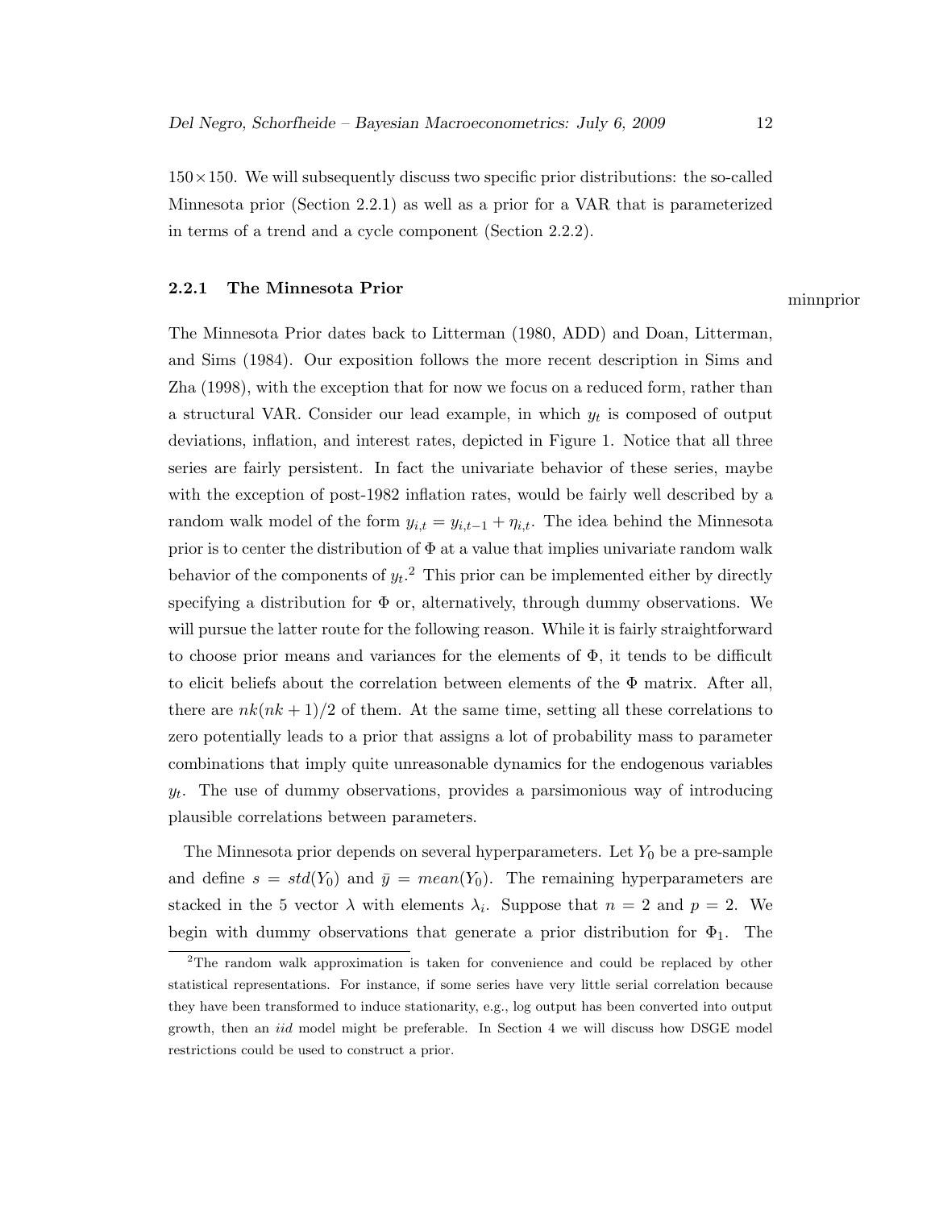$150 \times 150$. We will subsequently discuss two specific prior distributions: the so-called Minnesota prior (Section 2.2.1) as well as a prior for a VAR that is parameterized in terms of a trend and a cycle component (Section 2.2.2).

### 2.2.1 The Minnesota Prior

minnprior

The Minnesota Prior dates back to Litterman (1980, ADD) and Doan, Litterman, and Sims (1984). Our exposition follows the more recent description in Sims and Zha (1998), with the exception that for now we focus on a reduced form, rather than a structural VAR. Consider our lead example, in which $y_t$ is composed of output deviations, inflation, and interest rates, depicted in Figure 1. Notice that all three series are fairly persistent. In fact the univariate behavior of these series, maybe with the exception of post-1982 inflation rates, would be fairly well described by a random walk model of the form $y_{i,t} = y_{i,t-1} + \eta_{i,t}$. The idea behind the Minnesota prior is to center the distribution of $\Phi$ at a value that implies univariate random walk behavior of the components of $y_t$.[2] This prior can be implemented either by directly specifying a distribution for $\Phi$ or, alternatively, through dummy observations. We will pursue the latter route for the following reason. While it is fairly straightforward to choose prior means and variances for the elements of $\Phi$, it tends to be difficult to elicit beliefs about the correlation between elements of the $\Phi$ matrix. After all, there are $nk(nk+1)/2$ of them. At the same time, setting all these correlations to zero potentially leads to a prior that assigns a lot of probability mass to parameter combinations that imply quite unreasonable dynamics for the endogenous variables $y_t$. The use of dummy observations, provides a parsimonious way of introducing plausible correlations between parameters.

The Minnesota prior depends on several hyperparameters. Let $Y_0$ be a pre-sample and define $s = std(Y_0)$ and $\bar{y} = mean(Y_0)$. The remaining hyperparameters are stacked in the 5 vector $\lambda$ with elements $\lambda_i$. Suppose that $n = 2$ and $p = 2$. We begin with dummy observations that generate a prior distribution for $\Phi_1$. The

[2] The random walk approximation is taken for convenience and could be replaced by other statistical representations. For instance, if some series have very little serial correlation because they have been transformed to induce stationarity, e.g., log output has been converted into output growth, then an *iid* model might be preferable. In Section 4 we will discuss how DSGE model restrictions could be used to construct a prior.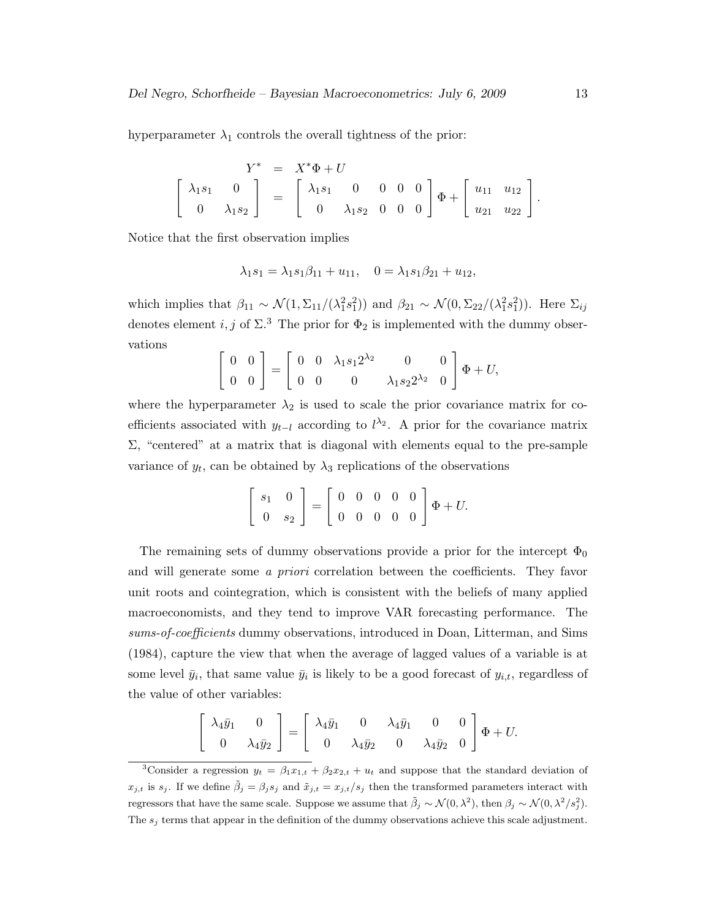hyperparameter $\lambda_1$ controls the overall tightness of the prior:

$$
\begin{aligned}
Y^* &= X^*\Phi + U \\
\begin{bmatrix} \lambda_1 s_1 & 0 \\ 0 & \lambda_1 s_2 \end{bmatrix} &= \begin{bmatrix} \lambda_1 s_1 & 0 & 0 & 0 & 0 \\ 0 & \lambda_1 s_2 & 0 & 0 & 0 \end{bmatrix} \Phi + \begin{bmatrix} u_{11} & u_{12} \\ u_{21} & u_{22} \end{bmatrix}.
\end{aligned}
$$

Notice that the first observation implies

$$
\lambda_1 s_1 = \lambda_1 s_1 \beta_{11} + u_{11}, \quad 0 = \lambda_1 s_1 \beta_{21} + u_{12},
$$

which implies that $\beta_{11} \sim \mathcal{N}(1, \Sigma_{11}/(\lambda_1^2 s_1^2))$ and $\beta_{21} \sim \mathcal{N}(0, \Sigma_{22}/(\lambda_1^2 s_1^2))$. Here $\Sigma_{ij}$ denotes element $i,j$ of $\Sigma$.[3] The prior for $\Phi_2$ is implemented with the dummy observations

$$
\begin{bmatrix} 0 & 0 \\ 0 & 0 \end{bmatrix} = \begin{bmatrix} 0 & 0 & \lambda_1 s_1 2^{\lambda_2} & 0 & 0 \\ 0 & 0 & 0 & \lambda_1 s_2 2^{\lambda_2} & 0 \end{bmatrix} \Phi + U,
$$

where the hyperparameter $\lambda_2$ is used to scale the prior covariance matrix for coefficients associated with $y_{t-l}$ according to $l^{\lambda_2}$. A prior for the covariance matrix $\Sigma$, "centered" at a matrix that is diagonal with elements equal to the pre-sample variance of $y_t$, can be obtained by $\lambda_3$ replications of the observations

$$
\begin{bmatrix} s_1 & 0 \\ 0 & s_2 \end{bmatrix} = \begin{bmatrix} 0 & 0 & 0 & 0 & 0 \\ 0 & 0 & 0 & 0 & 0 \end{bmatrix} \Phi + U.
$$

The remaining sets of dummy observations provide a prior for the intercept $\Phi_0$ and will generate some *a priori* correlation between the coefficients. They favor unit roots and cointegration, which is consistent with the beliefs of many applied macroeconomists, and they tend to improve VAR forecasting performance. The *sums-of-coefficients* dummy observations, introduced in Doan, Litterman, and Sims (1984), capture the view that when the average of lagged values of a variable is at some level $\bar{y}_i$, that same value $\bar{y}_i$ is likely to be a good forecast of $y_{i,t}$, regardless of the value of other variables:

$$
\begin{bmatrix} \lambda_4 \bar{y}_1 & 0 \\ 0 & \lambda_4 \bar{y}_2 \end{bmatrix} = \begin{bmatrix} \lambda_4 \bar{y}_1 & 0 & \lambda_4 \bar{y}_1 & 0 & 0 \\ 0 & \lambda_4 \bar{y}_2 & 0 & \lambda_4 \bar{y}_2 & 0 \end{bmatrix} \Phi + U.
$$

[3] Consider a regression $y_t = \beta_1 x_{1,t} + \beta_2 x_{2,t} + u_t$ and suppose that the standard deviation of $x_{j,t}$ is $s_j$. If we define $\tilde{\beta}_j = \beta_j s_j$ and $\tilde{x}_{j,t} = x_{j,t}/s_j$ then the transformed parameters interact with regressors that have the same scale. Suppose we assume that $\tilde{\beta}_j \sim \mathcal{N}(0, \lambda^2)$, then $\beta_j \sim \mathcal{N}(0, \lambda^2/s_j^2)$. The $s_j$ terms that appear in the definition of the dummy observations achieve this scale adjustment.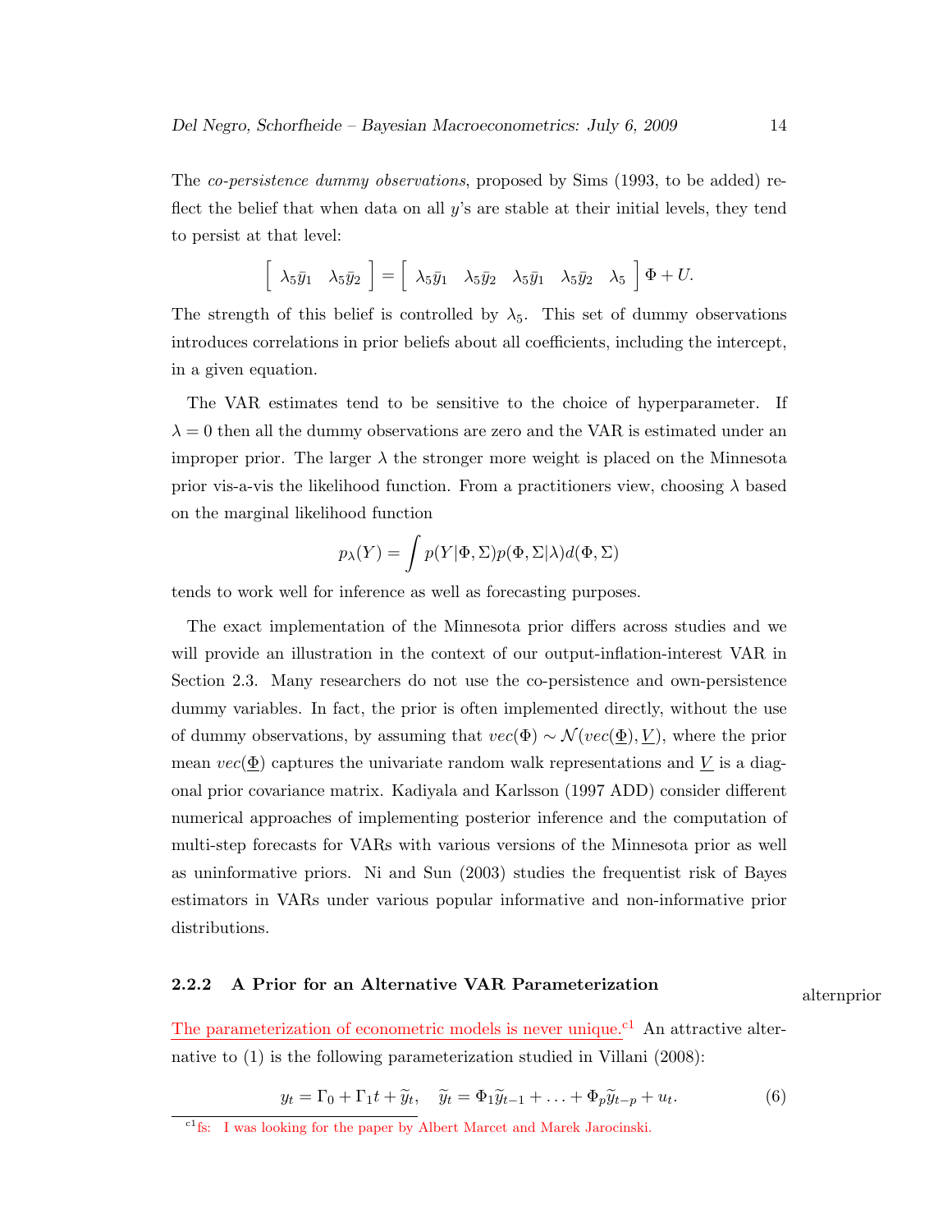The *co-persistence dummy observations*, proposed by Sims (1993, to be added) reflect the belief that when data on all $y$'s are stable at their initial levels, they tend to persist at that level:

$$\left[ \begin{array}{cc} \lambda_5 \bar{y}_1 & \lambda_5 \bar{y}_2 \end{array} \right] = \left[ \begin{array}{ccccc} \lambda_5 \bar{y}_1 & \lambda_5 \bar{y}_2 & \lambda_5 \bar{y}_1 & \lambda_5 \bar{y}_2 & \lambda_5 \end{array} \right] \Phi + U.$$

The strength of this belief is controlled by $\lambda_5$. This set of dummy observations introduces correlations in prior beliefs about all coefficients, including the intercept, in a given equation.

The VAR estimates tend to be sensitive to the choice of hyperparameter. If $\lambda = 0$ then all the dummy observations are zero and the VAR is estimated under an improper prior. The larger $\lambda$ the stronger more weight is placed on the Minnesota prior vis-a-vis the likelihood function. From a practitioners view, choosing $\lambda$ based on the marginal likelihood function

$$p_\lambda(Y) = \int p(Y|\Phi, \Sigma) p(\Phi, \Sigma|\lambda) d(\Phi, \Sigma)$$

tends to work well for inference as well as forecasting purposes.

The exact implementation of the Minnesota prior differs across studies and we will provide an illustration in the context of our output-inflation-interest VAR in Section 2.3. Many researchers do not use the co-persistence and own-persistence dummy variables. In fact, the prior is often implemented directly, without the use of dummy observations, by assuming that $vec(\Phi) \sim \mathcal{N}(vec(\underline{\Phi}), \underline{V})$, where the prior mean $vec(\underline{\Phi})$ captures the univariate random walk representations and $\underline{V}$ is a diagonal prior covariance matrix. Kadiyala and Karlsson (1997 ADD) consider different numerical approaches of implementing posterior inference and the computation of multi-step forecasts for VARs with various versions of the Minnesota prior as well as uninformative priors. Ni and Sun (2003) studies the frequentist risk of Bayes estimators in VARs under various popular informative and non-informative prior distributions.

### 2.2.2 A Prior for an Alternative VAR Parameterization

alternprior

The parameterization of econometric models is never unique.[c1] An attractive alternative to (1) is the following parameterization studied in Villani (2008):

$$y_t = \Gamma_0 + \Gamma_1 t + \widetilde{y}_t, \quad \widetilde{y}_t = \Phi_1 \widetilde{y}_{t-1} + \ldots + \Phi_p \widetilde{y}_{t-p} + u_t. \tag{6}$$

[c1] fs: I was looking for the paper by Albert Marcet and Marek Jarocinski.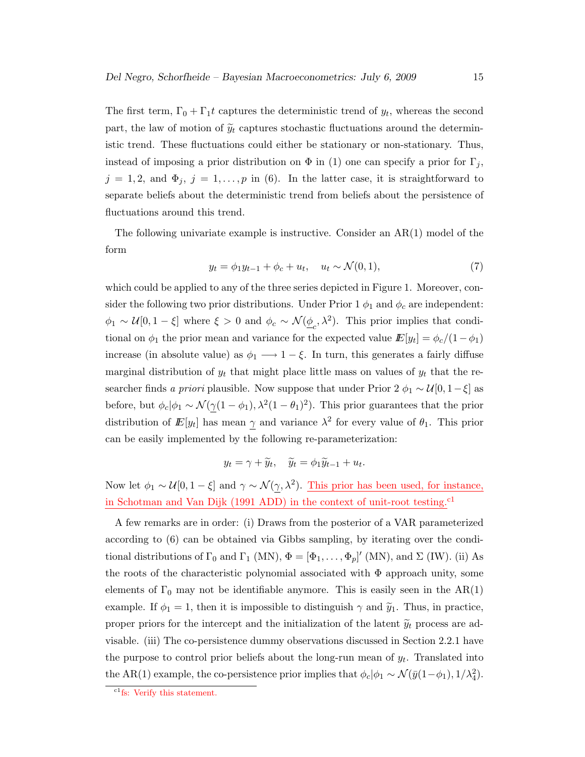The first term, $\Gamma_0 + \Gamma_1 t$ captures the deterministic trend of $y_t$, whereas the second part, the law of motion of $\widetilde{y}_t$ captures stochastic fluctuations around the deterministic trend. These fluctuations could either be stationary or non-stationary. Thus, instead of imposing a prior distribution on $\Phi$ in (1) one can specify a prior for $\Gamma_j$, $j = 1, 2$, and $\Phi_j$, $j = 1, \ldots, p$ in (6). In the latter case, it is straightforward to separate beliefs about the deterministic trend from beliefs about the persistence of fluctuations around this trend.

The following univariate example is instructive. Consider an AR(1) model of the form

$$y_t = \phi_1 y_{t-1} + \phi_c + u_t, \quad u_t \sim \mathcal{N}(0, 1), \tag{7}$$

which could be applied to any of the three series depicted in Figure 1. Moreover, consider the following two prior distributions. Under Prior 1 $\phi_1$ and $\phi_c$ are independent: $\phi_1 \sim \mathcal{U}[0, 1-\xi]$ where $\xi > 0$ and $\phi_c \sim \mathcal{N}(\underline{\phi}_c, \lambda^2)$. This prior implies that conditional on $\phi_1$ the prior mean and variance for the expected value $I\!E[y_t] = \phi_c/(1-\phi_1)$ increase (in absolute value) as $\phi_1 \longrightarrow 1-\xi$. In turn, this generates a fairly diffuse marginal distribution of $y_t$ that might place little mass on values of $y_t$ that the researcher finds *a priori* plausible. Now suppose that under Prior 2 $\phi_1 \sim \mathcal{U}[0, 1-\xi]$ as before, but $\phi_c|\phi_1 \sim \mathcal{N}(\underline{\gamma}(1-\phi_1), \lambda^2(1-\theta_1)^2)$. This prior guarantees that the prior distribution of $I\!E[y_t]$ has mean $\underline{\gamma}$ and variance $\lambda^2$ for every value of $\theta_1$. This prior can be easily implemented by the following re-parameterization:

$$y_t = \gamma + \widetilde{y}_t, \quad \widetilde{y}_t = \phi_1 \widetilde{y}_{t-1} + u_t.$$

Now let $\phi_1 \sim \mathcal{U}[0, 1-\xi]$ and $\gamma \sim \mathcal{N}(\underline{\gamma}, \lambda^2)$. This prior has been used, for instance, in Schotman and Van Dijk (1991 ADD) in the context of unit-root testing.[c1]

A few remarks are in order: (i) Draws from the posterior of a VAR parameterized according to (6) can be obtained via Gibbs sampling, by iterating over the conditional distributions of $\Gamma_0$ and $\Gamma_1$ (MN), $\Phi = [\Phi_1, \ldots, \Phi_p]'$ (MN), and $\Sigma$ (IW). (ii) As the roots of the characteristic polynomial associated with $\Phi$ approach unity, some elements of $\Gamma_0$ may not be identifiable anymore. This is easily seen in the AR(1) example. If $\phi_1 = 1$, then it is impossible to distinguish $\gamma$ and $\widetilde{y}_1$. Thus, in practice, proper priors for the intercept and the initialization of the latent $\widetilde{y}_t$ process are advisable. (iii) The co-persistence dummy observations discussed in Section 2.2.1 have the purpose to control prior beliefs about the long-run mean of $y_t$. Translated into the AR(1) example, the co-persistence prior implies that $\phi_c|\phi_1 \sim \mathcal{N}(\bar{y}(1-\phi_1), 1/\lambda_4^2)$.

[c1] fs: Verify this statement.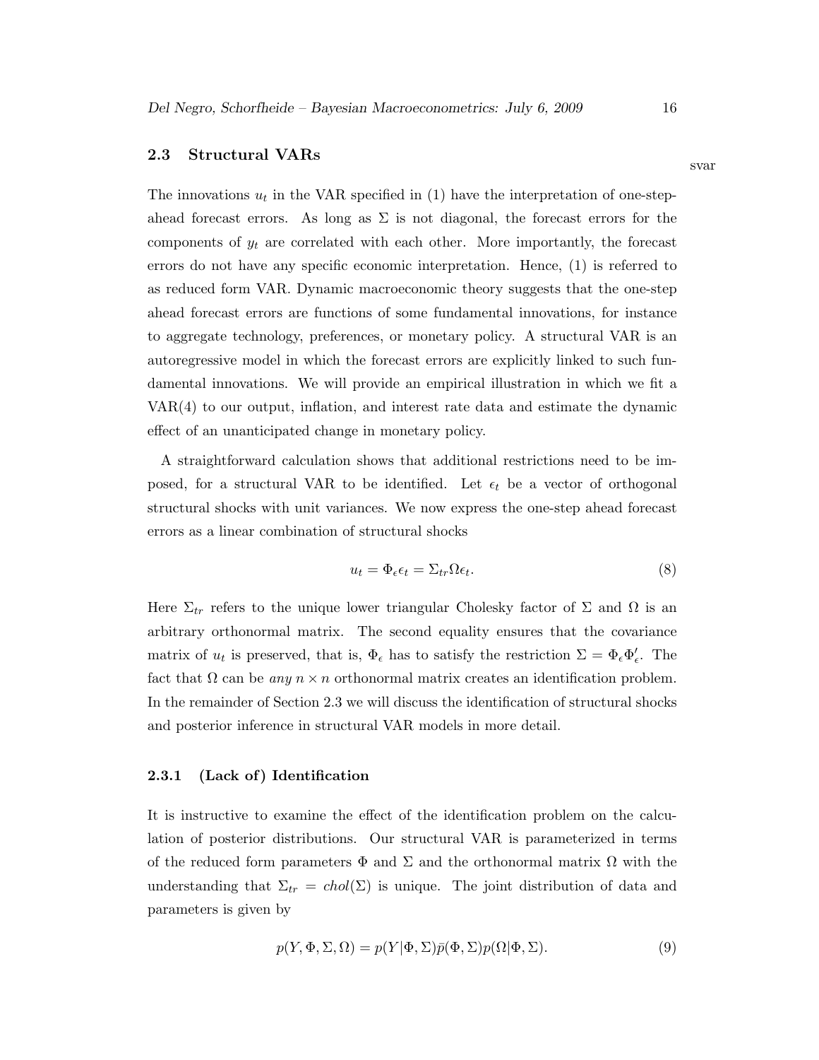## 2.3 Structural VARs

svar

The innovations $u_t$ in the VAR specified in (1) have the interpretation of one-step-ahead forecast errors. As long as $\Sigma$ is not diagonal, the forecast errors for the components of $y_t$ are correlated with each other. More importantly, the forecast errors do not have any specific economic interpretation. Hence, (1) is referred to as reduced form VAR. Dynamic macroeconomic theory suggests that the one-step ahead forecast errors are functions of some fundamental innovations, for instance to aggregate technology, preferences, or monetary policy. A structural VAR is an autoregressive model in which the forecast errors are explicitly linked to such fundamental innovations. We will provide an empirical illustration in which we fit a VAR(4) to our output, inflation, and interest rate data and estimate the dynamic effect of an unanticipated change in monetary policy.

A straightforward calculation shows that additional restrictions need to be imposed, for a structural VAR to be identified. Let $\epsilon_t$ be a vector of orthogonal structural shocks with unit variances. We now express the one-step ahead forecast errors as a linear combination of structural shocks

$$u_t = \Phi_\epsilon \epsilon_t = \Sigma_{tr} \Omega \epsilon_t. \tag{8}$$

Here $\Sigma_{tr}$ refers to the unique lower triangular Cholesky factor of $\Sigma$ and $\Omega$ is an arbitrary orthonormal matrix. The second equality ensures that the covariance matrix of $u_t$ is preserved, that is, $\Phi_\epsilon$ has to satisfy the restriction $\Sigma = \Phi_\epsilon \Phi_\epsilon'$. The fact that $\Omega$ can be *any* $n \times n$ orthonormal matrix creates an identification problem. In the remainder of Section 2.3 we will discuss the identification of structural shocks and posterior inference in structural VAR models in more detail.

### 2.3.1 (Lack of) Identification

It is instructive to examine the effect of the identification problem on the calculation of posterior distributions. Our structural VAR is parameterized in terms of the reduced form parameters $\Phi$ and $\Sigma$ and the orthonormal matrix $\Omega$ with the understanding that $\Sigma_{tr} = chol(\Sigma)$ is unique. The joint distribution of data and parameters is given by

$$p(Y, \Phi, \Sigma, \Omega) = p(Y|\Phi, \Sigma)\bar{p}(\Phi, \Sigma)p(\Omega|\Phi, \Sigma). \tag{9}$$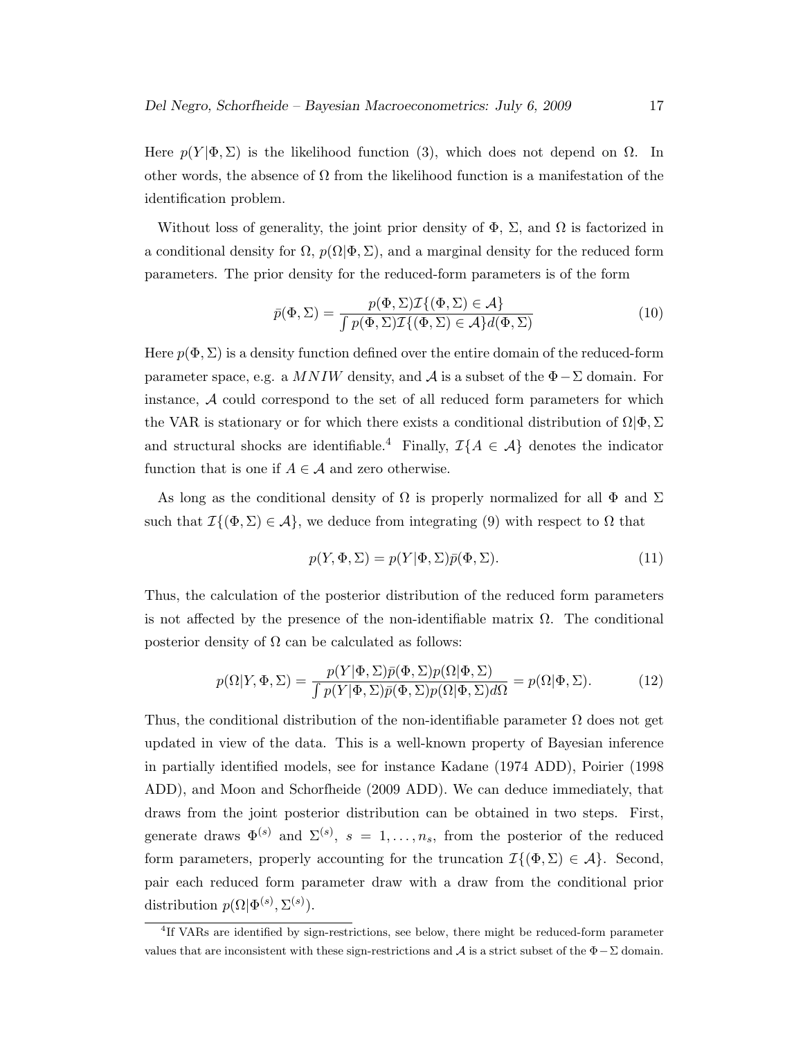Here $p(Y|\Phi,\Sigma)$ is the likelihood function (3), which does not depend on $\Omega$. In other words, the absence of $\Omega$ from the likelihood function is a manifestation of the identification problem.

Without loss of generality, the joint prior density of $\Phi$, $\Sigma$, and $\Omega$ is factorized in a conditional density for $\Omega$, $p(\Omega|\Phi,\Sigma)$, and a marginal density for the reduced form parameters. The prior density for the reduced-form parameters is of the form

$$\bar{p}(\Phi,\Sigma) = \frac{p(\Phi,\Sigma)\mathcal{I}\{(\Phi,\Sigma) \in \mathcal{A}\}}{\int p(\Phi,\Sigma)\mathcal{I}\{(\Phi,\Sigma) \in \mathcal{A}\} d(\Phi,\Sigma)} \tag{10}$$

Here $p(\Phi,\Sigma)$ is a density function defined over the entire domain of the reduced-form parameter space, e.g. a $MNIW$ density, and $\mathcal{A}$ is a subset of the $\Phi - \Sigma$ domain. For instance, $\mathcal{A}$ could correspond to the set of all reduced form parameters for which the VAR is stationary or for which there exists a conditional distribution of $\Omega|\Phi,\Sigma$ and structural shocks are identifiable.[4] Finally, $\mathcal{I}\{A \in \mathcal{A}\}$ denotes the indicator function that is one if $A \in \mathcal{A}$ and zero otherwise.

As long as the conditional density of $\Omega$ is properly normalized for all $\Phi$ and $\Sigma$ such that $\mathcal{I}\{(\Phi,\Sigma) \in \mathcal{A}\}$, we deduce from integrating (9) with respect to $\Omega$ that

$$p(Y,\Phi,\Sigma) = p(Y|\Phi,\Sigma)\bar{p}(\Phi,\Sigma). \tag{11}$$

Thus, the calculation of the posterior distribution of the reduced form parameters is not affected by the presence of the non-identifiable matrix $\Omega$. The conditional posterior density of $\Omega$ can be calculated as follows:

$$p(\Omega|Y,\Phi,\Sigma) = \frac{p(Y|\Phi,\Sigma)\bar{p}(\Phi,\Sigma)p(\Omega|\Phi,\Sigma)}{\int p(Y|\Phi,\Sigma)\bar{p}(\Phi,\Sigma)p(\Omega|\Phi,\Sigma)d\Omega} = p(\Omega|\Phi,\Sigma). \tag{12}$$

Thus, the conditional distribution of the non-identifiable parameter $\Omega$ does not get updated in view of the data. This is a well-known property of Bayesian inference in partially identified models, see for instance Kadane (1974 ADD), Poirier (1998 ADD), and Moon and Schorfheide (2009 ADD). We can deduce immediately, that draws from the joint posterior distribution can be obtained in two steps. First, generate draws $\Phi^{(s)}$ and $\Sigma^{(s)}$, $s = 1,\ldots,n_s$, from the posterior of the reduced form parameters, properly accounting for the truncation $\mathcal{I}\{(\Phi,\Sigma) \in \mathcal{A}\}$. Second, pair each reduced form parameter draw with a draw from the conditional prior distribution $p(\Omega|\Phi^{(s)},\Sigma^{(s)})$.

[4] If VARs are identified by sign-restrictions, see below, there might be reduced-form parameter values that are inconsistent with these sign-restrictions and $\mathcal{A}$ is a strict subset of the $\Phi - \Sigma$ domain.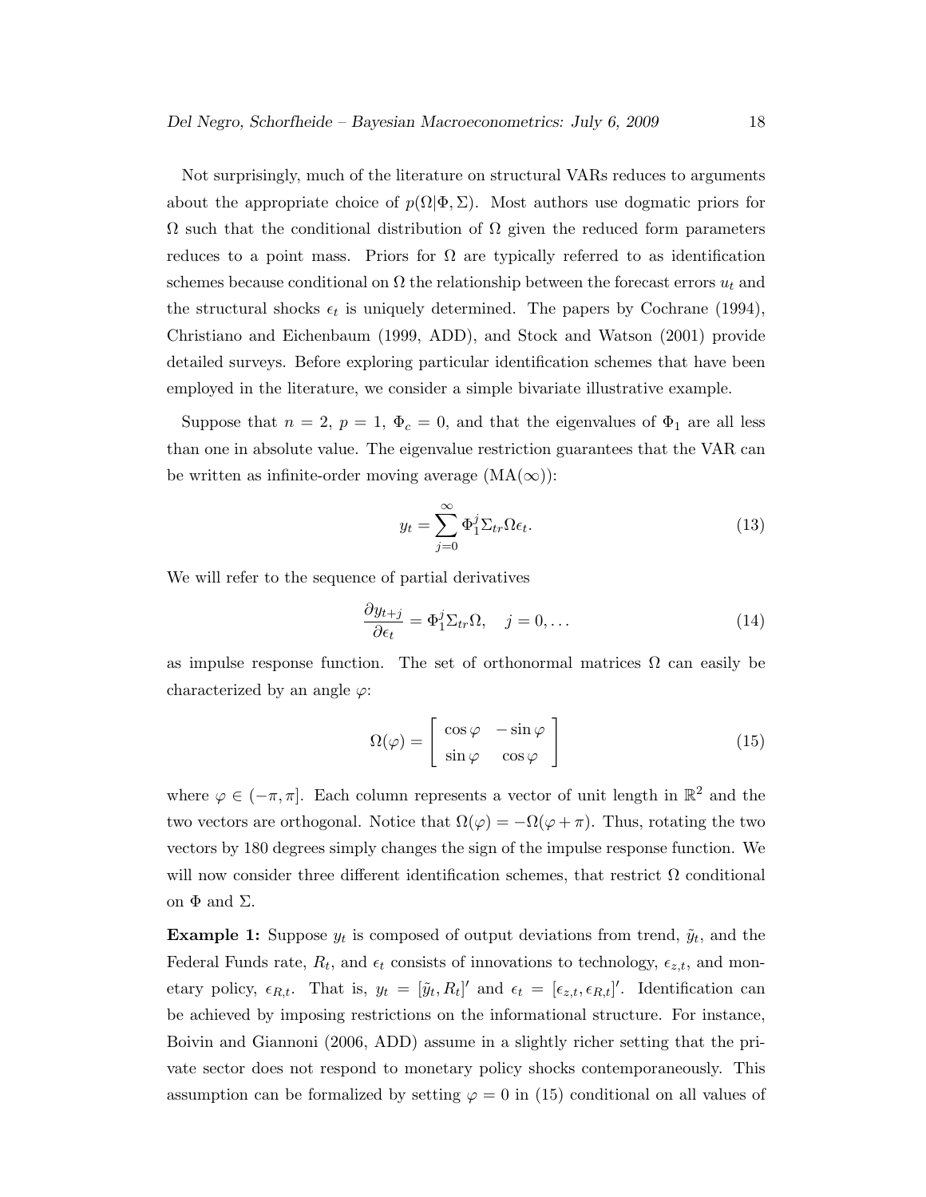Not surprisingly, much of the literature on structural VARs reduces to arguments about the appropriate choice of $p(\Omega|\Phi,\Sigma)$. Most authors use dogmatic priors for $\Omega$ such that the conditional distribution of $\Omega$ given the reduced form parameters reduces to a point mass. Priors for $\Omega$ are typically referred to as identification schemes because conditional on $\Omega$ the relationship between the forecast errors $u_t$ and the structural shocks $\epsilon_t$ is uniquely determined. The papers by Cochrane (1994), Christiano and Eichenbaum (1999, ADD), and Stock and Watson (2001) provide detailed surveys. Before exploring particular identification schemes that have been employed in the literature, we consider a simple bivariate illustrative example.

Suppose that $n = 2$, $p = 1$, $\Phi_c = 0$, and that the eigenvalues of $\Phi_1$ are all less than one in absolute value. The eigenvalue restriction guarantees that the VAR can be written as infinite-order moving average (MA($\infty$)):

$$y_t = \sum_{j=0}^{\infty} \Phi_1^j \Sigma_{tr} \Omega \epsilon_t. \tag{13}$$

We will refer to the sequence of partial derivatives

$$\frac{\partial y_{t+j}}{\partial \epsilon_t} = \Phi_1^j \Sigma_{tr} \Omega, \quad j = 0, \dots \tag{14}$$

as impulse response function. The set of orthonormal matrices $\Omega$ can easily be characterized by an angle $\varphi$:

$$\Omega(\varphi) = \left[ \begin{array}{cc} \cos\varphi & -\sin\varphi \\ \sin\varphi & \cos\varphi \end{array} \right] \tag{15}$$

where $\varphi \in (-\pi, \pi]$. Each column represents a vector of unit length in $\mathbb{R}^2$ and the two vectors are orthogonal. Notice that $\Omega(\varphi) = -\Omega(\varphi + \pi)$. Thus, rotating the two vectors by 180 degrees simply changes the sign of the impulse response function. We will now consider three different identification schemes, that restrict $\Omega$ conditional on $\Phi$ and $\Sigma$.

**Example 1:** Suppose $y_t$ is composed of output deviations from trend, $\tilde{y}_t$, and the Federal Funds rate, $R_t$, and $\epsilon_t$ consists of innovations to technology, $\epsilon_{z,t}$, and monetary policy, $\epsilon_{R,t}$. That is, $y_t = [\tilde{y}_t, R_t]'$ and $\epsilon_t = [\epsilon_{z,t}, \epsilon_{R,t}]'$. Identification can be achieved by imposing restrictions on the informational structure. For instance, Boivin and Giannoni (2006, ADD) assume in a slightly richer setting that the private sector does not respond to monetary policy shocks contemporaneously. This assumption can be formalized by setting $\varphi = 0$ in (15) conditional on all values of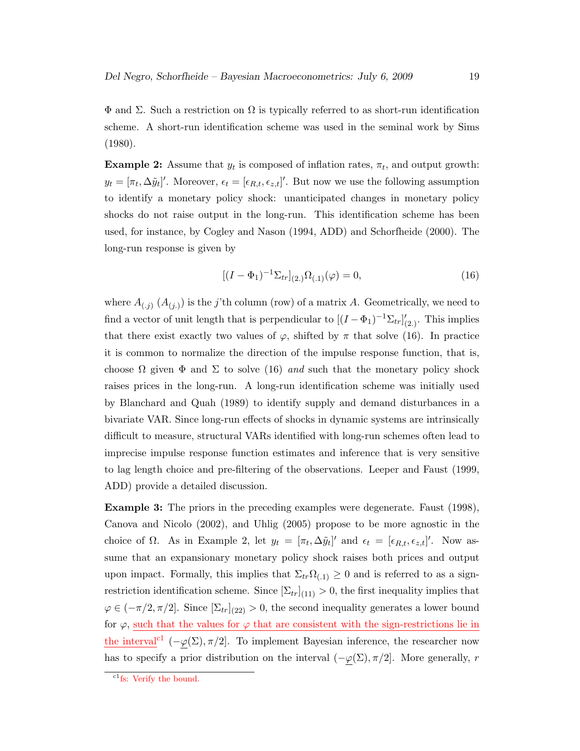$\Phi$ and $\Sigma$. Such a restriction on $\Omega$ is typically referred to as short-run identification scheme. A short-run identification scheme was used in the seminal work by Sims (1980).

**Example 2:** Assume that $y_t$ is composed of inflation rates, $\pi_t$, and output growth: $y_t = [\pi_t, \Delta\tilde{y}_t]'$. Moreover, $\epsilon_t = [\epsilon_{R,t}, \epsilon_{z,t}]'$. But now we use the following assumption to identify a monetary policy shock: unanticipated changes in monetary policy shocks do not raise output in the long-run. This identification scheme has been used, for instance, by Cogley and Nason (1994, ADD) and Schorfheide (2000). The long-run response is given by

$$[(I - \Phi_1)^{-1}\Sigma_{tr}]_{(2.)}\Omega_{(.1)}(\varphi) = 0, \tag{16}$$

where $A_{(.j)}$ ($A_{(j.)}$) is the $j$'th column (row) of a matrix $A$. Geometrically, we need to find a vector of unit length that is perpendicular to $[(I - \Phi_1)^{-1}\Sigma_{tr}]'_{(2.)}$. This implies that there exist exactly two values of $\varphi$, shifted by $\pi$ that solve (16). In practice it is common to normalize the direction of the impulse response function, that is, choose $\Omega$ given $\Phi$ and $\Sigma$ to solve (16) *and* such that the monetary policy shock raises prices in the long-run. A long-run identification scheme was initially used by Blanchard and Quah (1989) to identify supply and demand disturbances in a bivariate VAR. Since long-run effects of shocks in dynamic systems are intrinsically difficult to measure, structural VARs identified with long-run schemes often lead to imprecise impulse response function estimates and inference that is very sensitive to lag length choice and pre-filtering of the observations. Leeper and Faust (1999, ADD) provide a detailed discussion.

**Example 3:** The priors in the preceding examples were degenerate. Faust (1998), Canova and Nicolo (2002), and Uhlig (2005) propose to be more agnostic in the choice of $\Omega$. As in Example 2, let $y_t = [\pi_t, \Delta\tilde{y}_t]'$ and $\epsilon_t = [\epsilon_{R,t}, \epsilon_{z,t}]'$. Now assume that an expansionary monetary policy shock raises both prices and output upon impact. Formally, this implies that $\Sigma_{tr}\Omega_{(.1)} \geq 0$ and is referred to as a sign-restriction identification scheme. Since $[\Sigma_{tr}]_{(11)} > 0$, the first inequality implies that $\varphi \in (-\pi/2, \pi/2]$. Since $[\Sigma_{tr}]_{(22)} > 0$, the second inequality generates a lower bound for $\varphi$, such that the values for $\varphi$ that are consistent with the sign-restrictions lie in the interval[c1] $(-\underline{\varphi}(\Sigma), \pi/2]$. To implement Bayesian inference, the researcher now has to specify a prior distribution on the interval $(-\underline{\varphi}(\Sigma), \pi/2]$. More generally, $r$

[c1] fs: Verify the bound.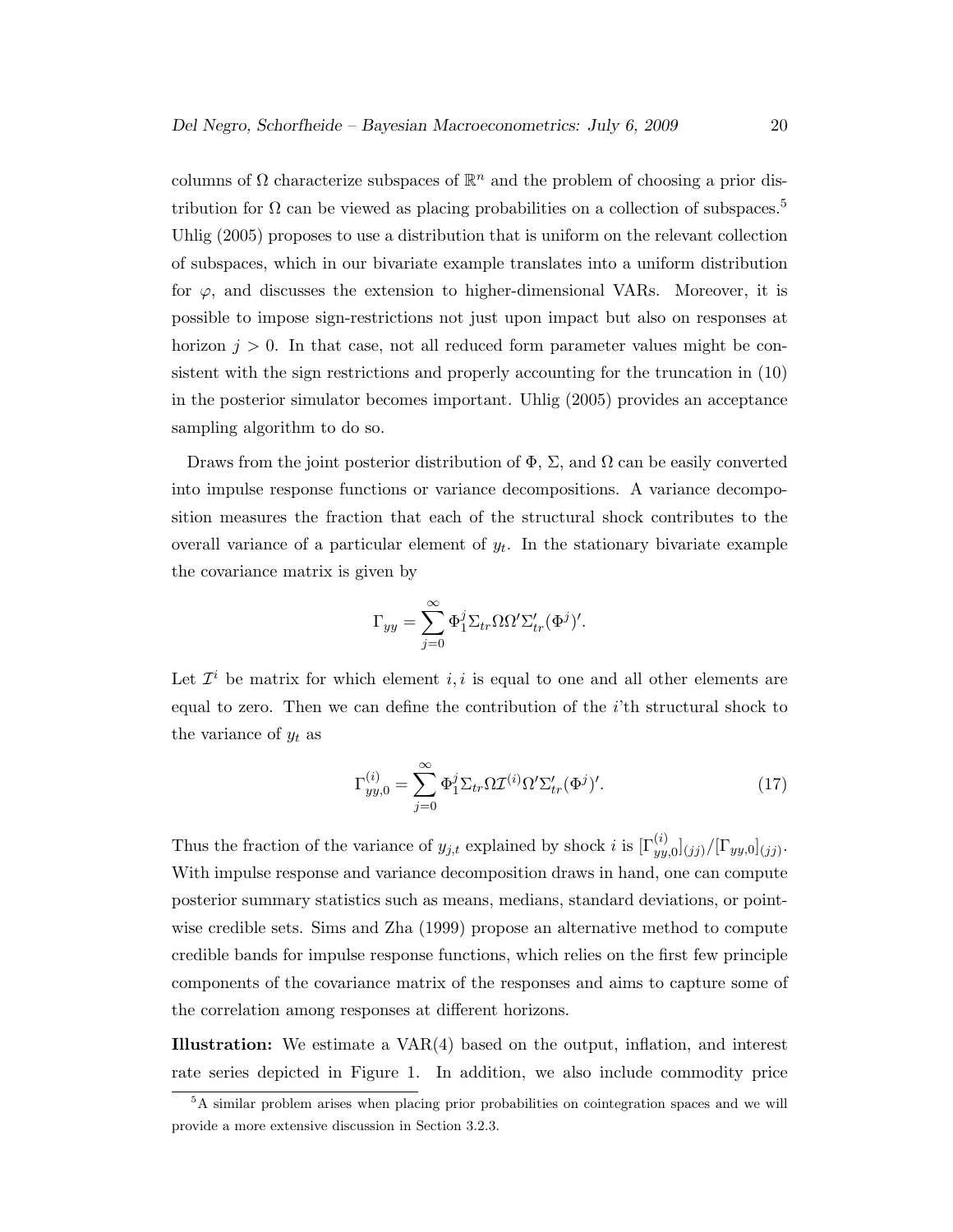columns of $\Omega$ characterize subspaces of $\mathbb{R}^n$ and the problem of choosing a prior distribution for $\Omega$ can be viewed as placing probabilities on a collection of subspaces.[5] Uhlig (2005) proposes to use a distribution that is uniform on the relevant collection of subspaces, which in our bivariate example translates into a uniform distribution for $\varphi$, and discusses the extension to higher-dimensional VARs. Moreover, it is possible to impose sign-restrictions not just upon impact but also on responses at horizon $j > 0$. In that case, not all reduced form parameter values might be consistent with the sign restrictions and properly accounting for the truncation in (10) in the posterior simulator becomes important. Uhlig (2005) provides an acceptance sampling algorithm to do so.

Draws from the joint posterior distribution of $\Phi$, $\Sigma$, and $\Omega$ can be easily converted into impulse response functions or variance decompositions. A variance decomposition measures the fraction that each of the structural shock contributes to the overall variance of a particular element of $y_t$. In the stationary bivariate example the covariance matrix is given by

$$\Gamma_{yy} = \sum_{j=0}^{\infty} \Phi_1^j \Sigma_{tr} \Omega \Omega' \Sigma_{tr}' (\Phi^j)'.$$

Let $\mathcal{I}^i$ be matrix for which element $i, i$ is equal to one and all other elements are equal to zero. Then we can define the contribution of the $i$'th structural shock to the variance of $y_t$ as

$$\Gamma_{yy,0}^{(i)} = \sum_{j=0}^{\infty} \Phi_1^j \Sigma_{tr} \Omega \mathcal{I}^{(i)} \Omega' \Sigma_{tr}' (\Phi^j)'. \tag{17}$$

Thus the fraction of the variance of $y_{j,t}$ explained by shock $i$ is $[\Gamma_{yy,0}^{(i)}]_{(jj)} / [\Gamma_{yy,0}]_{(jj)}$. With impulse response and variance decomposition draws in hand, one can compute posterior summary statistics such as means, medians, standard deviations, or pointwise credible sets. Sims and Zha (1999) propose an alternative method to compute credible bands for impulse response functions, which relies on the first few principle components of the covariance matrix of the responses and aims to capture some of the correlation among responses at different horizons.

**Illustration:** We estimate a VAR(4) based on the output, inflation, and interest rate series depicted in Figure 1. In addition, we also include commodity price

[5] A similar problem arises when placing prior probabilities on cointegration spaces and we will provide a more extensive discussion in Section 3.2.3.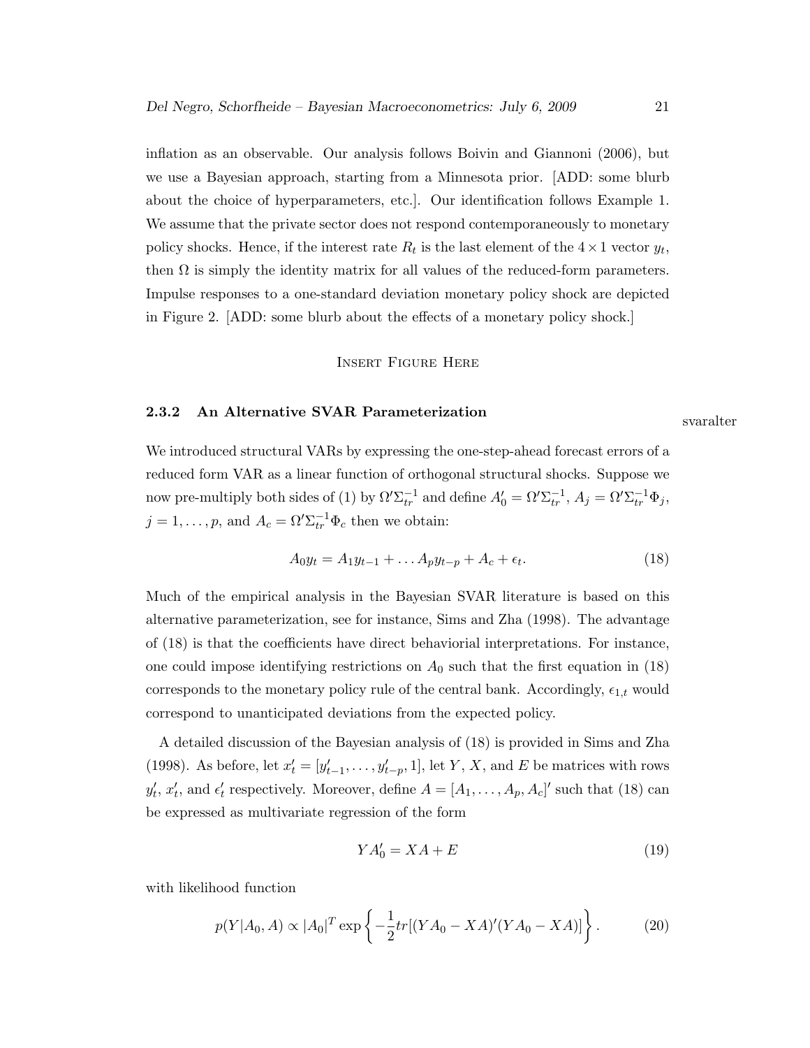inflation as an observable. Our analysis follows Boivin and Giannoni (2006), but we use a Bayesian approach, starting from a Minnesota prior. [ADD: some blurb about the choice of hyperparameters, etc.]. Our identification follows Example 1. We assume that the private sector does not respond contemporaneously to monetary policy shocks. Hence, if the interest rate $R_t$ is the last element of the $4 \times 1$ vector $y_t$, then $\Omega$ is simply the identity matrix for all values of the reduced-form parameters. Impulse responses to a one-standard deviation monetary policy shock are depicted in Figure 2. [ADD: some blurb about the effects of a monetary policy shock.]

INSERT FIGURE HERE

### 2.3.2 An Alternative SVAR Parameterization

svaralter

We introduced structural VARs by expressing the one-step-ahead forecast errors of a reduced form VAR as a linear function of orthogonal structural shocks. Suppose we now pre-multiply both sides of (1) by $\Omega' \Sigma_{tr}^{-1}$ and define $A_0' = \Omega' \Sigma_{tr}^{-1}$, $A_j = \Omega' \Sigma_{tr}^{-1} \Phi_j$, $j = 1, \ldots, p$, and $A_c = \Omega' \Sigma_{tr}^{-1} \Phi_c$ then we obtain:

$$A_0 y_t = A_1 y_{t-1} + \ldots A_p y_{t-p} + A_c + \epsilon_t. \tag{18}$$

Much of the empirical analysis in the Bayesian SVAR literature is based on this alternative parameterization, see for instance, Sims and Zha (1998). The advantage of (18) is that the coefficients have direct behaviorial interpretations. For instance, one could impose identifying restrictions on $A_0$ such that the first equation in (18) corresponds to the monetary policy rule of the central bank. Accordingly, $\epsilon_{1,t}$ would correspond to unanticipated deviations from the expected policy.

A detailed discussion of the Bayesian analysis of (18) is provided in Sims and Zha (1998). As before, let $x_t' = [y_{t-1}', \ldots, y_{t-p}', 1]$, let $Y$, $X$, and $E$ be matrices with rows $y_t'$, $x_t'$, and $\epsilon_t'$ respectively. Moreover, define $A = [A_1, \ldots, A_p, A_c]'$ such that (18) can be expressed as multivariate regression of the form

$$Y A_0' = X A + E \tag{19}$$

with likelihood function

$$p(Y | A_0, A) \propto |A_0|^T \exp \left\{ -\frac{1}{2} tr[(Y A_0 - X A)'(Y A_0 - X A)] \right\}. \tag{20}$$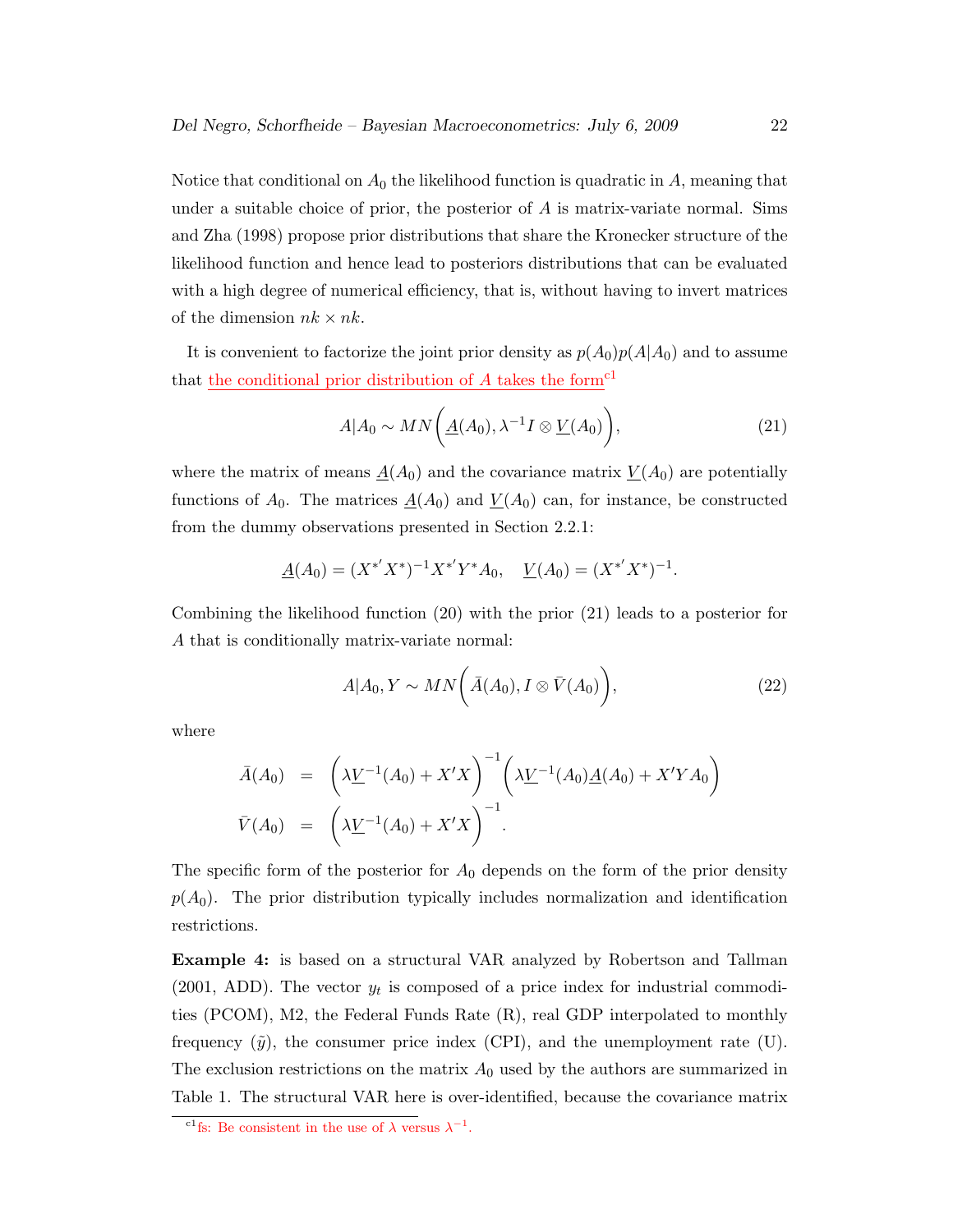Notice that conditional on $A_0$ the likelihood function is quadratic in $A$, meaning that under a suitable choice of prior, the posterior of $A$ is matrix-variate normal. Sims and Zha (1998) propose prior distributions that share the Kronecker structure of the likelihood function and hence lead to posteriors distributions that can be evaluated with a high degree of numerical efficiency, that is, without having to invert matrices of the dimension $nk \times nk$.

It is convenient to factorize the joint prior density as $p(A_0)p(A|A_0)$ and to assume that the conditional prior distribution of $A$ takes the form[c1]

$$A|A_0 \sim MN\bigg(\underline{A}(A_0), \lambda^{-1} I \otimes \underline{V}(A_0)\bigg), \tag{21}$$

where the matrix of means $\underline{A}(A_0)$ and the covariance matrix $\underline{V}(A_0)$ are potentially functions of $A_0$. The matrices $\underline{A}(A_0)$ and $\underline{V}(A_0)$ can, for instance, be constructed from the dummy observations presented in Section 2.2.1:

$$\underline{A}(A_0) = (X^{*'}X^*)^{-1}X^{*'}Y^*A_0, \quad \underline{V}(A_0) = (X^{*'}X^*)^{-1}.$$

Combining the likelihood function (20) with the prior (21) leads to a posterior for $A$ that is conditionally matrix-variate normal:

$$A|A_0, Y \sim MN\bigg(\bar{A}(A_0), I \otimes \bar{V}(A_0)\bigg), \tag{22}$$

where

$$\begin{aligned}
\bar{A}(A_0) &= \bigg(\lambda \underline{V}^{-1}(A_0) + X'X\bigg)^{-1}\bigg(\lambda \underline{V}^{-1}(A_0)\underline{A}(A_0) + X'YA_0\bigg) \\
\bar{V}(A_0) &= \bigg(\lambda \underline{V}^{-1}(A_0) + X'X\bigg)^{-1}.
\end{aligned}$$

The specific form of the posterior for $A_0$ depends on the form of the prior density $p(A_0)$. The prior distribution typically includes normalization and identification restrictions.

**Example 4:** is based on a structural VAR analyzed by Robertson and Tallman (2001, ADD). The vector $y_t$ is composed of a price index for industrial commodities (PCOM), M2, the Federal Funds Rate (R), real GDP interpolated to monthly frequency ($\tilde{y}$), the consumer price index (CPI), and the unemployment rate (U). The exclusion restrictions on the matrix $A_0$ used by the authors are summarized in Table 1. The structural VAR here is over-identified, because the covariance matrix

[c1] fs: Be consistent in the use of $\lambda$ versus $\lambda^{-1}$.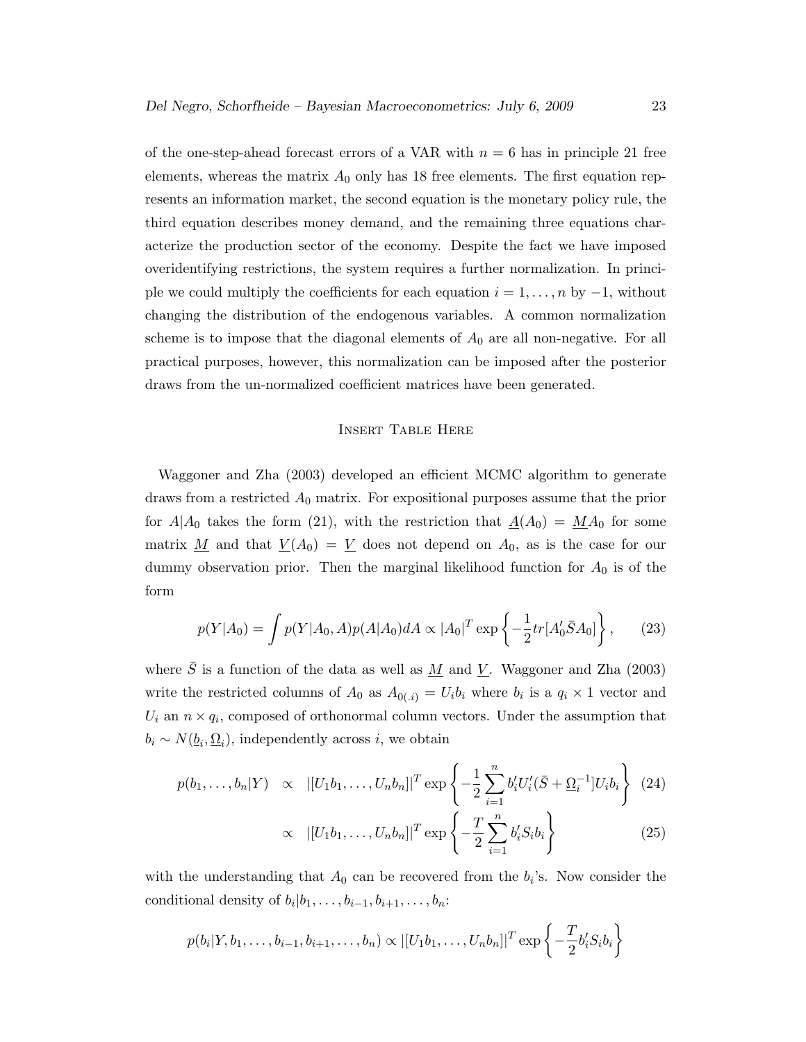of the one-step-ahead forecast errors of a VAR with $n = 6$ has in principle 21 free elements, whereas the matrix $A_0$ only has 18 free elements. The first equation represents an information market, the second equation is the monetary policy rule, the third equation describes money demand, and the remaining three equations characterize the production sector of the economy. Despite the fact we have imposed overidentifying restrictions, the system requires a further normalization. In principle we could multiply the coefficients for each equation $i = 1, \ldots, n$ by $-1$, without changing the distribution of the endogenous variables. A common normalization scheme is to impose that the diagonal elements of $A_0$ are all non-negative. For all practical purposes, however, this normalization can be imposed after the posterior draws from the un-normalized coefficient matrices have been generated.

Insert Table Here

Waggoner and Zha (2003) developed an efficient MCMC algorithm to generate draws from a restricted $A_0$ matrix. For expositional purposes assume that the prior for $A|A_0$ takes the form (21), with the restriction that $\underline{A}(A_0) = \underline{M}A_0$ for some matrix $\underline{M}$ and that $\underline{V}(A_0) = \underline{V}$ does not depend on $A_0$, as is the case for our dummy observation prior. Then the marginal likelihood function for $A_0$ is of the form

$$p(Y|A_0) = \int p(Y|A_0, A)p(A|A_0)dA \propto |A_0|^T \exp\left\{-\frac{1}{2}tr[A_0'\bar{S}A_0]\right\}, \qquad (23)$$

where $\bar{S}$ is a function of the data as well as $\underline{M}$ and $\underline{V}$. Waggoner and Zha (2003) write the restricted columns of $A_0$ as $A_{0(.i)} = U_i b_i$ where $b_i$ is a $q_i \times 1$ vector and $U_i$ an $n \times q_i$, composed of orthonormal column vectors. Under the assumption that $b_i \sim N(\underline{b}_i, \underline{\Omega}_i)$, independently across $i$, we obtain

$$p(b_1, \ldots, b_n|Y) \propto |[U_1 b_1, \ldots, U_n b_n]|^T \exp\left\{-\frac{1}{2}\sum_{i=1}^n b_i' U_i'(\bar{S} + \underline{\Omega}_i^{-1}]U_i b_i\right\} \quad (24)$$

$$\propto |[U_1 b_1, \ldots, U_n b_n]|^T \exp\left\{-\frac{T}{2}\sum_{i=1}^n b_i' S_i b_i\right\} \qquad (25)$$

with the understanding that $A_0$ can be recovered from the $b_i$'s. Now consider the conditional density of $b_i|b_1, \ldots, b_{i-1}, b_{i+1}, \ldots, b_n$:

$$p(b_i|Y, b_1, \ldots, b_{i-1}, b_{i+1}, \ldots, b_n) \propto |[U_1 b_1, \ldots, U_n b_n]|^T \exp\left\{-\frac{T}{2}b_i' S_i b_i\right\}$$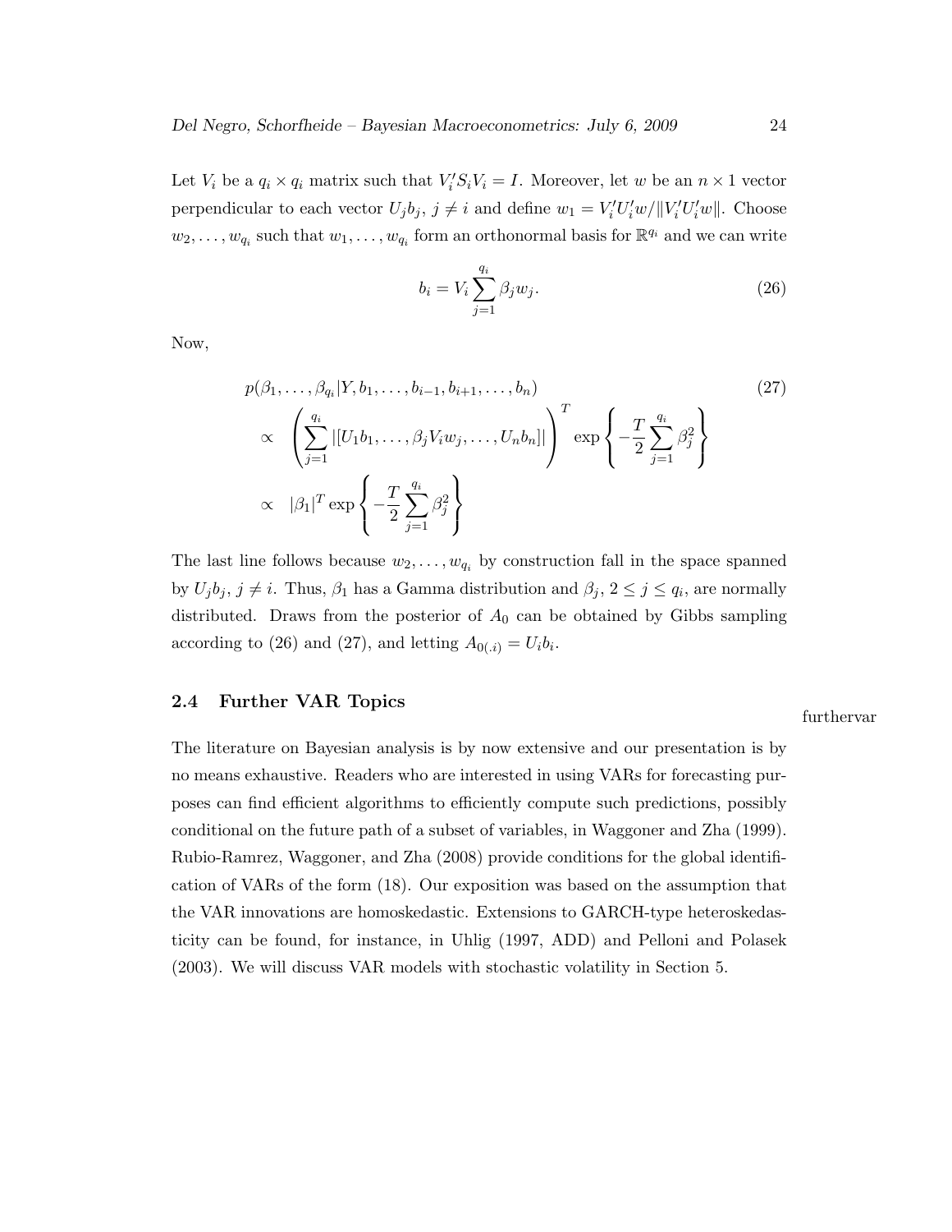Let $V_i$ be a $q_i \times q_i$ matrix such that $V_i' S_i V_i = I$. Moreover, let $w$ be an $n \times 1$ vector perpendicular to each vector $U_j b_j$, $j \neq i$ and define $w_1 = V_i' U_i' w / \|V_i' U_i' w\|$. Choose $w_2, \ldots, w_{q_i}$ such that $w_1, \ldots, w_{q_i}$ form an orthonormal basis for $\mathbb{R}^{q_i}$ and we can write

$$b_i = V_i \sum_{j=1}^{q_i} \beta_j w_j. \tag{26}$$

Now,

$$\begin{aligned}
& p(\beta_1, \ldots, \beta_{q_i} | Y, b_1, \ldots, b_{i-1}, b_{i+1}, \ldots, b_n) \\
\propto & \left( \sum_{j=1}^{q_i} |[U_1 b_1, \ldots, \beta_j V_i w_j, \ldots, U_n b_n]| \right)^T \exp\left\{ -\frac{T}{2} \sum_{j=1}^{q_i} \beta_j^2 \right\} \\
\propto & \; |\beta_1|^T \exp\left\{ -\frac{T}{2} \sum_{j=1}^{q_i} \beta_j^2 \right\}
\end{aligned} \tag{27}$$

The last line follows because $w_2, \ldots, w_{q_i}$ by construction fall in the space spanned by $U_j b_j$, $j \neq i$. Thus, $\beta_1$ has a Gamma distribution and $\beta_j$, $2 \leq j \leq q_i$, are normally distributed. Draws from the posterior of $A_0$ can be obtained by Gibbs sampling according to (26) and (27), and letting $A_{0(.i)} = U_i b_i$.

## 2.4 Further VAR Topics

furthervar

The literature on Bayesian analysis is by now extensive and our presentation is by no means exhaustive. Readers who are interested in using VARs for forecasting purposes can find efficient algorithms to efficiently compute such predictions, possibly conditional on the future path of a subset of variables, in Waggoner and Zha (1999). Rubio-Ramrez, Waggoner, and Zha (2008) provide conditions for the global identification of VARs of the form (18). Our exposition was based on the assumption that the VAR innovations are homoskedastic. Extensions to GARCH-type heteroskedasticity can be found, for instance, in Uhlig (1997, ADD) and Pelloni and Polasek (2003). We will discuss VAR models with stochastic volatility in Section 5.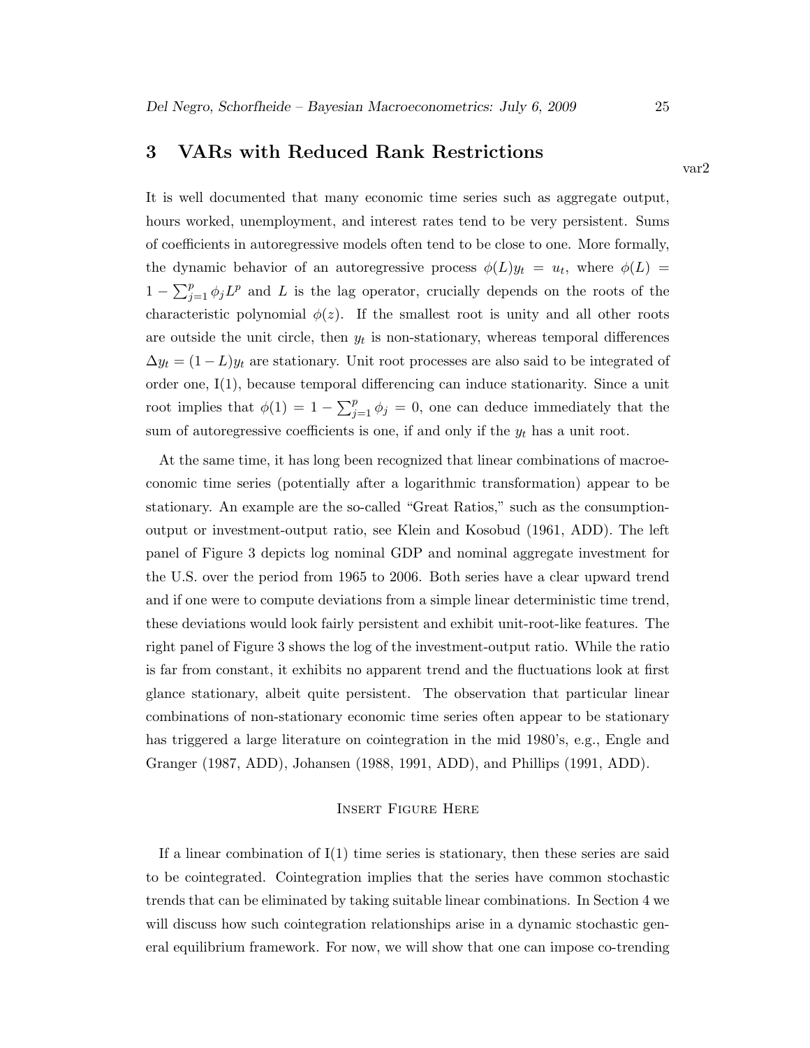# 3 VARs with Reduced Rank Restrictions

var2

It is well documented that many economic time series such as aggregate output, hours worked, unemployment, and interest rates tend to be very persistent. Sums of coefficients in autoregressive models often tend to be close to one. More formally, the dynamic behavior of an autoregressive process $\phi(L)y_t = u_t$, where $\phi(L) = 1 - \sum_{j=1}^{p} \phi_j L^p$ and $L$ is the lag operator, crucially depends on the roots of the characteristic polynomial $\phi(z)$. If the smallest root is unity and all other roots are outside the unit circle, then $y_t$ is non-stationary, whereas temporal differences $\Delta y_t = (1-L)y_t$ are stationary. Unit root processes are also said to be integrated of order one, I(1), because temporal differencing can induce stationarity. Since a unit root implies that $\phi(1) = 1 - \sum_{j=1}^{p} \phi_j = 0$, one can deduce immediately that the sum of autoregressive coefficients is one, if and only if the $y_t$ has a unit root.

At the same time, it has long been recognized that linear combinations of macroeconomic time series (potentially after a logarithmic transformation) appear to be stationary. An example are the so-called "Great Ratios," such as the consumption-output or investment-output ratio, see Klein and Kosobud (1961, ADD). The left panel of Figure 3 depicts log nominal GDP and nominal aggregate investment for the U.S. over the period from 1965 to 2006. Both series have a clear upward trend and if one were to compute deviations from a simple linear deterministic time trend, these deviations would look fairly persistent and exhibit unit-root-like features. The right panel of Figure 3 shows the log of the investment-output ratio. While the ratio is far from constant, it exhibits no apparent trend and the fluctuations look at first glance stationary, albeit quite persistent. The observation that particular linear combinations of non-stationary economic time series often appear to be stationary has triggered a large literature on cointegration in the mid 1980's, e.g., Engle and Granger (1987, ADD), Johansen (1988, 1991, ADD), and Phillips (1991, ADD).

Insert Figure Here

If a linear combination of I(1) time series is stationary, then these series are said to be cointegrated. Cointegration implies that the series have common stochastic trends that can be eliminated by taking suitable linear combinations. In Section 4 we will discuss how such cointegration relationships arise in a dynamic stochastic general equilibrium framework. For now, we will show that one can impose co-trending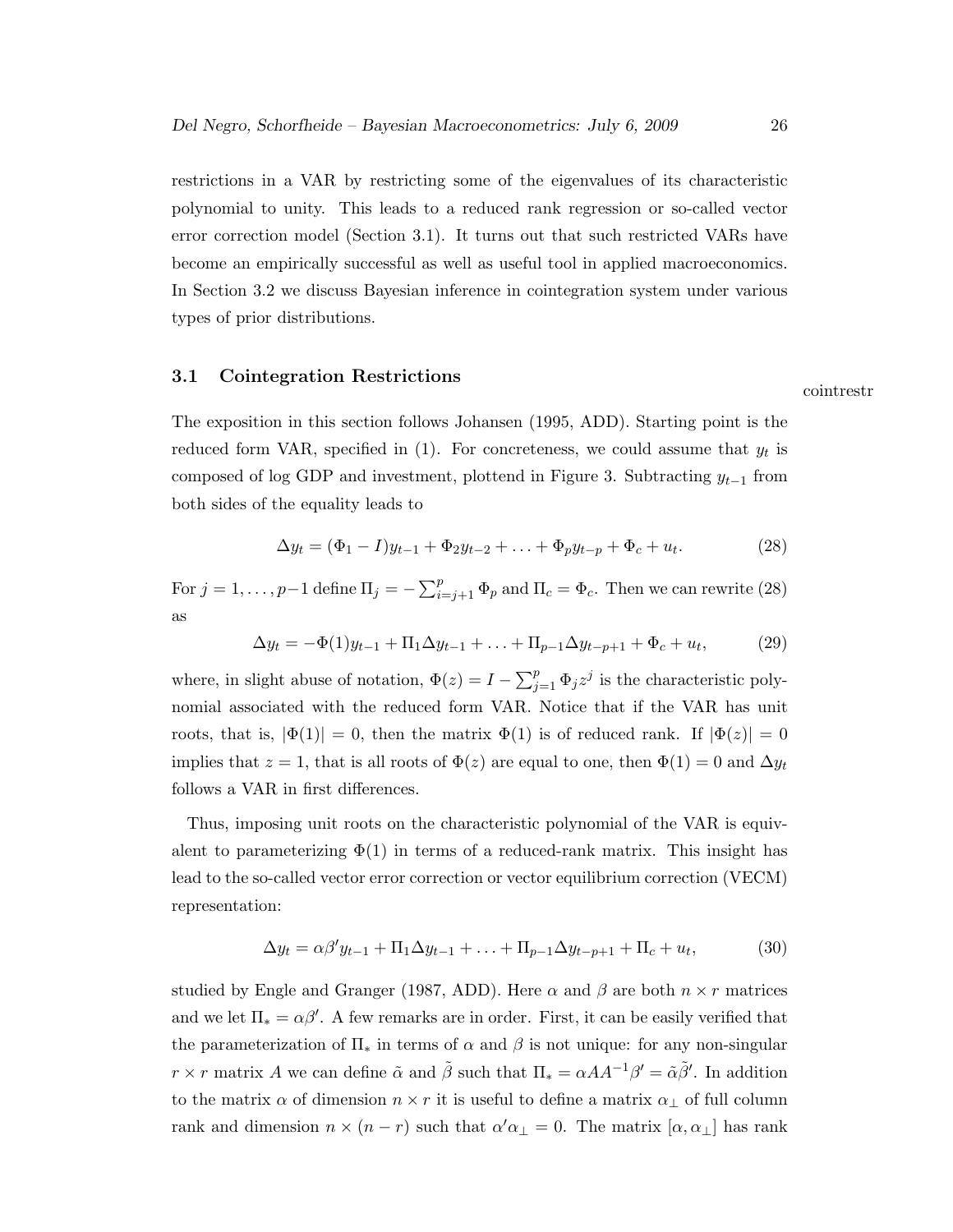restrictions in a VAR by restricting some of the eigenvalues of its characteristic polynomial to unity. This leads to a reduced rank regression or so-called vector error correction model (Section 3.1). It turns out that such restricted VARs have become an empirically successful as well as useful tool in applied macroeconomics. In Section 3.2 we discuss Bayesian inference in cointegration system under various types of prior distributions.

### 3.1 Cointegration Restrictions

cointrestr

The exposition in this section follows Johansen (1995, ADD). Starting point is the reduced form VAR, specified in (1). For concreteness, we could assume that $y_t$ is composed of log GDP and investment, plottend in Figure 3. Subtracting $y_{t-1}$ from both sides of the equality leads to

$$\Delta y_t = (\Phi_1 - I)y_{t-1} + \Phi_2 y_{t-2} + \ldots + \Phi_p y_{t-p} + \Phi_c + u_t. \tag{28}$$

For $j = 1, \ldots, p-1$ define $\Pi_j = -\sum_{i=j+1}^p \Phi_p$ and $\Pi_c = \Phi_c$. Then we can rewrite (28) as

$$\Delta y_t = -\Phi(1)y_{t-1} + \Pi_1 \Delta y_{t-1} + \ldots + \Pi_{p-1}\Delta y_{t-p+1} + \Phi_c + u_t, \tag{29}$$

where, in slight abuse of notation, $\Phi(z) = I - \sum_{j=1}^p \Phi_j z^j$ is the characteristic polynomial associated with the reduced form VAR. Notice that if the VAR has unit roots, that is, $|\Phi(1)| = 0$, then the matrix $\Phi(1)$ is of reduced rank. If $|\Phi(z)| = 0$ implies that $z = 1$, that is all roots of $\Phi(z)$ are equal to one, then $\Phi(1) = 0$ and $\Delta y_t$ follows a VAR in first differences.

Thus, imposing unit roots on the characteristic polynomial of the VAR is equivalent to parameterizing $\Phi(1)$ in terms of a reduced-rank matrix. This insight has lead to the so-called vector error correction or vector equilibrium correction (VECM) representation:

$$\Delta y_t = \alpha\beta' y_{t-1} + \Pi_1 \Delta y_{t-1} + \ldots + \Pi_{p-1}\Delta y_{t-p+1} + \Pi_c + u_t, \tag{30}$$

studied by Engle and Granger (1987, ADD). Here $\alpha$ and $\beta$ are both $n \times r$ matrices and we let $\Pi_* = \alpha\beta'$. A few remarks are in order. First, it can be easily verified that the parameterization of $\Pi_*$ in terms of $\alpha$ and $\beta$ is not unique: for any non-singular $r \times r$ matrix $A$ we can define $\tilde{\alpha}$ and $\tilde{\beta}$ such that $\Pi_* = \alpha A A^{-1}\beta' = \tilde{\alpha}\tilde{\beta}'$. In addition to the matrix $\alpha$ of dimension $n \times r$ it is useful to define a matrix $\alpha_\perp$ of full column rank and dimension $n \times (n-r)$ such that $\alpha'\alpha_\perp = 0$. The matrix $[\alpha, \alpha_\perp]$ has rank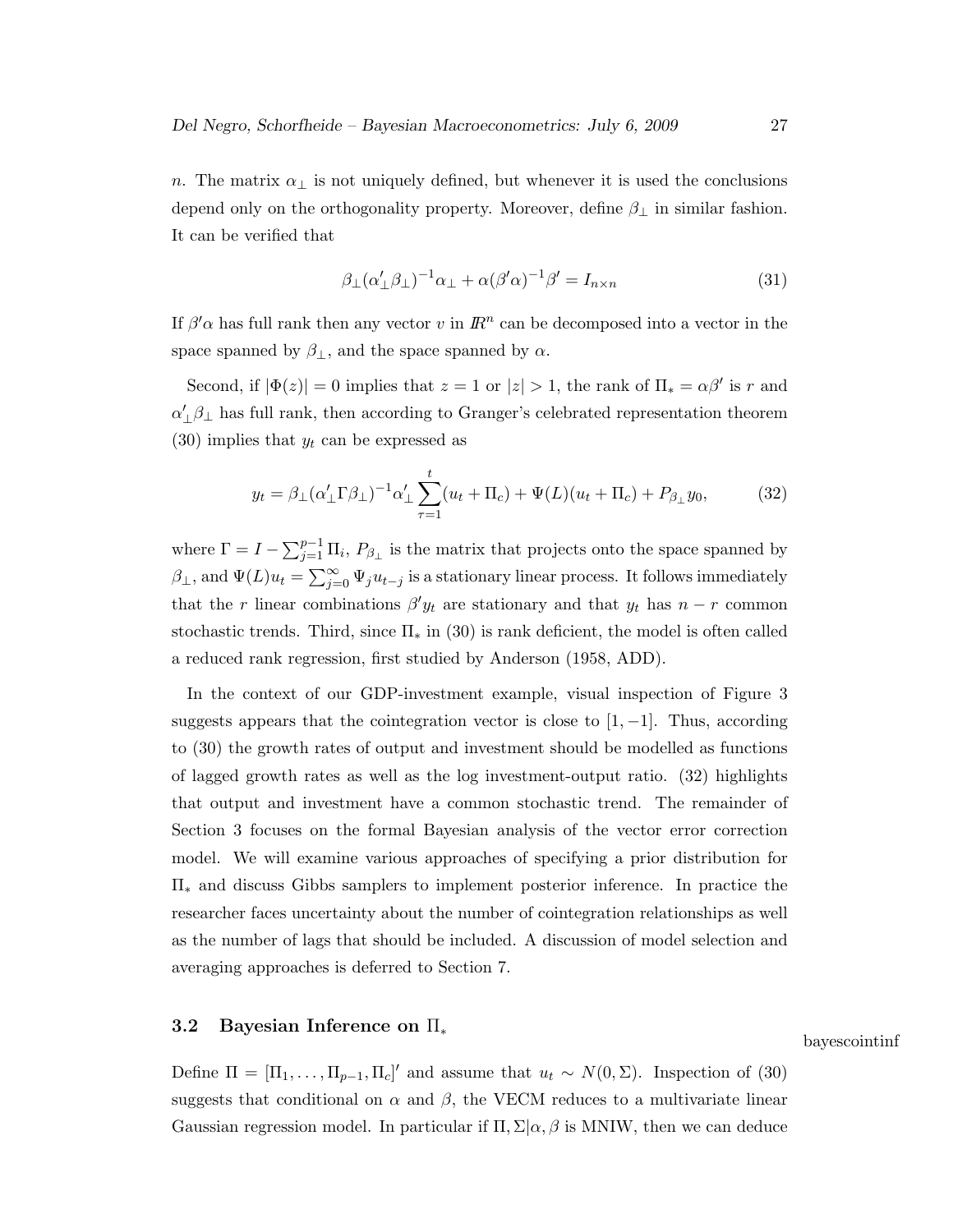$n$. The matrix $\alpha_\perp$ is not uniquely defined, but whenever it is used the conclusions depend only on the orthogonality property. Moreover, define $\beta_\perp$ in similar fashion. It can be verified that

$$\beta_\perp(\alpha_\perp'\beta_\perp)^{-1}\alpha_\perp + \alpha(\beta'\alpha)^{-1}\beta' = I_{n\times n} \tag{31}$$

If $\beta'\alpha$ has full rank then any vector $v$ in $I\!R^n$ can be decomposed into a vector in the space spanned by $\beta_\perp$, and the space spanned by $\alpha$.

Second, if $|\Phi(z)| = 0$ implies that $z = 1$ or $|z| > 1$, the rank of $\Pi_* = \alpha\beta'$ is $r$ and $\alpha_\perp'\beta_\perp$ has full rank, then according to Granger's celebrated representation theorem (30) implies that $y_t$ can be expressed as

$$y_t = \beta_\perp(\alpha_\perp'\Gamma\beta_\perp)^{-1}\alpha_\perp' \sum_{\tau=1}^{t}(u_t + \Pi_c) + \Psi(L)(u_t + \Pi_c) + P_{\beta_\perp} y_0, \tag{32}$$

where $\Gamma = I - \sum_{j=1}^{p-1}\Pi_i$, $P_{\beta_\perp}$ is the matrix that projects onto the space spanned by $\beta_\perp$, and $\Psi(L)u_t = \sum_{j=0}^{\infty}\Psi_j u_{t-j}$ is a stationary linear process. It follows immediately that the $r$ linear combinations $\beta' y_t$ are stationary and that $y_t$ has $n - r$ common stochastic trends. Third, since $\Pi_*$ in (30) is rank deficient, the model is often called a reduced rank regression, first studied by Anderson (1958, ADD).

In the context of our GDP-investment example, visual inspection of Figure 3 suggests appears that the cointegration vector is close to $[1, -1]$. Thus, according to (30) the growth rates of output and investment should be modelled as functions of lagged growth rates as well as the log investment-output ratio. (32) highlights that output and investment have a common stochastic trend. The remainder of Section 3 focuses on the formal Bayesian analysis of the vector error correction model. We will examine various approaches of specifying a prior distribution for $\Pi_*$ and discuss Gibbs samplers to implement posterior inference. In practice the researcher faces uncertainty about the number of cointegration relationships as well as the number of lags that should be included. A discussion of model selection and averaging approaches is deferred to Section 7.

### 3.2 Bayesian Inference on $\Pi_*$

bayescointinf

Define $\Pi = [\Pi_1, \ldots, \Pi_{p-1}, \Pi_c]'$ and assume that $u_t \sim N(0, \Sigma)$. Inspection of (30) suggests that conditional on $\alpha$ and $\beta$, the VECM reduces to a multivariate linear Gaussian regression model. In particular if $\Pi, \Sigma|\alpha, \beta$ is MNIW, then we can deduce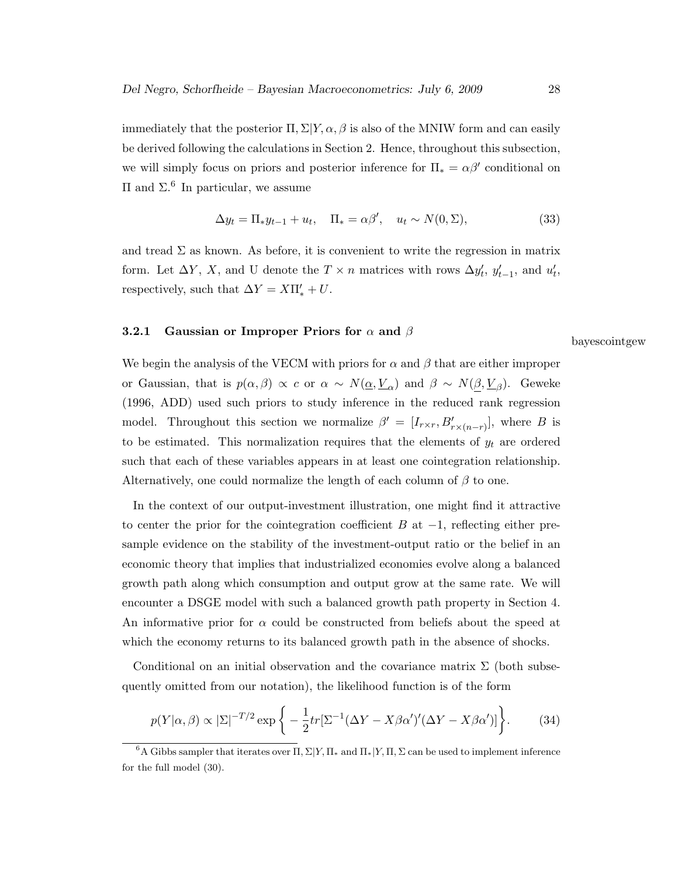immediately that the posterior $\Pi, \Sigma | Y, \alpha, \beta$ is also of the MNIW form and can easily be derived following the calculations in Section 2. Hence, throughout this subsection, we will simply focus on priors and posterior inference for $\Pi_* = \alpha\beta'$ conditional on $\Pi$ and $\Sigma$.[6] In particular, we assume

$$\Delta y_t = \Pi_* y_{t-1} + u_t, \quad \Pi_* = \alpha\beta', \quad u_t \sim N(0, \Sigma), \tag{33}$$

and tread $\Sigma$ as known. As before, it is convenient to write the regression in matrix form. Let $\Delta Y$, $X$, and U denote the $T \times n$ matrices with rows $\Delta y_t'$, $y_{t-1}'$, and $u_t'$, respectively, such that $\Delta Y = X\Pi_*' + U$.

### 3.2.1 Gaussian or Improper Priors for $\alpha$ and $\beta$

bayescointgew

We begin the analysis of the VECM with priors for $\alpha$ and $\beta$ that are either improper or Gaussian, that is $p(\alpha, \beta) \propto c$ or $\alpha \sim N(\underline{\alpha}, \underline{V}_\alpha)$ and $\beta \sim N(\underline{\beta}, \underline{V}_\beta)$. Geweke (1996, ADD) used such priors to study inference in the reduced rank regression model. Throughout this section we normalize $\beta' = [I_{r\times r}, B'_{r\times(n-r)}]$, where $B$ is to be estimated. This normalization requires that the elements of $y_t$ are ordered such that each of these variables appears in at least one cointegration relationship. Alternatively, one could normalize the length of each column of $\beta$ to one.

In the context of our output-investment illustration, one might find it attractive to center the prior for the cointegration coefficient $B$ at $-1$, reflecting either pre-sample evidence on the stability of the investment-output ratio or the belief in an economic theory that implies that industrialized economies evolve along a balanced growth path along which consumption and output grow at the same rate. We will encounter a DSGE model with such a balanced growth path property in Section 4. An informative prior for $\alpha$ could be constructed from beliefs about the speed at which the economy returns to its balanced growth path in the absence of shocks.

Conditional on an initial observation and the covariance matrix $\Sigma$ (both subsequently omitted from our notation), the likelihood function is of the form

$$p(Y|\alpha, \beta) \propto |\Sigma|^{-T/2} \exp\left\{ -\frac{1}{2} tr[\Sigma^{-1}(\Delta Y - X\beta\alpha')'(\Delta Y - X\beta\alpha')] \right\}. \tag{34}$$

[6] A Gibbs sampler that iterates over $\Pi, \Sigma | Y, \Pi_*$ and $\Pi_* | Y, \Pi, \Sigma$ can be used to implement inference for the full model (30).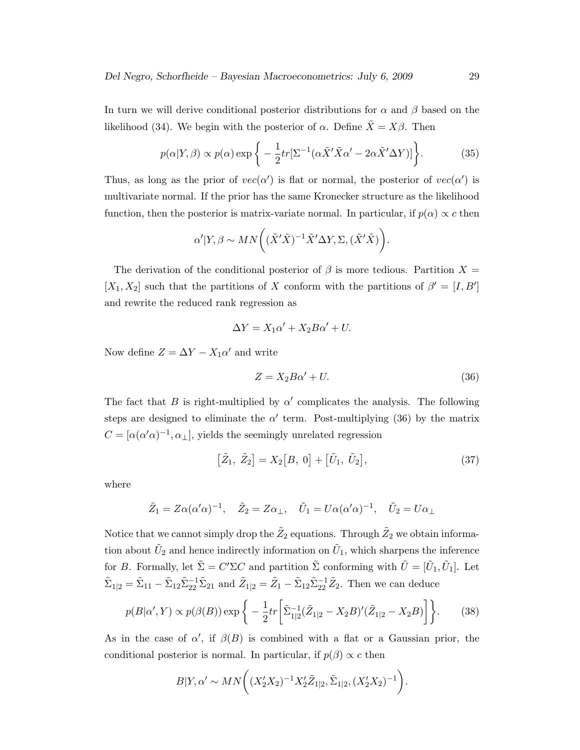In turn we will derive conditional posterior distributions for $\alpha$ and $\beta$ based on the likelihood (34). We begin with the posterior of $\alpha$. Define $\tilde{X} = X\beta$. Then

$$p(\alpha|Y,\beta) \propto p(\alpha) \exp\left\{ -\frac{1}{2} tr[\Sigma^{-1}(\alpha \tilde{X}'\tilde{X}\alpha' - 2\alpha\tilde{X}'\Delta Y)] \right\}. \tag{35}$$

Thus, as long as the prior of $vec(\alpha')$ is flat or normal, the posterior of $vec(\alpha')$ is multivariate normal. If the prior has the same Kronecker structure as the likelihood function, then the posterior is matrix-variate normal. In particular, if $p(\alpha) \propto c$ then

$$\alpha'|Y,\beta \sim MN\bigg( (\tilde{X}'\tilde{X})^{-1}\tilde{X}'\Delta Y, \Sigma, (\tilde{X}'\tilde{X}) \bigg).$$

The derivation of the conditional posterior of $\beta$ is more tedious. Partition $X = [X_1, X_2]$ such that the partitions of $X$ conform with the partitions of $\beta' = [I, B']$ and rewrite the reduced rank regression as

$$\Delta Y = X_1 \alpha' + X_2 B \alpha' + U.$$

Now define $Z = \Delta Y - X_1\alpha'$ and write

$$Z = X_2 B \alpha' + U. \tag{36}$$

The fact that $B$ is right-multiplied by $\alpha'$ complicates the analysis. The following steps are designed to eliminate the $\alpha'$ term. Post-multiplying (36) by the matrix $C = [\alpha(\alpha'\alpha)^{-1}, \alpha_\perp]$, yields the seemingly unrelated regression

$$\big[\tilde{Z}_1,\ \tilde{Z}_2\big] = X_2\big[B,\ 0\big] + \big[\tilde{U}_1,\ \tilde{U}_2\big], \tag{37}$$

where

$$\tilde{Z}_1 = Z\alpha(\alpha'\alpha)^{-1}, \quad \tilde{Z}_2 = Z\alpha_\perp, \quad \tilde{U}_1 = U\alpha(\alpha'\alpha)^{-1}, \quad \tilde{U}_2 = U\alpha_\perp$$

Notice that we cannot simply drop the $\tilde{Z}_2$ equations. Through $\tilde{Z}_2$ we obtain information about $\tilde{U}_2$ and hence indirectly information on $\tilde{U}_1$, which sharpens the inference for $B$. Formally, let $\tilde{\Sigma} = C'\Sigma C$ and partition $\tilde{\Sigma}$ conforming with $\tilde{U} = [\tilde{U}_1, \tilde{U}_1]$. Let $\tilde{\Sigma}_{1|2} = \tilde{\Sigma}_{11} - \tilde{\Sigma}_{12}\tilde{\Sigma}_{22}^{-1}\tilde{\Sigma}_{21}$ and $\tilde{Z}_{1|2} = \tilde{Z}_1 - \tilde{\Sigma}_{12}\tilde{\Sigma}_{22}^{-1}\tilde{Z}_2$. Then we can deduce

$$p(B|\alpha', Y) \propto p(\beta(B)) \exp\left\{ -\frac{1}{2} tr\left[ \tilde{\Sigma}_{1|2}^{-1}(\tilde{Z}_{1|2} - X_2 B)'(\tilde{Z}_{1|2} - X_2 B) \right] \right\}. \tag{38}$$

As in the case of $\alpha'$, if $\beta(B)$ is combined with a flat or a Gaussian prior, the conditional posterior is normal. In particular, if $p(\beta) \propto c$ then

$$B|Y,\alpha' \sim MN\bigg( (X_2'X_2)^{-1}X_2'\tilde{Z}_{1|2}, \tilde{\Sigma}_{1|2}, (X_2'X_2)^{-1} \bigg).$$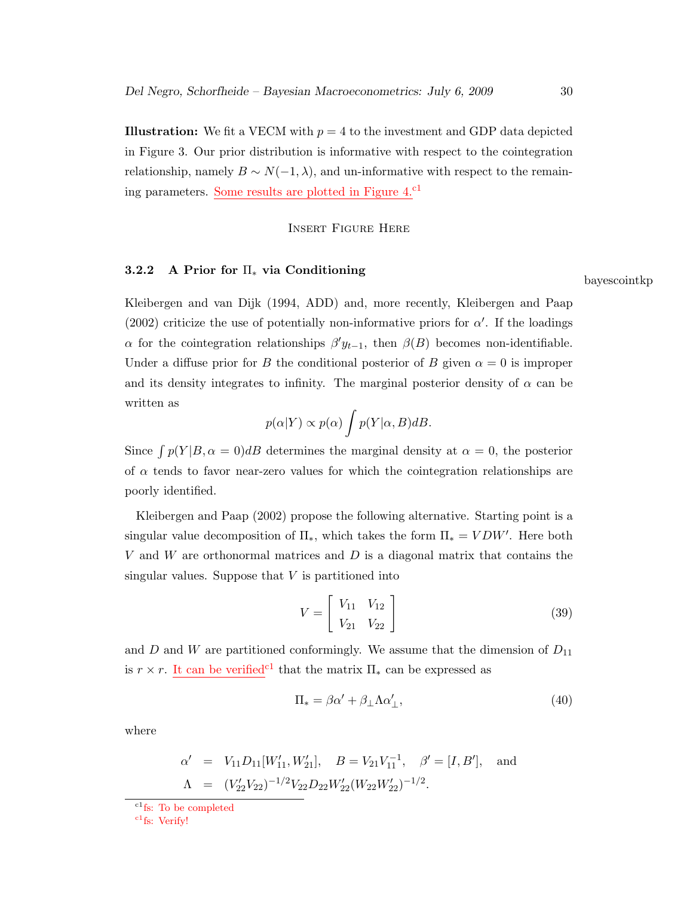**Illustration:** We fit a VECM with $p = 4$ to the investment and GDP data depicted in Figure 3. Our prior distribution is informative with respect to the cointegration relationship, namely $B \sim N(-1, \lambda)$, and un-informative with respect to the remaining parameters. Some results are plotted in Figure 4.[c1]

Insert Figure Here

### 3.2.2 A Prior for $\Pi_*$ via Conditioning

bayescointkp

Kleibergen and van Dijk (1994, ADD) and, more recently, Kleibergen and Paap (2002) criticize the use of potentially non-informative priors for $\alpha'$. If the loadings $\alpha$ for the cointegration relationships $\beta' y_{t-1}$, then $\beta(B)$ becomes non-identifiable. Under a diffuse prior for $B$ the conditional posterior of $B$ given $\alpha = 0$ is improper and its density integrates to infinity. The marginal posterior density of $\alpha$ can be written as

$$p(\alpha|Y) \propto p(\alpha) \int p(Y|\alpha, B) dB.$$

Since $\int p(Y|B, \alpha = 0) dB$ determines the marginal density at $\alpha = 0$, the posterior of $\alpha$ tends to favor near-zero values for which the cointegration relationships are poorly identified.

Kleibergen and Paap (2002) propose the following alternative. Starting point is a singular value decomposition of $\Pi_*$, which takes the form $\Pi_* = VDW'$. Here both $V$ and $W$ are orthonormal matrices and $D$ is a diagonal matrix that contains the singular values. Suppose that $V$ is partitioned into

$$V = \begin{bmatrix} V_{11} & V_{12} \\ V_{21} & V_{22} \end{bmatrix} \tag{39}$$

and $D$ and $W$ are partitioned conformingly. We assume that the dimension of $D_{11}$ is $r \times r$. It can be verified[c1] that the matrix $\Pi_*$ can be expressed as

$$\Pi_* = \beta \alpha' + \beta_\perp \Lambda \alpha_\perp', \tag{40}$$

where

$$\begin{aligned} \alpha' &= V_{11} D_{11} [W_{11}', W_{21}'], \quad B = V_{21} V_{11}^{-1}, \quad \beta' = [I, B'], \quad \text{and} \\ \Lambda &= (V_{22}' V_{22})^{-1/2} V_{22} D_{22} W_{22}' (W_{22} W_{22}')^{-1/2}. \end{aligned}$$

---

[c1] fs: To be completed

[c1] fs: Verify!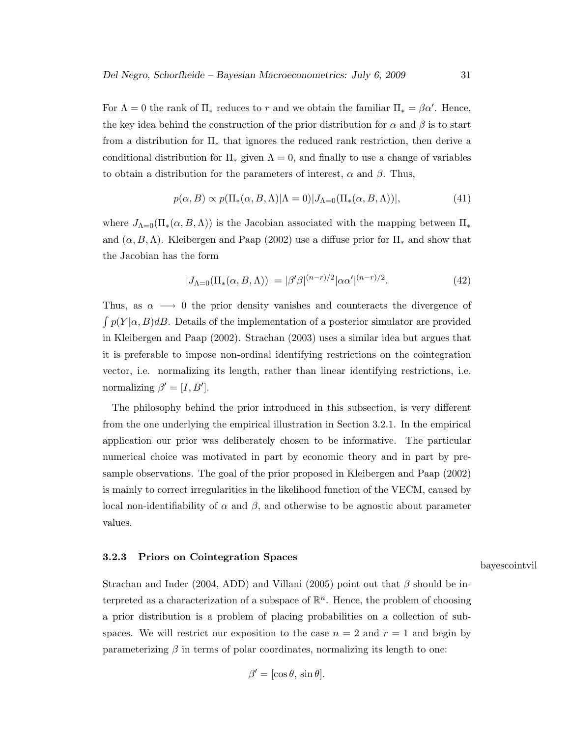For $\Lambda = 0$ the rank of $\Pi_*$ reduces to $r$ and we obtain the familiar $\Pi_* = \beta\alpha'$. Hence, the key idea behind the construction of the prior distribution for $\alpha$ and $\beta$ is to start from a distribution for $\Pi_*$ that ignores the reduced rank restriction, then derive a conditional distribution for $\Pi_*$ given $\Lambda = 0$, and finally to use a change of variables to obtain a distribution for the parameters of interest, $\alpha$ and $\beta$. Thus,

$$p(\alpha, B) \propto p(\Pi_*(\alpha, B, \Lambda)|\Lambda = 0)|J_{\Lambda=0}(\Pi_*(\alpha, B, \Lambda))|, \tag{41}$$

where $J_{\Lambda=0}(\Pi_*(\alpha, B, \Lambda))$ is the Jacobian associated with the mapping between $\Pi_*$ and $(\alpha, B, \Lambda)$. Kleibergen and Paap (2002) use a diffuse prior for $\Pi_*$ and show that the Jacobian has the form

$$|J_{\Lambda=0}(\Pi_*(\alpha, B, \Lambda))| = |\beta'\beta|^{(n-r)/2}|\alpha\alpha'|^{(n-r)/2}. \tag{42}$$

Thus, as $\alpha \longrightarrow 0$ the prior density vanishes and counteracts the divergence of $\int p(Y|\alpha, B)dB$. Details of the implementation of a posterior simulator are provided in Kleibergen and Paap (2002). Strachan (2003) uses a similar idea but argues that it is preferable to impose non-ordinal identifying restrictions on the cointegration vector, i.e. normalizing its length, rather than linear identifying restrictions, i.e. normalizing $\beta' = [I, B']$.

The philosophy behind the prior introduced in this subsection, is very different from the one underlying the empirical illustration in Section 3.2.1. In the empirical application our prior was deliberately chosen to be informative. The particular numerical choice was motivated in part by economic theory and in part by pre-sample observations. The goal of the prior proposed in Kleibergen and Paap (2002) is mainly to correct irregularities in the likelihood function of the VECM, caused by local non-identifiability of $\alpha$ and $\beta$, and otherwise to be agnostic about parameter values.

### 3.2.3 Priors on Cointegration Spaces

bayescointvil

Strachan and Inder (2004, ADD) and Villani (2005) point out that $\beta$ should be interpreted as a characterization of a subspace of $\mathbb{R}^n$. Hence, the problem of choosing a prior distribution is a problem of placing probabilities on a collection of subspaces. We will restrict our exposition to the case $n = 2$ and $r = 1$ and begin by parameterizing $\beta$ in terms of polar coordinates, normalizing its length to one:

$$\beta' = [\cos\theta, \sin\theta].$$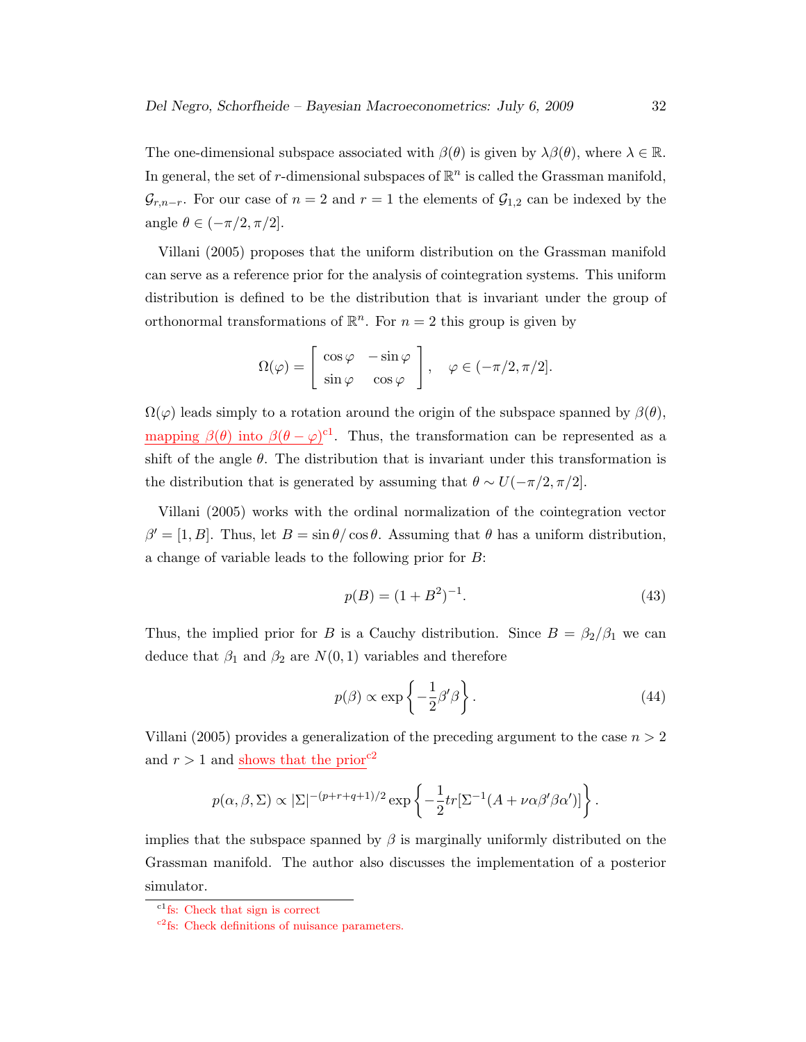The one-dimensional subspace associated with $\beta(\theta)$ is given by $\lambda\beta(\theta)$, where $\lambda \in \mathbb{R}$. In general, the set of $r$-dimensional subspaces of $\mathbb{R}^n$ is called the Grassman manifold, $\mathcal{G}_{r,n-r}$. For our case of $n = 2$ and $r = 1$ the elements of $\mathcal{G}_{1,2}$ can be indexed by the angle $\theta \in (-\pi/2, \pi/2]$.

Villani (2005) proposes that the uniform distribution on the Grassman manifold can serve as a reference prior for the analysis of cointegration systems. This uniform distribution is defined to be the distribution that is invariant under the group of orthonormal transformations of $\mathbb{R}^n$. For $n = 2$ this group is given by

$$\Omega(\varphi) = \left[ \begin{array}{cc} \cos\varphi & -\sin\varphi \\ \sin\varphi & \cos\varphi \end{array} \right], \quad \varphi \in (-\pi/2, \pi/2].$$

$\Omega(\varphi)$ leads simply to a rotation around the origin of the subspace spanned by $\beta(\theta)$, mapping $\beta(\theta)$ into $\beta(\theta - \varphi)$[c1]. Thus, the transformation can be represented as a shift of the angle $\theta$. The distribution that is invariant under this transformation is the distribution that is generated by assuming that $\theta \sim U(-\pi/2, \pi/2]$.

Villani (2005) works with the ordinal normalization of the cointegration vector $\beta' = [1, B]$. Thus, let $B = \sin\theta / \cos\theta$. Assuming that $\theta$ has a uniform distribution, a change of variable leads to the following prior for $B$:

$$p(B) = (1 + B^2)^{-1}. \tag{43}$$

Thus, the implied prior for $B$ is a Cauchy distribution. Since $B = \beta_2/\beta_1$ we can deduce that $\beta_1$ and $\beta_2$ are $N(0,1)$ variables and therefore

$$p(\beta) \propto \exp\left\{ -\frac{1}{2}\beta'\beta \right\}. \tag{44}$$

Villani (2005) provides a generalization of the preceding argument to the case $n > 2$ and $r > 1$ and shows that the prior[c2]

$$p(\alpha, \beta, \Sigma) \propto |\Sigma|^{-(p+r+q+1)/2} \exp\left\{ -\frac{1}{2} tr[\Sigma^{-1}(A + \nu\alpha\beta'\beta\alpha')] \right\}.$$

implies that the subspace spanned by $\beta$ is marginally uniformly distributed on the Grassman manifold. The author also discusses the implementation of a posterior simulator.

---

[c1] fs: Check that sign is correct

[c2] fs: Check definitions of nuisance parameters.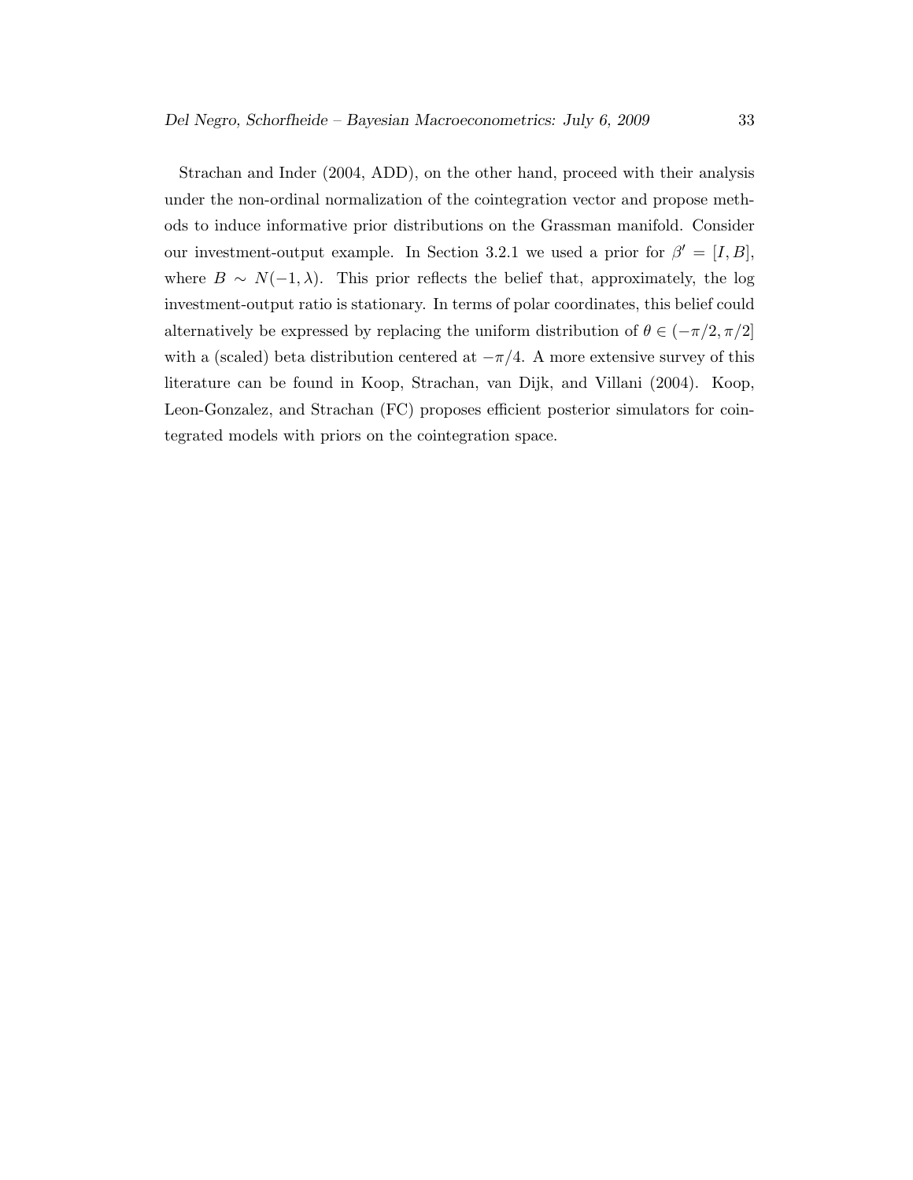Strachan and Inder (2004, ADD), on the other hand, proceed with their analysis under the non-ordinal normalization of the cointegration vector and propose methods to induce informative prior distributions on the Grassman manifold. Consider our investment-output example. In Section 3.2.1 we used a prior for $\beta' = [I, B]$, where $B \sim N(-1, \lambda)$. This prior reflects the belief that, approximately, the log investment-output ratio is stationary. In terms of polar coordinates, this belief could alternatively be expressed by replacing the uniform distribution of $\theta \in (-\pi/2, \pi/2]$ with a (scaled) beta distribution centered at $-\pi/4$. A more extensive survey of this literature can be found in Koop, Strachan, van Dijk, and Villani (2004). Koop, Leon-Gonzalez, and Strachan (FC) proposes efficient posterior simulators for cointegrated models with priors on the cointegration space.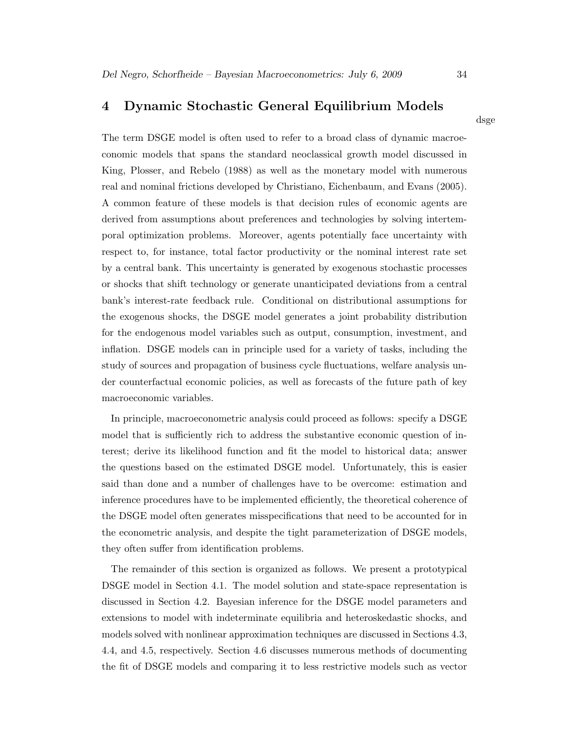# 4 Dynamic Stochastic General Equilibrium Models

The term DSGE model is often used to refer to a broad class of dynamic macroeconomic models that spans the standard neoclassical growth model discussed in King, Plosser, and Rebelo (1988) as well as the monetary model with numerous real and nominal frictions developed by Christiano, Eichenbaum, and Evans (2005). A common feature of these models is that decision rules of economic agents are derived from assumptions about preferences and technologies by solving intertemporal optimization problems. Moreover, agents potentially face uncertainty with respect to, for instance, total factor productivity or the nominal interest rate set by a central bank. This uncertainty is generated by exogenous stochastic processes or shocks that shift technology or generate unanticipated deviations from a central bank's interest-rate feedback rule. Conditional on distributional assumptions for the exogenous shocks, the DSGE model generates a joint probability distribution for the endogenous model variables such as output, consumption, investment, and inflation. DSGE models can in principle used for a variety of tasks, including the study of sources and propagation of business cycle fluctuations, welfare analysis under counterfactual economic policies, as well as forecasts of the future path of key macroeconomic variables.

In principle, macroeconometric analysis could proceed as follows: specify a DSGE model that is sufficiently rich to address the substantive economic question of interest; derive its likelihood function and fit the model to historical data; answer the questions based on the estimated DSGE model. Unfortunately, this is easier said than done and a number of challenges have to be overcome: estimation and inference procedures have to be implemented efficiently, the theoretical coherence of the DSGE model often generates misspecifications that need to be accounted for in the econometric analysis, and despite the tight parameterization of DSGE models, they often suffer from identification problems.

The remainder of this section is organized as follows. We present a prototypical DSGE model in Section 4.1. The model solution and state-space representation is discussed in Section 4.2. Bayesian inference for the DSGE model parameters and extensions to model with indeterminate equilibria and heteroskedastic shocks, and models solved with nonlinear approximation techniques are discussed in Sections 4.3, 4.4, and 4.5, respectively. Section 4.6 discusses numerous methods of documenting the fit of DSGE models and comparing it to less restrictive models such as vector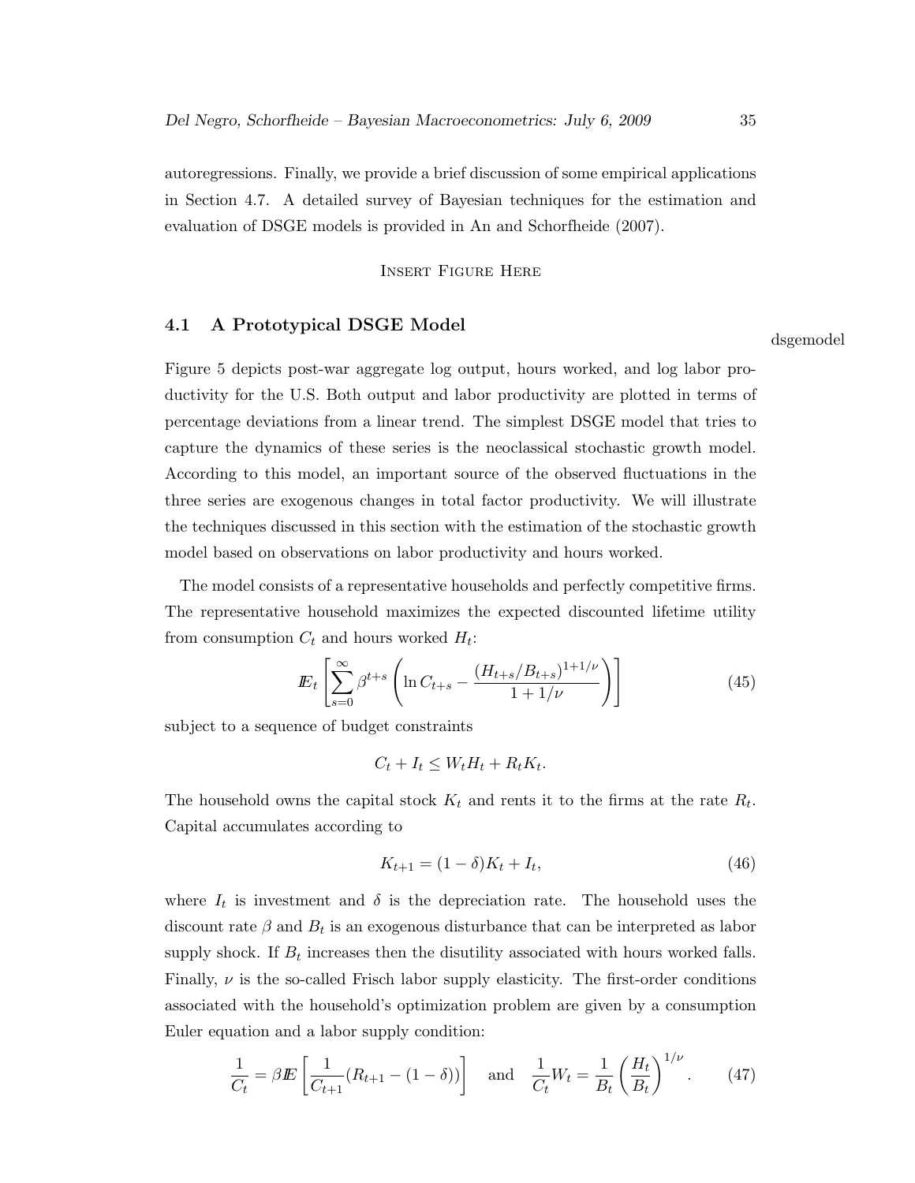autoregressions. Finally, we provide a brief discussion of some empirical applications in Section 4.7. A detailed survey of Bayesian techniques for the estimation and evaluation of DSGE models is provided in An and Schorfheide (2007).

INSERT FIGURE HERE

## 4.1 A Prototypical DSGE Model

dsgemodel

Figure 5 depicts post-war aggregate log output, hours worked, and log labor productivity for the U.S. Both output and labor productivity are plotted in terms of percentage deviations from a linear trend. The simplest DSGE model that tries to capture the dynamics of these series is the neoclassical stochastic growth model. According to this model, an important source of the observed fluctuations in the three series are exogenous changes in total factor productivity. We will illustrate the techniques discussed in this section with the estimation of the stochastic growth model based on observations on labor productivity and hours worked.

The model consists of a representative households and perfectly competitive firms. The representative household maximizes the expected discounted lifetime utility from consumption $C_t$ and hours worked $H_t$:

$$\mathbb{E}_t \left[ \sum_{s=0}^{\infty} \beta^{t+s} \left( \ln C_{t+s} - \frac{(H_{t+s}/B_{t+s})^{1+1/\nu}}{1+1/\nu} \right) \right] \tag{45}$$

subject to a sequence of budget constraints

$$C_t + I_t \leq W_t H_t + R_t K_t.$$

The household owns the capital stock $K_t$ and rents it to the firms at the rate $R_t$. Capital accumulates according to

$$K_{t+1} = (1-\delta)K_t + I_t, \tag{46}$$

where $I_t$ is investment and $\delta$ is the depreciation rate. The household uses the discount rate $\beta$ and $B_t$ is an exogenous disturbance that can be interpreted as labor supply shock. If $B_t$ increases then the disutility associated with hours worked falls. Finally, $\nu$ is the so-called Frisch labor supply elasticity. The first-order conditions associated with the household's optimization problem are given by a consumption Euler equation and a labor supply condition:

$$\frac{1}{C_t} = \beta \mathbb{E} \left[ \frac{1}{C_{t+1}} (R_{t+1} - (1-\delta)) \right] \quad \text{and} \quad \frac{1}{C_t} W_t = \frac{1}{B_t} \left( \frac{H_t}{B_t} \right)^{1/\nu}. \tag{47}$$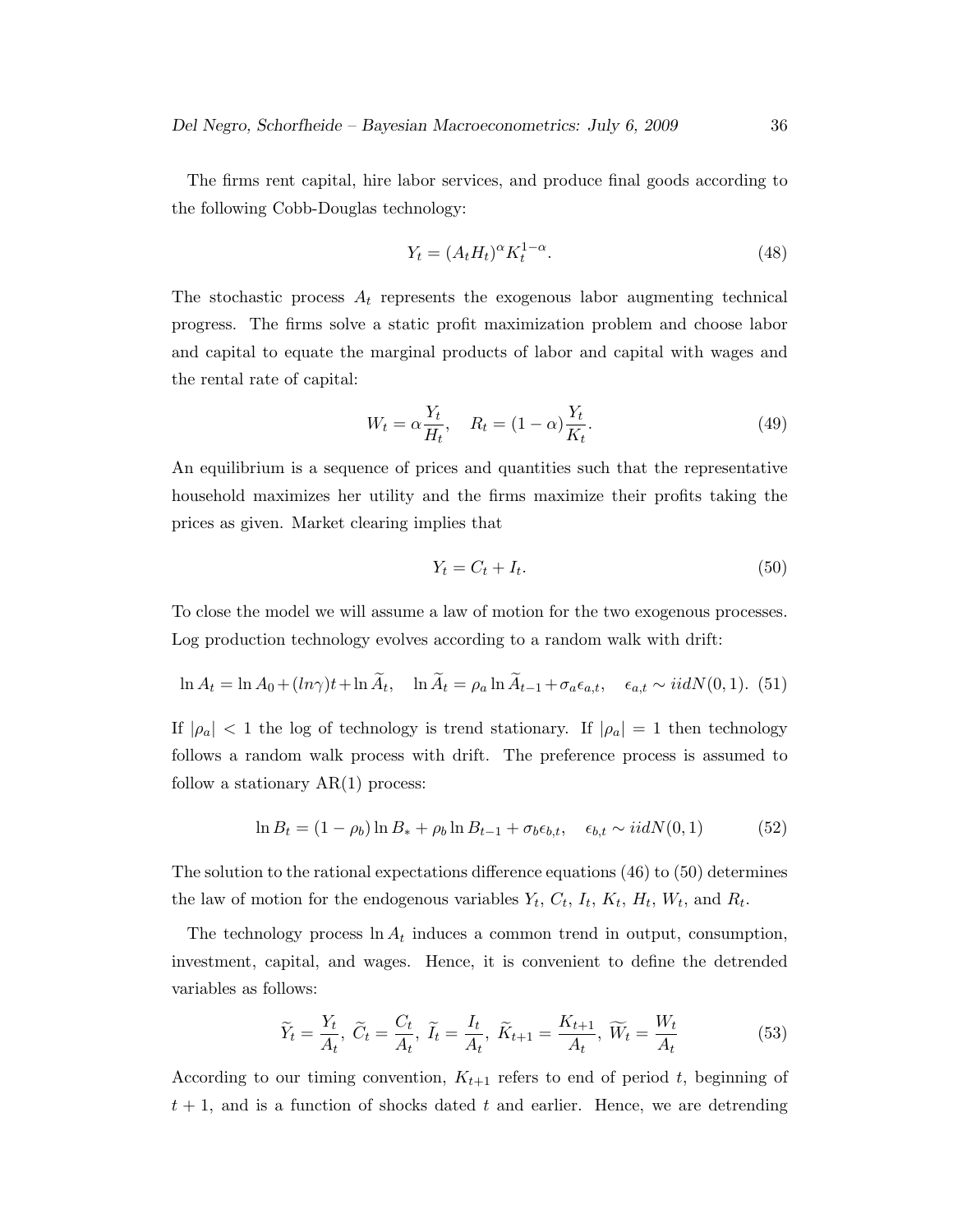The firms rent capital, hire labor services, and produce final goods according to the following Cobb-Douglas technology:

$$Y_t = (A_t H_t)^\alpha K_t^{1-\alpha}. \tag{48}$$

The stochastic process $A_t$ represents the exogenous labor augmenting technical progress. The firms solve a static profit maximization problem and choose labor and capital to equate the marginal products of labor and capital with wages and the rental rate of capital:

$$W_t = \alpha \frac{Y_t}{H_t}, \quad R_t = (1-\alpha)\frac{Y_t}{K_t}. \tag{49}$$

An equilibrium is a sequence of prices and quantities such that the representative household maximizes her utility and the firms maximize their profits taking the prices as given. Market clearing implies that

$$Y_t = C_t + I_t. \tag{50}$$

To close the model we will assume a law of motion for the two exogenous processes. Log production technology evolves according to a random walk with drift:

$$\ln A_t = \ln A_0 + (ln\gamma)t + \ln \widetilde{A}_t, \quad \ln \widetilde{A}_t = \rho_a \ln \widetilde{A}_{t-1} + \sigma_a \epsilon_{a,t}, \quad \epsilon_{a,t} \sim iidN(0,1). \tag{51}$$

If $|\rho_a| < 1$ the log of technology is trend stationary. If $|\rho_a| = 1$ then technology follows a random walk process with drift. The preference process is assumed to follow a stationary AR(1) process:

$$\ln B_t = (1-\rho_b)\ln B_* + \rho_b \ln B_{t-1} + \sigma_b \epsilon_{b,t}, \quad \epsilon_{b,t} \sim iidN(0,1) \tag{52}$$

The solution to the rational expectations difference equations (46) to (50) determines the law of motion for the endogenous variables $Y_t$, $C_t$, $I_t$, $K_t$, $H_t$, $W_t$, and $R_t$.

The technology process $\ln A_t$ induces a common trend in output, consumption, investment, capital, and wages. Hence, it is convenient to define the detrended variables as follows:

$$\widetilde{Y}_t = \frac{Y_t}{A_t}, \; \widetilde{C}_t = \frac{C_t}{A_t}, \; \widetilde{I}_t = \frac{I_t}{A_t}, \; \widetilde{K}_{t+1} = \frac{K_{t+1}}{A_t}, \; \widetilde{W}_t = \frac{W_t}{A_t} \tag{53}$$

According to our timing convention, $K_{t+1}$ refers to end of period $t$, beginning of $t+1$, and is a function of shocks dated $t$ and earlier. Hence, we are detrending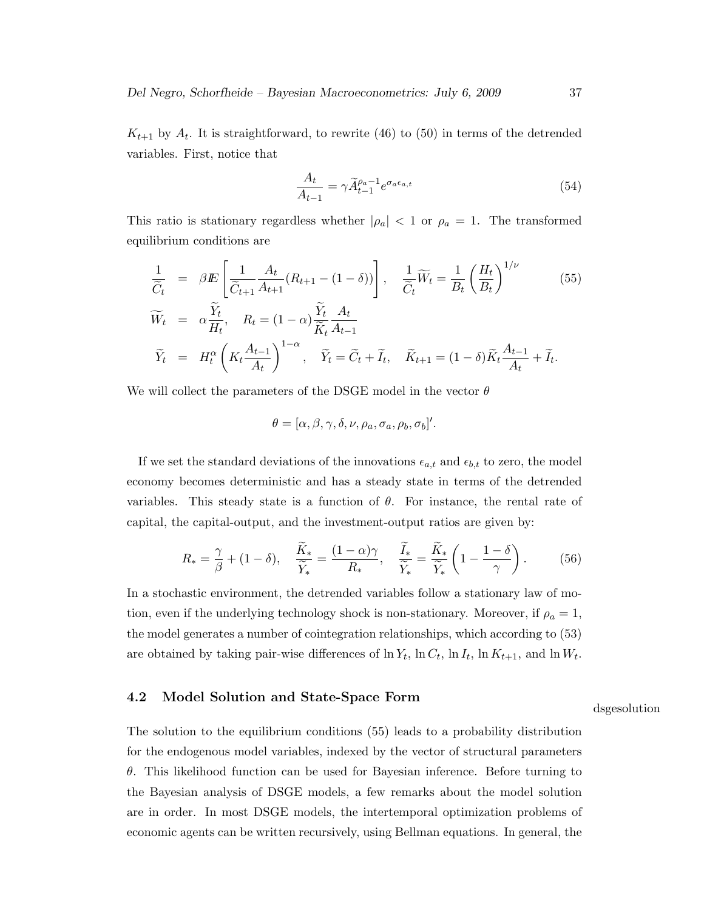$K_{t+1}$ by $A_t$. It is straightforward, to rewrite (46) to (50) in terms of the detrended variables. First, notice that

$$\frac{A_t}{A_{t-1}} = \gamma \widetilde{A}_{t-1}^{\rho_a - 1} e^{\sigma_a \epsilon_{a,t}} \tag{54}$$

This ratio is stationary regardless whether $|\rho_a| < 1$ or $\rho_a = 1$. The transformed equilibrium conditions are

$$\begin{aligned}
\frac{1}{\widetilde{C}_t} &= \beta I\!E\left[\frac{1}{\widetilde{C}_{t+1}} \frac{A_t}{A_{t+1}}(R_{t+1} - (1-\delta))\right], \quad \frac{1}{\widetilde{C}_t}\widetilde{W}_t = \frac{1}{B_t}\left(\frac{H_t}{B_t}\right)^{1/\nu} \\
\widetilde{W}_t &= \alpha \frac{\widetilde{Y}_t}{H_t}, \quad R_t = (1-\alpha)\frac{\widetilde{Y}_t}{\widetilde{K}_t}\frac{A_t}{A_{t-1}} \\
\widetilde{Y}_t &= H_t^\alpha \left(K_t \frac{A_{t-1}}{A_t}\right)^{1-\alpha}, \quad \widetilde{Y}_t = \widetilde{C}_t + \widetilde{I}_t, \quad \widetilde{K}_{t+1} = (1-\delta)\widetilde{K}_t \frac{A_{t-1}}{A_t} + \widetilde{I}_t.
\end{aligned} \tag{55}$$

We will collect the parameters of the DSGE model in the vector $\theta$

$$\theta = [\alpha, \beta, \gamma, \delta, \nu, \rho_a, \sigma_a, \rho_b, \sigma_b]'.$$

If we set the standard deviations of the innovations $\epsilon_{a,t}$ and $\epsilon_{b,t}$ to zero, the model economy becomes deterministic and has a steady state in terms of the detrended variables. This steady state is a function of $\theta$. For instance, the rental rate of capital, the capital-output, and the investment-output ratios are given by:

$$R_* = \frac{\gamma}{\beta} + (1-\delta), \quad \frac{\widetilde{K}_*}{\widetilde{Y}_*} = \frac{(1-\alpha)\gamma}{R_*}, \quad \frac{\widetilde{I}_*}{\widetilde{Y}_*} = \frac{\widetilde{K}_*}{\widetilde{Y}_*}\left(1 - \frac{1-\delta}{\gamma}\right). \tag{56}$$

In a stochastic environment, the detrended variables follow a stationary law of motion, even if the underlying technology shock is non-stationary. Moreover, if $\rho_a = 1$, the model generates a number of cointegration relationships, which according to (53) are obtained by taking pair-wise differences of $\ln Y_t$, $\ln C_t$, $\ln I_t$, $\ln K_{t+1}$, and $\ln W_t$.

## 4.2 Model Solution and State-Space Form

dsgesolution

The solution to the equilibrium conditions (55) leads to a probability distribution for the endogenous model variables, indexed by the vector of structural parameters $\theta$. This likelihood function can be used for Bayesian inference. Before turning to the Bayesian analysis of DSGE models, a few remarks about the model solution are in order. In most DSGE models, the intertemporal optimization problems of economic agents can be written recursively, using Bellman equations. In general, the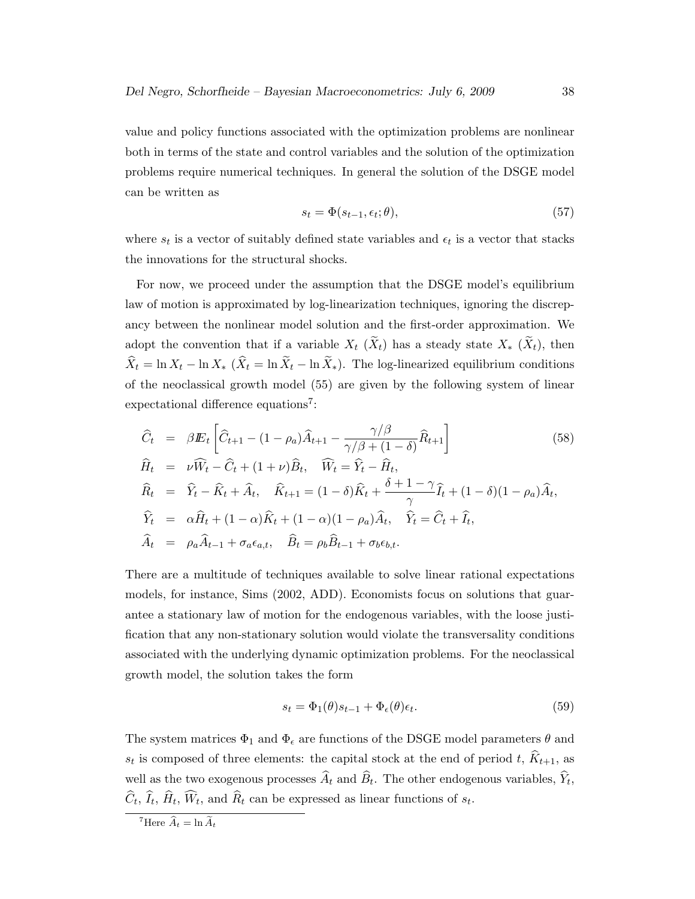value and policy functions associated with the optimization problems are nonlinear both in terms of the state and control variables and the solution of the optimization problems require numerical techniques. In general the solution of the DSGE model can be written as

$$s_t = \Phi(s_{t-1}, \epsilon_t; \theta), \tag{57}$$

where $s_t$ is a vector of suitably defined state variables and $\epsilon_t$ is a vector that stacks the innovations for the structural shocks.

For now, we proceed under the assumption that the DSGE model's equilibrium law of motion is approximated by log-linearization techniques, ignoring the discrepancy between the nonlinear model solution and the first-order approximation. We adopt the convention that if a variable $X_t$ ($\widetilde{X}_t$) has a steady state $X_*$ ($\widetilde{X}_t$), then $\widehat{X}_t = \ln X_t - \ln X_*$ ($\widehat{X}_t = \ln \widetilde{X}_t - \ln \widetilde{X}_*$). The log-linearized equilibrium conditions of the neoclassical growth model (55) are given by the following system of linear expectational difference equations[7]:

$$
\begin{aligned}
\widehat{C}_t &= \beta I\!E_t \left[ \widehat{C}_{t+1} - (1-\rho_a)\widehat{A}_{t+1} - \frac{\gamma/\beta}{\gamma/\beta + (1-\delta)} \widehat{R}_{t+1} \right] \qquad (58) \\
\widehat{H}_t &= \nu \widehat{W}_t - \widehat{C}_t + (1+\nu)\widehat{B}_t, \quad \widehat{W}_t = \widehat{Y}_t - \widehat{H}_t, \\
\widehat{R}_t &= \widehat{Y}_t - \widehat{K}_t + \widehat{A}_t, \quad \widehat{K}_{t+1} = (1-\delta)\widehat{K}_t + \frac{\delta + 1 - \gamma}{\gamma} \widehat{I}_t + (1-\delta)(1-\rho_a)\widehat{A}_t, \\
\widehat{Y}_t &= \alpha \widehat{H}_t + (1-\alpha)\widehat{K}_t + (1-\alpha)(1-\rho_a)\widehat{A}_t, \quad \widehat{Y}_t = \widehat{C}_t + \widehat{I}_t, \\
\widehat{A}_t &= \rho_a \widehat{A}_{t-1} + \sigma_a \epsilon_{a,t}, \quad \widehat{B}_t = \rho_b \widehat{B}_{t-1} + \sigma_b \epsilon_{b,t}.
\end{aligned}
$$

There are a multitude of techniques available to solve linear rational expectations models, for instance, Sims (2002, ADD). Economists focus on solutions that guarantee a stationary law of motion for the endogenous variables, with the loose justification that any non-stationary solution would violate the transversality conditions associated with the underlying dynamic optimization problems. For the neoclassical growth model, the solution takes the form

$$s_t = \Phi_1(\theta) s_{t-1} + \Phi_\epsilon(\theta)\epsilon_t. \tag{59}$$

The system matrices $\Phi_1$ and $\Phi_\epsilon$ are functions of the DSGE model parameters $\theta$ and $s_t$ is composed of three elements: the capital stock at the end of period $t$, $\widehat{K}_{t+1}$, as well as the two exogenous processes $\widehat{A}_t$ and $\widehat{B}_t$. The other endogenous variables, $\widehat{Y}_t$, $\widehat{C}_t$, $\widehat{I}_t$, $\widehat{H}_t$, $\widehat{W}_t$, and $\widehat{R}_t$ can be expressed as linear functions of $s_t$.

[7] Here $\widehat{A}_t = \ln \widetilde{A}_t$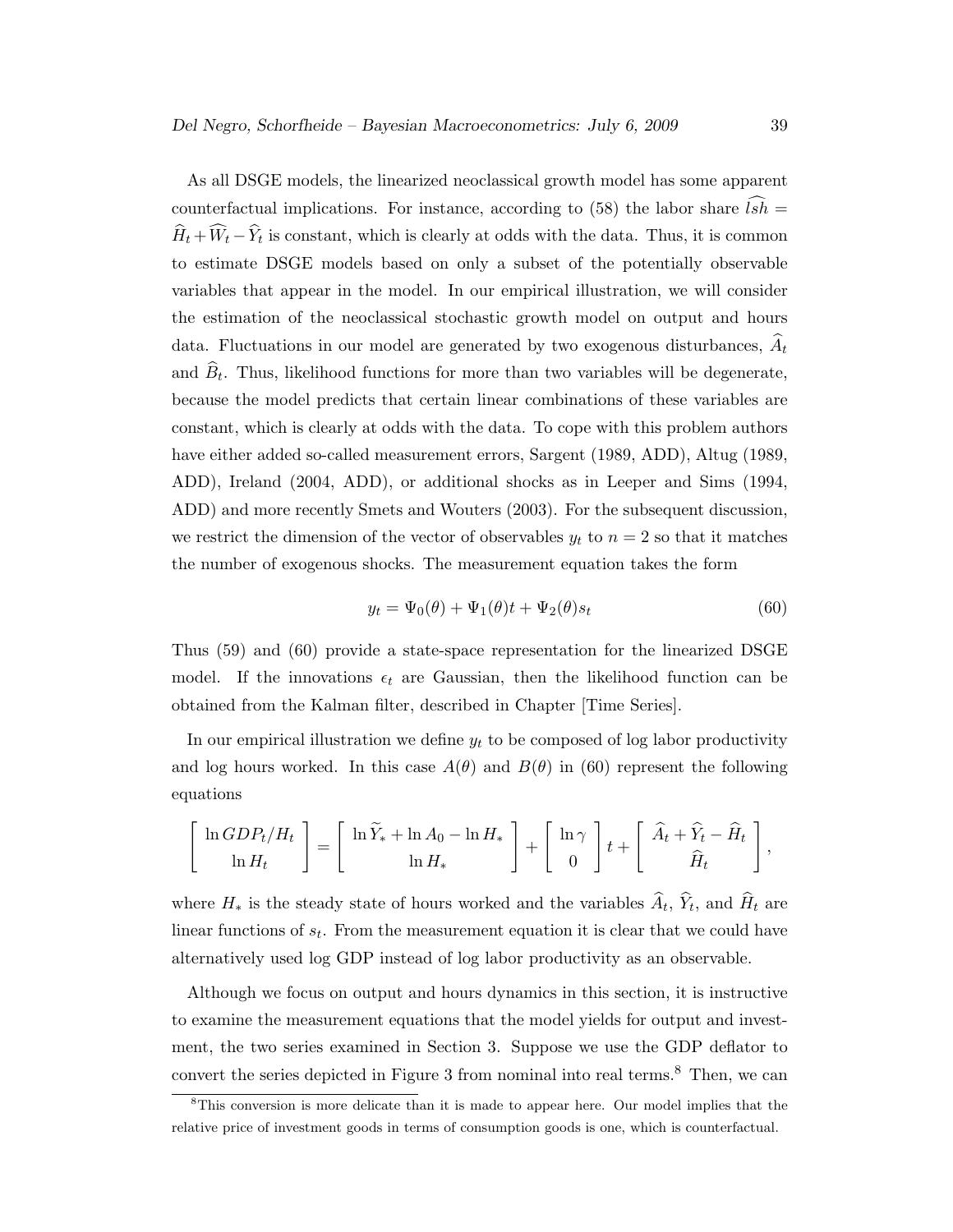As all DSGE models, the linearized neoclassical growth model has some apparent counterfactual implications. For instance, according to (58) the labor share $\widehat{lsh} = \widehat{H}_t + \widehat{W}_t - \widehat{Y}_t$ is constant, which is clearly at odds with the data. Thus, it is common to estimate DSGE models based on only a subset of the potentially observable variables that appear in the model. In our empirical illustration, we will consider the estimation of the neoclassical stochastic growth model on output and hours data. Fluctuations in our model are generated by two exogenous disturbances, $\widehat{A}_t$ and $\widehat{B}_t$. Thus, likelihood functions for more than two variables will be degenerate, because the model predicts that certain linear combinations of these variables are constant, which is clearly at odds with the data. To cope with this problem authors have either added so-called measurement errors, Sargent (1989, ADD), Altug (1989, ADD), Ireland (2004, ADD), or additional shocks as in Leeper and Sims (1994, ADD) and more recently Smets and Wouters (2003). For the subsequent discussion, we restrict the dimension of the vector of observables $y_t$ to $n = 2$ so that it matches the number of exogenous shocks. The measurement equation takes the form

$$y_t = \Psi_0(\theta) + \Psi_1(\theta)t + \Psi_2(\theta)s_t \tag{60}$$

Thus (59) and (60) provide a state-space representation for the linearized DSGE model. If the innovations $\epsilon_t$ are Gaussian, then the likelihood function can be obtained from the Kalman filter, described in Chapter [Time Series].

In our empirical illustration we define $y_t$ to be composed of log labor productivity and log hours worked. In this case $A(\theta)$ and $B(\theta)$ in (60) represent the following equations

$$\begin{bmatrix} \ln GDP_t/H_t \\ \ln H_t \end{bmatrix} = \begin{bmatrix} \ln \widetilde{Y}_* + \ln A_0 - \ln H_* \\ \ln H_* \end{bmatrix} + \begin{bmatrix} \ln \gamma \\ 0 \end{bmatrix} t + \begin{bmatrix} \widehat{A}_t + \widehat{Y}_t - \widehat{H}_t \\ \widehat{H}_t \end{bmatrix},$$

where $H_*$ is the steady state of hours worked and the variables $\widehat{A}_t$, $\widehat{Y}_t$, and $\widehat{H}_t$ are linear functions of $s_t$. From the measurement equation it is clear that we could have alternatively used log GDP instead of log labor productivity as an observable.

Although we focus on output and hours dynamics in this section, it is instructive to examine the measurement equations that the model yields for output and investment, the two series examined in Section 3. Suppose we use the GDP deflator to convert the series depicted in Figure 3 from nominal into real terms.[8] Then, we can

[8]This conversion is more delicate than it is made to appear here. Our model implies that the relative price of investment goods in terms of consumption goods is one, which is counterfactual.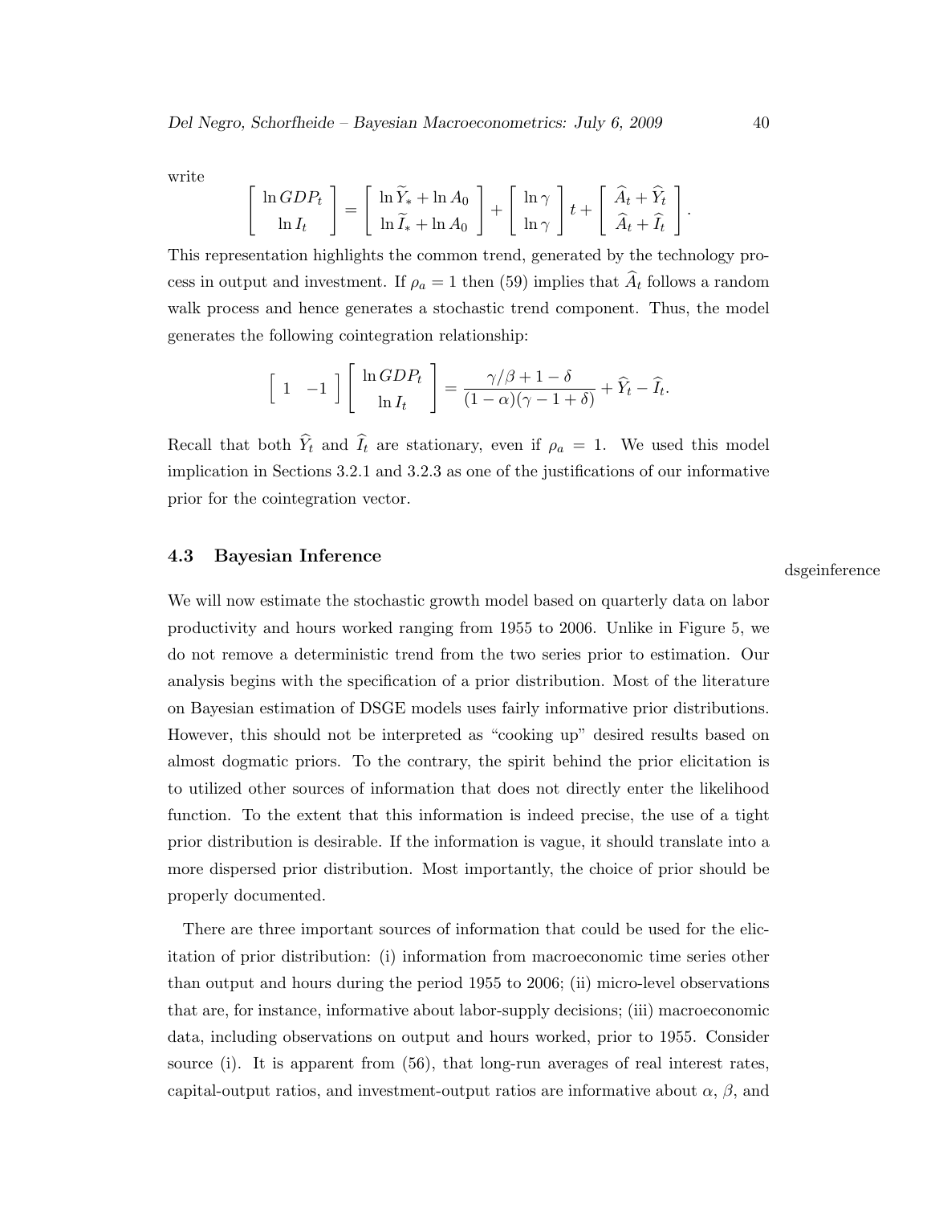write

$$\begin{bmatrix} \ln GDP_t \\ \ln I_t \end{bmatrix} = \begin{bmatrix} \ln \widetilde{Y}_* + \ln A_0 \\ \ln \widetilde{I}_* + \ln A_0 \end{bmatrix} + \begin{bmatrix} \ln \gamma \\ \ln \gamma \end{bmatrix} t + \begin{bmatrix} \widehat{A}_t + \widehat{Y}_t \\ \widehat{A}_t + \widehat{I}_t \end{bmatrix}.$$

This representation highlights the common trend, generated by the technology process in output and investment. If $\rho_a = 1$ then (59) implies that $\widehat{A}_t$ follows a random walk process and hence generates a stochastic trend component. Thus, the model generates the following cointegration relationship:

$$\begin{bmatrix} 1 & -1 \end{bmatrix} \begin{bmatrix} \ln GDP_t \\ \ln I_t \end{bmatrix} = \frac{\gamma/\beta + 1 - \delta}{(1-\alpha)(\gamma - 1 + \delta)} + \widehat{Y}_t - \widehat{I}_t.$$

Recall that both $\widehat{Y}_t$ and $\widehat{I}_t$ are stationary, even if $\rho_a = 1$. We used this model implication in Sections 3.2.1 and 3.2.3 as one of the justifications of our informative prior for the cointegration vector.

## 4.3 Bayesian Inference

dsgeinference

We will now estimate the stochastic growth model based on quarterly data on labor productivity and hours worked ranging from 1955 to 2006. Unlike in Figure 5, we do not remove a deterministic trend from the two series prior to estimation. Our analysis begins with the specification of a prior distribution. Most of the literature on Bayesian estimation of DSGE models uses fairly informative prior distributions. However, this should not be interpreted as "cooking up" desired results based on almost dogmatic priors. To the contrary, the spirit behind the prior elicitation is to utilized other sources of information that does not directly enter the likelihood function. To the extent that this information is indeed precise, the use of a tight prior distribution is desirable. If the information is vague, it should translate into a more dispersed prior distribution. Most importantly, the choice of prior should be properly documented.

There are three important sources of information that could be used for the elicitation of prior distribution: (i) information from macroeconomic time series other than output and hours during the period 1955 to 2006; (ii) micro-level observations that are, for instance, informative about labor-supply decisions; (iii) macroeconomic data, including observations on output and hours worked, prior to 1955. Consider source (i). It is apparent from (56), that long-run averages of real interest rates, capital-output ratios, and investment-output ratios are informative about $\alpha$, $\beta$, and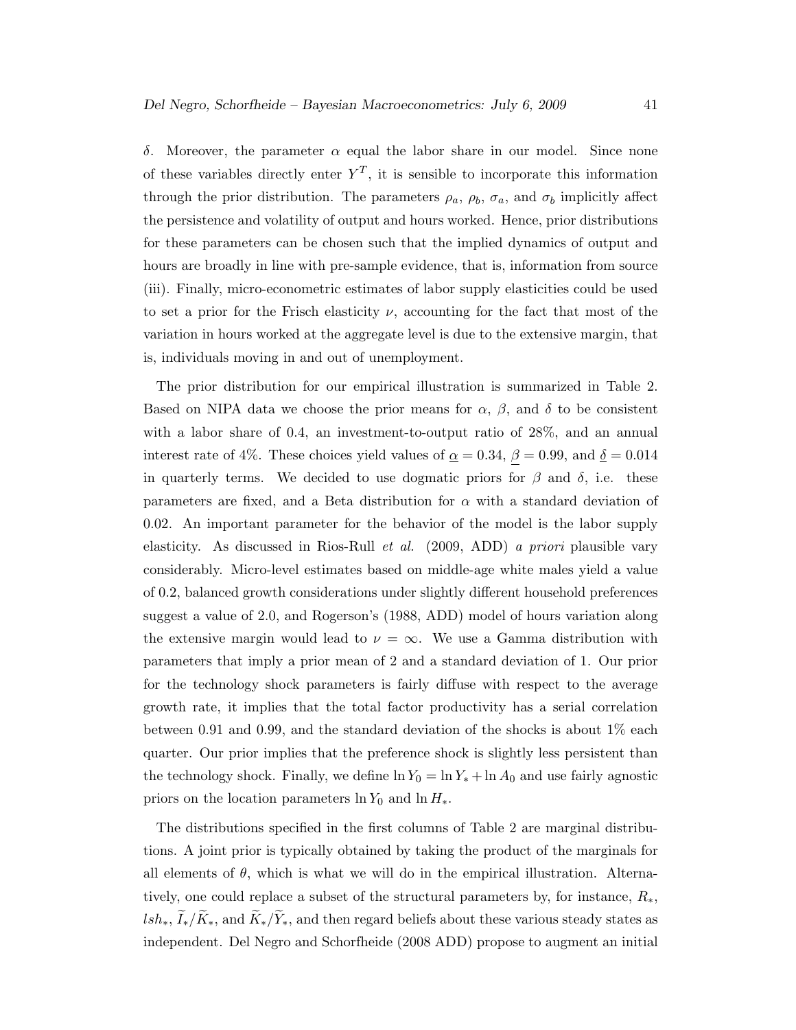$\delta$. Moreover, the parameter $\alpha$ equal the labor share in our model. Since none of these variables directly enter $Y^T$, it is sensible to incorporate this information through the prior distribution. The parameters $\rho_a$, $\rho_b$, $\sigma_a$, and $\sigma_b$ implicitly affect the persistence and volatility of output and hours worked. Hence, prior distributions for these parameters can be chosen such that the implied dynamics of output and hours are broadly in line with pre-sample evidence, that is, information from source (iii). Finally, micro-econometric estimates of labor supply elasticities could be used to set a prior for the Frisch elasticity $\nu$, accounting for the fact that most of the variation in hours worked at the aggregate level is due to the extensive margin, that is, individuals moving in and out of unemployment.

The prior distribution for our empirical illustration is summarized in Table 2. Based on NIPA data we choose the prior means for $\alpha$, $\beta$, and $\delta$ to be consistent with a labor share of 0.4, an investment-to-output ratio of 28%, and an annual interest rate of 4%. These choices yield values of $\underline{\alpha} = 0.34$, $\underline{\beta} = 0.99$, and $\underline{\delta} = 0.014$ in quarterly terms. We decided to use dogmatic priors for $\beta$ and $\delta$, i.e. these parameters are fixed, and a Beta distribution for $\alpha$ with a standard deviation of 0.02. An important parameter for the behavior of the model is the labor supply elasticity. As discussed in Rios-Rull *et al.* (2009, ADD) *a priori* plausible vary considerably. Micro-level estimates based on middle-age white males yield a value of 0.2, balanced growth considerations under slightly different household preferences suggest a value of 2.0, and Rogerson's (1988, ADD) model of hours variation along the extensive margin would lead to $\nu = \infty$. We use a Gamma distribution with parameters that imply a prior mean of 2 and a standard deviation of 1. Our prior for the technology shock parameters is fairly diffuse with respect to the average growth rate, it implies that the total factor productivity has a serial correlation between 0.91 and 0.99, and the standard deviation of the shocks is about 1% each quarter. Our prior implies that the preference shock is slightly less persistent than the technology shock. Finally, we define $\ln Y_0 = \ln Y_* + \ln A_0$ and use fairly agnostic priors on the location parameters $\ln Y_0$ and $\ln H_*$.

The distributions specified in the first columns of Table 2 are marginal distributions. A joint prior is typically obtained by taking the product of the marginals for all elements of $\theta$, which is what we will do in the empirical illustration. Alternatively, one could replace a subset of the structural parameters by, for instance, $R_*$, $lsh_*$, $\widetilde{I}_*/\widetilde{K}_*$, and $\widetilde{K}_*/\widetilde{Y}_*$, and then regard beliefs about these various steady states as independent. Del Negro and Schorfheide (2008 ADD) propose to augment an initial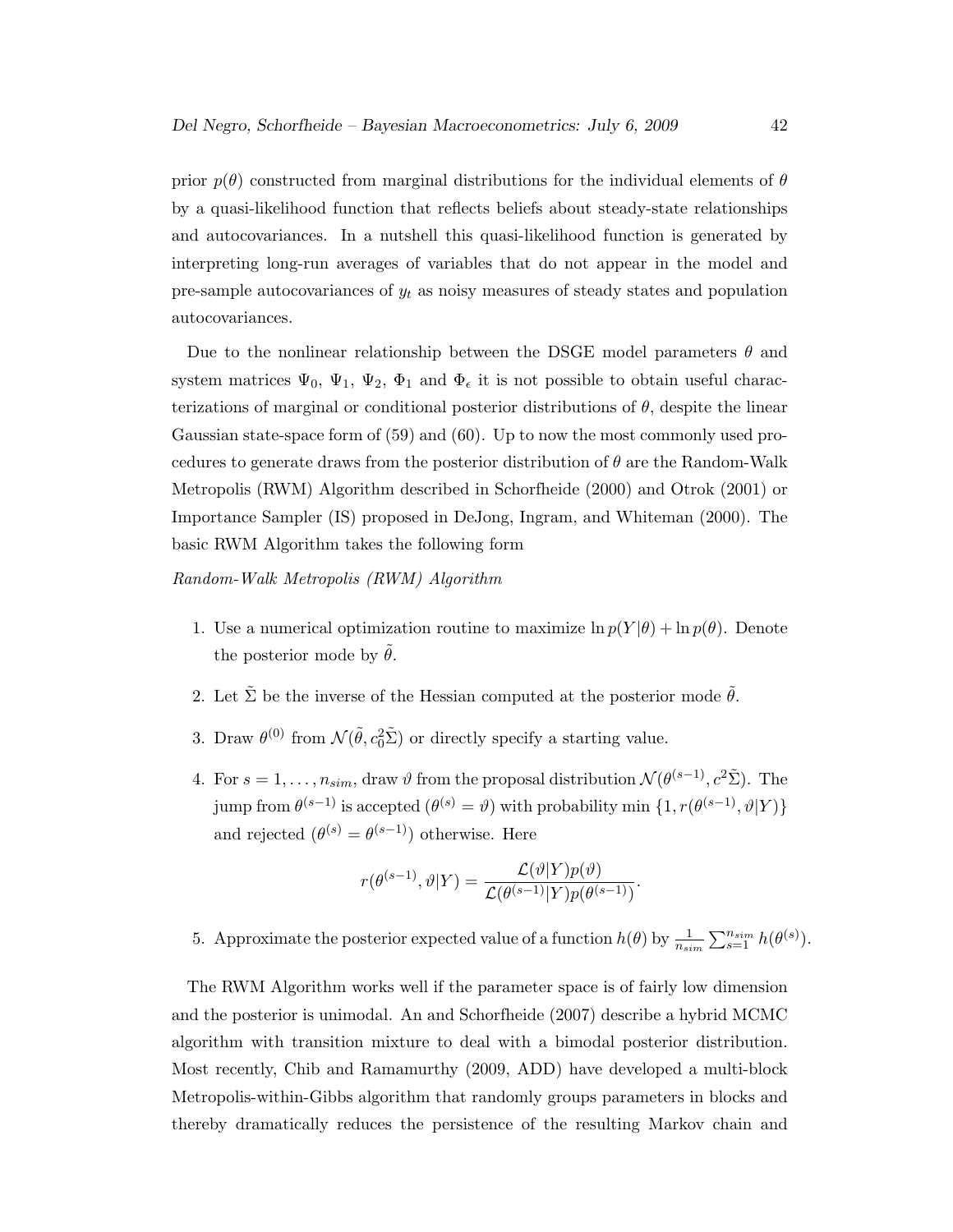prior $p(\theta)$ constructed from marginal distributions for the individual elements of $\theta$ by a quasi-likelihood function that reflects beliefs about steady-state relationships and autocovariances. In a nutshell this quasi-likelihood function is generated by interpreting long-run averages of variables that do not appear in the model and pre-sample autocovariances of $y_t$ as noisy measures of steady states and population autocovariances.

Due to the nonlinear relationship between the DSGE model parameters $\theta$ and system matrices $\Psi_0$, $\Psi_1$, $\Psi_2$, $\Phi_1$ and $\Phi_\epsilon$ it is not possible to obtain useful characterizations of marginal or conditional posterior distributions of $\theta$, despite the linear Gaussian state-space form of (59) and (60). Up to now the most commonly used procedures to generate draws from the posterior distribution of $\theta$ are the Random-Walk Metropolis (RWM) Algorithm described in Schorfheide (2000) and Otrok (2001) or Importance Sampler (IS) proposed in DeJong, Ingram, and Whiteman (2000). The basic RWM Algorithm takes the following form

*Random-Walk Metropolis (RWM) Algorithm*

1. Use a numerical optimization routine to maximize $\ln p(Y|\theta) + \ln p(\theta)$. Denote the posterior mode by $\tilde{\theta}$.
2. Let $\tilde{\Sigma}$ be the inverse of the Hessian computed at the posterior mode $\tilde{\theta}$.
3. Draw $\theta^{(0)}$ from $\mathcal{N}(\tilde{\theta}, c_0^2\tilde{\Sigma})$ or directly specify a starting value.
4. For $s = 1, \ldots, n_{sim}$, draw $\vartheta$ from the proposal distribution $\mathcal{N}(\theta^{(s-1)}, c^2\tilde{\Sigma})$. The jump from $\theta^{(s-1)}$ is accepted ($\theta^{(s)} = \vartheta$) with probability $\min\{1, r(\theta^{(s-1)}, \vartheta|Y)\}$ and rejected ($\theta^{(s)} = \theta^{(s-1)}$) otherwise. Here
$$r(\theta^{(s-1)}, \vartheta|Y) = \frac{\mathcal{L}(\vartheta|Y)p(\vartheta)}{\mathcal{L}(\theta^{(s-1)}|Y)p(\theta^{(s-1)})}.$$
5. Approximate the posterior expected value of a function $h(\theta)$ by $\frac{1}{n_{sim}}\sum_{s=1}^{n_{sim}} h(\theta^{(s)})$.

The RWM Algorithm works well if the parameter space is of fairly low dimension and the posterior is unimodal. An and Schorfheide (2007) describe a hybrid MCMC algorithm with transition mixture to deal with a bimodal posterior distribution. Most recently, Chib and Ramamurthy (2009, ADD) have developed a multi-block Metropolis-within-Gibbs algorithm that randomly groups parameters in blocks and thereby dramatically reduces the persistence of the resulting Markov chain and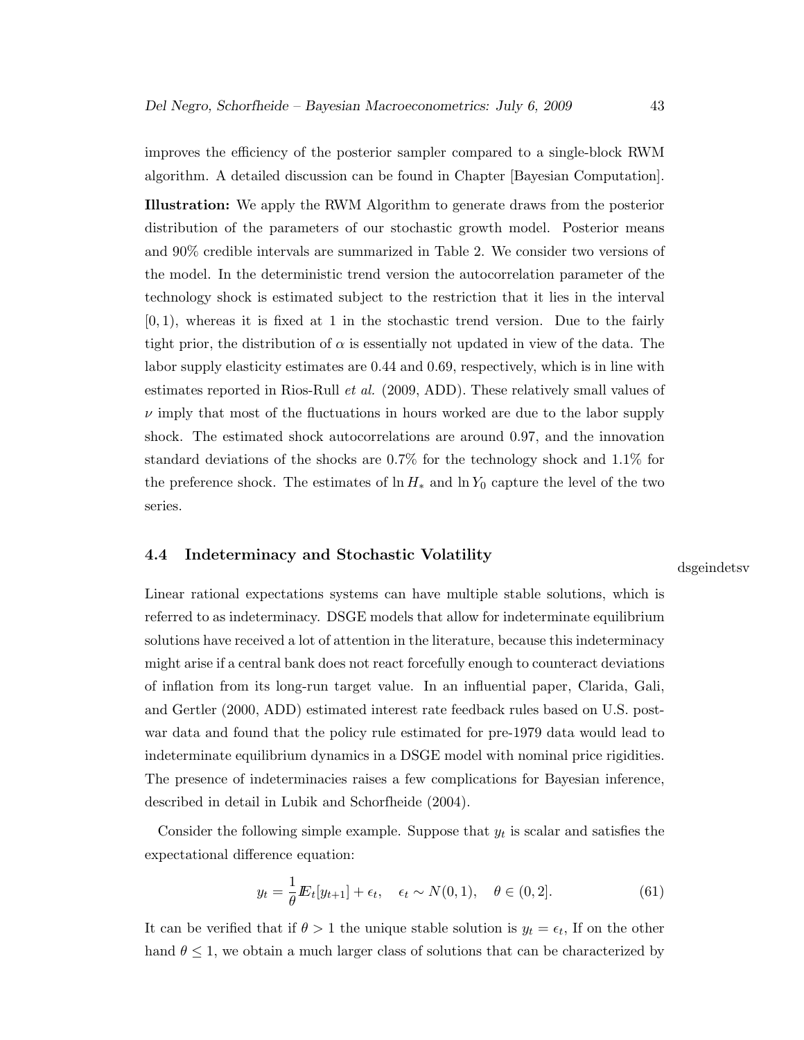improves the efficiency of the posterior sampler compared to a single-block RWM algorithm. A detailed discussion can be found in Chapter [Bayesian Computation].

**Illustration:** We apply the RWM Algorithm to generate draws from the posterior distribution of the parameters of our stochastic growth model. Posterior means and 90% credible intervals are summarized in Table 2. We consider two versions of the model. In the deterministic trend version the autocorrelation parameter of the technology shock is estimated subject to the restriction that it lies in the interval $[0, 1)$, whereas it is fixed at 1 in the stochastic trend version. Due to the fairly tight prior, the distribution of $\alpha$ is essentially not updated in view of the data. The labor supply elasticity estimates are 0.44 and 0.69, respectively, which is in line with estimates reported in Rios-Rull *et al.* (2009, ADD). These relatively small values of $\nu$ imply that most of the fluctuations in hours worked are due to the labor supply shock. The estimated shock autocorrelations are around 0.97, and the innovation standard deviations of the shocks are 0.7% for the technology shock and 1.1% for the preference shock. The estimates of $\ln H_*$ and $\ln Y_0$ capture the level of the two series.

## 4.4 Indeterminacy and Stochastic Volatility

dsgeindetsv

Linear rational expectations systems can have multiple stable solutions, which is referred to as indeterminacy. DSGE models that allow for indeterminate equilibrium solutions have received a lot of attention in the literature, because this indeterminacy might arise if a central bank does not react forcefully enough to counteract deviations of inflation from its long-run target value. In an influential paper, Clarida, Gali, and Gertler (2000, ADD) estimated interest rate feedback rules based on U.S. post-war data and found that the policy rule estimated for pre-1979 data would lead to indeterminate equilibrium dynamics in a DSGE model with nominal price rigidities. The presence of indeterminacies raises a few complications for Bayesian inference, described in detail in Lubik and Schorfheide (2004).

Consider the following simple example. Suppose that $y_t$ is scalar and satisfies the expectational difference equation:

$$y_t = \frac{1}{\theta} I\!E_t[y_{t+1}] + \epsilon_t, \quad \epsilon_t \sim N(0, 1), \quad \theta \in (0, 2]. \tag{61}$$

It can be verified that if $\theta > 1$ the unique stable solution is $y_t = \epsilon_t$, If on the other hand $\theta \leq 1$, we obtain a much larger class of solutions that can be characterized by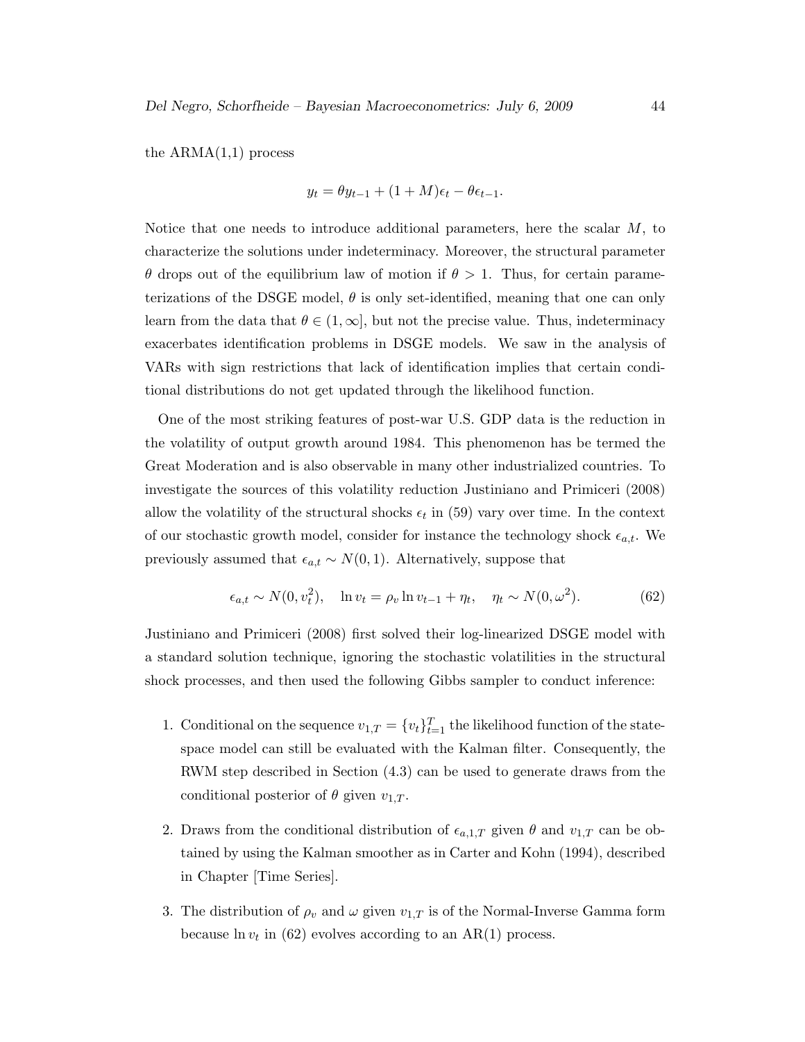the ARMA(1,1) process

$$y_t = \theta y_{t-1} + (1+M)\epsilon_t - \theta \epsilon_{t-1}.$$

Notice that one needs to introduce additional parameters, here the scalar $M$, to characterize the solutions under indeterminacy. Moreover, the structural parameter $\theta$ drops out of the equilibrium law of motion if $\theta > 1$. Thus, for certain parameterizations of the DSGE model, $\theta$ is only set-identified, meaning that one can only learn from the data that $\theta \in (1, \infty]$, but not the precise value. Thus, indeterminacy exacerbates identification problems in DSGE models. We saw in the analysis of VARs with sign restrictions that lack of identification implies that certain conditional distributions do not get updated through the likelihood function.

One of the most striking features of post-war U.S. GDP data is the reduction in the volatility of output growth around 1984. This phenomenon has be termed the Great Moderation and is also observable in many other industrialized countries. To investigate the sources of this volatility reduction Justiniano and Primiceri (2008) allow the volatility of the structural shocks $\epsilon_t$ in (59) vary over time. In the context of our stochastic growth model, consider for instance the technology shock $\epsilon_{a,t}$. We previously assumed that $\epsilon_{a,t} \sim N(0,1)$. Alternatively, suppose that

$$\epsilon_{a,t} \sim N(0, v_t^2), \quad \ln v_t = \rho_v \ln v_{t-1} + \eta_t, \quad \eta_t \sim N(0, \omega^2). \tag{62}$$

Justiniano and Primiceri (2008) first solved their log-linearized DSGE model with a standard solution technique, ignoring the stochastic volatilities in the structural shock processes, and then used the following Gibbs sampler to conduct inference:

1. Conditional on the sequence $v_{1,T} = \{v_t\}_{t=1}^T$ the likelihood function of the state-space model can still be evaluated with the Kalman filter. Consequently, the RWM step described in Section (4.3) can be used to generate draws from the conditional posterior of $\theta$ given $v_{1,T}$.

2. Draws from the conditional distribution of $\epsilon_{a,1,T}$ given $\theta$ and $v_{1,T}$ can be obtained by using the Kalman smoother as in Carter and Kohn (1994), described in Chapter [Time Series].

3. The distribution of $\rho_v$ and $\omega$ given $v_{1,T}$ is of the Normal-Inverse Gamma form because $\ln v_t$ in (62) evolves according to an AR(1) process.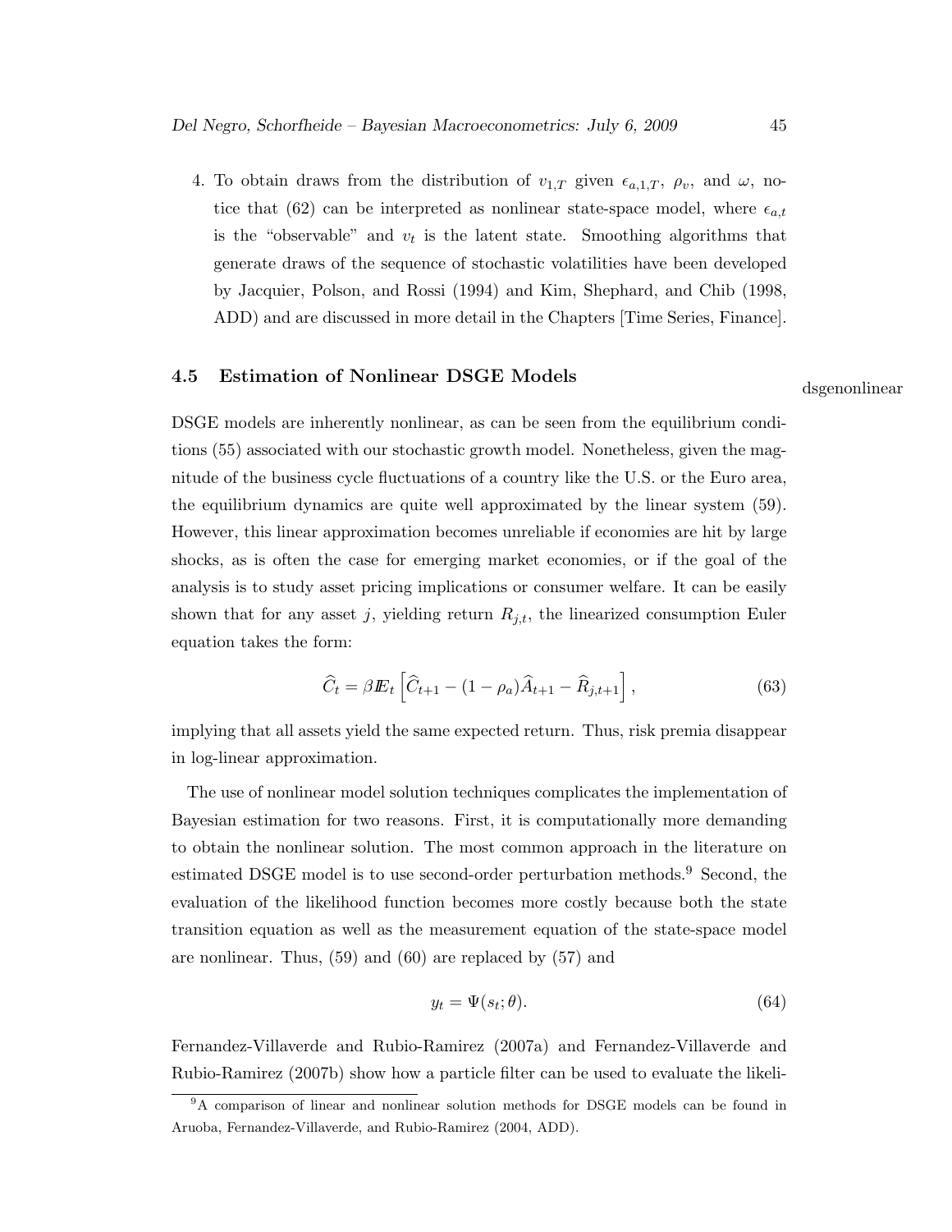4. To obtain draws from the distribution of $v_{1,T}$ given $\epsilon_{a,1,T}$, $\rho_v$, and $\omega$, notice that (62) can be interpreted as nonlinear state-space model, where $\epsilon_{a,t}$ is the "observable" and $v_t$ is the latent state. Smoothing algorithms that generate draws of the sequence of stochastic volatilities have been developed by Jacquier, Polson, and Rossi (1994) and Kim, Shephard, and Chib (1998, ADD) and are discussed in more detail in the Chapters [Time Series, Finance].

## 4.5 Estimation of Nonlinear DSGE Models

dsgenonlinear

DSGE models are inherently nonlinear, as can be seen from the equilibrium conditions (55) associated with our stochastic growth model. Nonetheless, given the magnitude of the business cycle fluctuations of a country like the U.S. or the Euro area, the equilibrium dynamics are quite well approximated by the linear system (59). However, this linear approximation becomes unreliable if economies are hit by large shocks, as is often the case for emerging market economies, or if the goal of the analysis is to study asset pricing implications or consumer welfare. It can be easily shown that for any asset $j$, yielding return $R_{j,t}$, the linearized consumption Euler equation takes the form:

$$\widehat{C}_t = \beta I\!E_t \left[ \widehat{C}_{t+1} - (1-\rho_a)\widehat{A}_{t+1} - \widehat{R}_{j,t+1} \right], \tag{63}$$

implying that all assets yield the same expected return. Thus, risk premia disappear in log-linear approximation.

The use of nonlinear model solution techniques complicates the implementation of Bayesian estimation for two reasons. First, it is computationally more demanding to obtain the nonlinear solution. The most common approach in the literature on estimated DSGE model is to use second-order perturbation methods.[9] Second, the evaluation of the likelihood function becomes more costly because both the state transition equation as well as the measurement equation of the state-space model are nonlinear. Thus, (59) and (60) are replaced by (57) and

$$y_t = \Psi(s_t; \theta). \tag{64}$$

Fernandez-Villaverde and Rubio-Ramirez (2007a) and Fernandez-Villaverde and Rubio-Ramirez (2007b) show how a particle filter can be used to evaluate the likeli-

[9] A comparison of linear and nonlinear solution methods for DSGE models can be found in Aruoba, Fernandez-Villaverde, and Rubio-Ramirez (2004, ADD).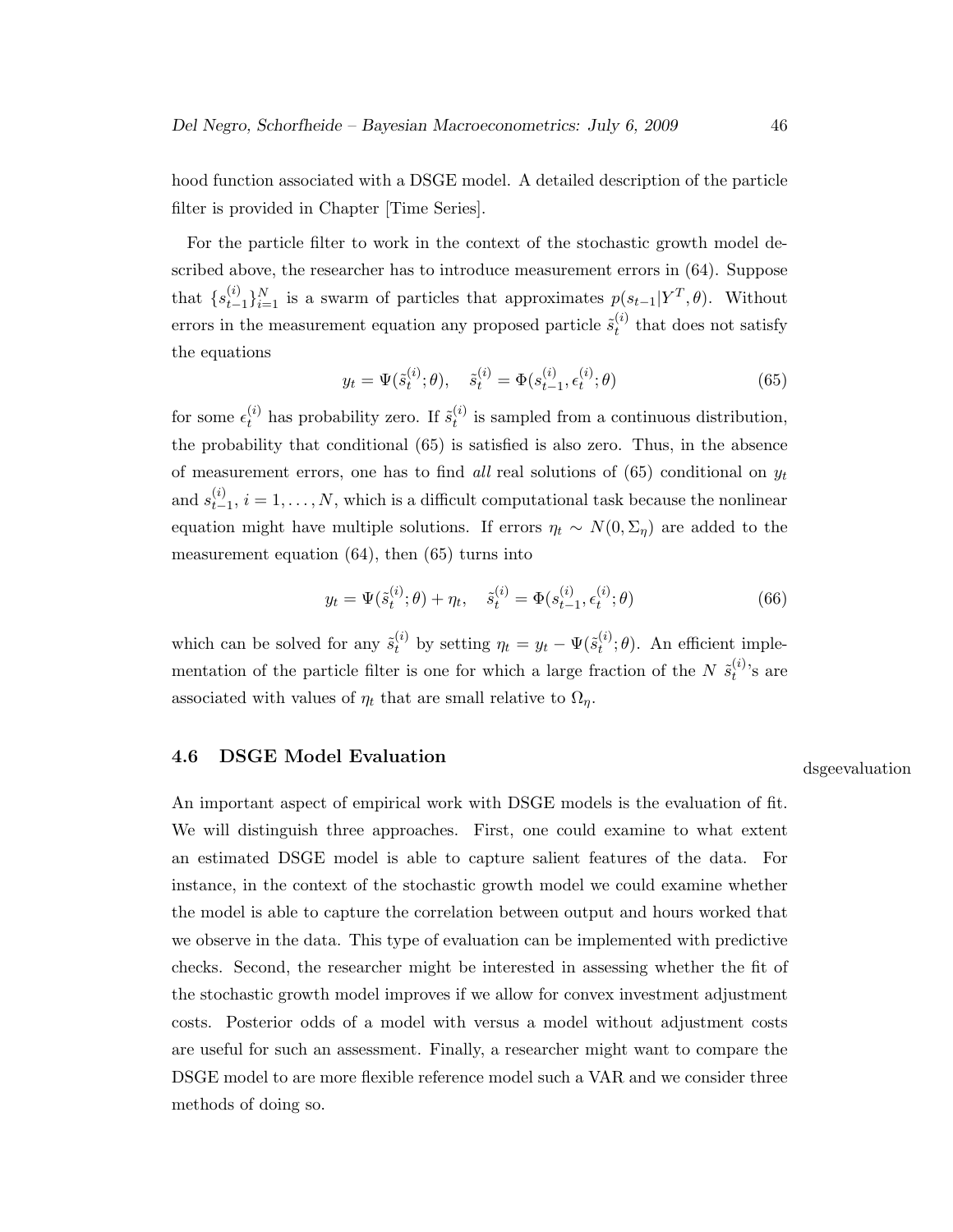hood function associated with a DSGE model. A detailed description of the particle filter is provided in Chapter [Time Series].

For the particle filter to work in the context of the stochastic growth model described above, the researcher has to introduce measurement errors in (64). Suppose that $\{s_{t-1}^{(i)}\}_{i=1}^N$ is a swarm of particles that approximates $p(s_{t-1}|Y^T,\theta)$. Without errors in the measurement equation any proposed particle $\tilde{s}_t^{(i)}$ that does not satisfy the equations

$$
y_t = \Psi(\tilde{s}_t^{(i)};\theta), \quad \tilde{s}_t^{(i)} = \Phi(s_{t-1}^{(i)}, \epsilon_t^{(i)};\theta) \tag{65}
$$

for some $\epsilon_t^{(i)}$ has probability zero. If $\tilde{s}_t^{(i)}$ is sampled from a continuous distribution, the probability that conditional (65) is satisfied is also zero. Thus, in the absence of measurement errors, one has to find *all* real solutions of (65) conditional on $y_t$ and $s_{t-1}^{(i)}$, $i = 1, \ldots, N$, which is a difficult computational task because the nonlinear equation might have multiple solutions. If errors $\eta_t \sim N(0, \Sigma_\eta)$ are added to the measurement equation (64), then (65) turns into

$$
y_t = \Psi(\tilde{s}_t^{(i)};\theta) + \eta_t, \quad \tilde{s}_t^{(i)} = \Phi(s_{t-1}^{(i)}, \epsilon_t^{(i)};\theta) \tag{66}
$$

which can be solved for any $\tilde{s}_t^{(i)}$ by setting $\eta_t = y_t - \Psi(\tilde{s}_t^{(i)};\theta)$. An efficient implementation of the particle filter is one for which a large fraction of the $N$ $\tilde{s}_t^{(i)}$'s are associated with values of $\eta_t$ that are small relative to $\Omega_\eta$.

## 4.6 DSGE Model Evaluation

dsgeevaluation

An important aspect of empirical work with DSGE models is the evaluation of fit. We will distinguish three approaches. First, one could examine to what extent an estimated DSGE model is able to capture salient features of the data. For instance, in the context of the stochastic growth model we could examine whether the model is able to capture the correlation between output and hours worked that we observe in the data. This type of evaluation can be implemented with predictive checks. Second, the researcher might be interested in assessing whether the fit of the stochastic growth model improves if we allow for convex investment adjustment costs. Posterior odds of a model with versus a model without adjustment costs are useful for such an assessment. Finally, a researcher might want to compare the DSGE model to are more flexible reference model such a VAR and we consider three methods of doing so.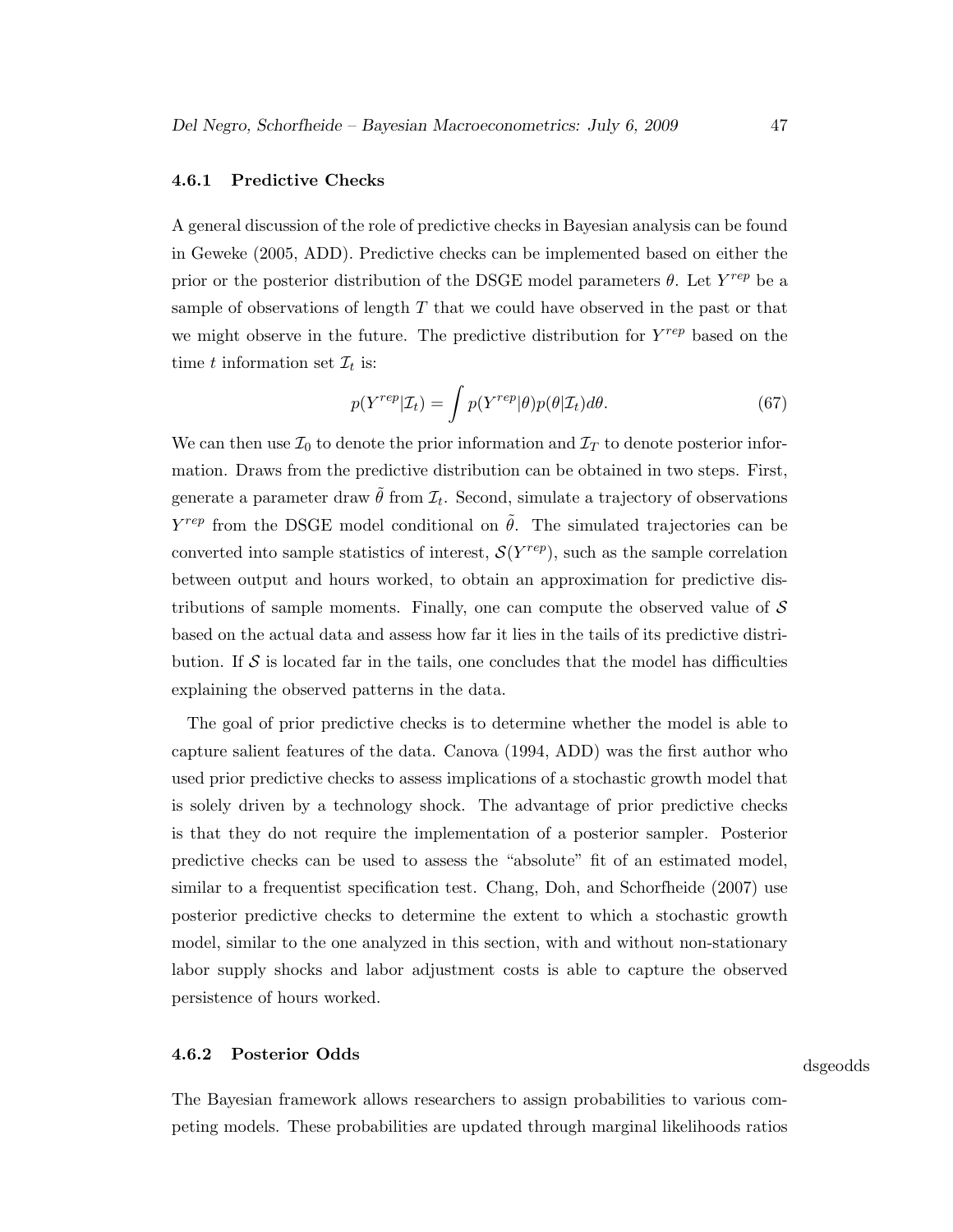### 4.6.1 Predictive Checks

A general discussion of the role of predictive checks in Bayesian analysis can be found in Geweke (2005, ADD). Predictive checks can be implemented based on either the prior or the posterior distribution of the DSGE model parameters $\theta$. Let $Y^{rep}$ be a sample of observations of length $T$ that we could have observed in the past or that we might observe in the future. The predictive distribution for $Y^{rep}$ based on the time $t$ information set $\mathcal{I}_t$ is:

$$p(Y^{rep}|\mathcal{I}_t) = \int p(Y^{rep}|\theta)p(\theta|\mathcal{I}_t)d\theta. \tag{67}$$

We can then use $\mathcal{I}_0$ to denote the prior information and $\mathcal{I}_T$ to denote posterior information. Draws from the predictive distribution can be obtained in two steps. First, generate a parameter draw $\tilde{\theta}$ from $\mathcal{I}_t$. Second, simulate a trajectory of observations $Y^{rep}$ from the DSGE model conditional on $\tilde{\theta}$. The simulated trajectories can be converted into sample statistics of interest, $\mathcal{S}(Y^{rep})$, such as the sample correlation between output and hours worked, to obtain an approximation for predictive distributions of sample moments. Finally, one can compute the observed value of $\mathcal{S}$ based on the actual data and assess how far it lies in the tails of its predictive distribution. If $\mathcal{S}$ is located far in the tails, one concludes that the model has difficulties explaining the observed patterns in the data.

The goal of prior predictive checks is to determine whether the model is able to capture salient features of the data. Canova (1994, ADD) was the first author who used prior predictive checks to assess implications of a stochastic growth model that is solely driven by a technology shock. The advantage of prior predictive checks is that they do not require the implementation of a posterior sampler. Posterior predictive checks can be used to assess the "absolute" fit of an estimated model, similar to a frequentist specification test. Chang, Doh, and Schorfheide (2007) use posterior predictive checks to determine the extent to which a stochastic growth model, similar to the one analyzed in this section, with and without non-stationary labor supply shocks and labor adjustment costs is able to capture the observed persistence of hours worked.

### 4.6.2 Posterior Odds

dsgeodds

The Bayesian framework allows researchers to assign probabilities to various competing models. These probabilities are updated through marginal likelihoods ratios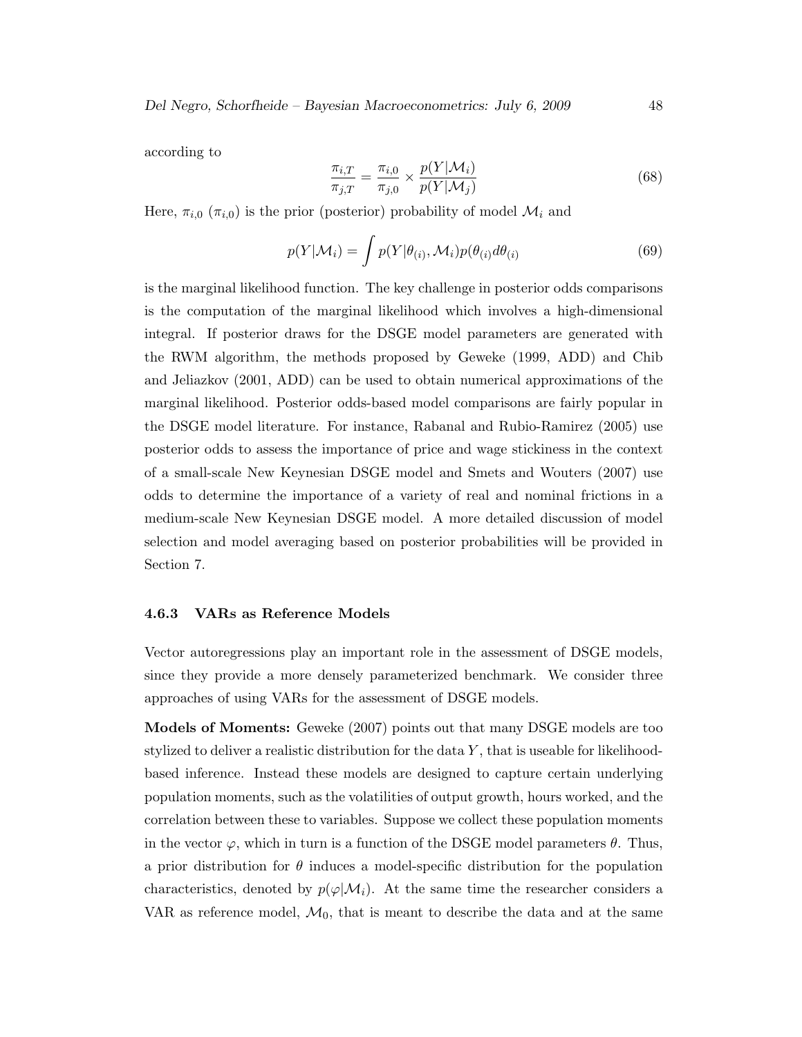according to

$$\frac{\pi_{i,T}}{\pi_{j,T}} = \frac{\pi_{i,0}}{\pi_{j,0}} \times \frac{p(Y|\mathcal{M}_i)}{p(Y|\mathcal{M}_j)} \tag{68}$$

Here, $\pi_{i,0}$ ($\pi_{i,0}$) is the prior (posterior) probability of model $\mathcal{M}_i$ and

$$p(Y|\mathcal{M}_i) = \int p(Y|\theta_{(i)}, \mathcal{M}_i)p(\theta_{(i)}d\theta_{(i)} \tag{69}$$

is the marginal likelihood function. The key challenge in posterior odds comparisons is the computation of the marginal likelihood which involves a high-dimensional integral. If posterior draws for the DSGE model parameters are generated with the RWM algorithm, the methods proposed by Geweke (1999, ADD) and Chib and Jeliazkov (2001, ADD) can be used to obtain numerical approximations of the marginal likelihood. Posterior odds-based model comparisons are fairly popular in the DSGE model literature. For instance, Rabanal and Rubio-Ramirez (2005) use posterior odds to assess the importance of price and wage stickiness in the context of a small-scale New Keynesian DSGE model and Smets and Wouters (2007) use odds to determine the importance of a variety of real and nominal frictions in a medium-scale New Keynesian DSGE model. A more detailed discussion of model selection and model averaging based on posterior probabilities will be provided in Section 7.

### 4.6.3 VARs as Reference Models

Vector autoregressions play an important role in the assessment of DSGE models, since they provide a more densely parameterized benchmark. We consider three approaches of using VARs for the assessment of DSGE models.

**Models of Moments:** Geweke (2007) points out that many DSGE models are too stylized to deliver a realistic distribution for the data $Y$, that is useable for likelihood-based inference. Instead these models are designed to capture certain underlying population moments, such as the volatilities of output growth, hours worked, and the correlation between these to variables. Suppose we collect these population moments in the vector $\varphi$, which in turn is a function of the DSGE model parameters $\theta$. Thus, a prior distribution for $\theta$ induces a model-specific distribution for the population characteristics, denoted by $p(\varphi|\mathcal{M}_i)$. At the same time the researcher considers a VAR as reference model, $\mathcal{M}_0$, that is meant to describe the data and at the same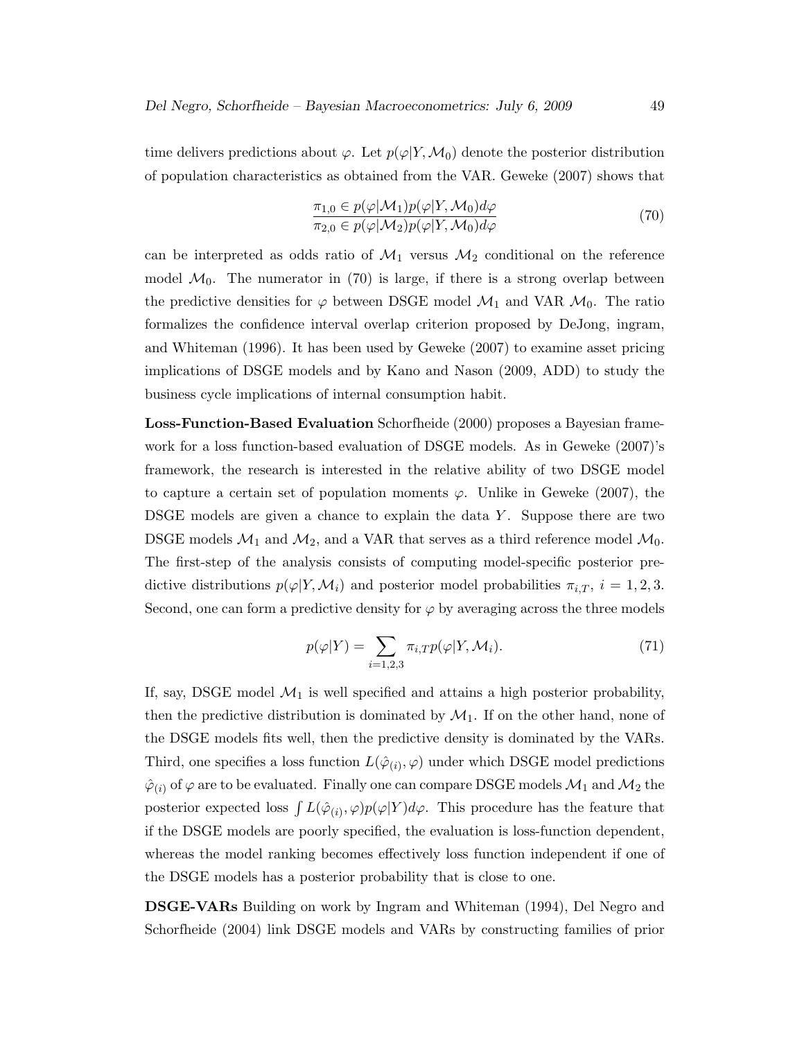time delivers predictions about $\varphi$. Let $p(\varphi|Y, \mathcal{M}_0)$ denote the posterior distribution of population characteristics as obtained from the VAR. Geweke (2007) shows that

$$\frac{\pi_{1,0} \in p(\varphi|\mathcal{M}_1)p(\varphi|Y, \mathcal{M}_0)d\varphi}{\pi_{2,0} \in p(\varphi|\mathcal{M}_2)p(\varphi|Y, \mathcal{M}_0)d\varphi} \tag{70}$$

can be interpreted as odds ratio of $\mathcal{M}_1$ versus $\mathcal{M}_2$ conditional on the reference model $\mathcal{M}_0$. The numerator in (70) is large, if there is a strong overlap between the predictive densities for $\varphi$ between DSGE model $\mathcal{M}_1$ and VAR $\mathcal{M}_0$. The ratio formalizes the confidence interval overlap criterion proposed by DeJong, ingram, and Whiteman (1996). It has been used by Geweke (2007) to examine asset pricing implications of DSGE models and by Kano and Nason (2009, ADD) to study the business cycle implications of internal consumption habit.

**Loss-Function-Based Evaluation** Schorfheide (2000) proposes a Bayesian framework for a loss function-based evaluation of DSGE models. As in Geweke (2007)'s framework, the research is interested in the relative ability of two DSGE model to capture a certain set of population moments $\varphi$. Unlike in Geweke (2007), the DSGE models are given a chance to explain the data $Y$. Suppose there are two DSGE models $\mathcal{M}_1$ and $\mathcal{M}_2$, and a VAR that serves as a third reference model $\mathcal{M}_0$. The first-step of the analysis consists of computing model-specific posterior predictive distributions $p(\varphi|Y, \mathcal{M}_i)$ and posterior model probabilities $\pi_{i,T}$, $i = 1, 2, 3$. Second, one can form a predictive density for $\varphi$ by averaging across the three models

$$p(\varphi|Y) = \sum_{i=1,2,3} \pi_{i,T} p(\varphi|Y, \mathcal{M}_i). \tag{71}$$

If, say, DSGE model $\mathcal{M}_1$ is well specified and attains a high posterior probability, then the predictive distribution is dominated by $\mathcal{M}_1$. If on the other hand, none of the DSGE models fits well, then the predictive density is dominated by the VARs. Third, one specifies a loss function $L(\hat{\varphi}_{(i)}, \varphi)$ under which DSGE model predictions $\hat{\varphi}_{(i)}$ of $\varphi$ are to be evaluated. Finally one can compare DSGE models $\mathcal{M}_1$ and $\mathcal{M}_2$ the posterior expected loss $\int L(\hat{\varphi}_{(i)}, \varphi)p(\varphi|Y)d\varphi$. This procedure has the feature that if the DSGE models are poorly specified, the evaluation is loss-function dependent, whereas the model ranking becomes effectively loss function independent if one of the DSGE models has a posterior probability that is close to one.

**DSGE-VARs** Building on work by Ingram and Whiteman (1994), Del Negro and Schorfheide (2004) link DSGE models and VARs by constructing families of prior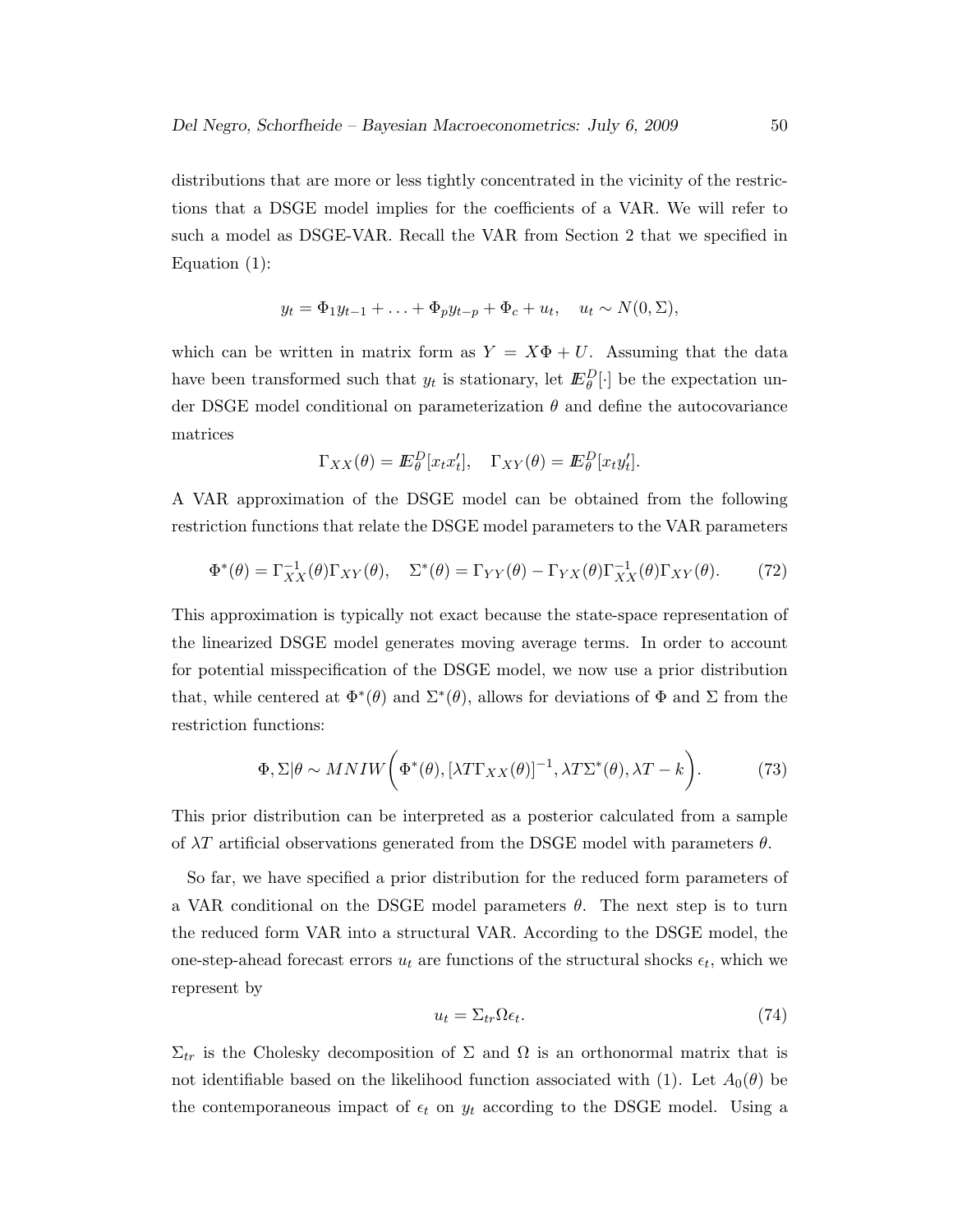distributions that are more or less tightly concentrated in the vicinity of the restrictions that a DSGE model implies for the coefficients of a VAR. We will refer to such a model as DSGE-VAR. Recall the VAR from Section 2 that we specified in Equation (1):

$$y_t = \Phi_1 y_{t-1} + \ldots + \Phi_p y_{t-p} + \Phi_c + u_t, \quad u_t \sim N(0, \Sigma),$$

which can be written in matrix form as $Y = X\Phi + U$. Assuming that the data have been transformed such that $y_t$ is stationary, let $I\!E^D_\theta[\cdot]$ be the expectation under DSGE model conditional on parameterization $\theta$ and define the autocovariance matrices

$$\Gamma_{XX}(\theta) = I\!E^D_\theta[x_t x_t'], \quad \Gamma_{XY}(\theta) = I\!E^D_\theta[x_t y_t'].$$

A VAR approximation of the DSGE model can be obtained from the following restriction functions that relate the DSGE model parameters to the VAR parameters

$$\Phi^*(\theta) = \Gamma^{-1}_{XX}(\theta)\Gamma_{XY}(\theta), \quad \Sigma^*(\theta) = \Gamma_{YY}(\theta) - \Gamma_{YX}(\theta)\Gamma^{-1}_{XX}(\theta)\Gamma_{XY}(\theta). \tag{72}$$

This approximation is typically not exact because the state-space representation of the linearized DSGE model generates moving average terms. In order to account for potential misspecification of the DSGE model, we now use a prior distribution that, while centered at $\Phi^*(\theta)$ and $\Sigma^*(\theta)$, allows for deviations of $\Phi$ and $\Sigma$ from the restriction functions:

$$\Phi, \Sigma | \theta \sim MNIW\bigg(\Phi^*(\theta), [\lambda T \Gamma_{XX}(\theta)]^{-1}, \lambda T \Sigma^*(\theta), \lambda T - k\bigg). \tag{73}$$

This prior distribution can be interpreted as a posterior calculated from a sample of $\lambda T$ artificial observations generated from the DSGE model with parameters $\theta$.

So far, we have specified a prior distribution for the reduced form parameters of a VAR conditional on the DSGE model parameters $\theta$. The next step is to turn the reduced form VAR into a structural VAR. According to the DSGE model, the one-step-ahead forecast errors $u_t$ are functions of the structural shocks $\epsilon_t$, which we represent by

$$u_t = \Sigma_{tr}\Omega\epsilon_t. \tag{74}$$

$\Sigma_{tr}$ is the Cholesky decomposition of $\Sigma$ and $\Omega$ is an orthonormal matrix that is not identifiable based on the likelihood function associated with (1). Let $A_0(\theta)$ be the contemporaneous impact of $\epsilon_t$ on $y_t$ according to the DSGE model. Using a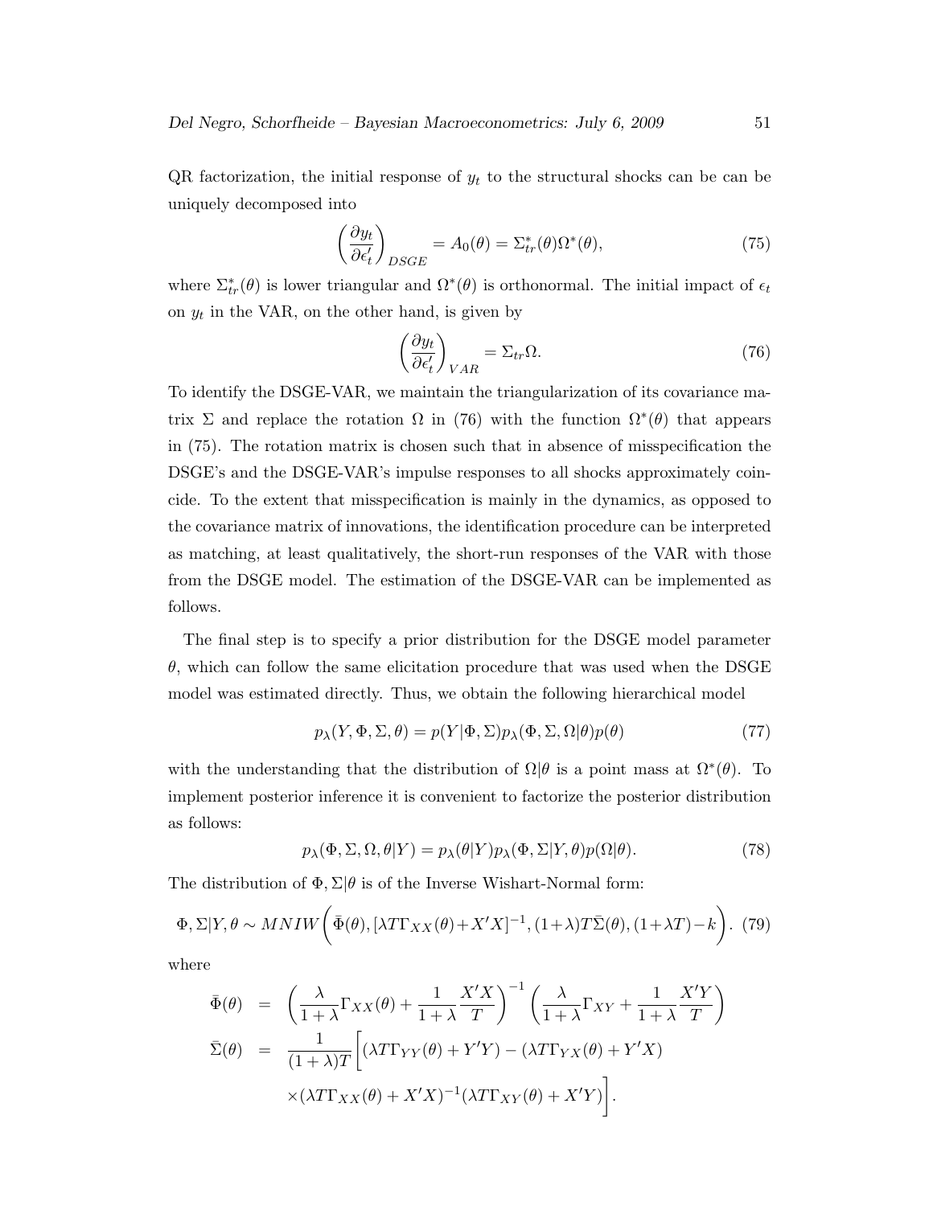QR factorization, the initial response of $y_t$ to the structural shocks can be can be uniquely decomposed into

$$\left(\frac{\partial y_t}{\partial \epsilon_t'}\right)_{DSGE} = A_0(\theta) = \Sigma^*_{tr}(\theta)\Omega^*(\theta), \tag{75}$$

where $\Sigma^*_{tr}(\theta)$ is lower triangular and $\Omega^*(\theta)$ is orthonormal. The initial impact of $\epsilon_t$ on $y_t$ in the VAR, on the other hand, is given by

$$\left(\frac{\partial y_t}{\partial \epsilon_t'}\right)_{VAR} = \Sigma_{tr}\Omega. \tag{76}$$

To identify the DSGE-VAR, we maintain the triangularization of its covariance matrix $\Sigma$ and replace the rotation $\Omega$ in (76) with the function $\Omega^*(\theta)$ that appears in (75). The rotation matrix is chosen such that in absence of misspecification the DSGE's and the DSGE-VAR's impulse responses to all shocks approximately coincide. To the extent that misspecification is mainly in the dynamics, as opposed to the covariance matrix of innovations, the identification procedure can be interpreted as matching, at least qualitatively, the short-run responses of the VAR with those from the DSGE model. The estimation of the DSGE-VAR can be implemented as follows.

The final step is to specify a prior distribution for the DSGE model parameter $\theta$, which can follow the same elicitation procedure that was used when the DSGE model was estimated directly. Thus, we obtain the following hierarchical model

$$p_\lambda(Y, \Phi, \Sigma, \theta) = p(Y|\Phi, \Sigma)p_\lambda(\Phi, \Sigma, \Omega|\theta)p(\theta) \tag{77}$$

with the understanding that the distribution of $\Omega|\theta$ is a point mass at $\Omega^*(\theta)$. To implement posterior inference it is convenient to factorize the posterior distribution as follows:

$$p_\lambda(\Phi, \Sigma, \Omega, \theta|Y) = p_\lambda(\theta|Y)p_\lambda(\Phi, \Sigma|Y, \theta)p(\Omega|\theta). \tag{78}$$

The distribution of $\Phi, \Sigma|\theta$ is of the Inverse Wishart-Normal form:

$$\Phi, \Sigma|Y, \theta \sim MNIW\bigg(\bar{\Phi}(\theta), [\lambda T \Gamma_{XX}(\theta) + X'X]^{-1}, (1+\lambda)T\bar{\Sigma}(\theta), (1+\lambda T) - k\bigg). \tag{79}$$

where

$$\begin{aligned}
\bar{\Phi}(\theta) &= \left(\frac{\lambda}{1+\lambda}\Gamma_{XX}(\theta) + \frac{1}{1+\lambda}\frac{X'X}{T}\right)^{-1}\left(\frac{\lambda}{1+\lambda}\Gamma_{XY} + \frac{1}{1+\lambda}\frac{X'Y}{T}\right) \\
\bar{\Sigma}(\theta) &= \frac{1}{(1+\lambda)T}\bigg[(\lambda T \Gamma_{YY}(\theta) + Y'Y) - (\lambda T \Gamma_{YX}(\theta) + Y'X) \\
&\quad \times (\lambda T \Gamma_{XX}(\theta) + X'X)^{-1}(\lambda T \Gamma_{XY}(\theta) + X'Y)\bigg].
\end{aligned}$$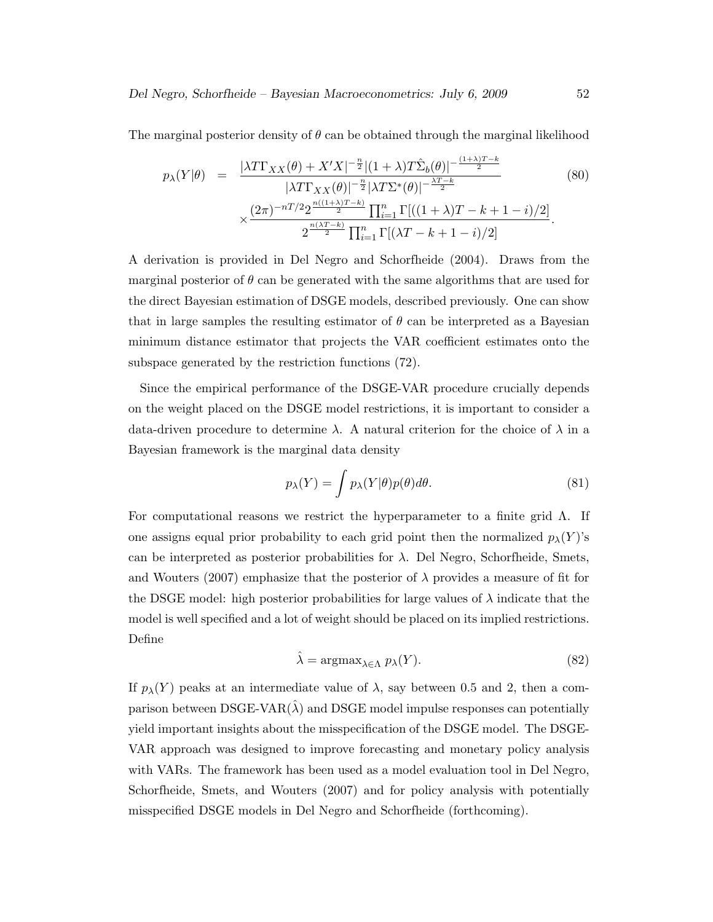The marginal posterior density of $\theta$ can be obtained through the marginal likelihood

$$
\begin{aligned}
p_\lambda(Y|\theta) &= \frac{|\lambda T \Gamma_{XX}(\theta) + X'X|^{-\frac{n}{2}} |(1+\lambda)T\hat{\Sigma}_b(\theta)|^{-\frac{(1+\lambda)T-k}{2}}}{|\lambda T \Gamma_{XX}(\theta)|^{-\frac{n}{2}} |\lambda T \Sigma^*(\theta)|^{-\frac{\lambda T - k}{2}}} \\
&\quad \times \frac{(2\pi)^{-nT/2} 2^{\frac{n((1+\lambda)T-k)}{2}} \prod_{i=1}^n \Gamma[((1+\lambda)T - k + 1 - i)/2]}{2^{\frac{n(\lambda T - k)}{2}} \prod_{i=1}^n \Gamma[(\lambda T - k + 1 - i)/2]}.
\end{aligned} \tag{80}
$$

A derivation is provided in Del Negro and Schorfheide (2004). Draws from the marginal posterior of $\theta$ can be generated with the same algorithms that are used for the direct Bayesian estimation of DSGE models, described previously. One can show that in large samples the resulting estimator of $\theta$ can be interpreted as a Bayesian minimum distance estimator that projects the VAR coefficient estimates onto the subspace generated by the restriction functions (72).

Since the empirical performance of the DSGE-VAR procedure crucially depends on the weight placed on the DSGE model restrictions, it is important to consider a data-driven procedure to determine $\lambda$. A natural criterion for the choice of $\lambda$ in a Bayesian framework is the marginal data density

$$
p_\lambda(Y) = \int p_\lambda(Y|\theta) p(\theta) d\theta. \tag{81}
$$

For computational reasons we restrict the hyperparameter to a finite grid $\Lambda$. If one assigns equal prior probability to each grid point then the normalized $p_\lambda(Y)$'s can be interpreted as posterior probabilities for $\lambda$. Del Negro, Schorfheide, Smets, and Wouters (2007) emphasize that the posterior of $\lambda$ provides a measure of fit for the DSGE model: high posterior probabilities for large values of $\lambda$ indicate that the model is well specified and a lot of weight should be placed on its implied restrictions. Define

$$
\hat{\lambda} = \text{argmax}_{\lambda \in \Lambda}\, p_\lambda(Y). \tag{82}
$$

If $p_\lambda(Y)$ peaks at an intermediate value of $\lambda$, say between 0.5 and 2, then a comparison between DSGE-VAR($\hat{\lambda}$) and DSGE model impulse responses can potentially yield important insights about the misspecification of the DSGE model. The DSGE-VAR approach was designed to improve forecasting and monetary policy analysis with VARs. The framework has been used as a model evaluation tool in Del Negro, Schorfheide, Smets, and Wouters (2007) and for policy analysis with potentially misspecified DSGE models in Del Negro and Schorfheide (forthcoming).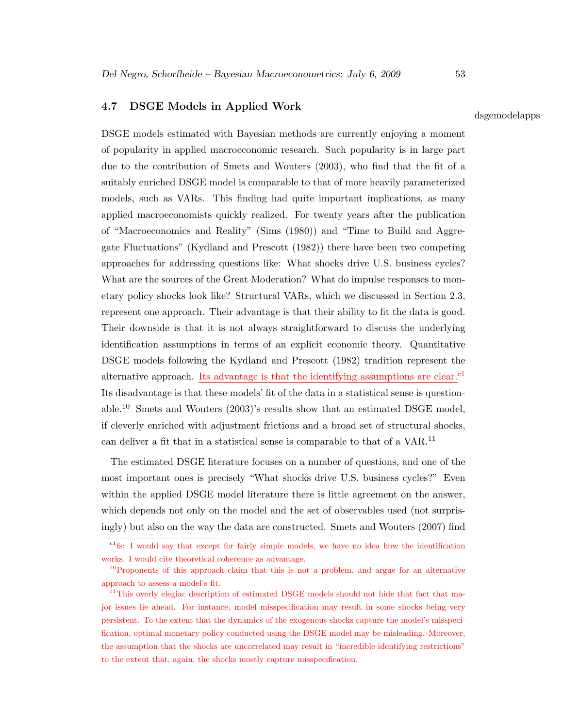## 4.7 DSGE Models in Applied Work

dsgemodelapps

DSGE models estimated with Bayesian methods are currently enjoying a moment of popularity in applied macroeconomic research. Such popularity is in large part due to the contribution of Smets and Wouters (2003), who find that the fit of a suitably enriched DSGE model is comparable to that of more heavily parameterized models, such as VARs. This finding had quite important implications, as many applied macroeconomists quickly realized. For twenty years after the publication of "Macroeconomics and Reality" (Sims (1980)) and "Time to Build and Aggregate Fluctuations" (Kydland and Prescott (1982)) there have been two competing approaches for addressing questions like: What shocks drive U.S. business cycles? What are the sources of the Great Moderation? What do impulse responses to monetary policy shocks look like? Structural VARs, which we discussed in Section 2.3, represent one approach. Their advantage is that their ability to fit the data is good. Their downside is that it is not always straightforward to discuss the underlying identification assumptions in terms of an explicit economic theory. Quantitative DSGE models following the Kydland and Prescott (1982) tradition represent the alternative approach. Its advantage is that the identifying assumptions are clear.[c1] Its disadvantage is that these models' fit of the data in a statistical sense is questionable.[10] Smets and Wouters (2003)'s results show that an estimated DSGE model, if cleverly enriched with adjustment frictions and a broad set of structural shocks, can deliver a fit that in a statistical sense is comparable to that of a VAR.[11]

The estimated DSGE literature focuses on a number of questions, and one of the most important ones is precisely "What shocks drive U.S. business cycles?" Even within the applied DSGE model literature there is little agreement on the answer, which depends not only on the model and the set of observables used (not surprisingly) but also on the way the data are constructed. Smets and Wouters (2007) find

---

[c1] fs: I would say that except for fairly simple models, we have no idea how the identification works. I would cite theoretical coherence as advantage.

[10] Proponents of this approach claim that this is not a problem, and argue for an alternative approach to assess a model's fit.

[11] This overly elegiac description of estimated DSGE models should not hide that fact that major issues lie ahead. For instance, model misspecification may result in some shocks being very persistent. To the extent that the dynamics of the exogenous shocks capture the model's misspecification, optimal monetary policy conducted using the DSGE model may be misleading. Moreover, the assumption that the shocks are uncorrelated may result in "incredible identifying restrictions" to the extent that, again, the shocks mostly capture misspecification.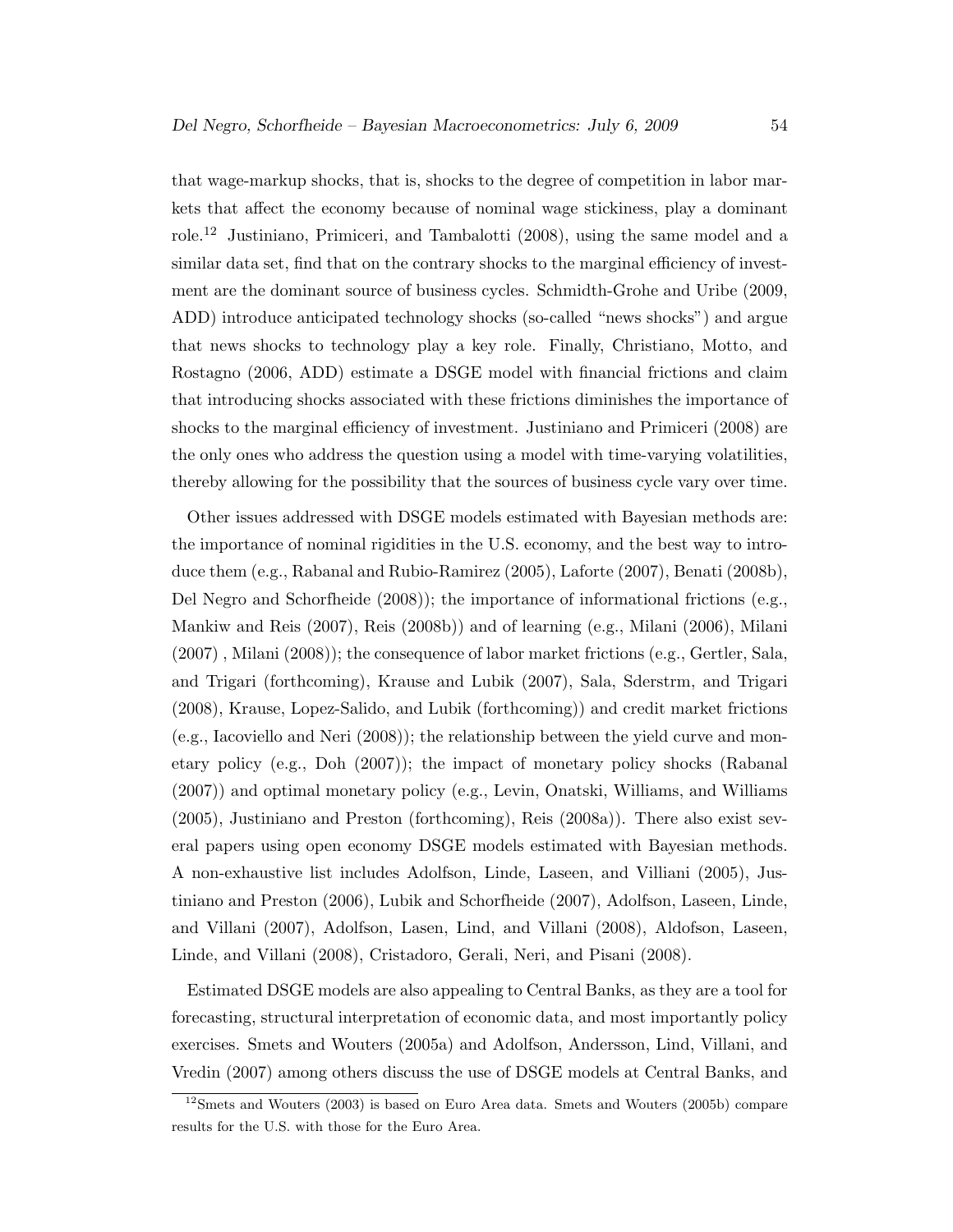that wage-markup shocks, that is, shocks to the degree of competition in labor markets that affect the economy because of nominal wage stickiness, play a dominant role.[12] Justiniano, Primiceri, and Tambalotti (2008), using the same model and a similar data set, find that on the contrary shocks to the marginal efficiency of investment are the dominant source of business cycles. Schmidth-Grohe and Uribe (2009, ADD) introduce anticipated technology shocks (so-called "news shocks") and argue that news shocks to technology play a key role. Finally, Christiano, Motto, and Rostagno (2006, ADD) estimate a DSGE model with financial frictions and claim that introducing shocks associated with these frictions diminishes the importance of shocks to the marginal efficiency of investment. Justiniano and Primiceri (2008) are the only ones who address the question using a model with time-varying volatilities, thereby allowing for the possibility that the sources of business cycle vary over time.

Other issues addressed with DSGE models estimated with Bayesian methods are: the importance of nominal rigidities in the U.S. economy, and the best way to introduce them (e.g., Rabanal and Rubio-Ramirez (2005), Laforte (2007), Benati (2008b), Del Negro and Schorfheide (2008)); the importance of informational frictions (e.g., Mankiw and Reis (2007), Reis (2008b)) and of learning (e.g., Milani (2006), Milani (2007) , Milani (2008)); the consequence of labor market frictions (e.g., Gertler, Sala, and Trigari (forthcoming), Krause and Lubik (2007), Sala, Sderstrm, and Trigari (2008), Krause, Lopez-Salido, and Lubik (forthcoming)) and credit market frictions (e.g., Iacoviello and Neri (2008)); the relationship between the yield curve and monetary policy (e.g., Doh (2007)); the impact of monetary policy shocks (Rabanal (2007)) and optimal monetary policy (e.g., Levin, Onatski, Williams, and Williams (2005), Justiniano and Preston (forthcoming), Reis (2008a)). There also exist several papers using open economy DSGE models estimated with Bayesian methods. A non-exhaustive list includes Adolfson, Linde, Laseen, and Villiani (2005), Justiniano and Preston (2006), Lubik and Schorfheide (2007), Adolfson, Laseen, Linde, and Villani (2007), Adolfson, Lasen, Lind, and Villani (2008), Aldofson, Laseen, Linde, and Villani (2008), Cristadoro, Gerali, Neri, and Pisani (2008).

Estimated DSGE models are also appealing to Central Banks, as they are a tool for forecasting, structural interpretation of economic data, and most importantly policy exercises. Smets and Wouters (2005a) and Adolfson, Andersson, Lind, Villani, and Vredin (2007) among others discuss the use of DSGE models at Central Banks, and

[12] Smets and Wouters (2003) is based on Euro Area data. Smets and Wouters (2005b) compare results for the U.S. with those for the Euro Area.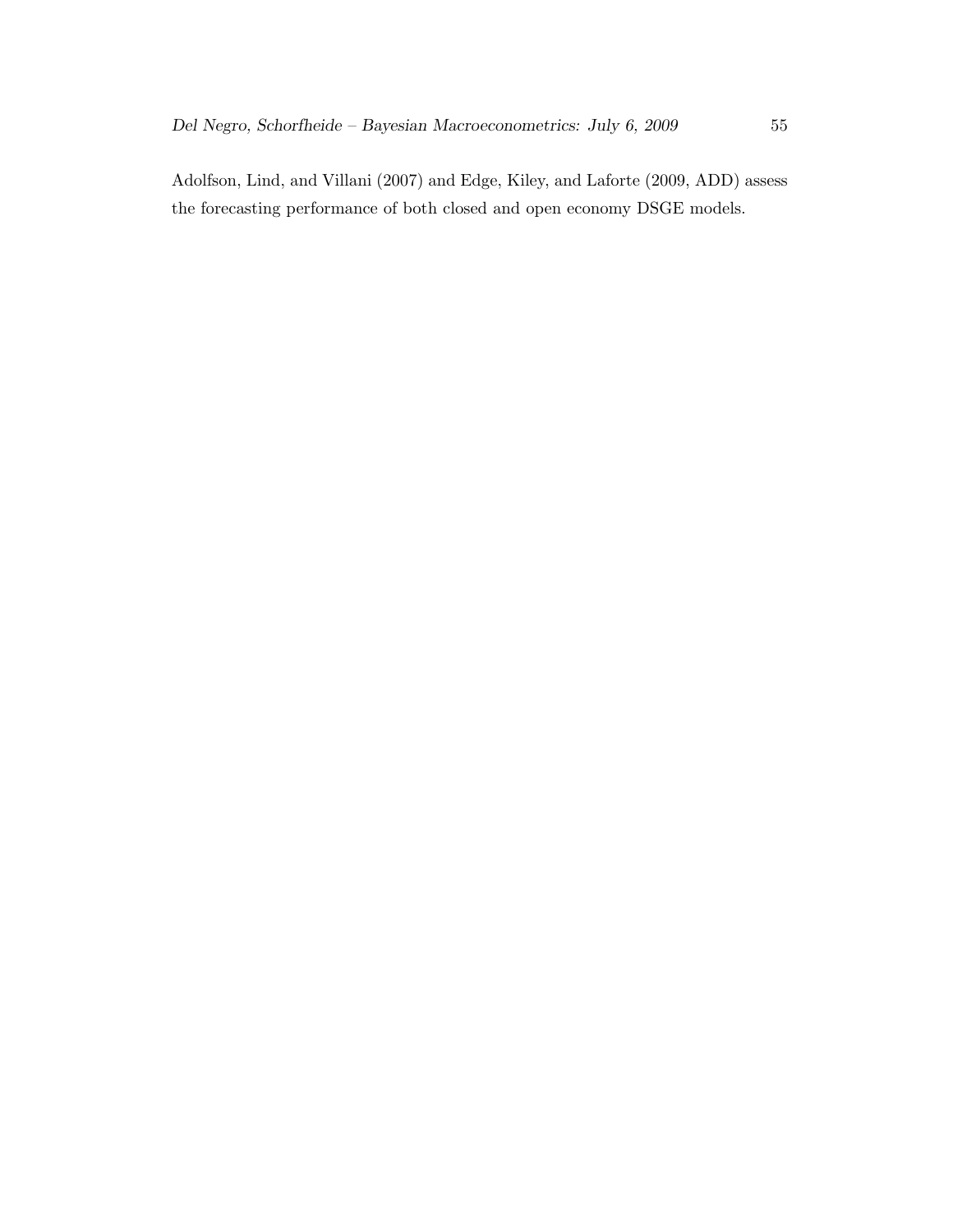Adolfson, Lind, and Villani (2007) and Edge, Kiley, and Laforte (2009, ADD) assess the forecasting performance of both closed and open economy DSGE models.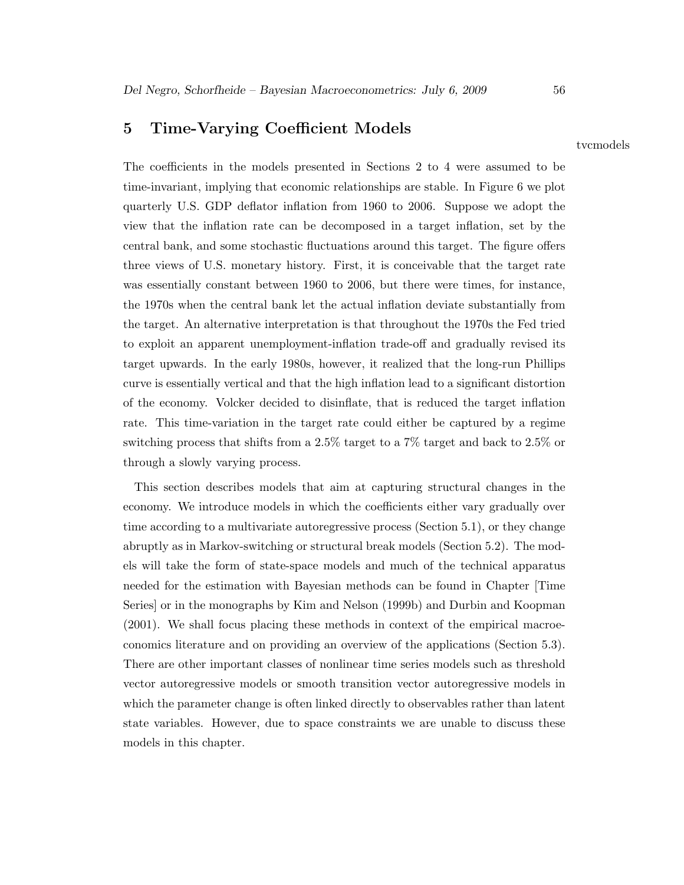# 5 Time-Varying Coefficient Models

tvcmodels

The coefficients in the models presented in Sections 2 to 4 were assumed to be time-invariant, implying that economic relationships are stable. In Figure 6 we plot quarterly U.S. GDP deflator inflation from 1960 to 2006. Suppose we adopt the view that the inflation rate can be decomposed in a target inflation, set by the central bank, and some stochastic fluctuations around this target. The figure offers three views of U.S. monetary history. First, it is conceivable that the target rate was essentially constant between 1960 to 2006, but there were times, for instance, the 1970s when the central bank let the actual inflation deviate substantially from the target. An alternative interpretation is that throughout the 1970s the Fed tried to exploit an apparent unemployment-inflation trade-off and gradually revised its target upwards. In the early 1980s, however, it realized that the long-run Phillips curve is essentially vertical and that the high inflation lead to a significant distortion of the economy. Volcker decided to disinflate, that is reduced the target inflation rate. This time-variation in the target rate could either be captured by a regime switching process that shifts from a 2.5% target to a 7% target and back to 2.5% or through a slowly varying process.

This section describes models that aim at capturing structural changes in the economy. We introduce models in which the coefficients either vary gradually over time according to a multivariate autoregressive process (Section 5.1), or they change abruptly as in Markov-switching or structural break models (Section 5.2). The models will take the form of state-space models and much of the technical apparatus needed for the estimation with Bayesian methods can be found in Chapter [Time Series] or in the monographs by Kim and Nelson (1999b) and Durbin and Koopman (2001). We shall focus placing these methods in context of the empirical macroeconomics literature and on providing an overview of the applications (Section 5.3). There are other important classes of nonlinear time series models such as threshold vector autoregressive models or smooth transition vector autoregressive models in which the parameter change is often linked directly to observables rather than latent state variables. However, due to space constraints we are unable to discuss these models in this chapter.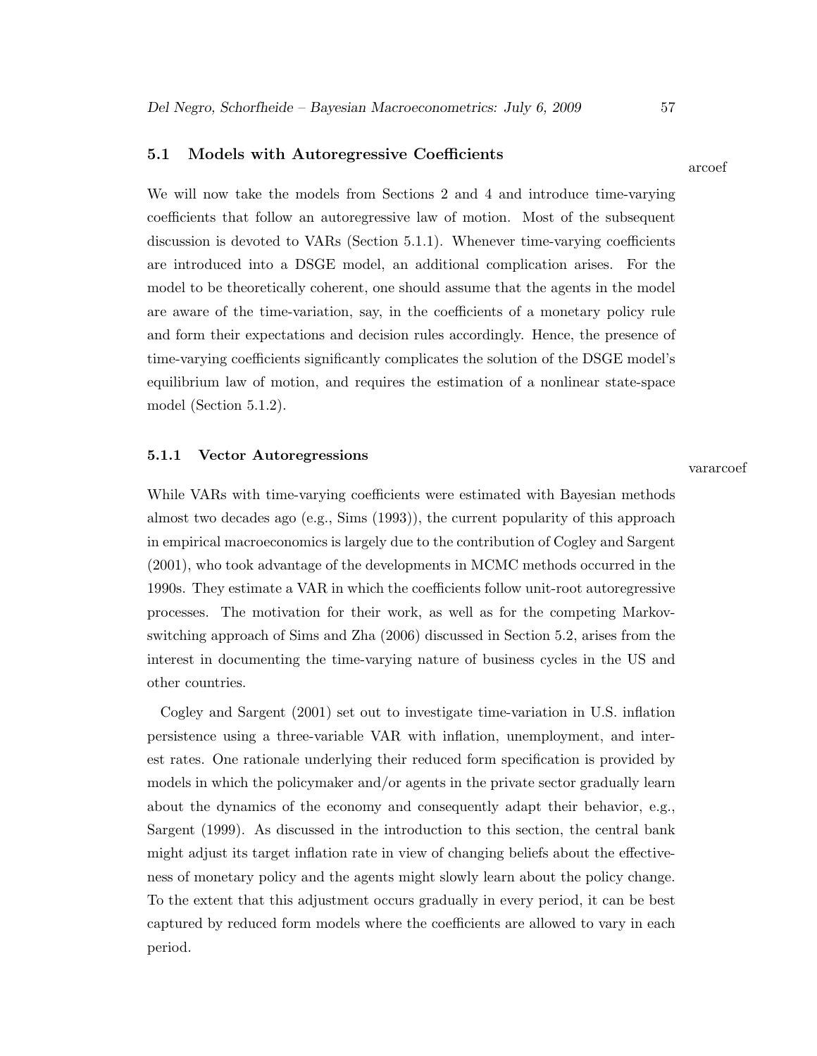## 5.1 Models with Autoregressive Coefficients

We will now take the models from Sections 2 and 4 and introduce time-varying coefficients that follow an autoregressive law of motion. Most of the subsequent discussion is devoted to VARs (Section 5.1.1). Whenever time-varying coefficients are introduced into a DSGE model, an additional complication arises. For the model to be theoretically coherent, one should assume that the agents in the model are aware of the time-variation, say, in the coefficients of a monetary policy rule and form their expectations and decision rules accordingly. Hence, the presence of time-varying coefficients significantly complicates the solution of the DSGE model's equilibrium law of motion, and requires the estimation of a nonlinear state-space model (Section 5.1.2).

### 5.1.1 Vector Autoregressions

While VARs with time-varying coefficients were estimated with Bayesian methods almost two decades ago (e.g., Sims (1993)), the current popularity of this approach in empirical macroeconomics is largely due to the contribution of Cogley and Sargent (2001), who took advantage of the developments in MCMC methods occurred in the 1990s. They estimate a VAR in which the coefficients follow unit-root autoregressive processes. The motivation for their work, as well as for the competing Markov-switching approach of Sims and Zha (2006) discussed in Section 5.2, arises from the interest in documenting the time-varying nature of business cycles in the US and other countries.

Cogley and Sargent (2001) set out to investigate time-variation in U.S. inflation persistence using a three-variable VAR with inflation, unemployment, and interest rates. One rationale underlying their reduced form specification is provided by models in which the policymaker and/or agents in the private sector gradually learn about the dynamics of the economy and consequently adapt their behavior, e.g., Sargent (1999). As discussed in the introduction to this section, the central bank might adjust its target inflation rate in view of changing beliefs about the effectiveness of monetary policy and the agents might slowly learn about the policy change. To the extent that this adjustment occurs gradually in every period, it can be best captured by reduced form models where the coefficients are allowed to vary in each period.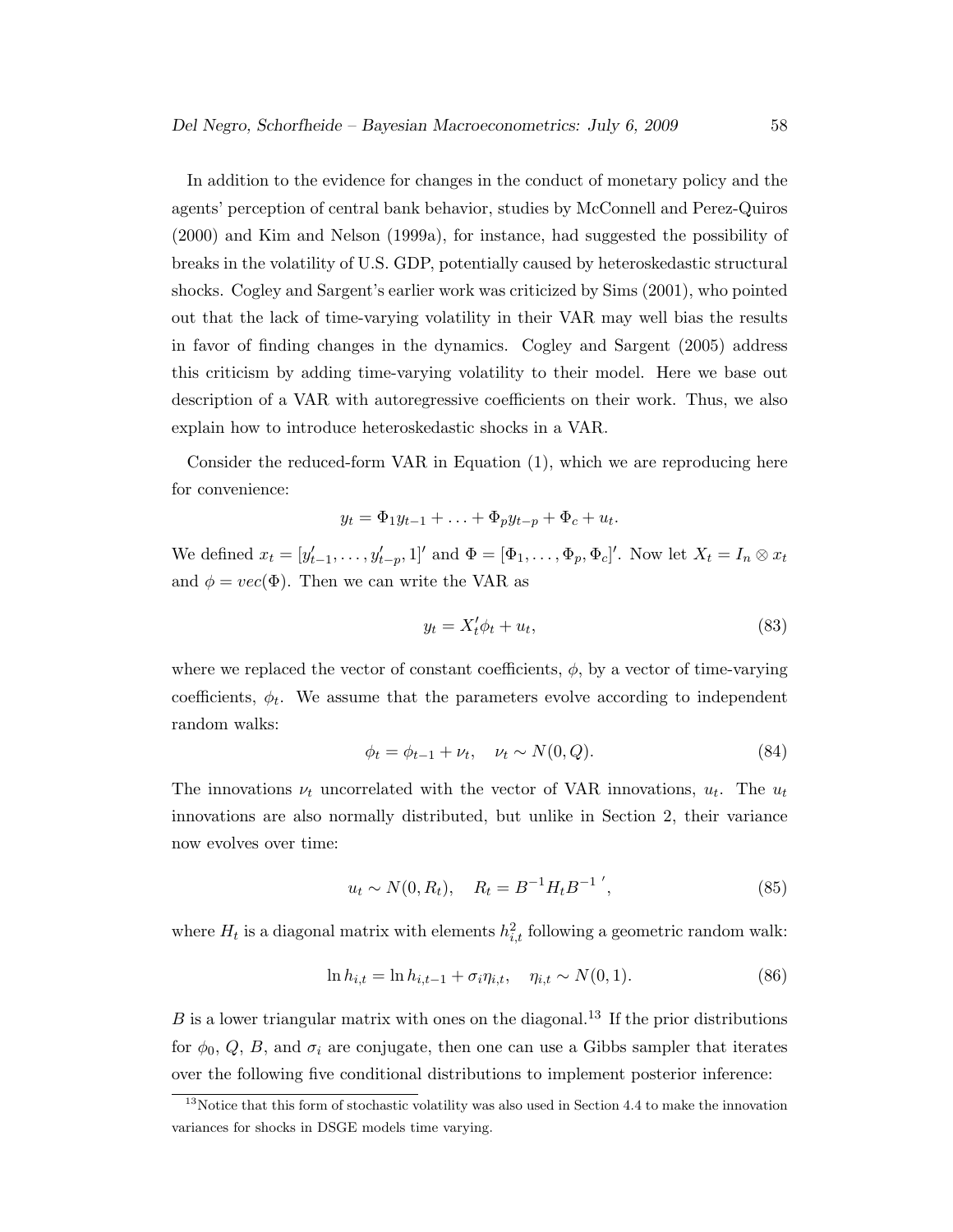In addition to the evidence for changes in the conduct of monetary policy and the agents' perception of central bank behavior, studies by McConnell and Perez-Quiros (2000) and Kim and Nelson (1999a), for instance, had suggested the possibility of breaks in the volatility of U.S. GDP, potentially caused by heteroskedastic structural shocks. Cogley and Sargent's earlier work was criticized by Sims (2001), who pointed out that the lack of time-varying volatility in their VAR may well bias the results in favor of finding changes in the dynamics. Cogley and Sargent (2005) address this criticism by adding time-varying volatility to their model. Here we base out description of a VAR with autoregressive coefficients on their work. Thus, we also explain how to introduce heteroskedastic shocks in a VAR.

Consider the reduced-form VAR in Equation (1), which we are reproducing here for convenience:

$$y_t = \Phi_1 y_{t-1} + \ldots + \Phi_p y_{t-p} + \Phi_c + u_t.$$

We defined $x_t = [y'_{t-1}, \ldots, y'_{t-p}, 1]'$ and $\Phi = [\Phi_1, \ldots, \Phi_p, \Phi_c]'$. Now let $X_t = I_n \otimes x_t$ and $\phi = vec(\Phi)$. Then we can write the VAR as

$$y_t = X'_t \phi_t + u_t, \tag{83}$$

where we replaced the vector of constant coefficients, $\phi$, by a vector of time-varying coefficients, $\phi_t$. We assume that the parameters evolve according to independent random walks:

$$\phi_t = \phi_{t-1} + \nu_t, \quad \nu_t \sim N(0, Q). \tag{84}$$

The innovations $\nu_t$ uncorrelated with the vector of VAR innovations, $u_t$. The $u_t$ innovations are also normally distributed, but unlike in Section 2, their variance now evolves over time:

$$u_t \sim N(0, R_t), \quad R_t = B^{-1} H_t B^{-1\,\prime}, \tag{85}$$

where $H_t$ is a diagonal matrix with elements $h^2_{i,t}$ following a geometric random walk:

$$\ln h_{i,t} = \ln h_{i,t-1} + \sigma_i \eta_{i,t}, \quad \eta_{i,t} \sim N(0, 1). \tag{86}$$

$B$ is a lower triangular matrix with ones on the diagonal.[13] If the prior distributions for $\phi_0$, $Q$, $B$, and $\sigma_i$ are conjugate, then one can use a Gibbs sampler that iterates over the following five conditional distributions to implement posterior inference:

[13] Notice that this form of stochastic volatility was also used in Section 4.4 to make the innovation variances for shocks in DSGE models time varying.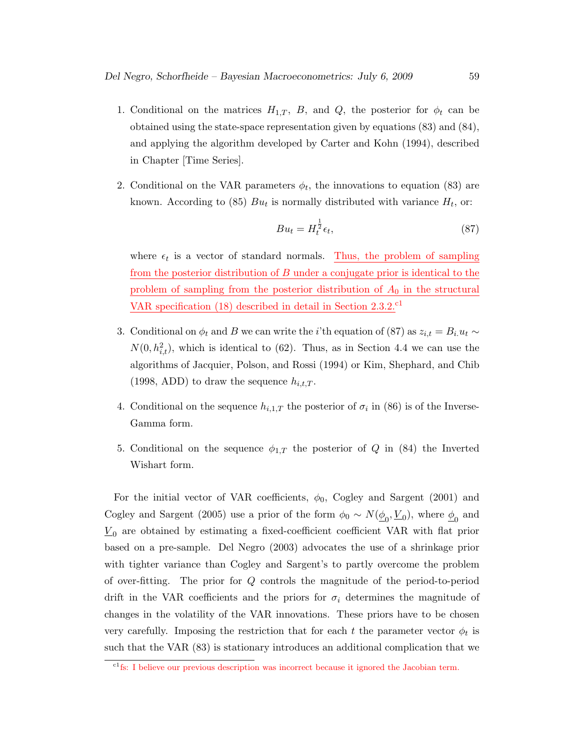1. Conditional on the matrices $H_{1,T}$, $B$, and $Q$, the posterior for $\phi_t$ can be obtained using the state-space representation given by equations (83) and (84), and applying the algorithm developed by Carter and Kohn (1994), described in Chapter [Time Series].

2. Conditional on the VAR parameters $\phi_t$, the innovations to equation (83) are known. According to (85) $Bu_t$ is normally distributed with variance $H_t$, or:

$$Bu_t = H_t^{\frac{1}{2}} \epsilon_t, \tag{87}$$

   where $\epsilon_t$ is a vector of standard normals. Thus, the problem of sampling from the posterior distribution of $B$ under a conjugate prior is identical to the problem of sampling from the posterior distribution of $A_0$ in the structural VAR specification (18) described in detail in Section 2.3.2.[c1]

3. Conditional on $\phi_t$ and $B$ we can write the $i$'th equation of (87) as $z_{i,t} = B_{i.} u_t \sim N(0, h_{i,t}^2)$, which is identical to (62). Thus, as in Section 4.4 we can use the algorithms of Jacquier, Polson, and Rossi (1994) or Kim, Shephard, and Chib (1998, ADD) to draw the sequence $h_{i,t,T}$.

4. Conditional on the sequence $h_{i,1,T}$ the posterior of $\sigma_i$ in (86) is of the Inverse-Gamma form.

5. Conditional on the sequence $\phi_{1,T}$ the posterior of $Q$ in (84) the Inverted Wishart form.

For the initial vector of VAR coefficients, $\phi_0$, Cogley and Sargent (2001) and Cogley and Sargent (2005) use a prior of the form $\phi_0 \sim N(\underline{\phi}_0, \underline{V}_0)$, where $\underline{\phi}_0$ and $\underline{V}_0$ are obtained by estimating a fixed-coefficient coefficient VAR with flat prior based on a pre-sample. Del Negro (2003) advocates the use of a shrinkage prior with tighter variance than Cogley and Sargent's to partly overcome the problem of over-fitting. The prior for $Q$ controls the magnitude of the period-to-period drift in the VAR coefficients and the priors for $\sigma_i$ determines the magnitude of changes in the volatility of the VAR innovations. These priors have to be chosen very carefully. Imposing the restriction that for each $t$ the parameter vector $\phi_t$ is such that the VAR (83) is stationary introduces an additional complication that we

[c1] fs: I believe our previous description was incorrect because it ignored the Jacobian term.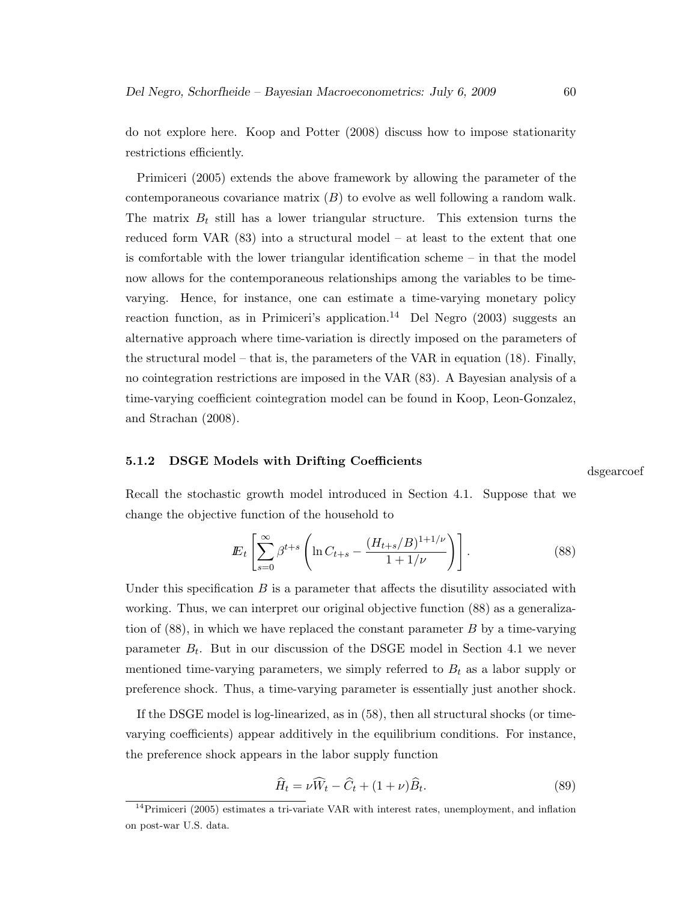do not explore here. Koop and Potter (2008) discuss how to impose stationarity restrictions efficiently.

Primiceri (2005) extends the above framework by allowing the parameter of the contemporaneous covariance matrix ($B$) to evolve as well following a random walk. The matrix $B_t$ still has a lower triangular structure. This extension turns the reduced form VAR (83) into a structural model – at least to the extent that one is comfortable with the lower triangular identification scheme – in that the model now allows for the contemporaneous relationships among the variables to be time-varying. Hence, for instance, one can estimate a time-varying monetary policy reaction function, as in Primiceri's application.[14] Del Negro (2003) suggests an alternative approach where time-variation is directly imposed on the parameters of the structural model – that is, the parameters of the VAR in equation (18). Finally, no cointegration restrictions are imposed in the VAR (83). A Bayesian analysis of a time-varying coefficient cointegration model can be found in Koop, Leon-Gonzalez, and Strachan (2008).

### 5.1.2 DSGE Models with Drifting Coefficients

dsgearcoef

Recall the stochastic growth model introduced in Section 4.1. Suppose that we change the objective function of the household to

$$\mathbb{E}_t \left[ \sum_{s=0}^{\infty} \beta^{t+s} \left( \ln C_{t+s} - \frac{(H_{t+s}/B)^{1+1/\nu}}{1+1/\nu} \right) \right]. \tag{88}$$

Under this specification $B$ is a parameter that affects the disutility associated with working. Thus, we can interpret our original objective function (88) as a generalization of (88), in which we have replaced the constant parameter $B$ by a time-varying parameter $B_t$. But in our discussion of the DSGE model in Section 4.1 we never mentioned time-varying parameters, we simply referred to $B_t$ as a labor supply or preference shock. Thus, a time-varying parameter is essentially just another shock.

If the DSGE model is log-linearized, as in (58), then all structural shocks (or time-varying coefficients) appear additively in the equilibrium conditions. For instance, the preference shock appears in the labor supply function

$$\widehat{H}_t = \nu \widehat{W}_t - \widehat{C}_t + (1+\nu)\widehat{B}_t. \tag{89}$$

[14] Primiceri (2005) estimates a tri-variate VAR with interest rates, unemployment, and inflation on post-war U.S. data.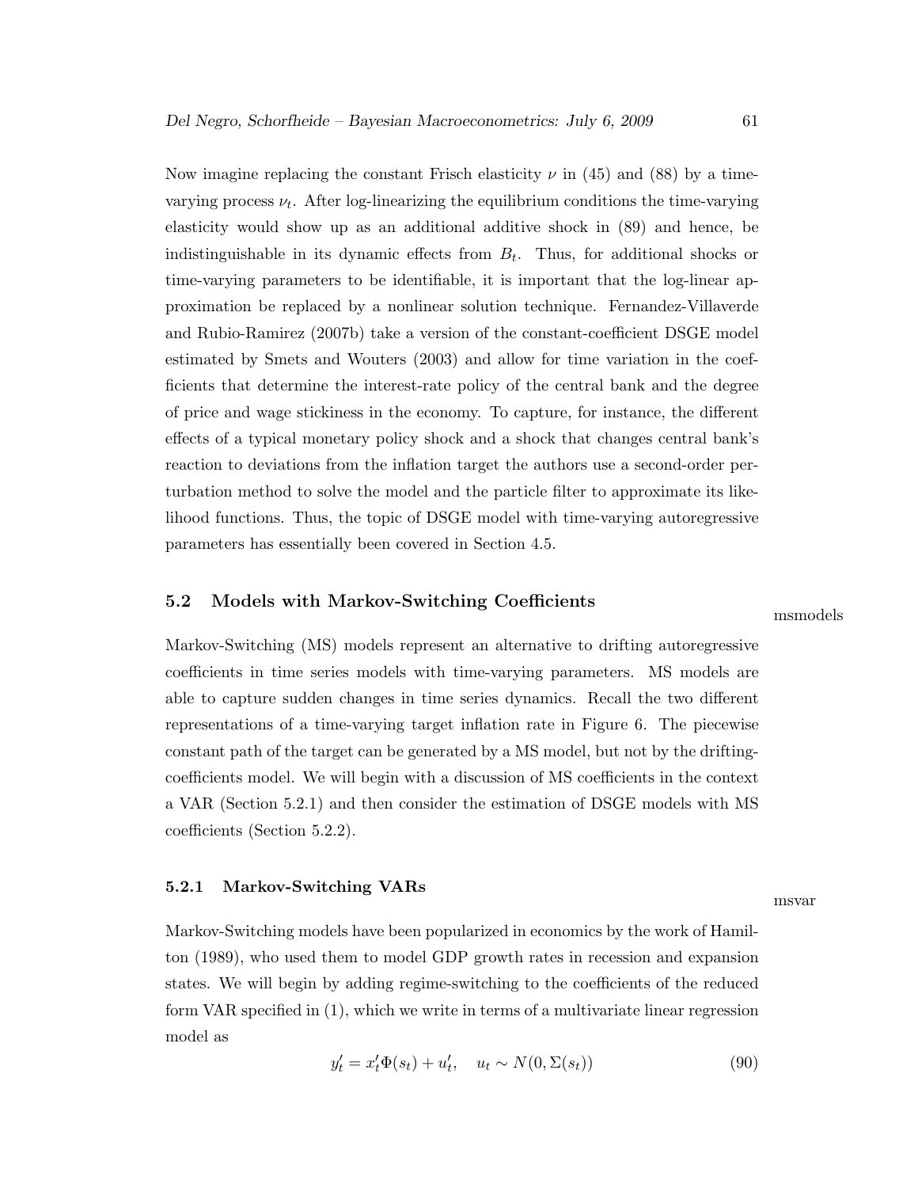Now imagine replacing the constant Frisch elasticity $\nu$ in (45) and (88) by a time-varying process $\nu_t$. After log-linearizing the equilibrium conditions the time-varying elasticity would show up as an additional additive shock in (89) and hence, be indistinguishable in its dynamic effects from $B_t$. Thus, for additional shocks or time-varying parameters to be identifiable, it is important that the log-linear approximation be replaced by a nonlinear solution technique. Fernandez-Villaverde and Rubio-Ramirez (2007b) take a version of the constant-coefficient DSGE model estimated by Smets and Wouters (2003) and allow for time variation in the coefficients that determine the interest-rate policy of the central bank and the degree of price and wage stickiness in the economy. To capture, for instance, the different effects of a typical monetary policy shock and a shock that changes central bank's reaction to deviations from the inflation target the authors use a second-order perturbation method to solve the model and the particle filter to approximate its likelihood functions. Thus, the topic of DSGE model with time-varying autoregressive parameters has essentially been covered in Section 4.5.

## 5.2 Models with Markov-Switching Coefficients

Markov-Switching (MS) models represent an alternative to drifting autoregressive coefficients in time series models with time-varying parameters. MS models are able to capture sudden changes in time series dynamics. Recall the two different representations of a time-varying target inflation rate in Figure 6. The piecewise constant path of the target can be generated by a MS model, but not by the drifting-coefficients model. We will begin with a discussion of MS coefficients in the context a VAR (Section 5.2.1) and then consider the estimation of DSGE models with MS coefficients (Section 5.2.2).

### 5.2.1 Markov-Switching VARs

Markov-Switching models have been popularized in economics by the work of Hamilton (1989), who used them to model GDP growth rates in recession and expansion states. We will begin by adding regime-switching to the coefficients of the reduced form VAR specified in (1), which we write in terms of a multivariate linear regression model as

$$y_t' = x_t'\Phi(s_t) + u_t', \quad u_t \sim N(0, \Sigma(s_t)) \tag{90}$$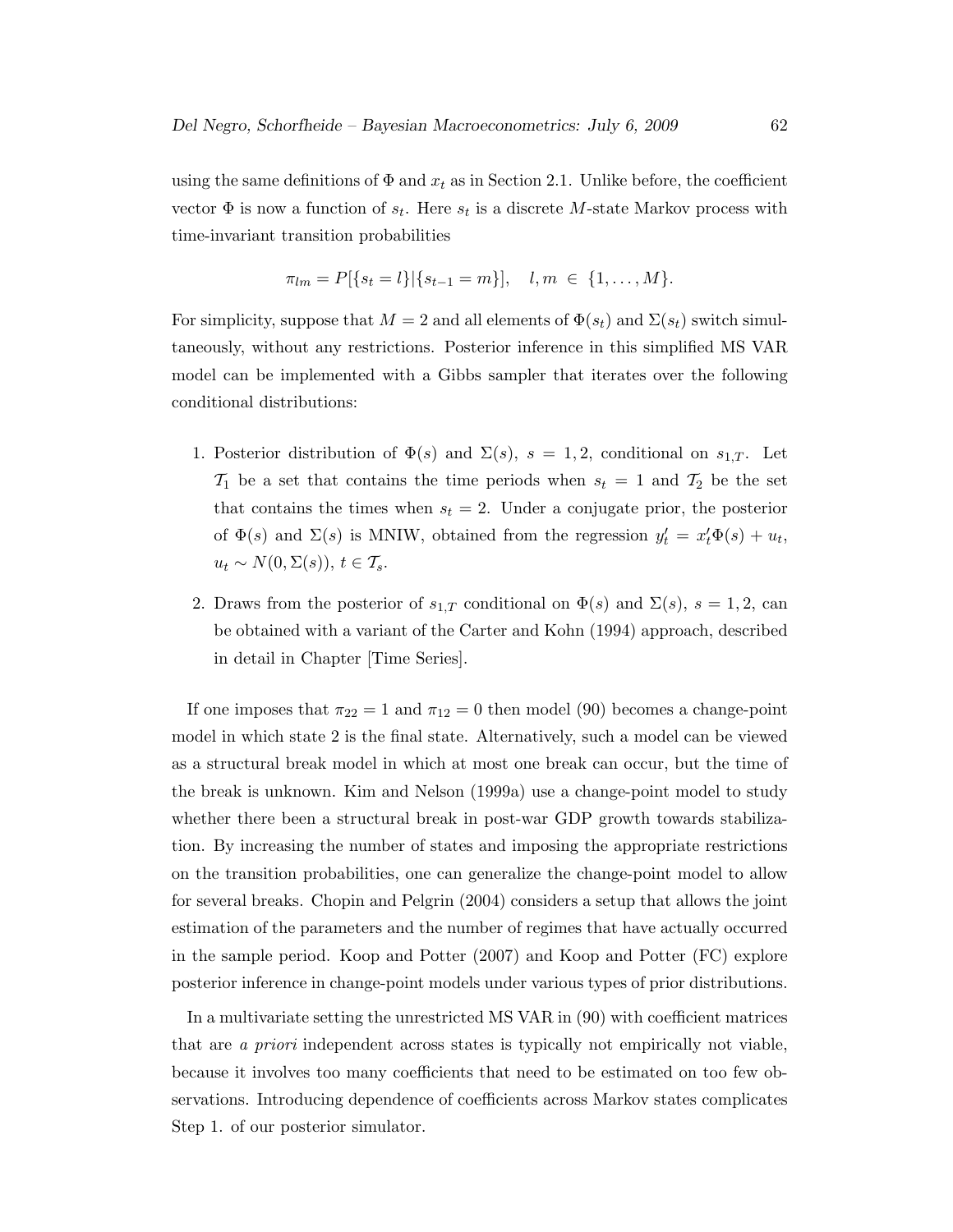using the same definitions of $\Phi$ and $x_t$ as in Section 2.1. Unlike before, the coefficient vector $\Phi$ is now a function of $s_t$. Here $s_t$ is a discrete $M$-state Markov process with time-invariant transition probabilities

$$\pi_{lm} = P[\{s_t = l\}|\{s_{t-1} = m\}], \quad l, m \in \{1, \ldots, M\}.$$

For simplicity, suppose that $M = 2$ and all elements of $\Phi(s_t)$ and $\Sigma(s_t)$ switch simultaneously, without any restrictions. Posterior inference in this simplified MS VAR model can be implemented with a Gibbs sampler that iterates over the following conditional distributions:

1. Posterior distribution of $\Phi(s)$ and $\Sigma(s)$, $s = 1, 2$, conditional on $s_{1,T}$. Let $\mathcal{T}_1$ be a set that contains the time periods when $s_t = 1$ and $\mathcal{T}_2$ be the set that contains the times when $s_t = 2$. Under a conjugate prior, the posterior of $\Phi(s)$ and $\Sigma(s)$ is MNIW, obtained from the regression $y_t' = x_t'\Phi(s) + u_t$, $u_t \sim N(0, \Sigma(s))$, $t \in \mathcal{T}_s$.

2. Draws from the posterior of $s_{1,T}$ conditional on $\Phi(s)$ and $\Sigma(s)$, $s = 1, 2$, can be obtained with a variant of the Carter and Kohn (1994) approach, described in detail in Chapter [Time Series].

If one imposes that $\pi_{22} = 1$ and $\pi_{12} = 0$ then model (90) becomes a change-point model in which state 2 is the final state. Alternatively, such a model can be viewed as a structural break model in which at most one break can occur, but the time of the break is unknown. Kim and Nelson (1999a) use a change-point model to study whether there been a structural break in post-war GDP growth towards stabilization. By increasing the number of states and imposing the appropriate restrictions on the transition probabilities, one can generalize the change-point model to allow for several breaks. Chopin and Pelgrin (2004) considers a setup that allows the joint estimation of the parameters and the number of regimes that have actually occurred in the sample period. Koop and Potter (2007) and Koop and Potter (FC) explore posterior inference in change-point models under various types of prior distributions.

In a multivariate setting the unrestricted MS VAR in (90) with coefficient matrices that are *a priori* independent across states is typically not empirically not viable, because it involves too many coefficients that need to be estimated on too few observations. Introducing dependence of coefficients across Markov states complicates Step 1. of our posterior simulator.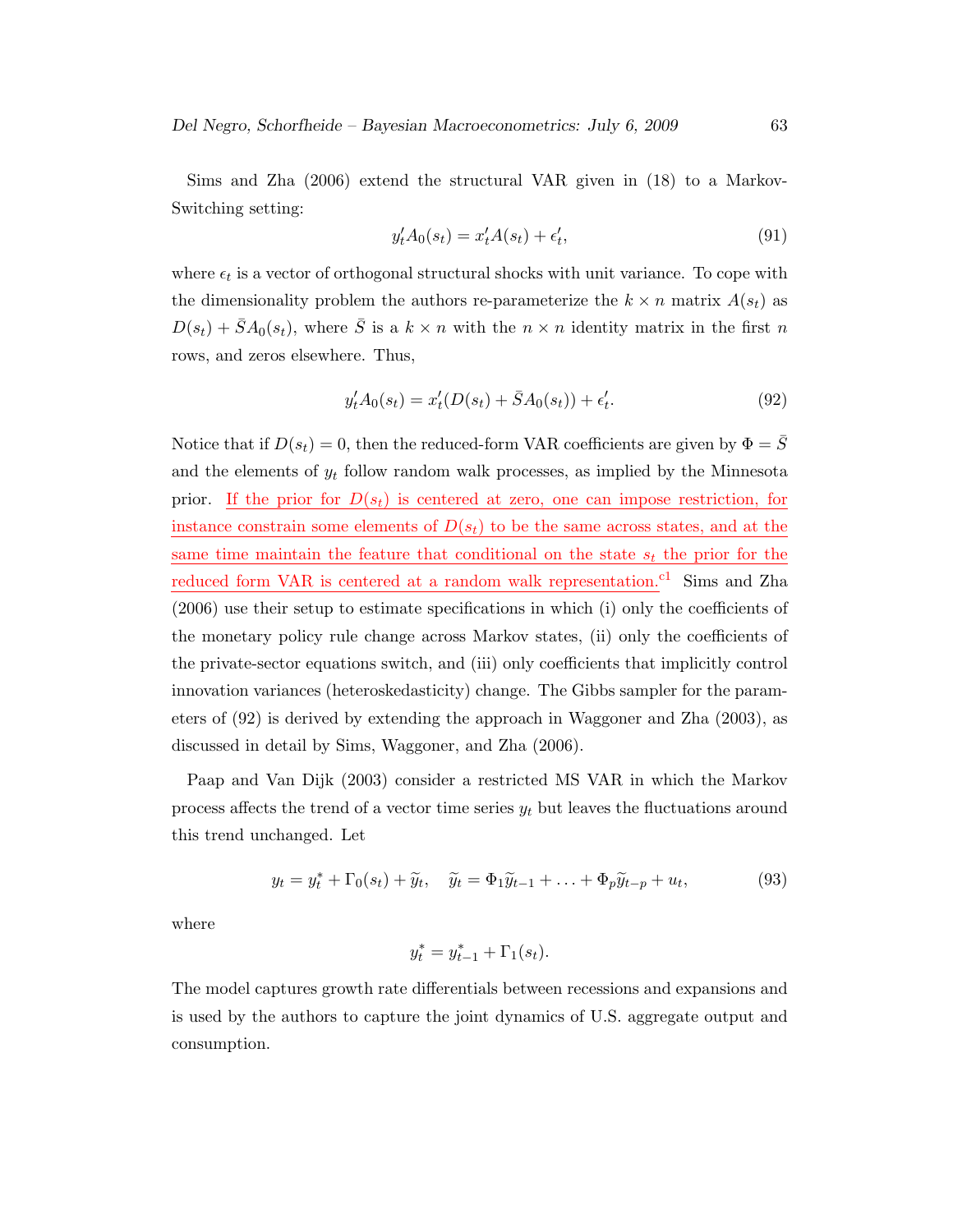Sims and Zha (2006) extend the structural VAR given in (18) to a Markov-Switching setting:

$$y_t' A_0(s_t) = x_t' A(s_t) + \epsilon_t', \tag{91}$$

where $\epsilon_t$ is a vector of orthogonal structural shocks with unit variance. To cope with the dimensionality problem the authors re-parameterize the $k \times n$ matrix $A(s_t)$ as $D(s_t) + \bar{S} A_0(s_t)$, where $\bar{S}$ is a $k \times n$ with the $n \times n$ identity matrix in the first $n$ rows, and zeros elsewhere. Thus,

$$y_t' A_0(s_t) = x_t' (D(s_t) + \bar{S} A_0(s_t)) + \epsilon_t'. \tag{92}$$

Notice that if $D(s_t) = 0$, then the reduced-form VAR coefficients are given by $\Phi = \bar{S}$ and the elements of $y_t$ follow random walk processes, as implied by the Minnesota prior. If the prior for $D(s_t)$ is centered at zero, one can impose restriction, for instance constrain some elements of $D(s_t)$ to be the same across states, and at the same time maintain the feature that conditional on the state $s_t$ the prior for the reduced form VAR is centered at a random walk representation.[c1] Sims and Zha (2006) use their setup to estimate specifications in which (i) only the coefficients of the monetary policy rule change across Markov states, (ii) only the coefficients of the private-sector equations switch, and (iii) only coefficients that implicitly control innovation variances (heteroskedasticity) change. The Gibbs sampler for the parameters of (92) is derived by extending the approach in Waggoner and Zha (2003), as discussed in detail by Sims, Waggoner, and Zha (2006).

Paap and Van Dijk (2003) consider a restricted MS VAR in which the Markov process affects the trend of a vector time series $y_t$ but leaves the fluctuations around this trend unchanged. Let

$$y_t = y_t^* + \Gamma_0(s_t) + \widetilde{y}_t, \quad \widetilde{y}_t = \Phi_1 \widetilde{y}_{t-1} + \ldots + \Phi_p \widetilde{y}_{t-p} + u_t, \tag{93}$$

where

$$y_t^* = y_{t-1}^* + \Gamma_1(s_t).$$

The model captures growth rate differentials between recessions and expansions and is used by the authors to capture the joint dynamics of U.S. aggregate output and consumption.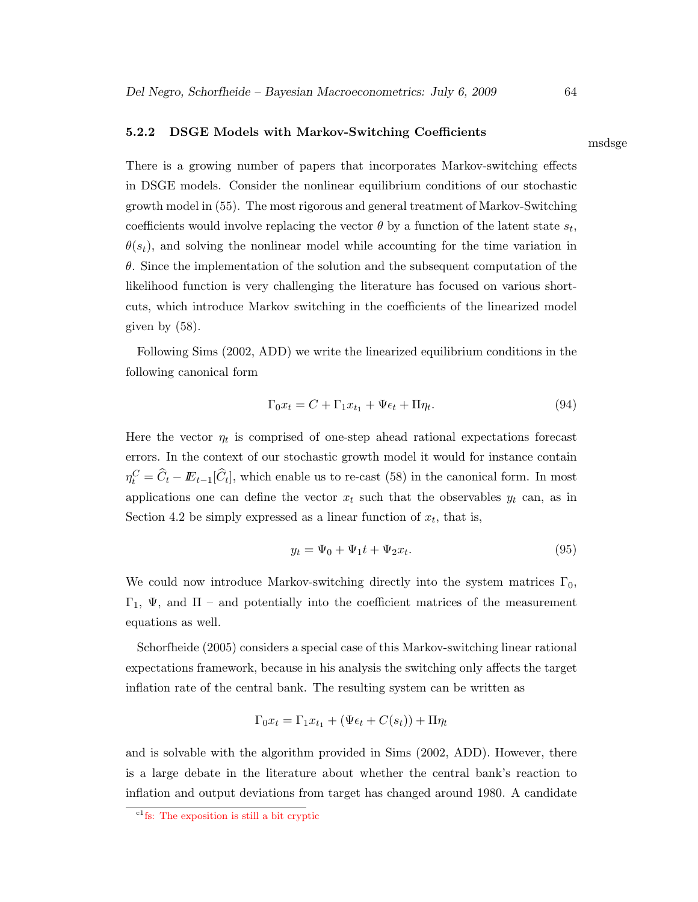### 5.2.2 DSGE Models with Markov-Switching Coefficients

msdsge

There is a growing number of papers that incorporates Markov-switching effects in DSGE models. Consider the nonlinear equilibrium conditions of our stochastic growth model in (55). The most rigorous and general treatment of Markov-Switching coefficients would involve replacing the vector $\theta$ by a function of the latent state $s_t$, $\theta(s_t)$, and solving the nonlinear model while accounting for the time variation in $\theta$. Since the implementation of the solution and the subsequent computation of the likelihood function is very challenging the literature has focused on various short-cuts, which introduce Markov switching in the coefficients of the linearized model given by (58).

Following Sims (2002, ADD) we write the linearized equilibrium conditions in the following canonical form

$$\Gamma_0 x_t = C + \Gamma_1 x_{t_1} + \Psi \epsilon_t + \Pi \eta_t. \tag{94}$$

Here the vector $\eta_t$ is comprised of one-step ahead rational expectations forecast errors. In the context of our stochastic growth model it would for instance contain $\eta_t^C = \widehat{C}_t - I\!E_{t-1}[\widehat{C}_t]$, which enable us to re-cast (58) in the canonical form. In most applications one can define the vector $x_t$ such that the observables $y_t$ can, as in Section 4.2 be simply expressed as a linear function of $x_t$, that is,

$$y_t = \Psi_0 + \Psi_1 t + \Psi_2 x_t. \tag{95}$$

We could now introduce Markov-switching directly into the system matrices $\Gamma_0$, $\Gamma_1$, $\Psi$, and $\Pi$ – and potentially into the coefficient matrices of the measurement equations as well.

Schorfheide (2005) considers a special case of this Markov-switching linear rational expectations framework, because in his analysis the switching only affects the target inflation rate of the central bank. The resulting system can be written as

$$\Gamma_0 x_t = \Gamma_1 x_{t_1} + (\Psi \epsilon_t + C(s_t)) + \Pi \eta_t$$

and is solvable with the algorithm provided in Sims (2002, ADD). However, there is a large debate in the literature about whether the central bank's reaction to inflation and output deviations from target has changed around 1980. A candidate

[c1] fs: The exposition is still a bit cryptic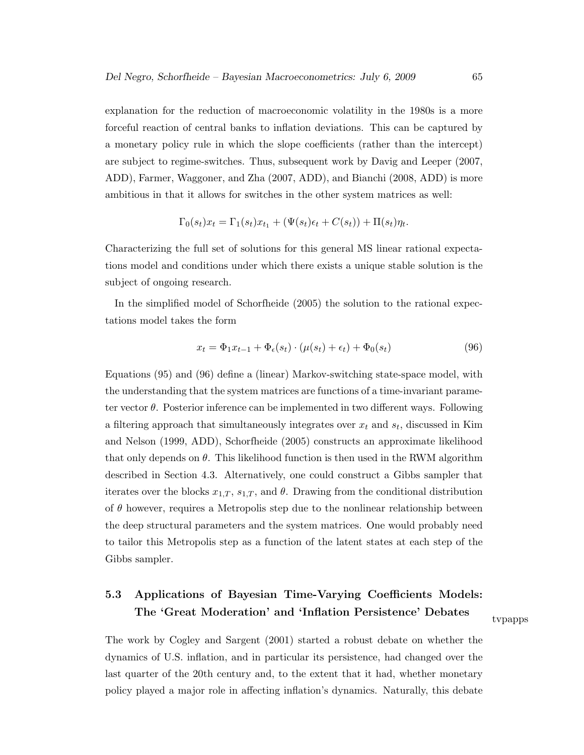explanation for the reduction of macroeconomic volatility in the 1980s is a more forceful reaction of central banks to inflation deviations. This can be captured by a monetary policy rule in which the slope coefficients (rather than the intercept) are subject to regime-switches. Thus, subsequent work by Davig and Leeper (2007, ADD), Farmer, Waggoner, and Zha (2007, ADD), and Bianchi (2008, ADD) is more ambitious in that it allows for switches in the other system matrices as well:

$$\Gamma_0(s_t)x_t = \Gamma_1(s_t)x_{t_1} + (\Psi(s_t)\epsilon_t + C(s_t)) + \Pi(s_t)\eta_t.$$

Characterizing the full set of solutions for this general MS linear rational expectations model and conditions under which there exists a unique stable solution is the subject of ongoing research.

In the simplified model of Schorfheide (2005) the solution to the rational expectations model takes the form

$$x_t = \Phi_1 x_{t-1} + \Phi_\epsilon(s_t) \cdot (\mu(s_t) + \epsilon_t) + \Phi_0(s_t) \tag{96}$$

Equations (95) and (96) define a (linear) Markov-switching state-space model, with the understanding that the system matrices are functions of a time-invariant parameter vector $\theta$. Posterior inference can be implemented in two different ways. Following a filtering approach that simultaneously integrates over $x_t$ and $s_t$, discussed in Kim and Nelson (1999, ADD), Schorfheide (2005) constructs an approximate likelihood that only depends on $\theta$. This likelihood function is then used in the RWM algorithm described in Section 4.3. Alternatively, one could construct a Gibbs sampler that iterates over the blocks $x_{1,T}$, $s_{1,T}$, and $\theta$. Drawing from the conditional distribution of $\theta$ however, requires a Metropolis step due to the nonlinear relationship between the deep structural parameters and the system matrices. One would probably need to tailor this Metropolis step as a function of the latent states at each step of the Gibbs sampler.

## 5.3 Applications of Bayesian Time-Varying Coefficients Models: The 'Great Moderation' and 'Inflation Persistence' Debates

tvpapps

The work by Cogley and Sargent (2001) started a robust debate on whether the dynamics of U.S. inflation, and in particular its persistence, had changed over the last quarter of the 20th century and, to the extent that it had, whether monetary policy played a major role in affecting inflation's dynamics. Naturally, this debate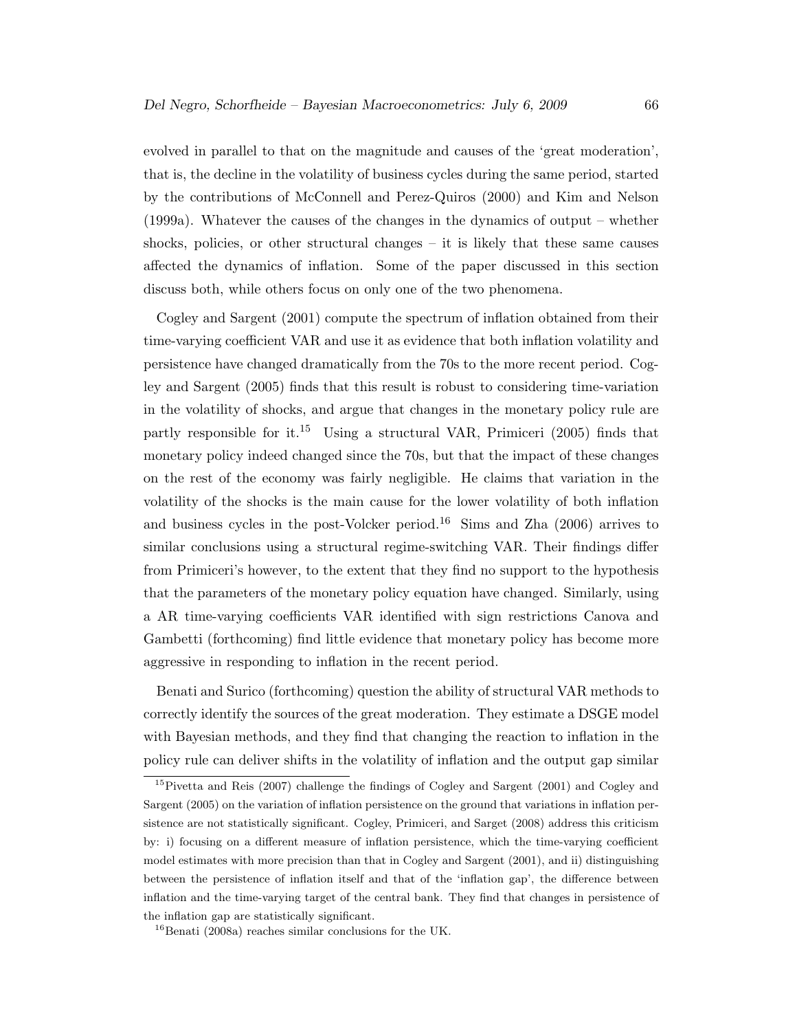evolved in parallel to that on the magnitude and causes of the 'great moderation', that is, the decline in the volatility of business cycles during the same period, started by the contributions of McConnell and Perez-Quiros (2000) and Kim and Nelson (1999a). Whatever the causes of the changes in the dynamics of output – whether shocks, policies, or other structural changes – it is likely that these same causes affected the dynamics of inflation. Some of the paper discussed in this section discuss both, while others focus on only one of the two phenomena.

Cogley and Sargent (2001) compute the spectrum of inflation obtained from their time-varying coefficient VAR and use it as evidence that both inflation volatility and persistence have changed dramatically from the 70s to the more recent period. Cogley and Sargent (2005) finds that this result is robust to considering time-variation in the volatility of shocks, and argue that changes in the monetary policy rule are partly responsible for it.[15] Using a structural VAR, Primiceri (2005) finds that monetary policy indeed changed since the 70s, but that the impact of these changes on the rest of the economy was fairly negligible. He claims that variation in the volatility of the shocks is the main cause for the lower volatility of both inflation and business cycles in the post-Volcker period.[16] Sims and Zha (2006) arrives to similar conclusions using a structural regime-switching VAR. Their findings differ from Primiceri's however, to the extent that they find no support to the hypothesis that the parameters of the monetary policy equation have changed. Similarly, using a AR time-varying coefficients VAR identified with sign restrictions Canova and Gambetti (forthcoming) find little evidence that monetary policy has become more aggressive in responding to inflation in the recent period.

Benati and Surico (forthcoming) question the ability of structural VAR methods to correctly identify the sources of the great moderation. They estimate a DSGE model with Bayesian methods, and they find that changing the reaction to inflation in the policy rule can deliver shifts in the volatility of inflation and the output gap similar

[15] Pivetta and Reis (2007) challenge the findings of Cogley and Sargent (2001) and Cogley and Sargent (2005) on the variation of inflation persistence on the ground that variations in inflation persistence are not statistically significant. Cogley, Primiceri, and Sarget (2008) address this criticism by: i) focusing on a different measure of inflation persistence, which the time-varying coefficient model estimates with more precision than that in Cogley and Sargent (2001), and ii) distinguishing between the persistence of inflation itself and that of the 'inflation gap', the difference between inflation and the time-varying target of the central bank. They find that changes in persistence of the inflation gap are statistically significant.

[16] Benati (2008a) reaches similar conclusions for the UK.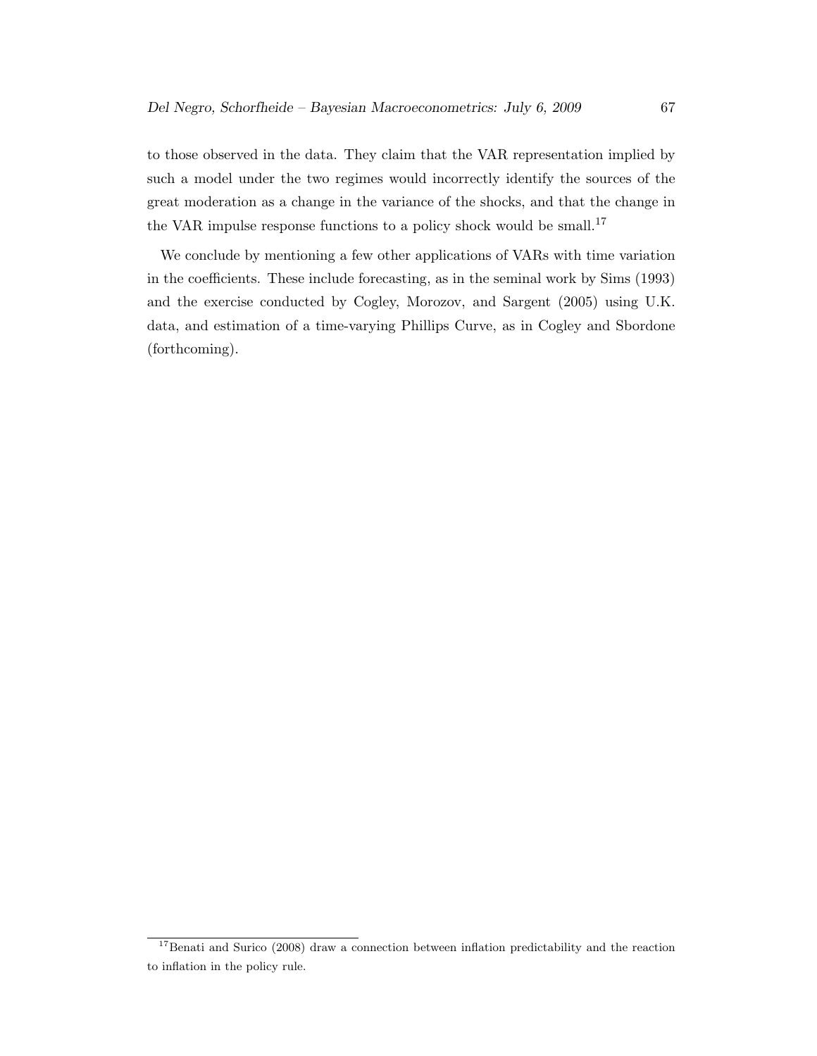to those observed in the data. They claim that the VAR representation implied by such a model under the two regimes would incorrectly identify the sources of the great moderation as a change in the variance of the shocks, and that the change in the VAR impulse response functions to a policy shock would be small.[17]

We conclude by mentioning a few other applications of VARs with time variation in the coefficients. These include forecasting, as in the seminal work by Sims (1993) and the exercise conducted by Cogley, Morozov, and Sargent (2005) using U.K. data, and estimation of a time-varying Phillips Curve, as in Cogley and Sbordone (forthcoming).

[17] Benati and Surico (2008) draw a connection between inflation predictability and the reaction to inflation in the policy rule.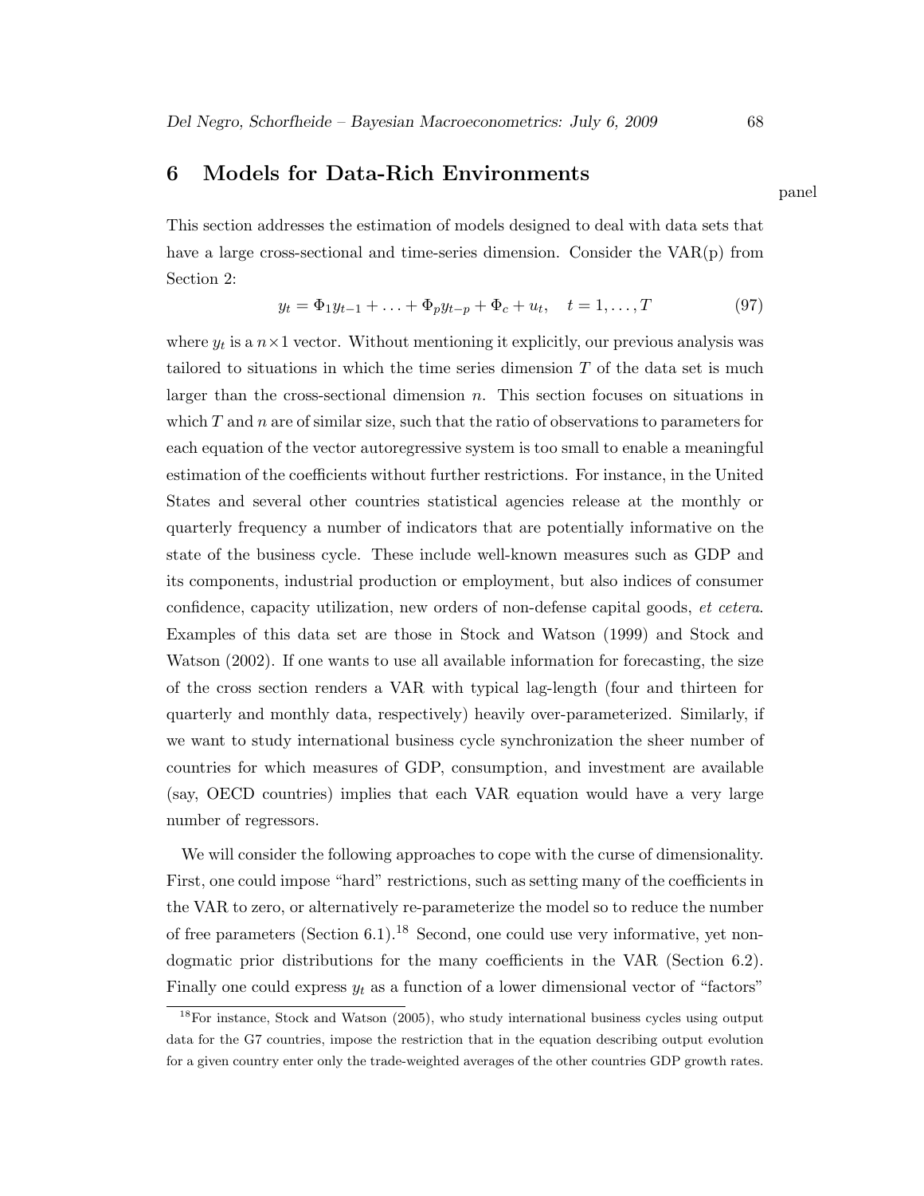# 6 Models for Data-Rich Environments

panel

This section addresses the estimation of models designed to deal with data sets that have a large cross-sectional and time-series dimension. Consider the VAR(p) from Section 2:

$$y_t = \Phi_1 y_{t-1} + \ldots + \Phi_p y_{t-p} + \Phi_c + u_t, \quad t = 1, \ldots, T \tag{97}$$

where $y_t$ is a $n \times 1$ vector. Without mentioning it explicitly, our previous analysis was tailored to situations in which the time series dimension $T$ of the data set is much larger than the cross-sectional dimension $n$. This section focuses on situations in which $T$ and $n$ are of similar size, such that the ratio of observations to parameters for each equation of the vector autoregressive system is too small to enable a meaningful estimation of the coefficients without further restrictions. For instance, in the United States and several other countries statistical agencies release at the monthly or quarterly frequency a number of indicators that are potentially informative on the state of the business cycle. These include well-known measures such as GDP and its components, industrial production or employment, but also indices of consumer confidence, capacity utilization, new orders of non-defense capital goods, *et cetera*. Examples of this data set are those in Stock and Watson (1999) and Stock and Watson (2002). If one wants to use all available information for forecasting, the size of the cross section renders a VAR with typical lag-length (four and thirteen for quarterly and monthly data, respectively) heavily over-parameterized. Similarly, if we want to study international business cycle synchronization the sheer number of countries for which measures of GDP, consumption, and investment are available (say, OECD countries) implies that each VAR equation would have a very large number of regressors.

We will consider the following approaches to cope with the curse of dimensionality. First, one could impose "hard" restrictions, such as setting many of the coefficients in the VAR to zero, or alternatively re-parameterize the model so to reduce the number of free parameters (Section 6.1).[18] Second, one could use very informative, yet non-dogmatic prior distributions for the many coefficients in the VAR (Section 6.2). Finally one could express $y_t$ as a function of a lower dimensional vector of "factors"

[18] For instance, Stock and Watson (2005), who study international business cycles using output data for the G7 countries, impose the restriction that in the equation describing output evolution for a given country enter only the trade-weighted averages of the other countries GDP growth rates.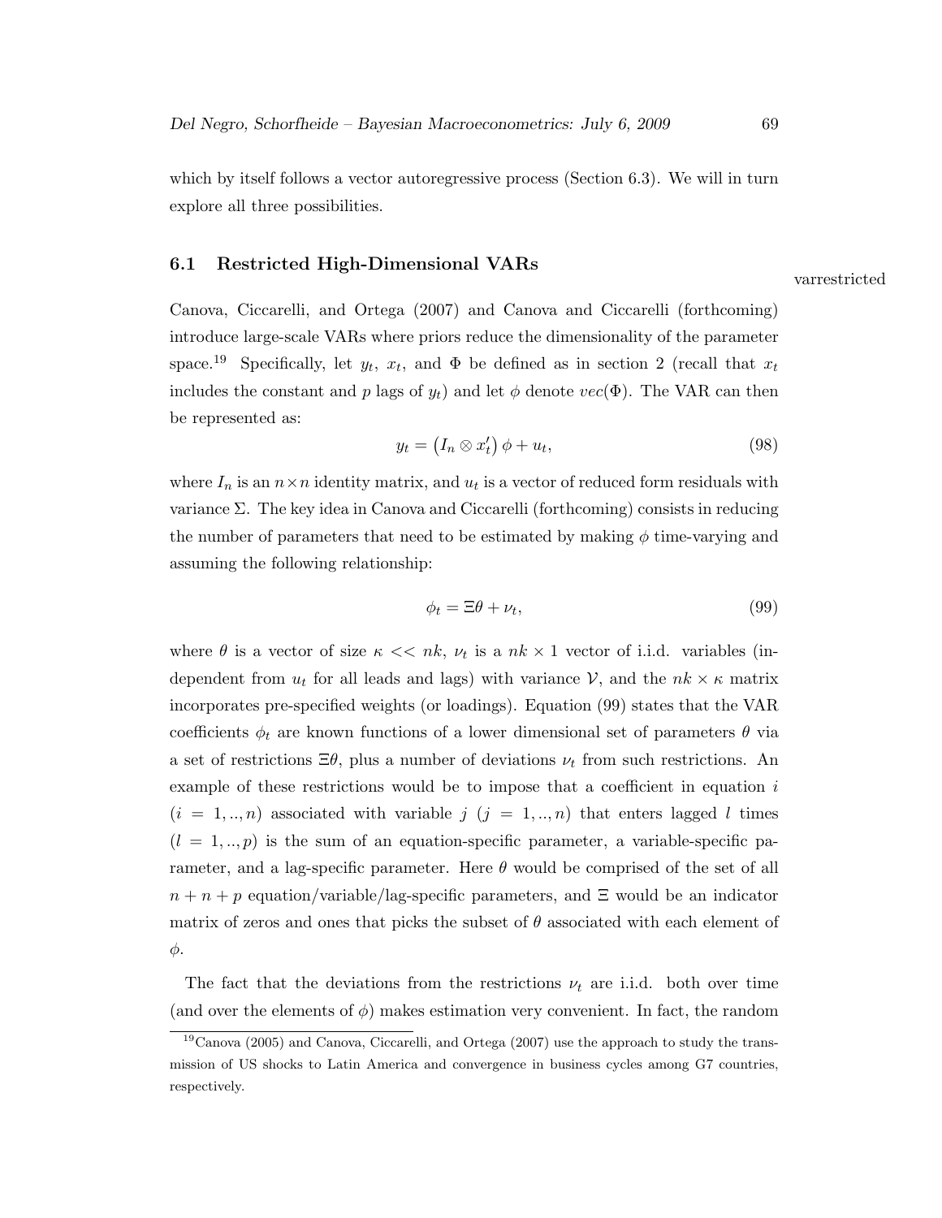which by itself follows a vector autoregressive process (Section 6.3). We will in turn explore all three possibilities.

## 6.1 Restricted High-Dimensional VARs

varrestricted

Canova, Ciccarelli, and Ortega (2007) and Canova and Ciccarelli (forthcoming) introduce large-scale VARs where priors reduce the dimensionality of the parameter space.[19] Specifically, let $y_t$, $x_t$, and $\Phi$ be defined as in section 2 (recall that $x_t$ includes the constant and $p$ lags of $y_t$) and let $\phi$ denote $vec(\Phi)$. The VAR can then be represented as:

$$y_t = \left(I_n \otimes x_t'\right)\phi + u_t, \tag{98}$$

where $I_n$ is an $n \times n$ identity matrix, and $u_t$ is a vector of reduced form residuals with variance $\Sigma$. The key idea in Canova and Ciccarelli (forthcoming) consists in reducing the number of parameters that need to be estimated by making $\phi$ time-varying and assuming the following relationship:

$$\phi_t = \Xi\theta + \nu_t, \tag{99}$$

where $\theta$ is a vector of size $\kappa << nk$, $\nu_t$ is a $nk \times 1$ vector of i.i.d. variables (independent from $u_t$ for all leads and lags) with variance $\mathcal{V}$, and the $nk \times \kappa$ matrix incorporates pre-specified weights (or loadings). Equation (99) states that the VAR coefficients $\phi_t$ are known functions of a lower dimensional set of parameters $\theta$ via a set of restrictions $\Xi\theta$, plus a number of deviations $\nu_t$ from such restrictions. An example of these restrictions would be to impose that a coefficient in equation $i$ ($i = 1,..,n$) associated with variable $j$ ($j = 1,..,n$) that enters lagged $l$ times ($l = 1,..,p$) is the sum of an equation-specific parameter, a variable-specific parameter, and a lag-specific parameter. Here $\theta$ would be comprised of the set of all $n + n + p$ equation/variable/lag-specific parameters, and $\Xi$ would be an indicator matrix of zeros and ones that picks the subset of $\theta$ associated with each element of $\phi$.

The fact that the deviations from the restrictions $\nu_t$ are i.i.d. both over time (and over the elements of $\phi$) makes estimation very convenient. In fact, the random

[19] Canova (2005) and Canova, Ciccarelli, and Ortega (2007) use the approach to study the transmission of US shocks to Latin America and convergence in business cycles among G7 countries, respectively.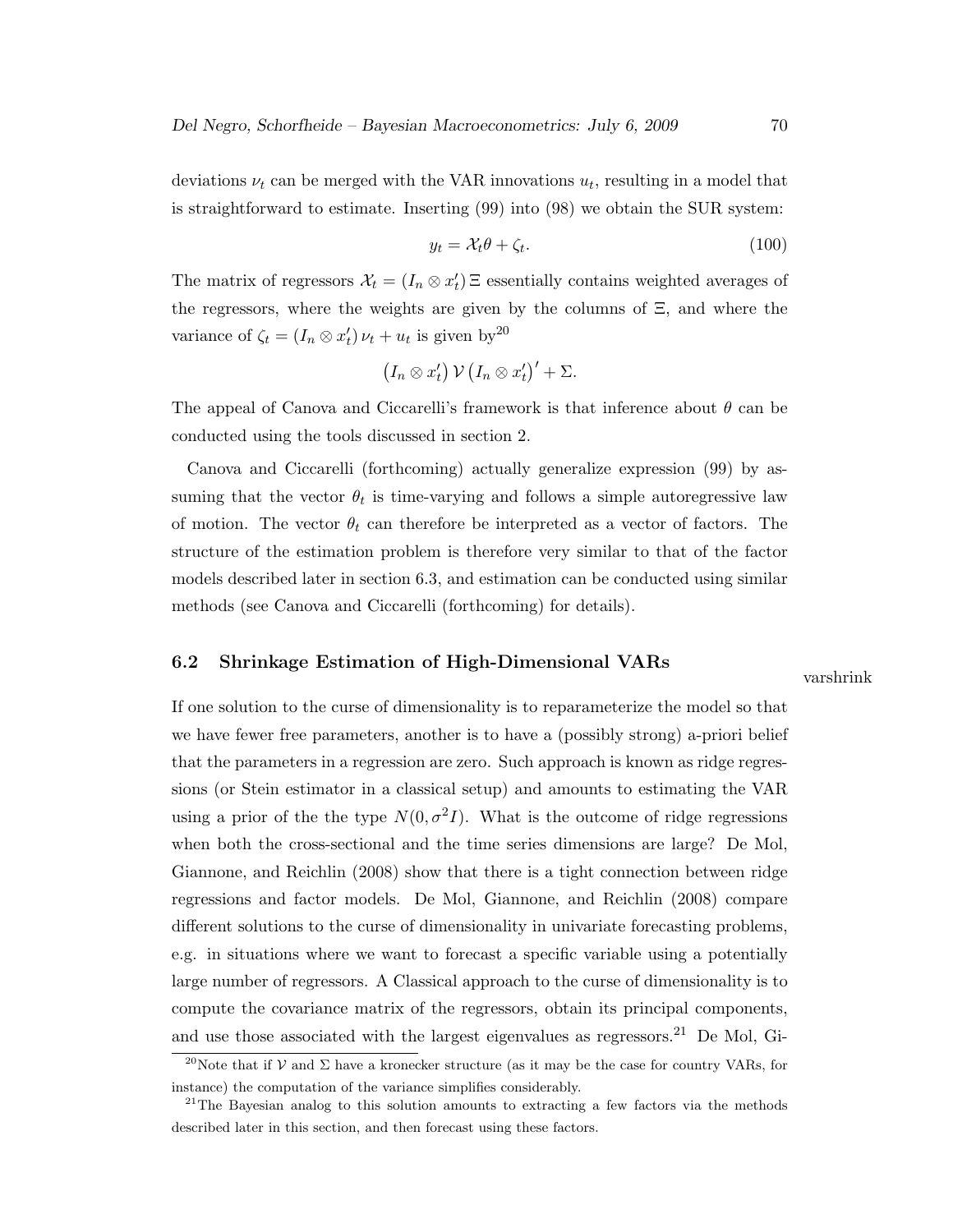deviations $\nu_t$ can be merged with the VAR innovations $u_t$, resulting in a model that is straightforward to estimate. Inserting (99) into (98) we obtain the SUR system:

$$y_t = \mathcal{X}_t \theta + \zeta_t. \tag{100}$$

The matrix of regressors $\mathcal{X}_t = (I_n \otimes x_t') \, \Xi$ essentially contains weighted averages of the regressors, where the weights are given by the columns of $\Xi$, and where the variance of $\zeta_t = (I_n \otimes x_t') \, \nu_t + u_t$ is given by[20]

$$\left(I_n \otimes x_t'\right) \mathcal{V} \left(I_n \otimes x_t'\right)' + \Sigma.$$

The appeal of Canova and Ciccarelli's framework is that inference about $\theta$ can be conducted using the tools discussed in section 2.

Canova and Ciccarelli (forthcoming) actually generalize expression (99) by assuming that the vector $\theta_t$ is time-varying and follows a simple autoregressive law of motion. The vector $\theta_t$ can therefore be interpreted as a vector of factors. The structure of the estimation problem is therefore very similar to that of the factor models described later in section 6.3, and estimation can be conducted using similar methods (see Canova and Ciccarelli (forthcoming) for details).

## 6.2 Shrinkage Estimation of High-Dimensional VARs

varshrink

If one solution to the curse of dimensionality is to reparameterize the model so that we have fewer free parameters, another is to have a (possibly strong) a-priori belief that the parameters in a regression are zero. Such approach is known as ridge regressions (or Stein estimator in a classical setup) and amounts to estimating the VAR using a prior of the the type $N(0, \sigma^2 I)$. What is the outcome of ridge regressions when both the cross-sectional and the time series dimensions are large? De Mol, Giannone, and Reichlin (2008) show that there is a tight connection between ridge regressions and factor models. De Mol, Giannone, and Reichlin (2008) compare different solutions to the curse of dimensionality in univariate forecasting problems, e.g. in situations where we want to forecast a specific variable using a potentially large number of regressors. A Classical approach to the curse of dimensionality is to compute the covariance matrix of the regressors, obtain its principal components, and use those associated with the largest eigenvalues as regressors.[21] De Mol, Gi-

[20] Note that if $\mathcal{V}$ and $\Sigma$ have a kronecker structure (as it may be the case for country VARs, for instance) the computation of the variance simplifies considerably.

[21] The Bayesian analog to this solution amounts to extracting a few factors via the methods described later in this section, and then forecast using these factors.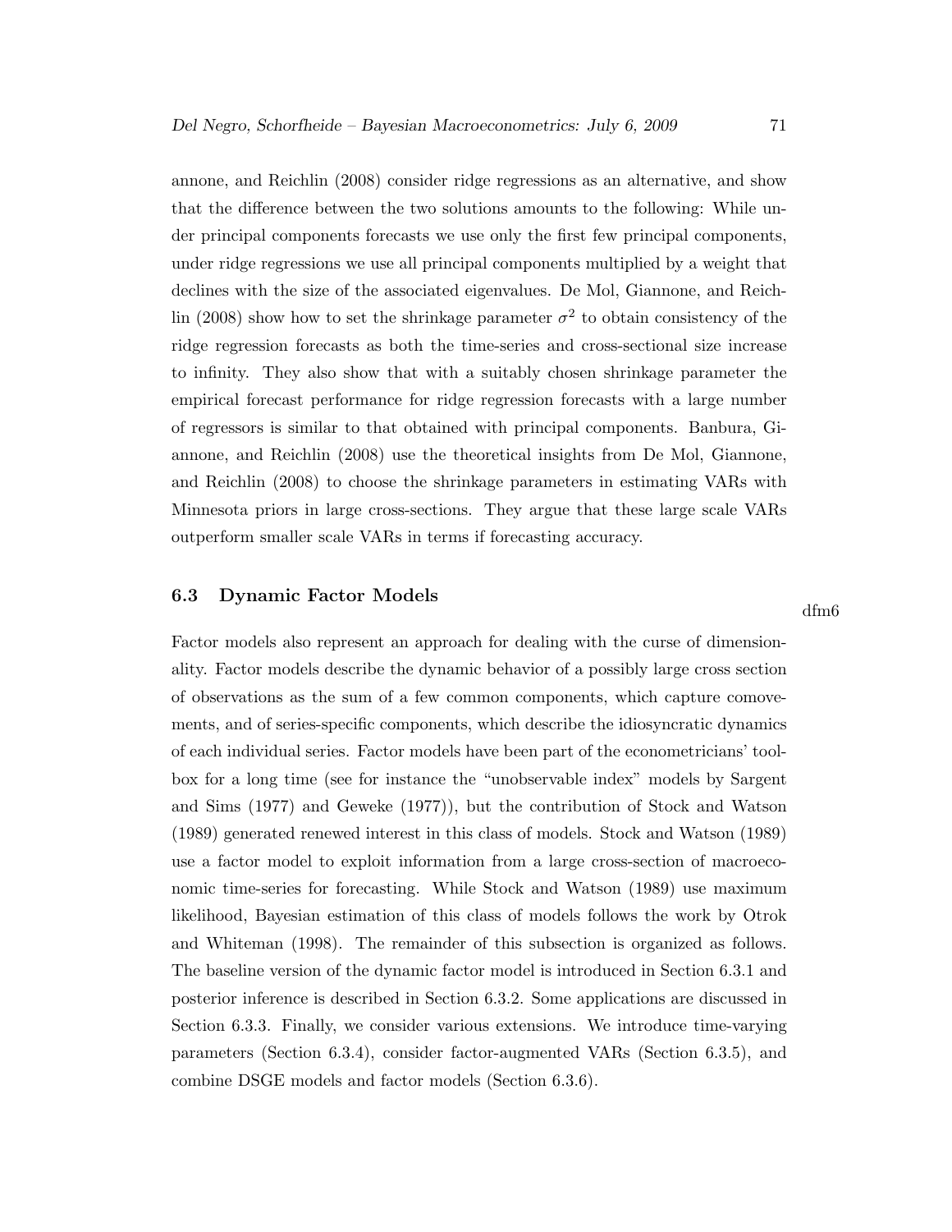annone, and Reichlin (2008) consider ridge regressions as an alternative, and show that the difference between the two solutions amounts to the following: While under principal components forecasts we use only the first few principal components, under ridge regressions we use all principal components multiplied by a weight that declines with the size of the associated eigenvalues. De Mol, Giannone, and Reichlin (2008) show how to set the shrinkage parameter $\sigma^2$ to obtain consistency of the ridge regression forecasts as both the time-series and cross-sectional size increase to infinity. They also show that with a suitably chosen shrinkage parameter the empirical forecast performance for ridge regression forecasts with a large number of regressors is similar to that obtained with principal components. Banbura, Giannone, and Reichlin (2008) use the theoretical insights from De Mol, Giannone, and Reichlin (2008) to choose the shrinkage parameters in estimating VARs with Minnesota priors in large cross-sections. They argue that these large scale VARs outperform smaller scale VARs in terms if forecasting accuracy.

## 6.3 Dynamic Factor Models

dfm6

Factor models also represent an approach for dealing with the curse of dimensionality. Factor models describe the dynamic behavior of a possibly large cross section of observations as the sum of a few common components, which capture comovements, and of series-specific components, which describe the idiosyncratic dynamics of each individual series. Factor models have been part of the econometricians' toolbox for a long time (see for instance the "unobservable index" models by Sargent and Sims (1977) and Geweke (1977)), but the contribution of Stock and Watson (1989) generated renewed interest in this class of models. Stock and Watson (1989) use a factor model to exploit information from a large cross-section of macroeconomic time-series for forecasting. While Stock and Watson (1989) use maximum likelihood, Bayesian estimation of this class of models follows the work by Otrok and Whiteman (1998). The remainder of this subsection is organized as follows. The baseline version of the dynamic factor model is introduced in Section 6.3.1 and posterior inference is described in Section 6.3.2. Some applications are discussed in Section 6.3.3. Finally, we consider various extensions. We introduce time-varying parameters (Section 6.3.4), consider factor-augmented VARs (Section 6.3.5), and combine DSGE models and factor models (Section 6.3.6).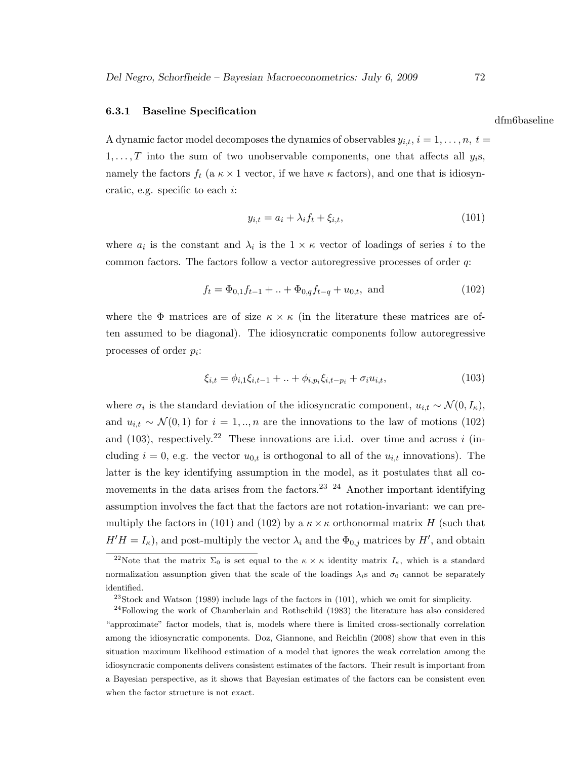### 6.3.1 Baseline Specification

dfm6baseline

A dynamic factor model decomposes the dynamics of observables $y_{i,t}$, $i = 1, \ldots, n$, $t = 1, \ldots, T$ into the sum of two unobservable components, one that affects all $y_i$s, namely the factors $f_t$ (a $\kappa \times 1$ vector, if we have $\kappa$ factors), and one that is idiosyncratic, e.g. specific to each $i$:

$$y_{i,t} = a_i + \lambda_i f_t + \xi_{i,t}, \tag{101}$$

where $a_i$ is the constant and $\lambda_i$ is the $1 \times \kappa$ vector of loadings of series $i$ to the common factors. The factors follow a vector autoregressive processes of order $q$:

$$f_t = \Phi_{0,1} f_{t-1} + .. + \Phi_{0,q} f_{t-q} + u_{0,t}, \text{ and} \tag{102}$$

where the $\Phi$ matrices are of size $\kappa \times \kappa$ (in the literature these matrices are often assumed to be diagonal). The idiosyncratic components follow autoregressive processes of order $p_i$:

$$\xi_{i,t} = \phi_{i,1} \xi_{i,t-1} + .. + \phi_{i,p_i} \xi_{i,t-p_i} + \sigma_i u_{i,t}, \tag{103}$$

where $\sigma_i$ is the standard deviation of the idiosyncratic component, $u_{i,t} \sim \mathcal{N}(0, I_\kappa)$, and $u_{i,t} \sim \mathcal{N}(0, 1)$ for $i = 1, .., n$ are the innovations to the law of motions (102) and (103), respectively.[22] These innovations are i.i.d. over time and across $i$ (including $i = 0$, e.g. the vector $u_{0,t}$ is orthogonal to all of the $u_{i,t}$ innovations). The latter is the key identifying assumption in the model, as it postulates that all comovements in the data arises from the factors.[23] [24] Another important identifying assumption involves the fact that the factors are not rotation-invariant: we can premultiply the factors in (101) and (102) by a $\kappa \times \kappa$ orthonormal matrix $H$ (such that $H'H = I_\kappa$), and post-multiply the vector $\lambda_i$ and the $\Phi_{0,j}$ matrices by $H'$, and obtain

[22]Note that the matrix $\Sigma_0$ is set equal to the $\kappa \times \kappa$ identity matrix $I_\kappa$, which is a standard normalization assumption given that the scale of the loadings $\lambda_i$s and $\sigma_0$ cannot be separately identified.

[23]Stock and Watson (1989) include lags of the factors in (101), which we omit for simplicity.

[24]Following the work of Chamberlain and Rothschild (1983) the literature has also considered "approximate" factor models, that is, models where there is limited cross-sectionally correlation among the idiosyncratic components. Doz, Giannone, and Reichlin (2008) show that even in this situation maximum likelihood estimation of a model that ignores the weak correlation among the idiosyncratic components delivers consistent estimates of the factors. Their result is important from a Bayesian perspective, as it shows that Bayesian estimates of the factors can be consistent even when the factor structure is not exact.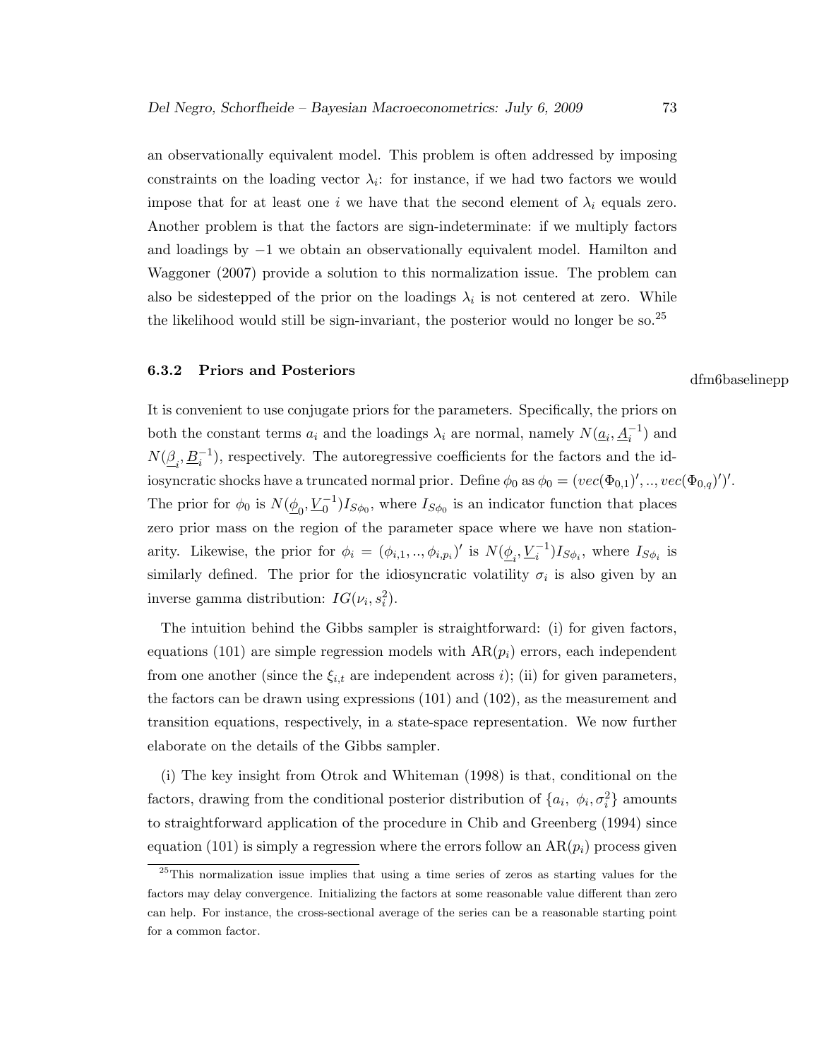an observationally equivalent model. This problem is often addressed by imposing constraints on the loading vector $\lambda_i$: for instance, if we had two factors we would impose that for at least one $i$ we have that the second element of $\lambda_i$ equals zero. Another problem is that the factors are sign-indeterminate: if we multiply factors and loadings by $-1$ we obtain an observationally equivalent model. Hamilton and Waggoner (2007) provide a solution to this normalization issue. The problem can also be sidestepped of the prior on the loadings $\lambda_i$ is not centered at zero. While the likelihood would still be sign-invariant, the posterior would no longer be so.[25]

### 6.3.2 Priors and Posteriors

dfm6baselinepp

It is convenient to use conjugate priors for the parameters. Specifically, the priors on both the constant terms $a_i$ and the loadings $\lambda_i$ are normal, namely $N(\underline{a}_i, \underline{A}_i^{-1})$ and $N(\underline{\beta}_i, \underline{B}_i^{-1})$, respectively. The autoregressive coefficients for the factors and the idiosyncratic shocks have a truncated normal prior. Define $\phi_0$ as $\phi_0 = (vec(\Phi_{0,1})', .., vec(\Phi_{0,q})')'$. The prior for $\phi_0$ is $N(\underline{\phi}_0, \underline{V}_0^{-1})I_{S\phi_0}$, where $I_{S\phi_0}$ is an indicator function that places zero prior mass on the region of the parameter space where we have non stationarity. Likewise, the prior for $\phi_i = (\phi_{i,1}, .., \phi_{i,p_i})'$ is $N(\underline{\phi}_i, \underline{V}_i^{-1})I_{S\phi_i}$, where $I_{S\phi_i}$ is similarly defined. The prior for the idiosyncratic volatility $\sigma_i$ is also given by an inverse gamma distribution: $IG(\nu_i, s_i^2)$.

The intuition behind the Gibbs sampler is straightforward: (i) for given factors, equations (101) are simple regression models with AR($p_i$) errors, each independent from one another (since the $\xi_{i,t}$ are independent across $i$); (ii) for given parameters, the factors can be drawn using expressions (101) and (102), as the measurement and transition equations, respectively, in a state-space representation. We now further elaborate on the details of the Gibbs sampler.

(i) The key insight from Otrok and Whiteman (1998) is that, conditional on the factors, drawing from the conditional posterior distribution of $\{a_i,\ \phi_i, \sigma_i^2\}$ amounts to straightforward application of the procedure in Chib and Greenberg (1994) since equation (101) is simply a regression where the errors follow an AR($p_i$) process given

[25] This normalization issue implies that using a time series of zeros as starting values for the factors may delay convergence. Initializing the factors at some reasonable value different than zero can help. For instance, the cross-sectional average of the series can be a reasonable starting point for a common factor.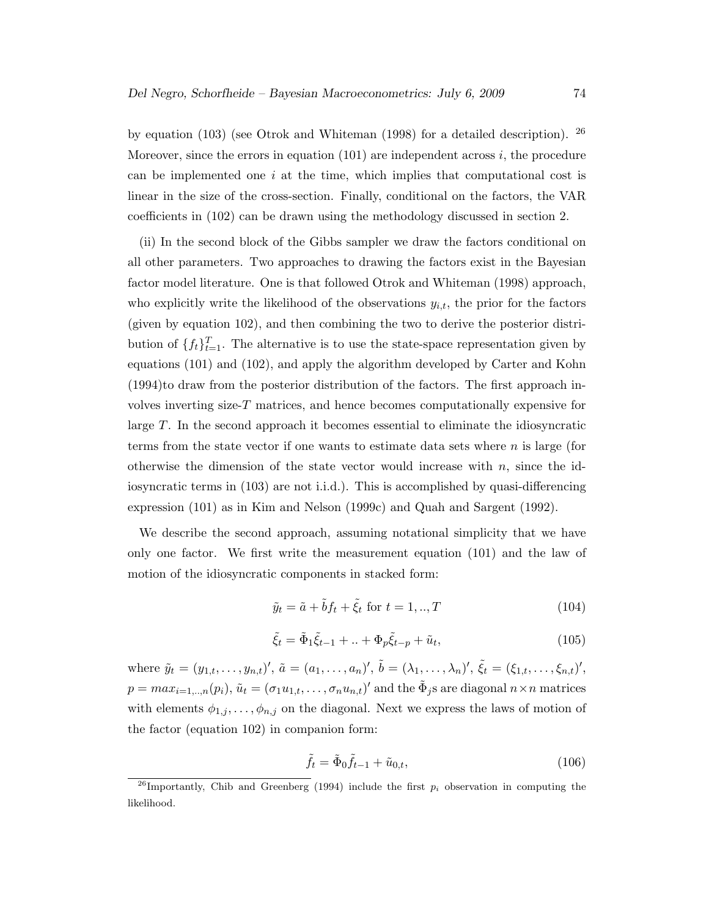by equation (103) (see Otrok and Whiteman (1998) for a detailed description). [26] Moreover, since the errors in equation (101) are independent across $i$, the procedure can be implemented one $i$ at the time, which implies that computational cost is linear in the size of the cross-section. Finally, conditional on the factors, the VAR coefficients in (102) can be drawn using the methodology discussed in section 2.

(ii) In the second block of the Gibbs sampler we draw the factors conditional on all other parameters. Two approaches to drawing the factors exist in the Bayesian factor model literature. One is that followed Otrok and Whiteman (1998) approach, who explicitly write the likelihood of the observations $y_{i,t}$, the prior for the factors (given by equation 102), and then combining the two to derive the posterior distribution of $\{f_t\}_{t=1}^T$. The alternative is to use the state-space representation given by equations (101) and (102), and apply the algorithm developed by Carter and Kohn (1994)to draw from the posterior distribution of the factors. The first approach involves inverting size-$T$ matrices, and hence becomes computationally expensive for large $T$. In the second approach it becomes essential to eliminate the idiosyncratic terms from the state vector if one wants to estimate data sets where $n$ is large (for otherwise the dimension of the state vector would increase with $n$, since the idiosyncratic terms in (103) are not i.i.d.). This is accomplished by quasi-differencing expression (101) as in Kim and Nelson (1999c) and Quah and Sargent (1992).

We describe the second approach, assuming notational simplicity that we have only one factor. We first write the measurement equation (101) and the law of motion of the idiosyncratic components in stacked form:

$$\tilde{y}_t = \tilde{a} + \tilde{b} f_t + \tilde{\xi}_t \text{ for } t = 1, .., T \tag{104}$$

$$\tilde{\xi}_t = \tilde{\Phi}_1 \tilde{\xi}_{t-1} + .. + \Phi_p \tilde{\xi}_{t-p} + \tilde{u}_t, \tag{105}$$

where $\tilde{y}_t = (y_{1,t}, \ldots, y_{n,t})'$, $\tilde{a} = (a_1, \ldots, a_n)'$, $\tilde{b} = (\lambda_1, \ldots, \lambda_n)'$, $\tilde{\xi}_t = (\xi_{1,t}, \ldots, \xi_{n,t})'$, $p = max_{i=1,..,n}(p_i)$, $\tilde{u}_t = (\sigma_1 u_{1,t}, \ldots, \sigma_n u_{n,t})'$ and the $\tilde{\Phi}_j$s are diagonal $n \times n$ matrices with elements $\phi_{1,j}, \ldots, \phi_{n,j}$ on the diagonal. Next we express the laws of motion of the factor (equation 102) in companion form:

$$\tilde{f}_t = \tilde{\Phi}_0 \tilde{f}_{t-1} + \tilde{u}_{0,t}, \tag{106}$$

[26] Importantly, Chib and Greenberg (1994) include the first $p_i$ observation in computing the likelihood.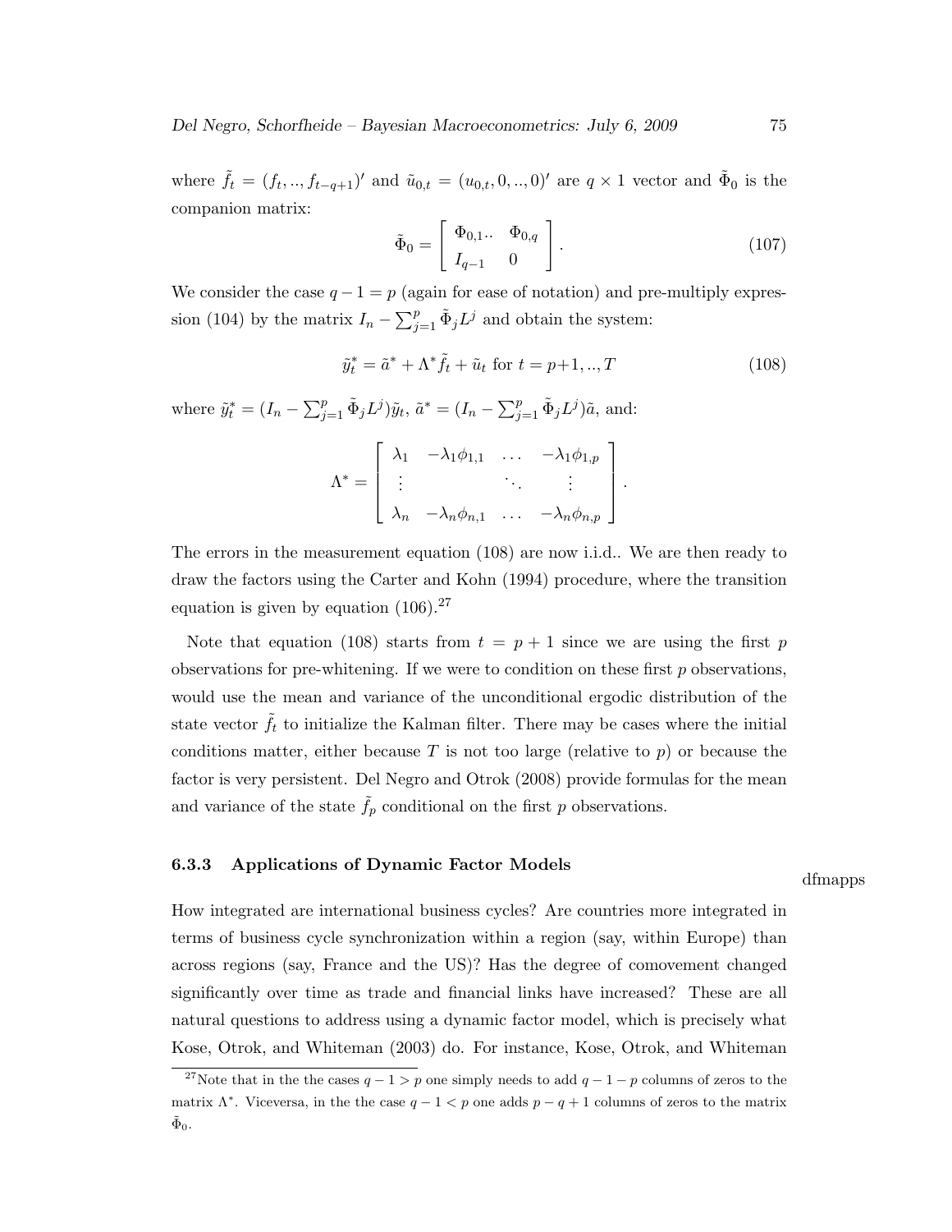where $\tilde{f}_t = (f_t, .., f_{t-q+1})'$ and $\tilde{u}_{0,t} = (u_{0,t}, 0, .., 0)'$ are $q \times 1$ vector and $\tilde{\Phi}_0$ is the companion matrix:

$$\tilde{\Phi}_0 = \left[ \begin{array}{cc} \Phi_{0,1}.. & \Phi_{0,q} \\ I_{q-1} & 0 \end{array} \right]. \tag{107}$$

We consider the case $q - 1 = p$ (again for ease of notation) and pre-multiply expression (104) by the matrix $I_n - \sum_{j=1}^{p} \tilde{\Phi}_j L^j$ and obtain the system:

$$\tilde{y}_t^* = \tilde{a}^* + \Lambda^* \tilde{f}_t + \tilde{u}_t \text{ for } t = p{+}1, .., T \tag{108}$$

where $\tilde{y}_t^* = (I_n - \sum_{j=1}^{p} \tilde{\Phi}_j L^j)\tilde{y}_t$, $\tilde{a}^* = (I_n - \sum_{j=1}^{p} \tilde{\Phi}_j L^j)\tilde{a}$, and:

$$\Lambda^* = \left[ \begin{array}{cccc} \lambda_1 & -\lambda_1 \phi_{1,1} & \ldots & -\lambda_1 \phi_{1,p} \\ \vdots & & \ddots & \vdots \\ \lambda_n & -\lambda_n \phi_{n,1} & \ldots & -\lambda_n \phi_{n,p} \end{array} \right].$$

The errors in the measurement equation (108) are now i.i.d.. We are then ready to draw the factors using the Carter and Kohn (1994) procedure, where the transition equation is given by equation (106).[27]

Note that equation (108) starts from $t = p + 1$ since we are using the first $p$ observations for pre-whitening. If we were to condition on these first $p$ observations, would use the mean and variance of the unconditional ergodic distribution of the state vector $\tilde{f}_t$ to initialize the Kalman filter. There may be cases where the initial conditions matter, either because $T$ is not too large (relative to $p$) or because the factor is very persistent. Del Negro and Otrok (2008) provide formulas for the mean and variance of the state $\tilde{f}_p$ conditional on the first $p$ observations.

### 6.3.3 Applications of Dynamic Factor Models

dfmapps

How integrated are international business cycles? Are countries more integrated in terms of business cycle synchronization within a region (say, within Europe) than across regions (say, France and the US)? Has the degree of comovement changed significantly over time as trade and financial links have increased? These are all natural questions to address using a dynamic factor model, which is precisely what Kose, Otrok, and Whiteman (2003) do. For instance, Kose, Otrok, and Whiteman

[27] Note that in the the cases $q - 1 > p$ one simply needs to add $q - 1 - p$ columns of zeros to the matrix $\Lambda^*$. Viceversa, in the the case $q - 1 < p$ one adds $p - q + 1$ columns of zeros to the matrix $\tilde{\Phi}_0$.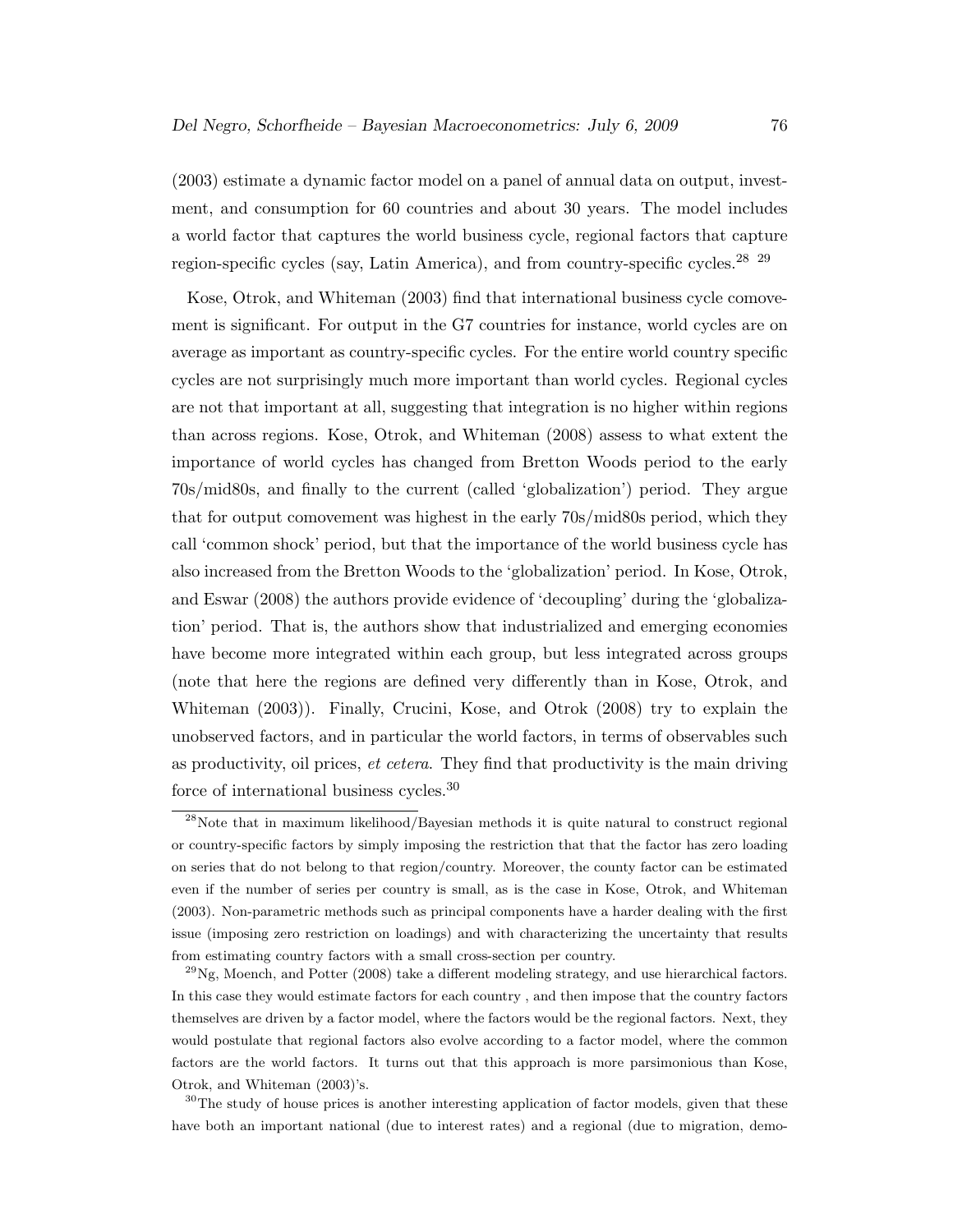(2003) estimate a dynamic factor model on a panel of annual data on output, investment, and consumption for 60 countries and about 30 years. The model includes a world factor that captures the world business cycle, regional factors that capture region-specific cycles (say, Latin America), and from country-specific cycles.[28] [29]

Kose, Otrok, and Whiteman (2003) find that international business cycle comovement is significant. For output in the G7 countries for instance, world cycles are on average as important as country-specific cycles. For the entire world country specific cycles are not surprisingly much more important than world cycles. Regional cycles are not that important at all, suggesting that integration is no higher within regions than across regions. Kose, Otrok, and Whiteman (2008) assess to what extent the importance of world cycles has changed from Bretton Woods period to the early 70s/mid80s, and finally to the current (called 'globalization') period. They argue that for output comovement was highest in the early 70s/mid80s period, which they call 'common shock' period, but that the importance of the world business cycle has also increased from the Bretton Woods to the 'globalization' period. In Kose, Otrok, and Eswar (2008) the authors provide evidence of 'decoupling' during the 'globalization' period. That is, the authors show that industrialized and emerging economies have become more integrated within each group, but less integrated across groups (note that here the regions are defined very differently than in Kose, Otrok, and Whiteman (2003)). Finally, Crucini, Kose, and Otrok (2008) try to explain the unobserved factors, and in particular the world factors, in terms of observables such as productivity, oil prices, *et cetera*. They find that productivity is the main driving force of international business cycles.[30]

---

[28] Note that in maximum likelihood/Bayesian methods it is quite natural to construct regional or country-specific factors by simply imposing the restriction that that the factor has zero loading on series that do not belong to that region/country. Moreover, the county factor can be estimated even if the number of series per country is small, as is the case in Kose, Otrok, and Whiteman (2003). Non-parametric methods such as principal components have a harder dealing with the first issue (imposing zero restriction on loadings) and with characterizing the uncertainty that results from estimating country factors with a small cross-section per country.

[29] Ng, Moench, and Potter (2008) take a different modeling strategy, and use hierarchical factors. In this case they would estimate factors for each country , and then impose that the country factors themselves are driven by a factor model, where the factors would be the regional factors. Next, they would postulate that regional factors also evolve according to a factor model, where the common factors are the world factors. It turns out that this approach is more parsimonious than Kose, Otrok, and Whiteman (2003)'s.

[30] The study of house prices is another interesting application of factor models, given that these have both an important national (due to interest rates) and a regional (due to migration, demo-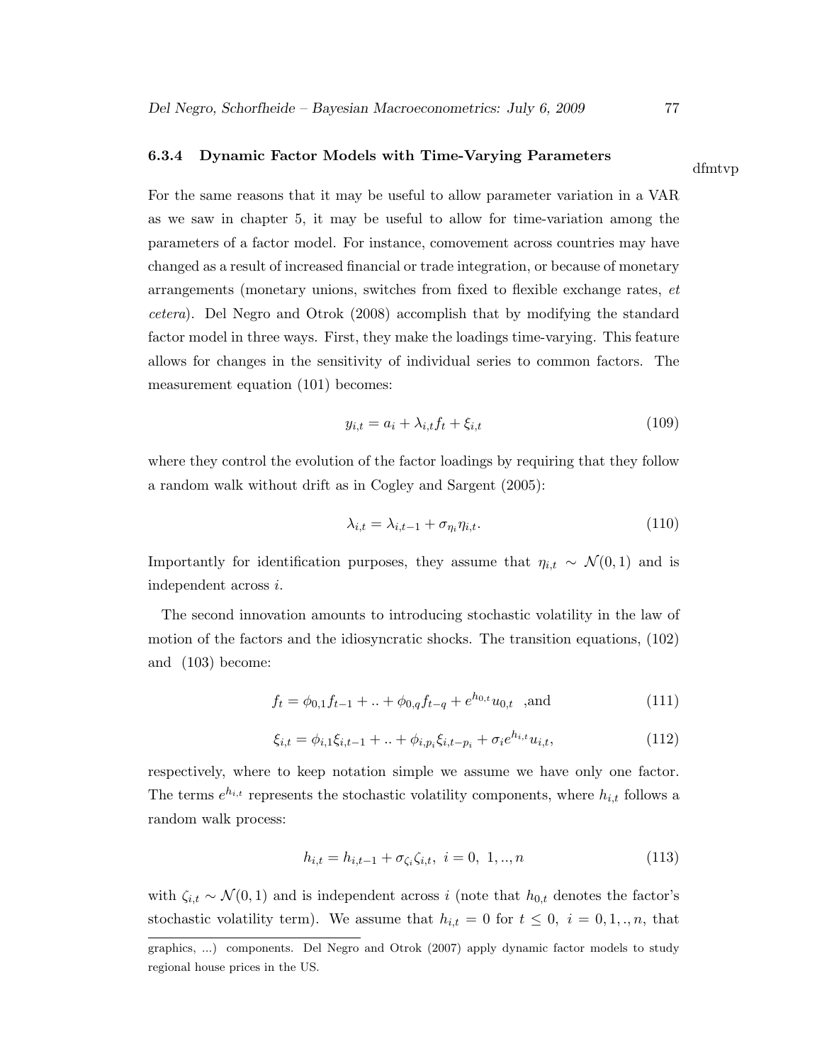### 6.3.4 Dynamic Factor Models with Time-Varying Parameters

dfmtvp

For the same reasons that it may be useful to allow parameter variation in a VAR as we saw in chapter 5, it may be useful to allow for time-variation among the parameters of a factor model. For instance, comovement across countries may have changed as a result of increased financial or trade integration, or because of monetary arrangements (monetary unions, switches from fixed to flexible exchange rates, *et cetera*). Del Negro and Otrok (2008) accomplish that by modifying the standard factor model in three ways. First, they make the loadings time-varying. This feature allows for changes in the sensitivity of individual series to common factors. The measurement equation (101) becomes:

$$y_{i,t} = a_i + \lambda_{i,t} f_t + \xi_{i,t} \tag{109}$$

where they control the evolution of the factor loadings by requiring that they follow a random walk without drift as in Cogley and Sargent (2005):

$$\lambda_{i,t} = \lambda_{i,t-1} + \sigma_{\eta_i} \eta_{i,t}. \tag{110}$$

Importantly for identification purposes, they assume that $\eta_{i,t} \sim \mathcal{N}(0,1)$ and is independent across $i$.

The second innovation amounts to introducing stochastic volatility in the law of motion of the factors and the idiosyncratic shocks. The transition equations, (102) and (103) become:

$$f_t = \phi_{0,1} f_{t-1} + .. + \phi_{0,q} f_{t-q} + e^{h_{0,t}} u_{0,t} \quad \text{,and} \tag{111}$$

$$\xi_{i,t} = \phi_{i,1} \xi_{i,t-1} + .. + \phi_{i,p_i} \xi_{i,t-p_i} + \sigma_i e^{h_{i,t}} u_{i,t}, \tag{112}$$

respectively, where to keep notation simple we assume we have only one factor. The terms $e^{h_{i,t}}$ represents the stochastic volatility components, where $h_{i,t}$ follows a random walk process:

$$h_{i,t} = h_{i,t-1} + \sigma_{\zeta_i} \zeta_{i,t}, \;\; i = 0, \; 1, .., n \tag{113}$$

with $\zeta_{i,t} \sim \mathcal{N}(0,1)$ and is independent across $i$ (note that $h_{0,t}$ denotes the factor's stochastic volatility term). We assume that $h_{i,t} = 0$ for $t \leq 0$, $i = 0, 1, ., n$, that

graphics, ...) components. Del Negro and Otrok (2007) apply dynamic factor models to study regional house prices in the US.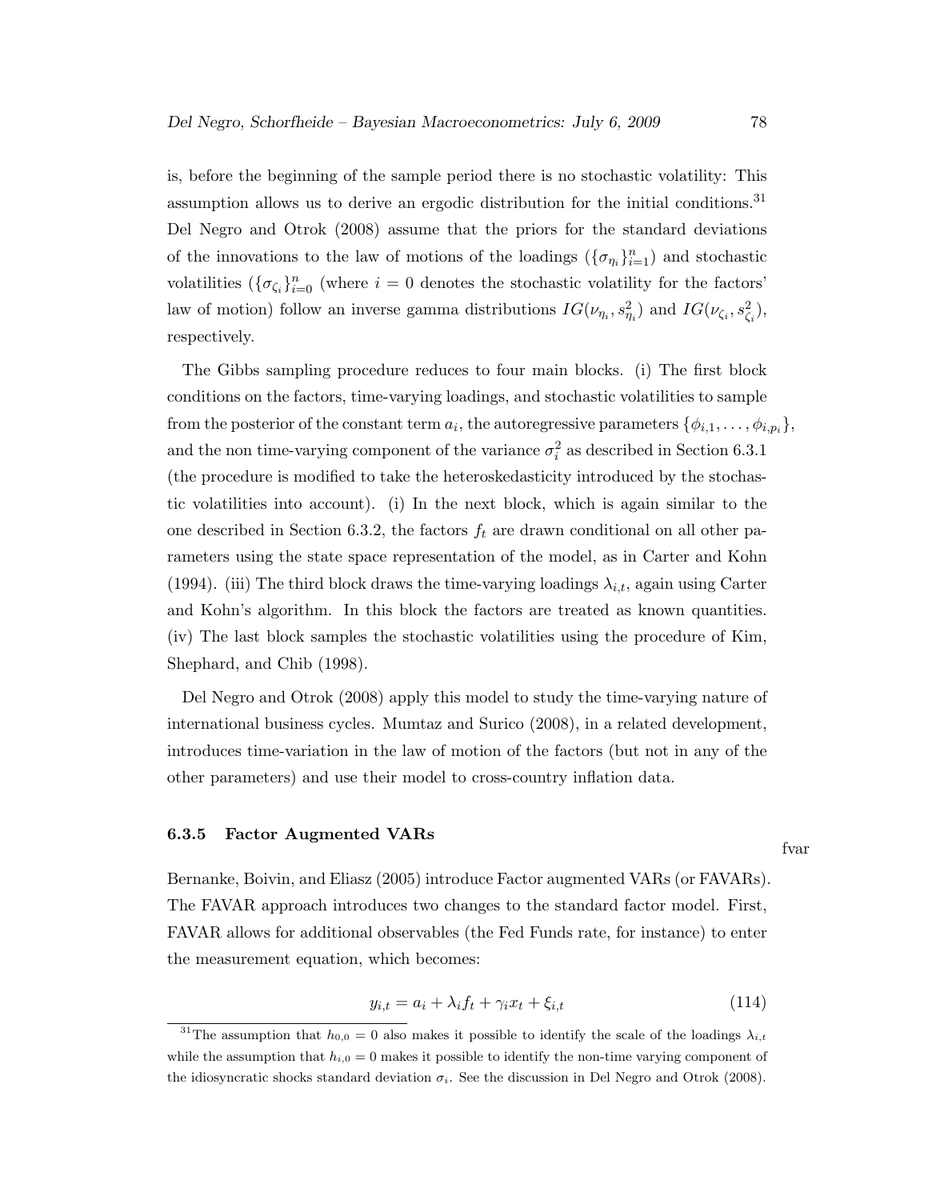is, before the beginning of the sample period there is no stochastic volatility: This assumption allows us to derive an ergodic distribution for the initial conditions.[31] Del Negro and Otrok (2008) assume that the priors for the standard deviations of the innovations to the law of motions of the loadings ($\{\sigma_{\eta_i}\}_{i=1}^n$) and stochastic volatilities ($\{\sigma_{\zeta_i}\}_{i=0}^n$ (where $i = 0$ denotes the stochastic volatility for the factors' law of motion) follow an inverse gamma distributions $IG(\nu_{\eta_i}, s^2_{\eta_i})$ and $IG(\nu_{\zeta_i}, s^2_{\zeta_i})$, respectively.

The Gibbs sampling procedure reduces to four main blocks. (i) The first block conditions on the factors, time-varying loadings, and stochastic volatilities to sample from the posterior of the constant term $a_i$, the autoregressive parameters $\{\phi_{i,1}, \ldots, \phi_{i,p_i}\}$, and the non time-varying component of the variance $\sigma_i^2$ as described in Section 6.3.1 (the procedure is modified to take the heteroskedasticity introduced by the stochastic volatilities into account). (i) In the next block, which is again similar to the one described in Section 6.3.2, the factors $f_t$ are drawn conditional on all other parameters using the state space representation of the model, as in Carter and Kohn (1994). (iii) The third block draws the time-varying loadings $\lambda_{i,t}$, again using Carter and Kohn's algorithm. In this block the factors are treated as known quantities. (iv) The last block samples the stochastic volatilities using the procedure of Kim, Shephard, and Chib (1998).

Del Negro and Otrok (2008) apply this model to study the time-varying nature of international business cycles. Mumtaz and Surico (2008), in a related development, introduces time-variation in the law of motion of the factors (but not in any of the other parameters) and use their model to cross-country inflation data.

### 6.3.5 Factor Augmented VARs

fvar

Bernanke, Boivin, and Eliasz (2005) introduce Factor augmented VARs (or FAVARs). The FAVAR approach introduces two changes to the standard factor model. First, FAVAR allows for additional observables (the Fed Funds rate, for instance) to enter the measurement equation, which becomes:

$$y_{i,t} = a_i + \lambda_i f_t + \gamma_i x_t + \xi_{i,t} \tag{114}$$

[31] The assumption that $h_{0,0} = 0$ also makes it possible to identify the scale of the loadings $\lambda_{i,t}$ while the assumption that $h_{i,0} = 0$ makes it possible to identify the non-time varying component of the idiosyncratic shocks standard deviation $\sigma_i$. See the discussion in Del Negro and Otrok (2008).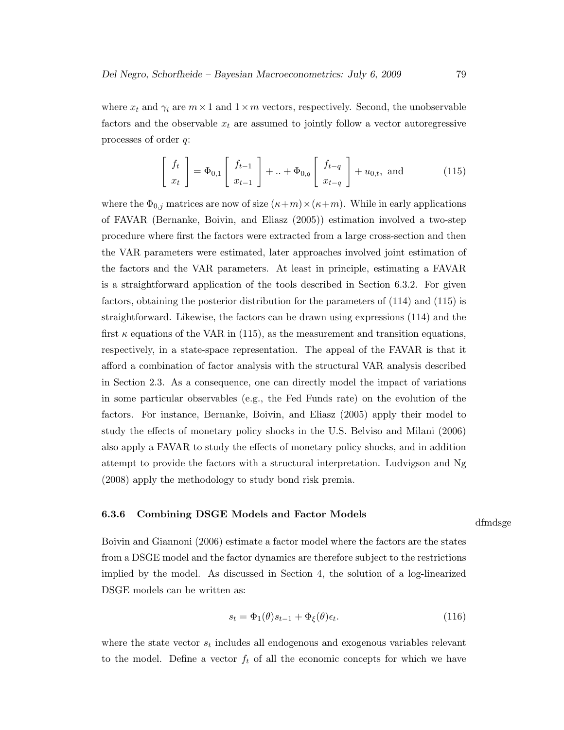where $x_t$ and $\gamma_i$ are $m \times 1$ and $1 \times m$ vectors, respectively. Second, the unobservable factors and the observable $x_t$ are assumed to jointly follow a vector autoregressive processes of order $q$:

$$\begin{bmatrix} f_t \\ x_t \end{bmatrix} = \Phi_{0,1} \begin{bmatrix} f_{t-1} \\ x_{t-1} \end{bmatrix} + .. + \Phi_{0,q} \begin{bmatrix} f_{t-q} \\ x_{t-q} \end{bmatrix} + u_{0,t}, \text{ and} \tag{115}$$

where the $\Phi_{0,j}$ matrices are now of size $(\kappa+m)\times(\kappa+m)$. While in early applications of FAVAR (Bernanke, Boivin, and Eliasz (2005)) estimation involved a two-step procedure where first the factors were extracted from a large cross-section and then the VAR parameters were estimated, later approaches involved joint estimation of the factors and the VAR parameters. At least in principle, estimating a FAVAR is a straightforward application of the tools described in Section 6.3.2. For given factors, obtaining the posterior distribution for the parameters of (114) and (115) is straightforward. Likewise, the factors can be drawn using expressions (114) and the first $\kappa$ equations of the VAR in (115), as the measurement and transition equations, respectively, in a state-space representation. The appeal of the FAVAR is that it afford a combination of factor analysis with the structural VAR analysis described in Section 2.3. As a consequence, one can directly model the impact of variations in some particular observables (e.g., the Fed Funds rate) on the evolution of the factors. For instance, Bernanke, Boivin, and Eliasz (2005) apply their model to study the effects of monetary policy shocks in the U.S. Belviso and Milani (2006) also apply a FAVAR to study the effects of monetary policy shocks, and in addition attempt to provide the factors with a structural interpretation. Ludvigson and Ng (2008) apply the methodology to study bond risk premia.

### 6.3.6 Combining DSGE Models and Factor Models

dfmdsge

Boivin and Giannoni (2006) estimate a factor model where the factors are the states from a DSGE model and the factor dynamics are therefore subject to the restrictions implied by the model. As discussed in Section 4, the solution of a log-linearized DSGE models can be written as:

$$s_t = \Phi_1(\theta)s_{t-1} + \Phi_\xi(\theta)\epsilon_t. \tag{116}$$

where the state vector $s_t$ includes all endogenous and exogenous variables relevant to the model. Define a vector $f_t$ of all the economic concepts for which we have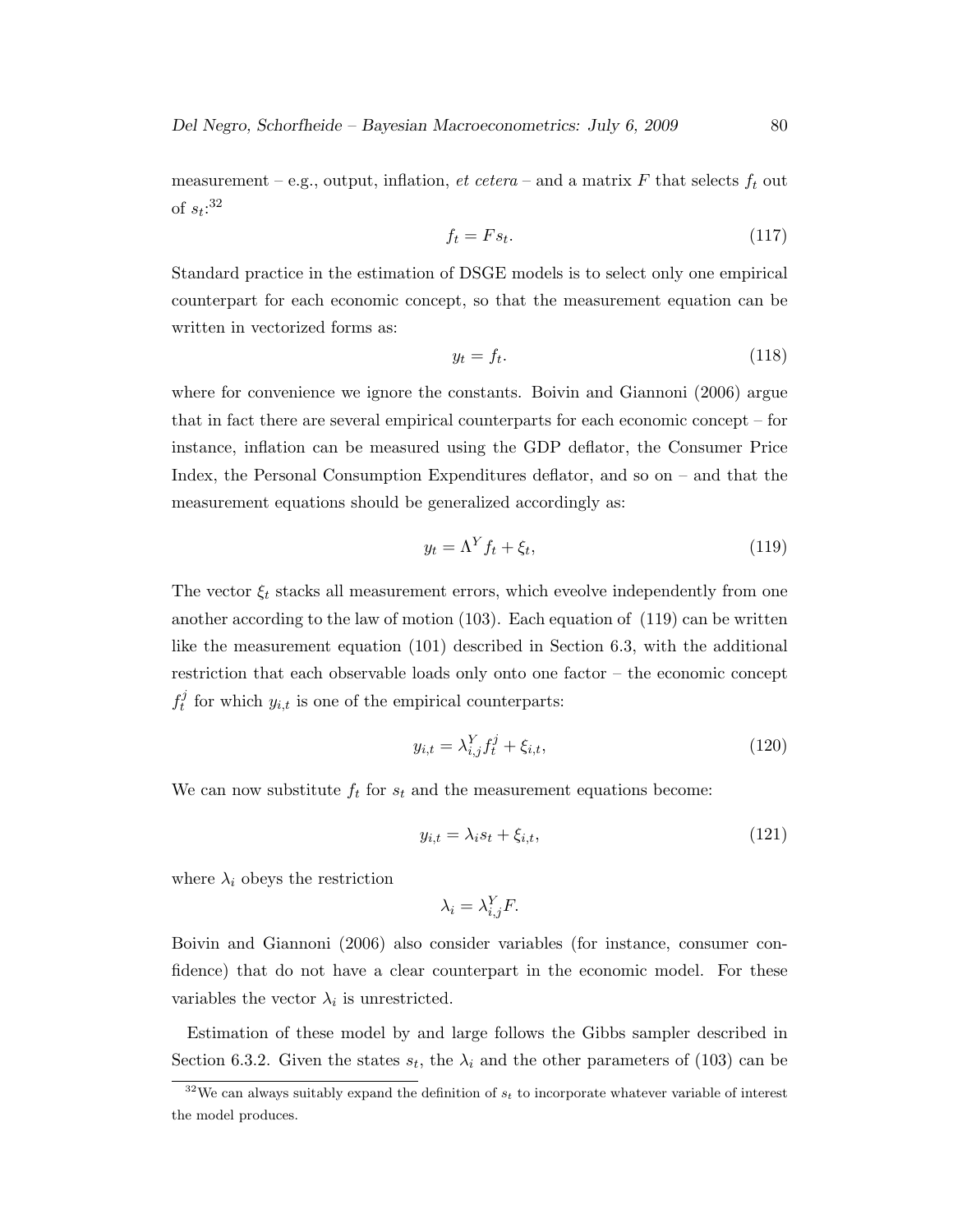measurement – e.g., output, inflation, *et cetera* – and a matrix $F$ that selects $f_t$ out of $s_t$:[32]

$$f_t = F s_t. \tag{117}$$

Standard practice in the estimation of DSGE models is to select only one empirical counterpart for each economic concept, so that the measurement equation can be written in vectorized forms as:

$$y_t = f_t. \tag{118}$$

where for convenience we ignore the constants. Boivin and Giannoni (2006) argue that in fact there are several empirical counterparts for each economic concept – for instance, inflation can be measured using the GDP deflator, the Consumer Price Index, the Personal Consumption Expenditures deflator, and so on – and that the measurement equations should be generalized accordingly as:

$$y_t = \Lambda^Y f_t + \xi_t, \tag{119}$$

The vector $\xi_t$ stacks all measurement errors, which eveolve independently from one another according to the law of motion (103). Each equation of (119) can be written like the measurement equation (101) described in Section 6.3, with the additional restriction that each observable loads only onto one factor – the economic concept $f_t^j$ for which $y_{i,t}$ is one of the empirical counterparts:

$$y_{i,t} = \lambda_{i,j}^Y f_t^j + \xi_{i,t}, \tag{120}$$

We can now substitute $f_t$ for $s_t$ and the measurement equations become:

$$y_{i,t} = \lambda_i s_t + \xi_{i,t}, \tag{121}$$

where $\lambda_i$ obeys the restriction

$$\lambda_i = \lambda_{i,j}^Y F.$$

Boivin and Giannoni (2006) also consider variables (for instance, consumer confidence) that do not have a clear counterpart in the economic model. For these variables the vector $\lambda_i$ is unrestricted.

Estimation of these model by and large follows the Gibbs sampler described in Section 6.3.2. Given the states $s_t$, the $\lambda_i$ and the other parameters of (103) can be

[32] We can always suitably expand the definition of $s_t$ to incorporate whatever variable of interest the model produces.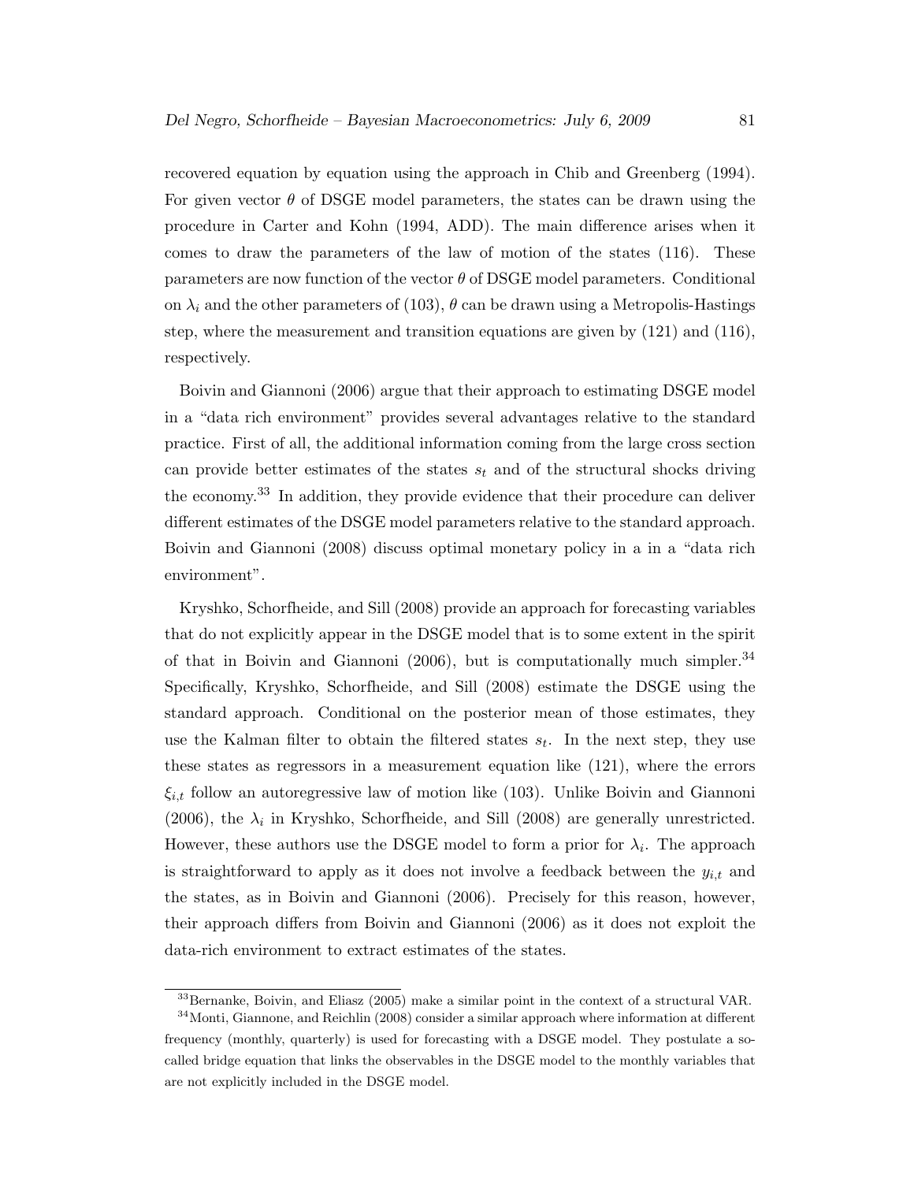recovered equation by equation using the approach in Chib and Greenberg (1994). For given vector $\theta$ of DSGE model parameters, the states can be drawn using the procedure in Carter and Kohn (1994, ADD). The main difference arises when it comes to draw the parameters of the law of motion of the states (116). These parameters are now function of the vector $\theta$ of DSGE model parameters. Conditional on $\lambda_i$ and the other parameters of (103), $\theta$ can be drawn using a Metropolis-Hastings step, where the measurement and transition equations are given by (121) and (116), respectively.

Boivin and Giannoni (2006) argue that their approach to estimating DSGE model in a "data rich environment" provides several advantages relative to the standard practice. First of all, the additional information coming from the large cross section can provide better estimates of the states $s_t$ and of the structural shocks driving the economy.[33] In addition, they provide evidence that their procedure can deliver different estimates of the DSGE model parameters relative to the standard approach. Boivin and Giannoni (2008) discuss optimal monetary policy in a in a "data rich environment".

Kryshko, Schorfheide, and Sill (2008) provide an approach for forecasting variables that do not explicitly appear in the DSGE model that is to some extent in the spirit of that in Boivin and Giannoni (2006), but is computationally much simpler.[34] Specifically, Kryshko, Schorfheide, and Sill (2008) estimate the DSGE using the standard approach. Conditional on the posterior mean of those estimates, they use the Kalman filter to obtain the filtered states $s_t$. In the next step, they use these states as regressors in a measurement equation like (121), where the errors $\xi_{i,t}$ follow an autoregressive law of motion like (103). Unlike Boivin and Giannoni (2006), the $\lambda_i$ in Kryshko, Schorfheide, and Sill (2008) are generally unrestricted. However, these authors use the DSGE model to form a prior for $\lambda_i$. The approach is straightforward to apply as it does not involve a feedback between the $y_{i,t}$ and the states, as in Boivin and Giannoni (2006). Precisely for this reason, however, their approach differs from Boivin and Giannoni (2006) as it does not exploit the data-rich environment to extract estimates of the states.

[33] Bernanke, Boivin, and Eliasz (2005) make a similar point in the context of a structural VAR.

[34] Monti, Giannone, and Reichlin (2008) consider a similar approach where information at different frequency (monthly, quarterly) is used for forecasting with a DSGE model. They postulate a so-called bridge equation that links the observables in the DSGE model to the monthly variables that are not explicitly included in the DSGE model.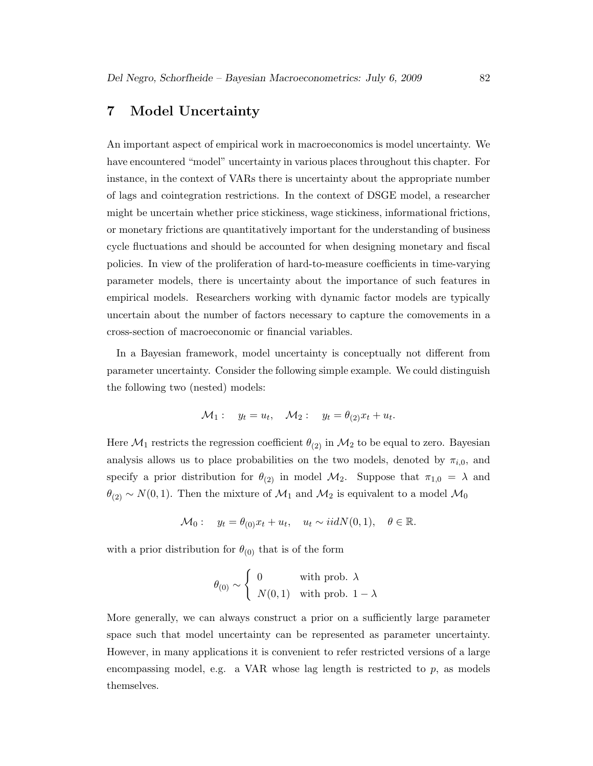# 7 Model Uncertainty

An important aspect of empirical work in macroeconomics is model uncertainty. We have encountered "model" uncertainty in various places throughout this chapter. For instance, in the context of VARs there is uncertainty about the appropriate number of lags and cointegration restrictions. In the context of DSGE model, a researcher might be uncertain whether price stickiness, wage stickiness, informational frictions, or monetary frictions are quantitatively important for the understanding of business cycle fluctuations and should be accounted for when designing monetary and fiscal policies. In view of the proliferation of hard-to-measure coefficients in time-varying parameter models, there is uncertainty about the importance of such features in empirical models. Researchers working with dynamic factor models are typically uncertain about the number of factors necessary to capture the comovements in a cross-section of macroeconomic or financial variables.

In a Bayesian framework, model uncertainty is conceptually not different from parameter uncertainty. Consider the following simple example. We could distinguish the following two (nested) models:

$$\mathcal{M}_1: \quad y_t = u_t, \quad \mathcal{M}_2: \quad y_t = \theta_{(2)} x_t + u_t.$$

Here $\mathcal{M}_1$ restricts the regression coefficient $\theta_{(2)}$ in $\mathcal{M}_2$ to be equal to zero. Bayesian analysis allows us to place probabilities on the two models, denoted by $\pi_{i,0}$, and specify a prior distribution for $\theta_{(2)}$ in model $\mathcal{M}_2$. Suppose that $\pi_{1,0} = \lambda$ and $\theta_{(2)} \sim N(0,1)$. Then the mixture of $\mathcal{M}_1$ and $\mathcal{M}_2$ is equivalent to a model $\mathcal{M}_0$

$$\mathcal{M}_0: \quad y_t = \theta_{(0)} x_t + u_t, \quad u_t \sim iidN(0,1), \quad \theta \in \mathbb{R}.$$

with a prior distribution for $\theta_{(0)}$ that is of the form

$$\theta_{(0)} \sim \begin{cases} 0 & \text{with prob. } \lambda \\ N(0,1) & \text{with prob. } 1-\lambda \end{cases}$$

More generally, we can always construct a prior on a sufficiently large parameter space such that model uncertainty can be represented as parameter uncertainty. However, in many applications it is convenient to refer restricted versions of a large encompassing model, e.g. a VAR whose lag length is restricted to $p$, as models themselves.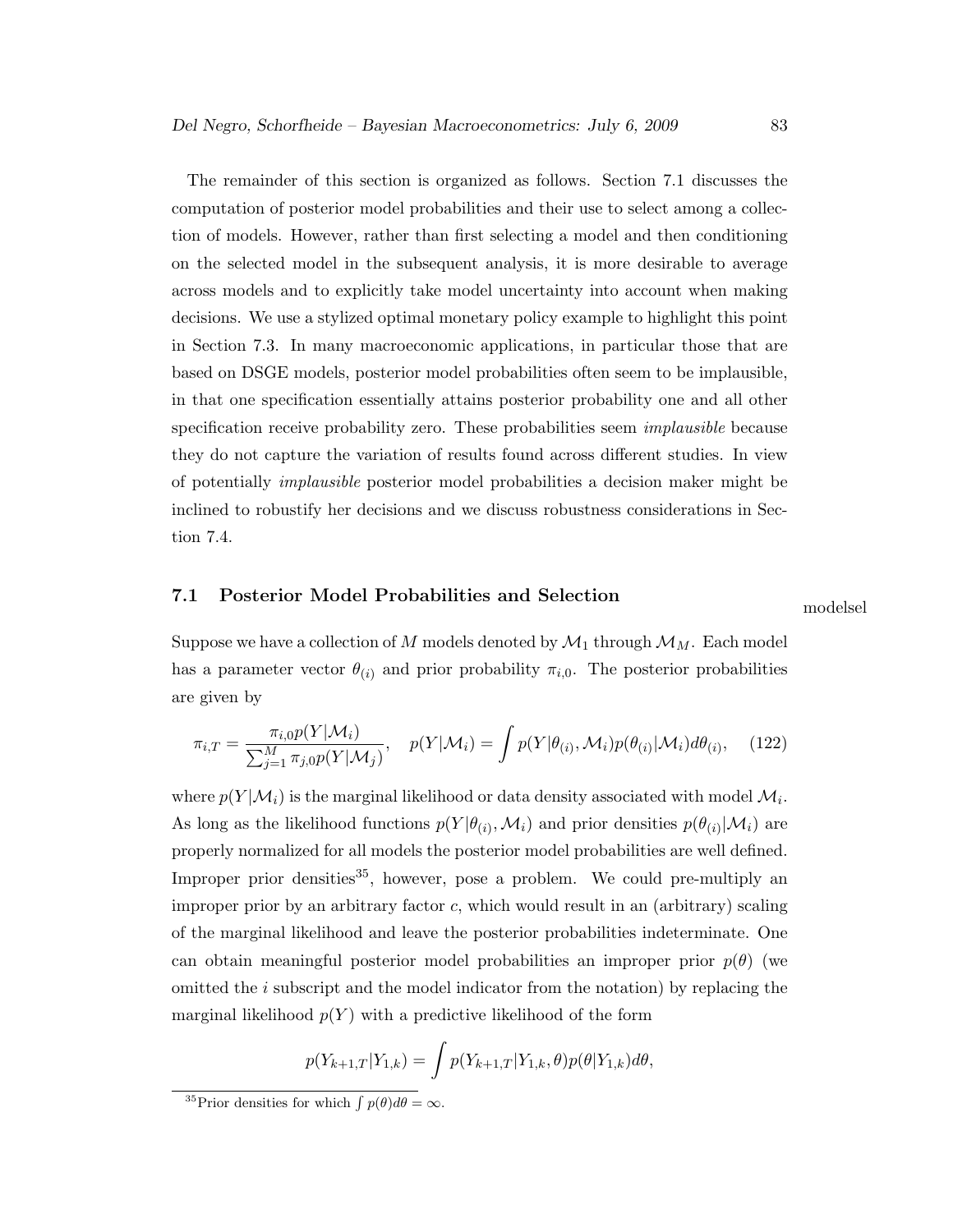The remainder of this section is organized as follows. Section 7.1 discusses the computation of posterior model probabilities and their use to select among a collection of models. However, rather than first selecting a model and then conditioning on the selected model in the subsequent analysis, it is more desirable to average across models and to explicitly take model uncertainty into account when making decisions. We use a stylized optimal monetary policy example to highlight this point in Section 7.3. In many macroeconomic applications, in particular those that are based on DSGE models, posterior model probabilities often seem to be implausible, in that one specification essentially attains posterior probability one and all other specification receive probability zero. These probabilities seem *implausible* because they do not capture the variation of results found across different studies. In view of potentially *implausible* posterior model probabilities a decision maker might be inclined to robustify her decisions and we discuss robustness considerations in Section 7.4.

## 7.1 Posterior Model Probabilities and Selection

modelsel

Suppose we have a collection of $M$ models denoted by $\mathcal{M}_1$ through $\mathcal{M}_M$. Each model has a parameter vector $\theta_{(i)}$ and prior probability $\pi_{i,0}$. The posterior probabilities are given by

$$\pi_{i,T} = \frac{\pi_{i,0} p(Y|\mathcal{M}_i)}{\sum_{j=1}^{M} \pi_{j,0} p(Y|\mathcal{M}_j)}, \quad p(Y|\mathcal{M}_i) = \int p(Y|\theta_{(i)}, \mathcal{M}_i) p(\theta_{(i)}|\mathcal{M}_i) d\theta_{(i)}, \qquad (122)$$

where $p(Y|\mathcal{M}_i)$ is the marginal likelihood or data density associated with model $\mathcal{M}_i$. As long as the likelihood functions $p(Y|\theta_{(i)}, \mathcal{M}_i)$ and prior densities $p(\theta_{(i)}|\mathcal{M}_i)$ are properly normalized for all models the posterior model probabilities are well defined. Improper prior densities[35], however, pose a problem. We could pre-multiply an improper prior by an arbitrary factor $c$, which would result in an (arbitrary) scaling of the marginal likelihood and leave the posterior probabilities indeterminate. One can obtain meaningful posterior model probabilities an improper prior $p(\theta)$ (we omitted the $i$ subscript and the model indicator from the notation) by replacing the marginal likelihood $p(Y)$ with a predictive likelihood of the form

$$p(Y_{k+1,T}|Y_{1,k}) = \int p(Y_{k+1,T}|Y_{1,k}, \theta) p(\theta|Y_{1,k}) d\theta,$$

[35] Prior densities for which $\int p(\theta) d\theta = \infty$.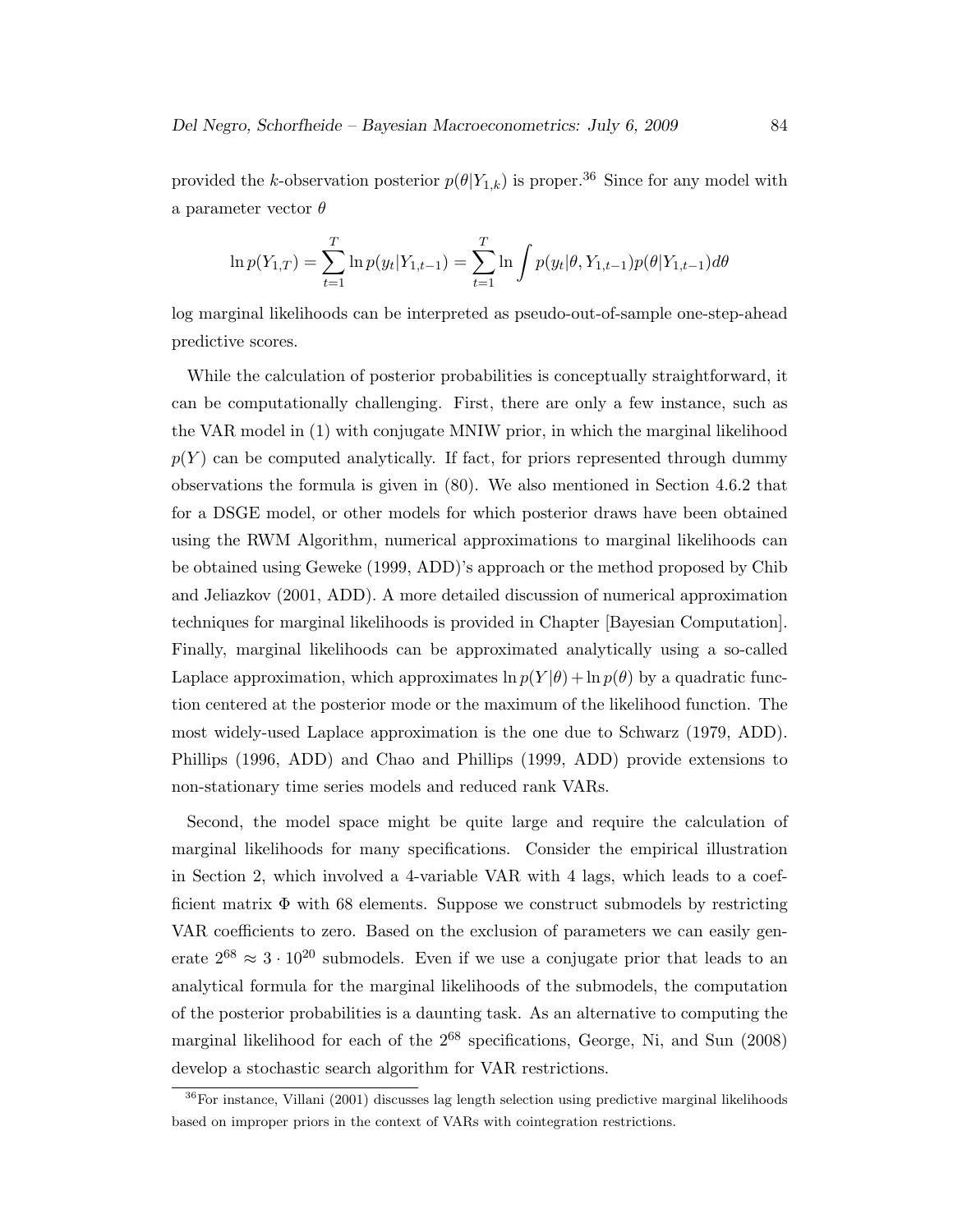provided the $k$-observation posterior $p(\theta|Y_{1,k})$ is proper.[36] Since for any model with a parameter vector $\theta$

$$\ln p(Y_{1,T}) = \sum_{t=1}^{T} \ln p(y_t|Y_{1,t-1}) = \sum_{t=1}^{T} \ln \int p(y_t|\theta, Y_{1,t-1}) p(\theta|Y_{1,t-1}) d\theta$$

log marginal likelihoods can be interpreted as pseudo-out-of-sample one-step-ahead predictive scores.

While the calculation of posterior probabilities is conceptually straightforward, it can be computationally challenging. First, there are only a few instance, such as the VAR model in (1) with conjugate MNIW prior, in which the marginal likelihood $p(Y)$ can be computed analytically. If fact, for priors represented through dummy observations the formula is given in (80). We also mentioned in Section 4.6.2 that for a DSGE model, or other models for which posterior draws have been obtained using the RWM Algorithm, numerical approximations to marginal likelihoods can be obtained using Geweke (1999, ADD)'s approach or the method proposed by Chib and Jeliazkov (2001, ADD). A more detailed discussion of numerical approximation techniques for marginal likelihoods is provided in Chapter [Bayesian Computation]. Finally, marginal likelihoods can be approximated analytically using a so-called Laplace approximation, which approximates $\ln p(Y|\theta) + \ln p(\theta)$ by a quadratic function centered at the posterior mode or the maximum of the likelihood function. The most widely-used Laplace approximation is the one due to Schwarz (1979, ADD). Phillips (1996, ADD) and Chao and Phillips (1999, ADD) provide extensions to non-stationary time series models and reduced rank VARs.

Second, the model space might be quite large and require the calculation of marginal likelihoods for many specifications. Consider the empirical illustration in Section 2, which involved a 4-variable VAR with 4 lags, which leads to a coefficient matrix $\Phi$ with 68 elements. Suppose we construct submodels by restricting VAR coefficients to zero. Based on the exclusion of parameters we can easily generate $2^{68} \approx 3 \cdot 10^{20}$ submodels. Even if we use a conjugate prior that leads to an analytical formula for the marginal likelihoods of the submodels, the computation of the posterior probabilities is a daunting task. As an alternative to computing the marginal likelihood for each of the $2^{68}$ specifications, George, Ni, and Sun (2008) develop a stochastic search algorithm for VAR restrictions.

[36] For instance, Villani (2001) discusses lag length selection using predictive marginal likelihoods based on improper priors in the context of VARs with cointegration restrictions.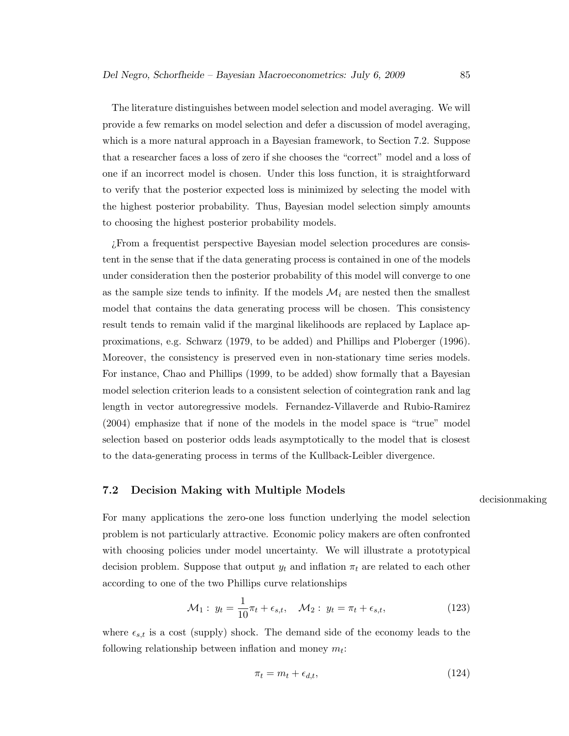The literature distinguishes between model selection and model averaging. We will provide a few remarks on model selection and defer a discussion of model averaging, which is a more natural approach in a Bayesian framework, to Section 7.2. Suppose that a researcher faces a loss of zero if she chooses the "correct" model and a loss of one if an incorrect model is chosen. Under this loss function, it is straightforward to verify that the posterior expected loss is minimized by selecting the model with the highest posterior probability. Thus, Bayesian model selection simply amounts to choosing the highest posterior probability models.

¿From a frequentist perspective Bayesian model selection procedures are consistent in the sense that if the data generating process is contained in one of the models under consideration then the posterior probability of this model will converge to one as the sample size tends to infinity. If the models $\mathcal{M}_i$ are nested then the smallest model that contains the data generating process will be chosen. This consistency result tends to remain valid if the marginal likelihoods are replaced by Laplace approximations, e.g. Schwarz (1979, to be added) and Phillips and Ploberger (1996). Moreover, the consistency is preserved even in non-stationary time series models. For instance, Chao and Phillips (1999, to be added) show formally that a Bayesian model selection criterion leads to a consistent selection of cointegration rank and lag length in vector autoregressive models. Fernandez-Villaverde and Rubio-Ramirez (2004) emphasize that if none of the models in the model space is "true" model selection based on posterior odds leads asymptotically to the model that is closest to the data-generating process in terms of the Kullback-Leibler divergence.

## 7.2 Decision Making with Multiple Models

decisionmaking

For many applications the zero-one loss function underlying the model selection problem is not particularly attractive. Economic policy makers are often confronted with choosing policies under model uncertainty. We will illustrate a prototypical decision problem. Suppose that output $y_t$ and inflation $\pi_t$ are related to each other according to one of the two Phillips curve relationships

$$\mathcal{M}_1: \; y_t = \frac{1}{10}\pi_t + \epsilon_{s,t}, \quad \mathcal{M}_2: \; y_t = \pi_t + \epsilon_{s,t}, \tag{123}$$

where $\epsilon_{s,t}$ is a cost (supply) shock. The demand side of the economy leads to the following relationship between inflation and money $m_t$:

$$\pi_t = m_t + \epsilon_{d,t}, \tag{124}$$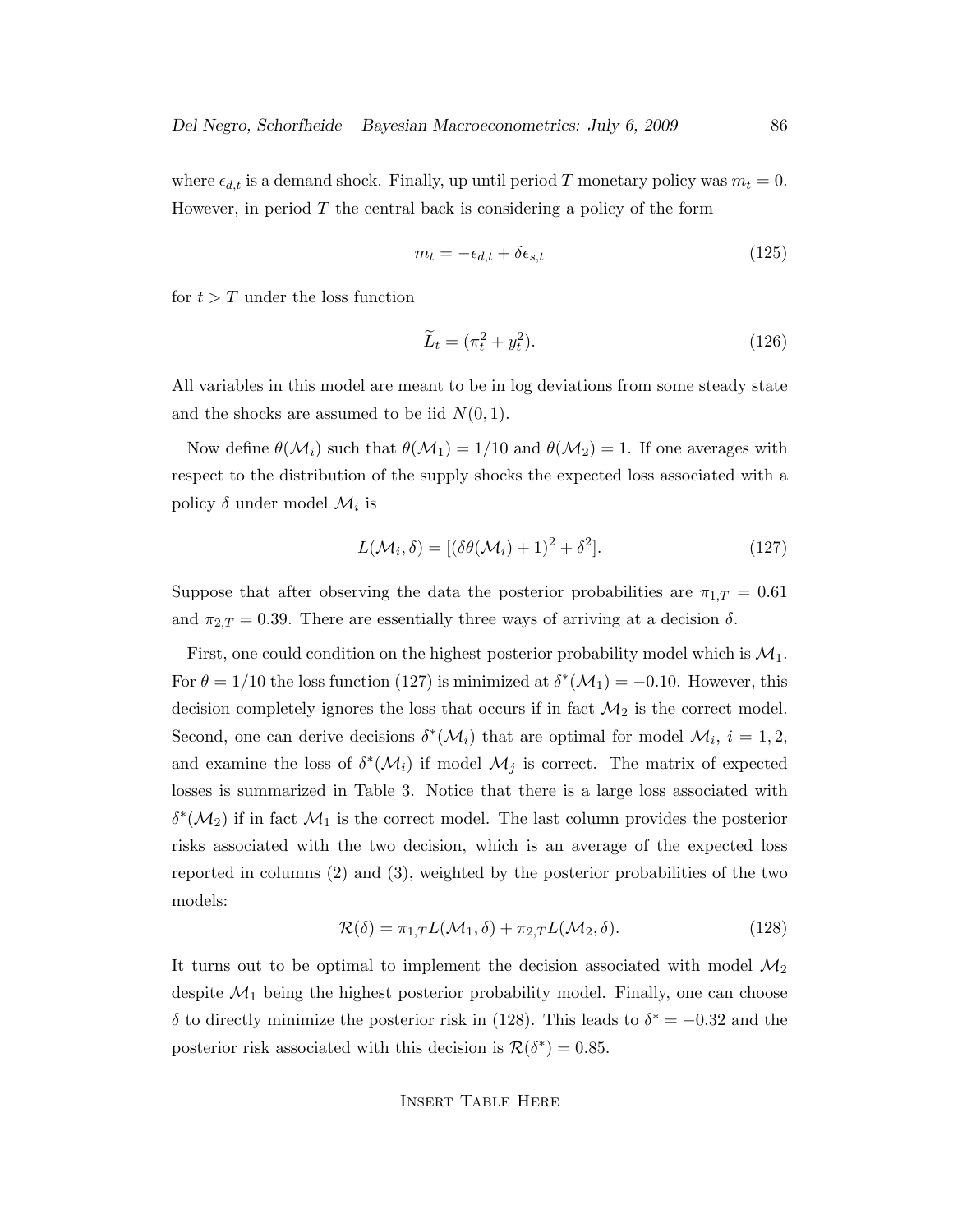where $\epsilon_{d,t}$ is a demand shock. Finally, up until period $T$ monetary policy was $m_t = 0$. However, in period $T$ the central back is considering a policy of the form

$$m_t = -\epsilon_{d,t} + \delta \epsilon_{s,t} \tag{125}$$

for $t > T$ under the loss function

$$\widetilde{L}_t = (\pi_t^2 + y_t^2). \tag{126}$$

All variables in this model are meant to be in log deviations from some steady state and the shocks are assumed to be iid $N(0, 1)$.

Now define $\theta(\mathcal{M}_i)$ such that $\theta(\mathcal{M}_1) = 1/10$ and $\theta(\mathcal{M}_2) = 1$. If one averages with respect to the distribution of the supply shocks the expected loss associated with a policy $\delta$ under model $\mathcal{M}_i$ is

$$L(\mathcal{M}_i, \delta) = [(\delta\theta(\mathcal{M}_i) + 1)^2 + \delta^2]. \tag{127}$$

Suppose that after observing the data the posterior probabilities are $\pi_{1,T} = 0.61$ and $\pi_{2,T} = 0.39$. There are essentially three ways of arriving at a decision $\delta$.

First, one could condition on the highest posterior probability model which is $\mathcal{M}_1$. For $\theta = 1/10$ the loss function (127) is minimized at $\delta^*(\mathcal{M}_1) = -0.10$. However, this decision completely ignores the loss that occurs if in fact $\mathcal{M}_2$ is the correct model. Second, one can derive decisions $\delta^*(\mathcal{M}_i)$ that are optimal for model $\mathcal{M}_i$, $i = 1, 2$, and examine the loss of $\delta^*(\mathcal{M}_i)$ if model $\mathcal{M}_j$ is correct. The matrix of expected losses is summarized in Table 3. Notice that there is a large loss associated with $\delta^*(\mathcal{M}_2)$ if in fact $\mathcal{M}_1$ is the correct model. The last column provides the posterior risks associated with the two decision, which is an average of the expected loss reported in columns (2) and (3), weighted by the posterior probabilities of the two models:

$$\mathcal{R}(\delta) = \pi_{1,T} L(\mathcal{M}_1, \delta) + \pi_{2,T} L(\mathcal{M}_2, \delta). \tag{128}$$

It turns out to be optimal to implement the decision associated with model $\mathcal{M}_2$ despite $\mathcal{M}_1$ being the highest posterior probability model. Finally, one can choose $\delta$ to directly minimize the posterior risk in (128). This leads to $\delta^* = -0.32$ and the posterior risk associated with this decision is $\mathcal{R}(\delta^*) = 0.85$.

INSERT TABLE HERE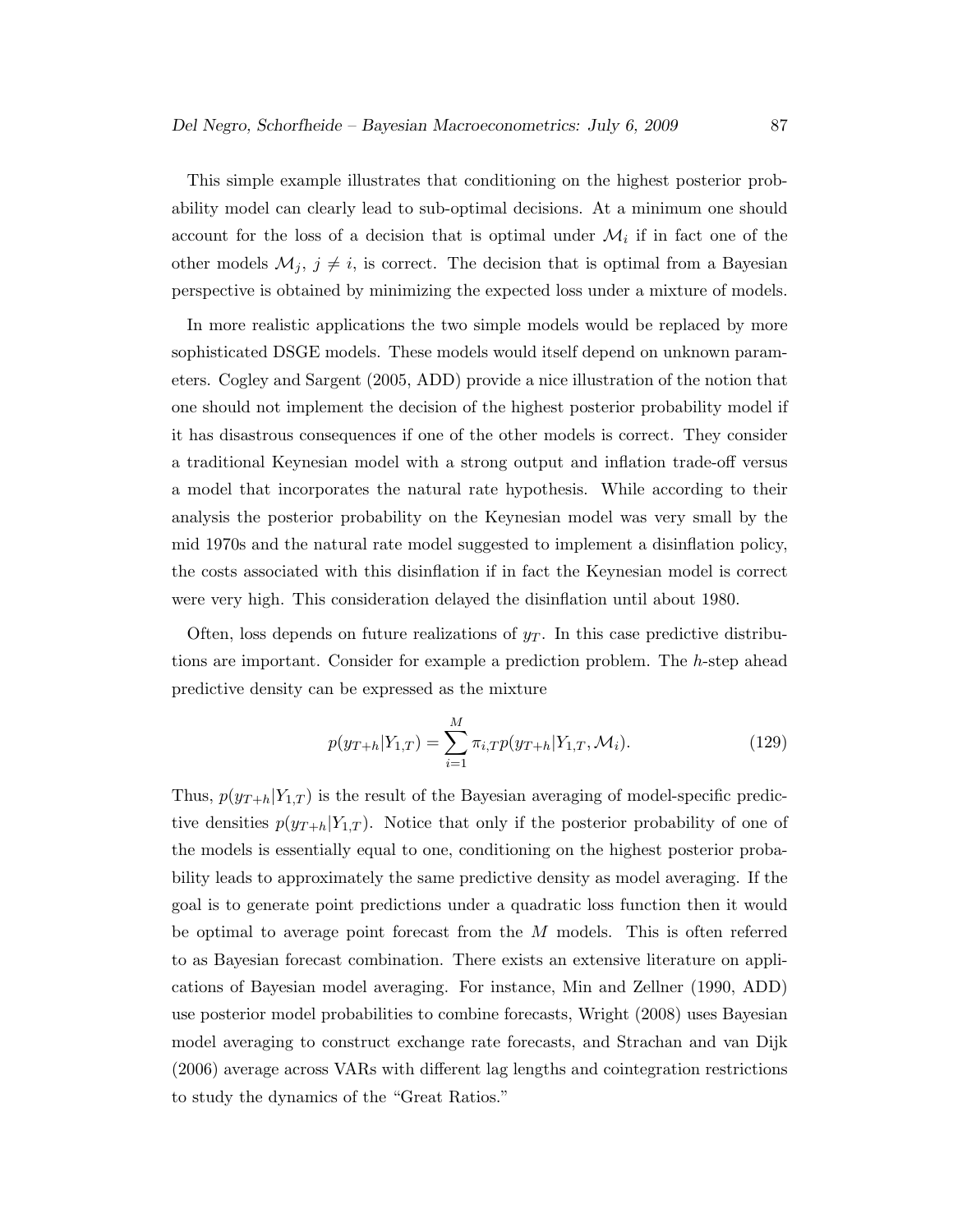This simple example illustrates that conditioning on the highest posterior probability model can clearly lead to sub-optimal decisions. At a minimum one should account for the loss of a decision that is optimal under $\mathcal{M}_i$ if in fact one of the other models $\mathcal{M}_j$, $j \neq i$, is correct. The decision that is optimal from a Bayesian perspective is obtained by minimizing the expected loss under a mixture of models.

In more realistic applications the two simple models would be replaced by more sophisticated DSGE models. These models would itself depend on unknown parameters. Cogley and Sargent (2005, ADD) provide a nice illustration of the notion that one should not implement the decision of the highest posterior probability model if it has disastrous consequences if one of the other models is correct. They consider a traditional Keynesian model with a strong output and inflation trade-off versus a model that incorporates the natural rate hypothesis. While according to their analysis the posterior probability on the Keynesian model was very small by the mid 1970s and the natural rate model suggested to implement a disinflation policy, the costs associated with this disinflation if in fact the Keynesian model is correct were very high. This consideration delayed the disinflation until about 1980.

Often, loss depends on future realizations of $y_T$. In this case predictive distributions are important. Consider for example a prediction problem. The $h$-step ahead predictive density can be expressed as the mixture

$$p(y_{T+h}|Y_{1,T}) = \sum_{i=1}^{M} \pi_{i,T} p(y_{T+h}|Y_{1,T}, \mathcal{M}_i). \tag{129}$$

Thus, $p(y_{T+h}|Y_{1,T})$ is the result of the Bayesian averaging of model-specific predictive densities $p(y_{T+h}|Y_{1,T})$. Notice that only if the posterior probability of one of the models is essentially equal to one, conditioning on the highest posterior probability leads to approximately the same predictive density as model averaging. If the goal is to generate point predictions under a quadratic loss function then it would be optimal to average point forecast from the $M$ models. This is often referred to as Bayesian forecast combination. There exists an extensive literature on applications of Bayesian model averaging. For instance, Min and Zellner (1990, ADD) use posterior model probabilities to combine forecasts, Wright (2008) uses Bayesian model averaging to construct exchange rate forecasts, and Strachan and van Dijk (2006) average across VARs with different lag lengths and cointegration restrictions to study the dynamics of the "Great Ratios."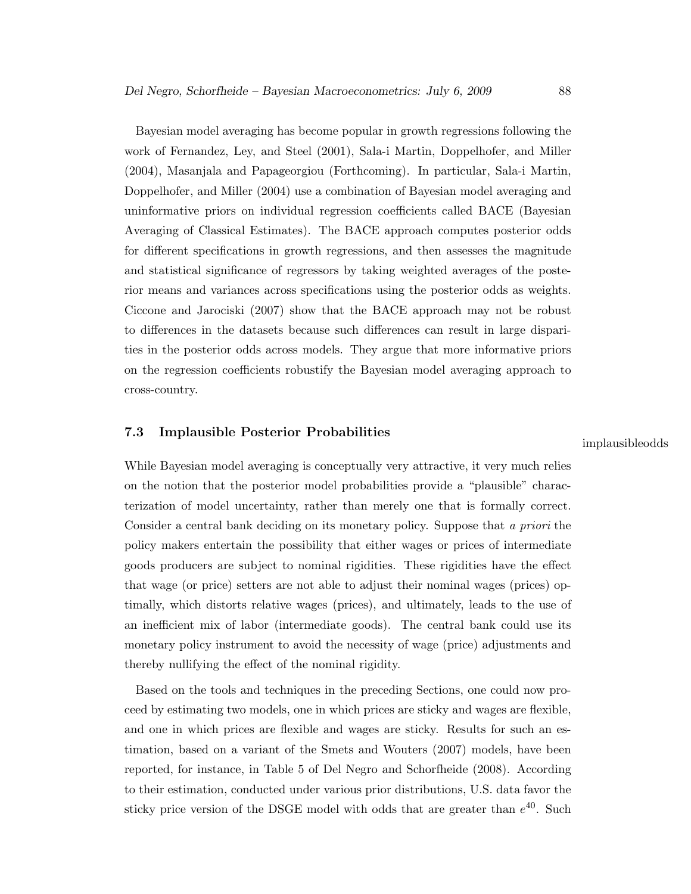Bayesian model averaging has become popular in growth regressions following the work of Fernandez, Ley, and Steel (2001), Sala-i Martin, Doppelhofer, and Miller (2004), Masanjala and Papageorgiou (Forthcoming). In particular, Sala-i Martin, Doppelhofer, and Miller (2004) use a combination of Bayesian model averaging and uninformative priors on individual regression coefficients called BACE (Bayesian Averaging of Classical Estimates). The BACE approach computes posterior odds for different specifications in growth regressions, and then assesses the magnitude and statistical significance of regressors by taking weighted averages of the posterior means and variances across specifications using the posterior odds as weights. Ciccone and Jarociski (2007) show that the BACE approach may not be robust to differences in the datasets because such differences can result in large disparities in the posterior odds across models. They argue that more informative priors on the regression coefficients robustify the Bayesian model averaging approach to cross-country.

## 7.3 Implausible Posterior Probabilities

implausibleodds

While Bayesian model averaging is conceptually very attractive, it very much relies on the notion that the posterior model probabilities provide a "plausible" characterization of model uncertainty, rather than merely one that is formally correct. Consider a central bank deciding on its monetary policy. Suppose that *a priori* the policy makers entertain the possibility that either wages or prices of intermediate goods producers are subject to nominal rigidities. These rigidities have the effect that wage (or price) setters are not able to adjust their nominal wages (prices) optimally, which distorts relative wages (prices), and ultimately, leads to the use of an inefficient mix of labor (intermediate goods). The central bank could use its monetary policy instrument to avoid the necessity of wage (price) adjustments and thereby nullifying the effect of the nominal rigidity.

Based on the tools and techniques in the preceding Sections, one could now proceed by estimating two models, one in which prices are sticky and wages are flexible, and one in which prices are flexible and wages are sticky. Results for such an estimation, based on a variant of the Smets and Wouters (2007) models, have been reported, for instance, in Table 5 of Del Negro and Schorfheide (2008). According to their estimation, conducted under various prior distributions, U.S. data favor the sticky price version of the DSGE model with odds that are greater than $e^{40}$. Such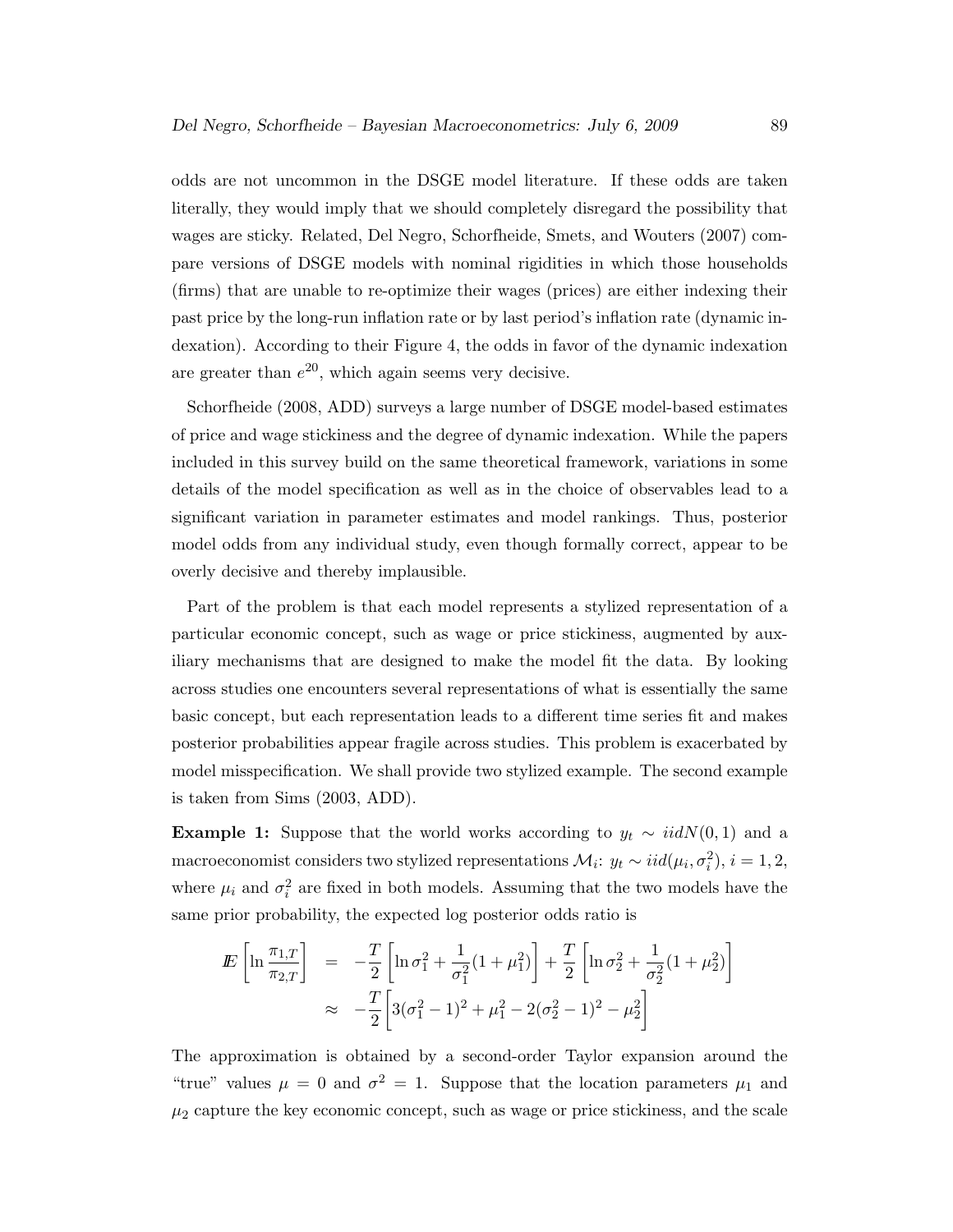odds are not uncommon in the DSGE model literature. If these odds are taken literally, they would imply that we should completely disregard the possibility that wages are sticky. Related, Del Negro, Schorfheide, Smets, and Wouters (2007) compare versions of DSGE models with nominal rigidities in which those households (firms) that are unable to re-optimize their wages (prices) are either indexing their past price by the long-run inflation rate or by last period's inflation rate (dynamic indexation). According to their Figure 4, the odds in favor of the dynamic indexation are greater than $e^{20}$, which again seems very decisive.

Schorfheide (2008, ADD) surveys a large number of DSGE model-based estimates of price and wage stickiness and the degree of dynamic indexation. While the papers included in this survey build on the same theoretical framework, variations in some details of the model specification as well as in the choice of observables lead to a significant variation in parameter estimates and model rankings. Thus, posterior model odds from any individual study, even though formally correct, appear to be overly decisive and thereby implausible.

Part of the problem is that each model represents a stylized representation of a particular economic concept, such as wage or price stickiness, augmented by auxiliary mechanisms that are designed to make the model fit the data. By looking across studies one encounters several representations of what is essentially the same basic concept, but each representation leads to a different time series fit and makes posterior probabilities appear fragile across studies. This problem is exacerbated by model misspecification. We shall provide two stylized example. The second example is taken from Sims (2003, ADD).

**Example 1:** Suppose that the world works according to $y_t \sim iidN(0,1)$ and a macroeconomist considers two stylized representations $\mathcal{M}_i$: $y_t \sim iid(\mu_i, \sigma_i^2)$, $i = 1, 2$, where $\mu_i$ and $\sigma_i^2$ are fixed in both models. Assuming that the two models have the same prior probability, the expected log posterior odds ratio is

$$
\begin{aligned}
I\!E\left[\ln \frac{\pi_{1,T}}{\pi_{2,T}}\right] &= -\frac{T}{2}\left[\ln \sigma_1^2 + \frac{1}{\sigma_1^2}(1+\mu_1^2)\right] + \frac{T}{2}\left[\ln \sigma_2^2 + \frac{1}{\sigma_2^2}(1+\mu_2^2)\right] \\
&\approx -\frac{T}{2}\left[3(\sigma_1^2-1)^2 + \mu_1^2 - 2(\sigma_2^2-1)^2 - \mu_2^2\right]
\end{aligned}
$$

The approximation is obtained by a second-order Taylor expansion around the "true" values $\mu = 0$ and $\sigma^2 = 1$. Suppose that the location parameters $\mu_1$ and $\mu_2$ capture the key economic concept, such as wage or price stickiness, and the scale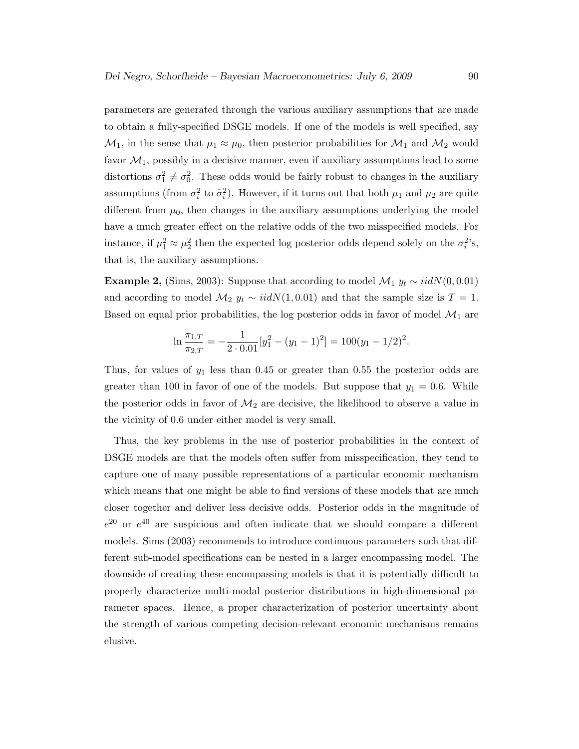parameters are generated through the various auxiliary assumptions that are made to obtain a fully-specified DSGE models. If one of the models is well specified, say $\mathcal{M}_1$, in the sense that $\mu_1 \approx \mu_0$, then posterior probabilities for $\mathcal{M}_1$ and $\mathcal{M}_2$ would favor $\mathcal{M}_1$, possibly in a decisive manner, even if auxiliary assumptions lead to some distortions $\sigma_1^2 \neq \sigma_0^2$. These odds would be fairly robust to changes in the auxiliary assumptions (from $\sigma_i^2$ to $\tilde{\sigma}_i^2$). However, if it turns out that both $\mu_1$ and $\mu_2$ are quite different from $\mu_0$, then changes in the auxiliary assumptions underlying the model have a much greater effect on the relative odds of the two misspecified models. For instance, if $\mu_1^2 \approx \mu_2^2$ then the expected log posterior odds depend solely on the $\sigma_i^2$'s, that is, the auxiliary assumptions.

**Example 2,** (Sims, 2003): Suppose that according to model $\mathcal{M}_1$ $y_t \sim iidN(0, 0.01)$ and according to model $\mathcal{M}_2$ $y_t \sim iidN(1, 0.01)$ and that the sample size is $T = 1$. Based on equal prior probabilities, the log posterior odds in favor of model $\mathcal{M}_1$ are

$$\ln \frac{\pi_{1,T}}{\pi_{2,T}} = -\frac{1}{2 \cdot 0.01}[y_1^2 - (y_1 - 1)^2] = 100(y_1 - 1/2)^2.$$

Thus, for values of $y_1$ less than 0.45 or greater than 0.55 the posterior odds are greater than 100 in favor of one of the models. But suppose that $y_1 = 0.6$. While the posterior odds in favor of $\mathcal{M}_2$ are decisive, the likelihood to observe a value in the vicinity of 0.6 under either model is very small.

Thus, the key problems in the use of posterior probabilities in the context of DSGE models are that the models often suffer from misspecification, they tend to capture one of many possible representations of a particular economic mechanism which means that one might be able to find versions of these models that are much closer together and deliver less decisive odds. Posterior odds in the magnitude of $e^{20}$ or $e^{40}$ are suspicious and often indicate that we should compare a different models. Sims (2003) recommends to introduce continuous parameters such that different sub-model specifications can be nested in a larger encompassing model. The downside of creating these encompassing models is that it is potentially difficult to properly characterize multi-modal posterior distributions in high-dimensional parameter spaces. Hence, a proper characterization of posterior uncertainty about the strength of various competing decision-relevant economic mechanisms remains elusive.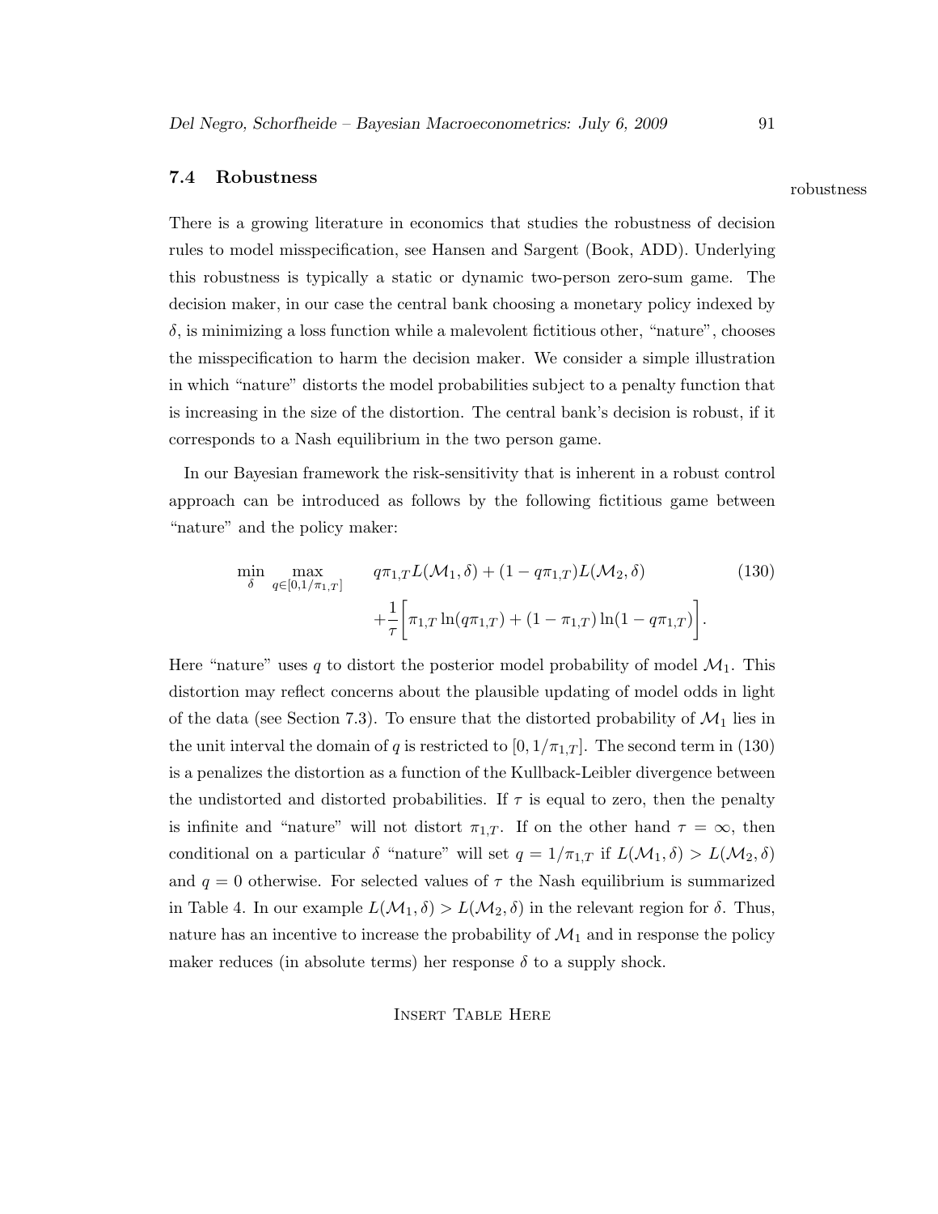## 7.4 Robustness

robustness

There is a growing literature in economics that studies the robustness of decision rules to model misspecification, see Hansen and Sargent (Book, ADD). Underlying this robustness is typically a static or dynamic two-person zero-sum game. The decision maker, in our case the central bank choosing a monetary policy indexed by $\delta$, is minimizing a loss function while a malevolent fictitious other, "nature", chooses the misspecification to harm the decision maker. We consider a simple illustration in which "nature" distorts the model probabilities subject to a penalty function that is increasing in the size of the distortion. The central bank's decision is robust, if it corresponds to a Nash equilibrium in the two person game.

In our Bayesian framework the risk-sensitivity that is inherent in a robust control approach can be introduced as follows by the following fictitious game between "nature" and the policy maker:

$$
\begin{aligned}
\min_{\delta} \max_{q \in [0, 1/\pi_{1,T}]} \quad & q\pi_{1,T} L(\mathcal{M}_1, \delta) + (1 - q\pi_{1,T}) L(\mathcal{M}_2, \delta) \\
& + \frac{1}{\tau} \bigg[ \pi_{1,T} \ln(q\pi_{1,T}) + (1 - \pi_{1,T}) \ln(1 - q\pi_{1,T}) \bigg].
\end{aligned} \tag{130}
$$

Here "nature" uses $q$ to distort the posterior model probability of model $\mathcal{M}_1$. This distortion may reflect concerns about the plausible updating of model odds in light of the data (see Section 7.3). To ensure that the distorted probability of $\mathcal{M}_1$ lies in the unit interval the domain of $q$ is restricted to $[0, 1/\pi_{1,T}]$. The second term in (130) is a penalizes the distortion as a function of the Kullback-Leibler divergence between the undistorted and distorted probabilities. If $\tau$ is equal to zero, then the penalty is infinite and "nature" will not distort $\pi_{1,T}$. If on the other hand $\tau = \infty$, then conditional on a particular $\delta$ "nature" will set $q = 1/\pi_{1,T}$ if $L(\mathcal{M}_1, \delta) > L(\mathcal{M}_2, \delta)$ and $q = 0$ otherwise. For selected values of $\tau$ the Nash equilibrium is summarized in Table 4. In our example $L(\mathcal{M}_1, \delta) > L(\mathcal{M}_2, \delta)$ in the relevant region for $\delta$. Thus, nature has an incentive to increase the probability of $\mathcal{M}_1$ and in response the policy maker reduces (in absolute terms) her response $\delta$ to a supply shock.

Insert Table Here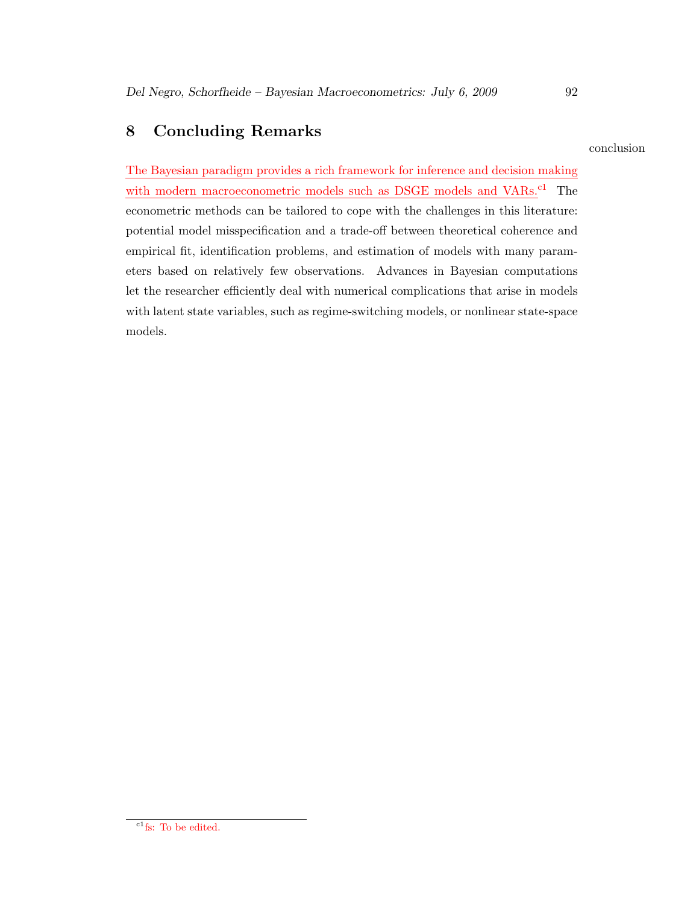# 8 Concluding Remarks

conclusion

The Bayesian paradigm provides a rich framework for inference and decision making with modern macroeconometric models such as DSGE models and VARs.[c1] The econometric methods can be tailored to cope with the challenges in this literature: potential model misspecification and a trade-off between theoretical coherence and empirical fit, identification problems, and estimation of models with many parameters based on relatively few observations. Advances in Bayesian computations let the researcher efficiently deal with numerical complications that arise in models with latent state variables, such as regime-switching models, or nonlinear state-space models.

[c1] fs: To be edited.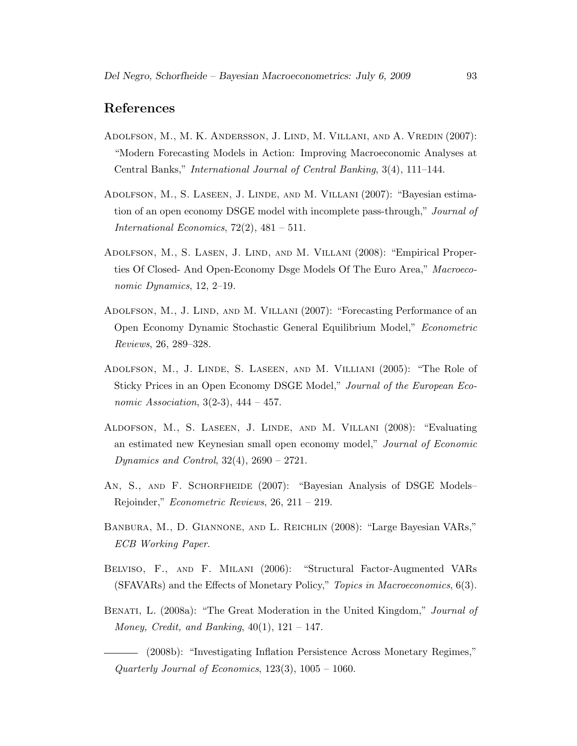## References

Adolfson, M., M. K. Andersson, J. Lind, M. Villani, and A. Vredin (2007): "Modern Forecasting Models in Action: Improving Macroeconomic Analyses at Central Banks," *International Journal of Central Banking*, 3(4), 111–144.

Adolfson, M., S. Laseen, J. Linde, and M. Villani (2007): "Bayesian estimation of an open economy DSGE model with incomplete pass-through," *Journal of International Economics*, 72(2), 481 – 511.

Adolfson, M., S. Lasen, J. Lind, and M. Villani (2008): "Empirical Properties Of Closed- And Open-Economy Dsge Models Of The Euro Area," *Macroeconomic Dynamics*, 12, 2–19.

Adolfson, M., J. Lind, and M. Villani (2007): "Forecasting Performance of an Open Economy Dynamic Stochastic General Equilibrium Model," *Econometric Reviews*, 26, 289–328.

Adolfson, M., J. Linde, S. Laseen, and M. Villiani (2005): "The Role of Sticky Prices in an Open Economy DSGE Model," *Journal of the European Economic Association*, 3(2-3), 444 – 457.

Aldofson, M., S. Laseen, J. Linde, and M. Villani (2008): "Evaluating an estimated new Keynesian small open economy model," *Journal of Economic Dynamics and Control*, 32(4), 2690 – 2721.

An, S., and F. Schorfheide (2007): "Bayesian Analysis of DSGE Models–Rejoinder," *Econometric Reviews*, 26, 211 – 219.

Banbura, M., D. Giannone, and L. Reichlin (2008): "Large Bayesian VARs," *ECB Working Paper*.

Belviso, F., and F. Milani (2006): "Structural Factor-Augmented VARs (SFAVARs) and the Effects of Monetary Policy," *Topics in Macroeconomics*, 6(3).

Benati, L. (2008a): "The Great Moderation in the United Kingdom," *Journal of Money, Credit, and Banking*, 40(1), 121 – 147.

——— (2008b): "Investigating Inflation Persistence Across Monetary Regimes," *Quarterly Journal of Economics*, 123(3), 1005 – 1060.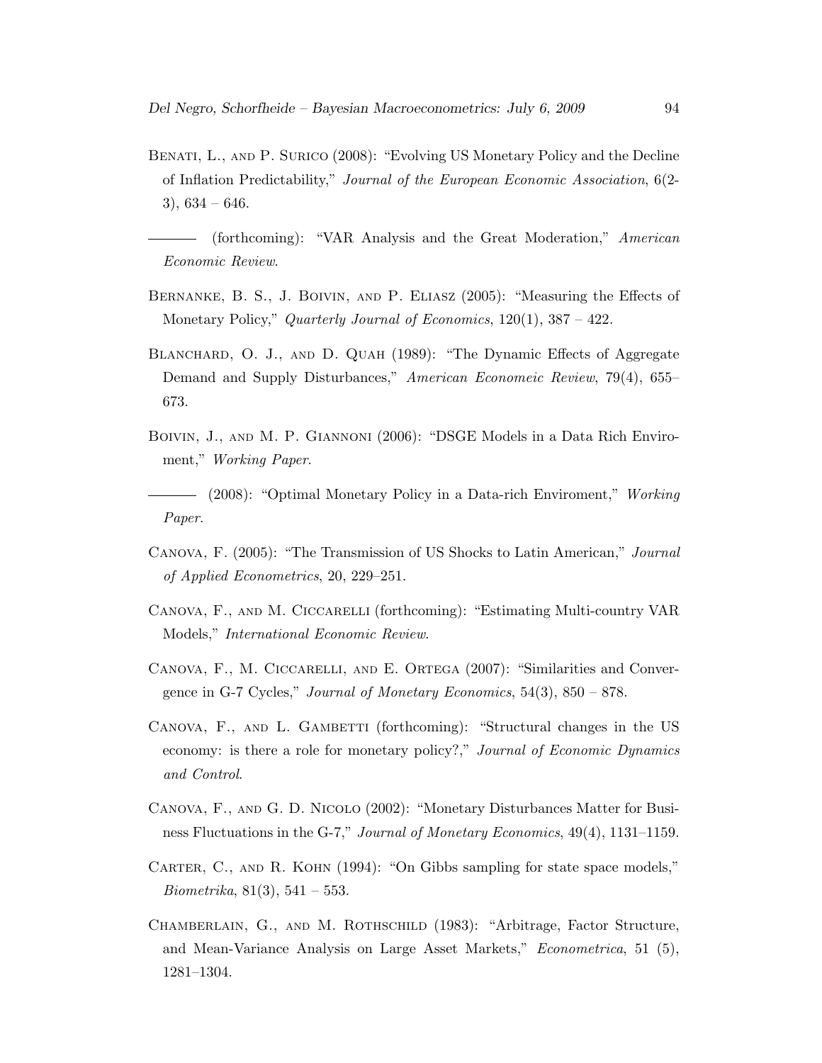Benati, L., and P. Surico (2008): "Evolving US Monetary Policy and the Decline of Inflation Predictability," *Journal of the European Economic Association*, 6(2-3), 634 – 646.

——— (forthcoming): "VAR Analysis and the Great Moderation," *American Economic Review*.

Bernanke, B. S., J. Boivin, and P. Eliasz (2005): "Measuring the Effects of Monetary Policy," *Quarterly Journal of Economics*, 120(1), 387 – 422.

Blanchard, O. J., and D. Quah (1989): "The Dynamic Effects of Aggregate Demand and Supply Disturbances," *American Economeic Review*, 79(4), 655–673.

Boivin, J., and M. P. Giannoni (2006): "DSGE Models in a Data Rich Enviroment," *Working Paper*.

——— (2008): "Optimal Monetary Policy in a Data-rich Enviroment," *Working Paper*.

Canova, F. (2005): "The Transmission of US Shocks to Latin American," *Journal of Applied Econometrics*, 20, 229–251.

Canova, F., and M. Ciccarelli (forthcoming): "Estimating Multi-country VAR Models," *International Economic Review*.

Canova, F., M. Ciccarelli, and E. Ortega (2007): "Similarities and Convergence in G-7 Cycles," *Journal of Monetary Economics*, 54(3), 850 – 878.

Canova, F., and L. Gambetti (forthcoming): "Structural changes in the US economy: is there a role for monetary policy?," *Journal of Economic Dynamics and Control*.

Canova, F., and G. D. Nicolo (2002): "Monetary Disturbances Matter for Business Fluctuations in the G-7," *Journal of Monetary Economics*, 49(4), 1131–1159.

Carter, C., and R. Kohn (1994): "On Gibbs sampling for state space models," *Biometrika*, 81(3), 541 – 553.

Chamberlain, G., and M. Rothschild (1983): "Arbitrage, Factor Structure, and Mean-Variance Analysis on Large Asset Markets," *Econometrica*, 51 (5), 1281–1304.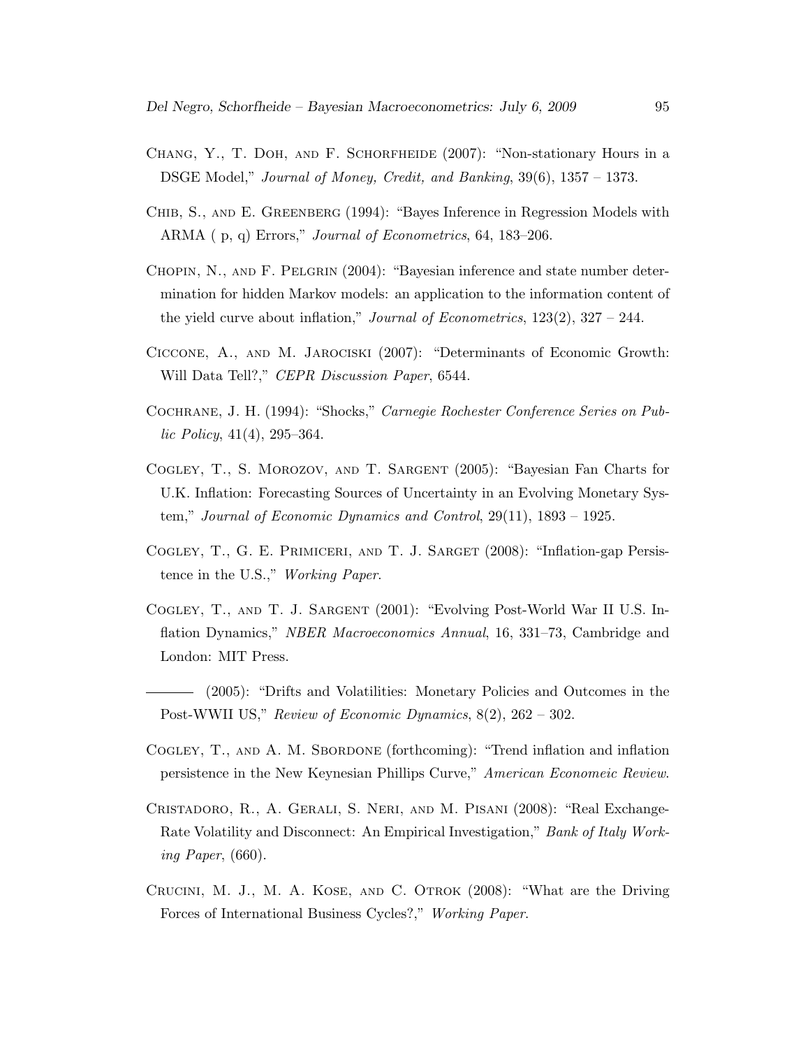Chang, Y., T. Doh, and F. Schorfheide (2007): "Non-stationary Hours in a DSGE Model," *Journal of Money, Credit, and Banking*, 39(6), 1357 – 1373.

Chib, S., and E. Greenberg (1994): "Bayes Inference in Regression Models with ARMA ( p, q) Errors," *Journal of Econometrics*, 64, 183–206.

Chopin, N., and F. Pelgrin (2004): "Bayesian inference and state number determination for hidden Markov models: an application to the information content of the yield curve about inflation," *Journal of Econometrics*, 123(2), 327 – 244.

Ciccone, A., and M. Jarociski (2007): "Determinants of Economic Growth: Will Data Tell?," *CEPR Discussion Paper*, 6544.

Cochrane, J. H. (1994): "Shocks," *Carnegie Rochester Conference Series on Public Policy*, 41(4), 295–364.

Cogley, T., S. Morozov, and T. Sargent (2005): "Bayesian Fan Charts for U.K. Inflation: Forecasting Sources of Uncertainty in an Evolving Monetary System," *Journal of Economic Dynamics and Control*, 29(11), 1893 – 1925.

Cogley, T., G. E. Primiceri, and T. J. Sarget (2008): "Inflation-gap Persistence in the U.S.," *Working Paper*.

Cogley, T., and T. J. Sargent (2001): "Evolving Post-World War II U.S. Inflation Dynamics," *NBER Macroeconomics Annual*, 16, 331–73, Cambridge and London: MIT Press.

——— (2005): "Drifts and Volatilities: Monetary Policies and Outcomes in the Post-WWII US," *Review of Economic Dynamics*, 8(2), 262 – 302.

Cogley, T., and A. M. Sbordone (forthcoming): "Trend inflation and inflation persistence in the New Keynesian Phillips Curve," *American Economeic Review*.

Cristadoro, R., A. Gerali, S. Neri, and M. Pisani (2008): "Real Exchange-Rate Volatility and Disconnect: An Empirical Investigation," *Bank of Italy Working Paper*, (660).

Crucini, M. J., M. A. Kose, and C. Otrok (2008): "What are the Driving Forces of International Business Cycles?," *Working Paper*.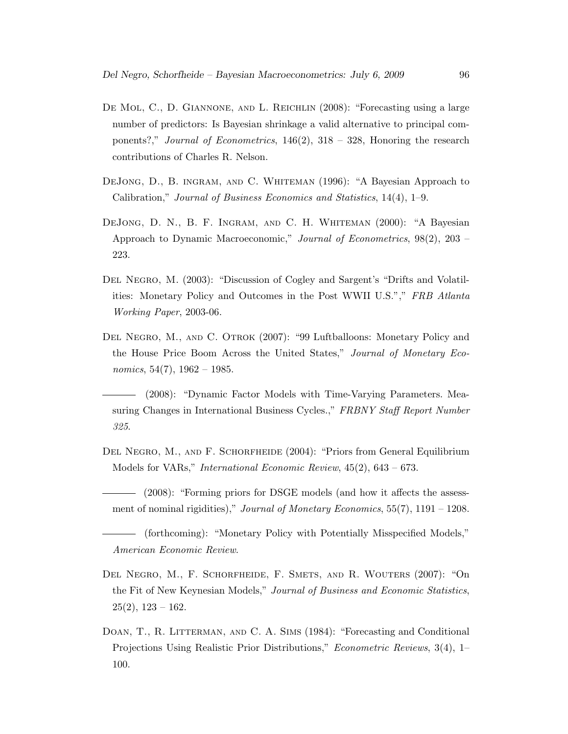De Mol, C., D. Giannone, and L. Reichlin (2008): "Forecasting using a large number of predictors: Is Bayesian shrinkage a valid alternative to principal components?," *Journal of Econometrics*, 146(2), 318 – 328, Honoring the research contributions of Charles R. Nelson.

DeJong, D., B. ingram, and C. Whiteman (1996): "A Bayesian Approach to Calibration," *Journal of Business Economics and Statistics*, 14(4), 1–9.

DeJong, D. N., B. F. Ingram, and C. H. Whiteman (2000): "A Bayesian Approach to Dynamic Macroeconomic," *Journal of Econometrics*, 98(2), 203 – 223.

Del Negro, M. (2003): "Discussion of Cogley and Sargent's "Drifts and Volatilities: Monetary Policy and Outcomes in the Post WWII U.S."," *FRB Atlanta Working Paper*, 2003-06.

Del Negro, M., and C. Otrok (2007): "99 Luftballoons: Monetary Policy and the House Price Boom Across the United States," *Journal of Monetary Economics*, 54(7), 1962 – 1985.

——— (2008): "Dynamic Factor Models with Time-Varying Parameters. Measuring Changes in International Business Cycles.," *FRBNY Staff Report Number 325*.

Del Negro, M., and F. Schorfheide (2004): "Priors from General Equilibrium Models for VARs," *International Economic Review*, 45(2), 643 – 673.

——— (2008): "Forming priors for DSGE models (and how it affects the assessment of nominal rigidities)," *Journal of Monetary Economics*, 55(7), 1191 – 1208.

——— (forthcoming): "Monetary Policy with Potentially Misspecified Models," *American Economic Review*.

Del Negro, M., F. Schorfheide, F. Smets, and R. Wouters (2007): "On the Fit of New Keynesian Models," *Journal of Business and Economic Statistics*, 25(2), 123 – 162.

Doan, T., R. Litterman, and C. A. Sims (1984): "Forecasting and Conditional Projections Using Realistic Prior Distributions," *Econometric Reviews*, 3(4), 1–100.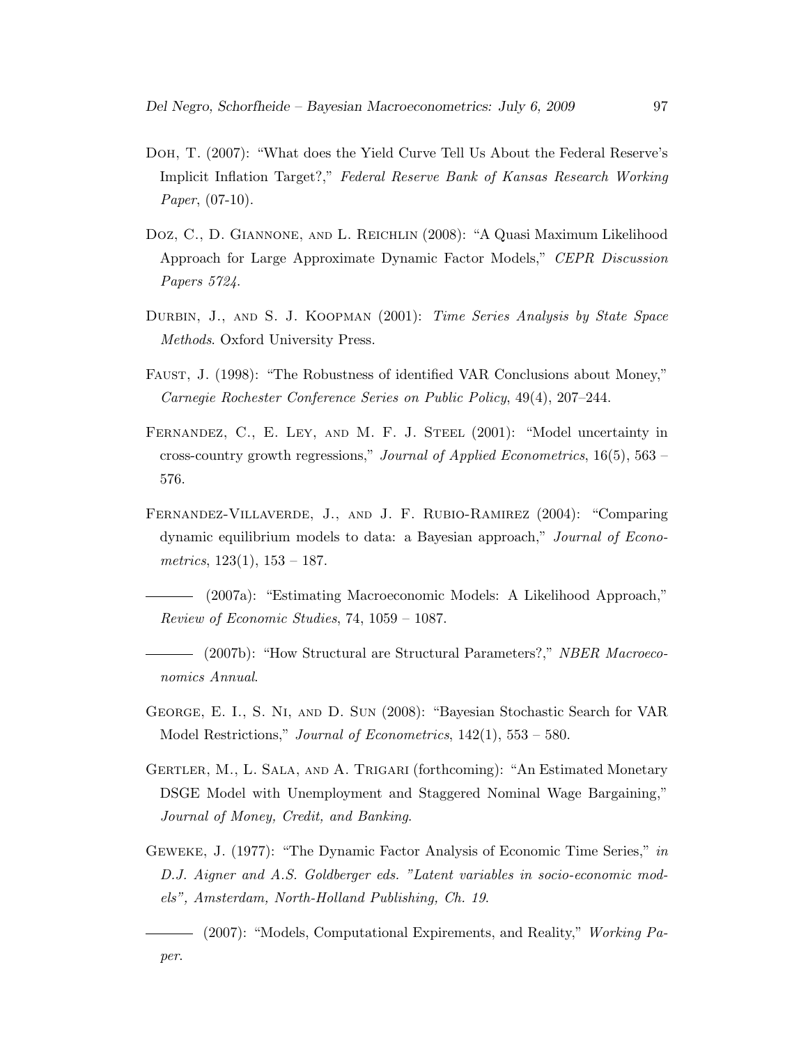Doh, T. (2007): "What does the Yield Curve Tell Us About the Federal Reserve's Implicit Inflation Target?," *Federal Reserve Bank of Kansas Research Working Paper*, (07-10).

Doz, C., D. Giannone, and L. Reichlin (2008): "A Quasi Maximum Likelihood Approach for Large Approximate Dynamic Factor Models," *CEPR Discussion Papers 5724*.

Durbin, J., and S. J. Koopman (2001): *Time Series Analysis by State Space Methods*. Oxford University Press.

Faust, J. (1998): "The Robustness of identified VAR Conclusions about Money," *Carnegie Rochester Conference Series on Public Policy*, 49(4), 207–244.

Fernandez, C., E. Ley, and M. F. J. Steel (2001): "Model uncertainty in cross-country growth regressions," *Journal of Applied Econometrics*, 16(5), 563 – 576.

Fernandez-Villaverde, J., and J. F. Rubio-Ramirez (2004): "Comparing dynamic equilibrium models to data: a Bayesian approach," *Journal of Econometrics*, 123(1), 153 – 187.

——— (2007a): "Estimating Macroeconomic Models: A Likelihood Approach," *Review of Economic Studies*, 74, 1059 – 1087.

——— (2007b): "How Structural are Structural Parameters?," *NBER Macroeconomics Annual*.

George, E. I., S. Ni, and D. Sun (2008): "Bayesian Stochastic Search for VAR Model Restrictions," *Journal of Econometrics*, 142(1), 553 – 580.

Gertler, M., L. Sala, and A. Trigari (forthcoming): "An Estimated Monetary DSGE Model with Unemployment and Staggered Nominal Wage Bargaining," *Journal of Money, Credit, and Banking*.

Geweke, J. (1977): "The Dynamic Factor Analysis of Economic Time Series," *in D.J. Aigner and A.S. Goldberger eds. "Latent variables in socio-economic models", Amsterdam, North-Holland Publishing, Ch. 19*.

——— (2007): "Models, Computational Expirements, and Reality," *Working Paper*.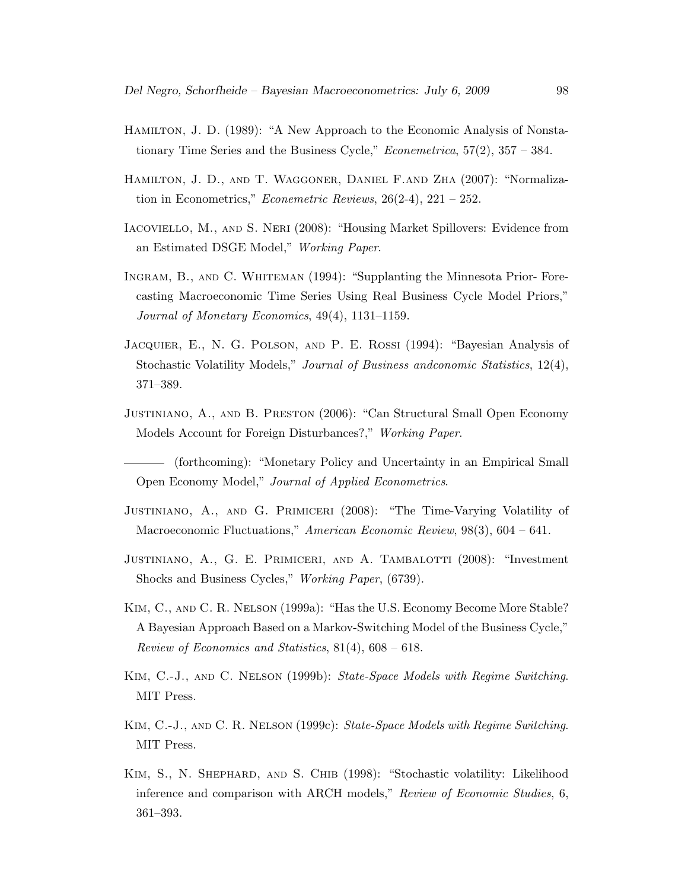Hamilton, J. D. (1989): "A New Approach to the Economic Analysis of Nonstationary Time Series and the Business Cycle," *Econemetrica*, 57(2), 357 – 384.

Hamilton, J. D., and T. Waggoner, Daniel F.and Zha (2007): "Normalization in Econometrics," *Econemetric Reviews*, 26(2-4), 221 – 252.

Iacoviello, M., and S. Neri (2008): "Housing Market Spillovers: Evidence from an Estimated DSGE Model," *Working Paper*.

Ingram, B., and C. Whiteman (1994): "Supplanting the Minnesota Prior- Forecasting Macroeconomic Time Series Using Real Business Cycle Model Priors," *Journal of Monetary Economics*, 49(4), 1131–1159.

Jacquier, E., N. G. Polson, and P. E. Rossi (1994): "Bayesian Analysis of Stochastic Volatility Models," *Journal of Business andconomic Statistics*, 12(4), 371–389.

Justiniano, A., and B. Preston (2006): "Can Structural Small Open Economy Models Account for Foreign Disturbances?," *Working Paper*.

——— (forthcoming): "Monetary Policy and Uncertainty in an Empirical Small Open Economy Model," *Journal of Applied Econometrics*.

Justiniano, A., and G. Primiceri (2008): "The Time-Varying Volatility of Macroeconomic Fluctuations," *American Economic Review*, 98(3), 604 – 641.

Justiniano, A., G. E. Primiceri, and A. Tambalotti (2008): "Investment Shocks and Business Cycles," *Working Paper*, (6739).

Kim, C., and C. R. Nelson (1999a): "Has the U.S. Economy Become More Stable? A Bayesian Approach Based on a Markov-Switching Model of the Business Cycle," *Review of Economics and Statistics*, 81(4), 608 – 618.

Kim, C.-J., and C. Nelson (1999b): *State-Space Models with Regime Switching*. MIT Press.

Kim, C.-J., and C. R. Nelson (1999c): *State-Space Models with Regime Switching*. MIT Press.

Kim, S., N. Shephard, and S. Chib (1998): "Stochastic volatility: Likelihood inference and comparison with ARCH models," *Review of Economic Studies*, 6, 361–393.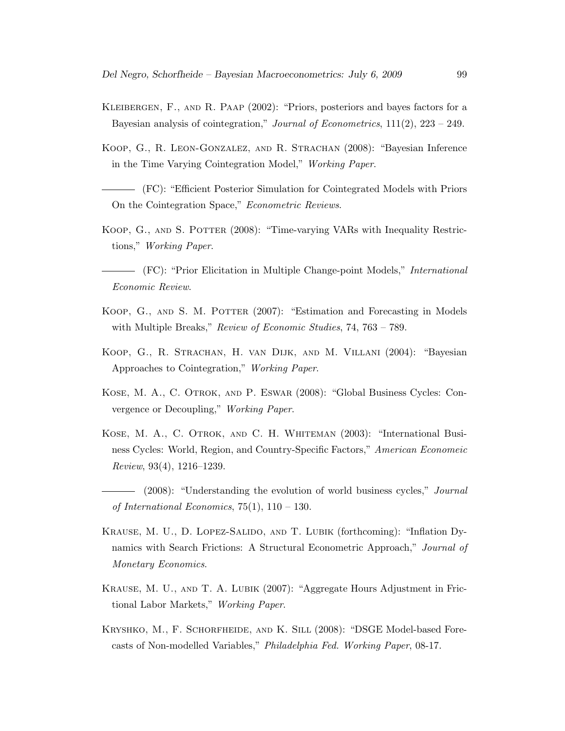Kleibergen, F., and R. Paap (2002): "Priors, posteriors and bayes factors for a Bayesian analysis of cointegration," *Journal of Econometrics*, 111(2), 223 – 249.

Koop, G., R. Leon-Gonzalez, and R. Strachan (2008): "Bayesian Inference in the Time Varying Cointegration Model," *Working Paper*.

——— (FC): "Efficient Posterior Simulation for Cointegrated Models with Priors On the Cointegration Space," *Econometric Reviews*.

Koop, G., and S. Potter (2008): "Time-varying VARs with Inequality Restrictions," *Working Paper*.

——— (FC): "Prior Elicitation in Multiple Change-point Models," *International Economic Review*.

Koop, G., and S. M. Potter (2007): "Estimation and Forecasting in Models with Multiple Breaks," *Review of Economic Studies*, 74, 763 – 789.

Koop, G., R. Strachan, H. van Dijk, and M. Villani (2004): "Bayesian Approaches to Cointegration," *Working Paper*.

Kose, M. A., C. Otrok, and P. Eswar (2008): "Global Business Cycles: Convergence or Decoupling," *Working Paper*.

Kose, M. A., C. Otrok, and C. H. Whiteman (2003): "International Business Cycles: World, Region, and Country-Specific Factors," *American Economeic Review*, 93(4), 1216–1239.

——— (2008): "Understanding the evolution of world business cycles," *Journal of International Economics*, 75(1), 110 – 130.

Krause, M. U., D. Lopez-Salido, and T. Lubik (forthcoming): "Inflation Dynamics with Search Frictions: A Structural Econometric Approach," *Journal of Monetary Economics*.

Krause, M. U., and T. A. Lubik (2007): "Aggregate Hours Adjustment in Frictional Labor Markets," *Working Paper*.

Kryshko, M., F. Schorfheide, and K. Sill (2008): "DSGE Model-based Forecasts of Non-modelled Variables," *Philadelphia Fed. Working Paper*, 08-17.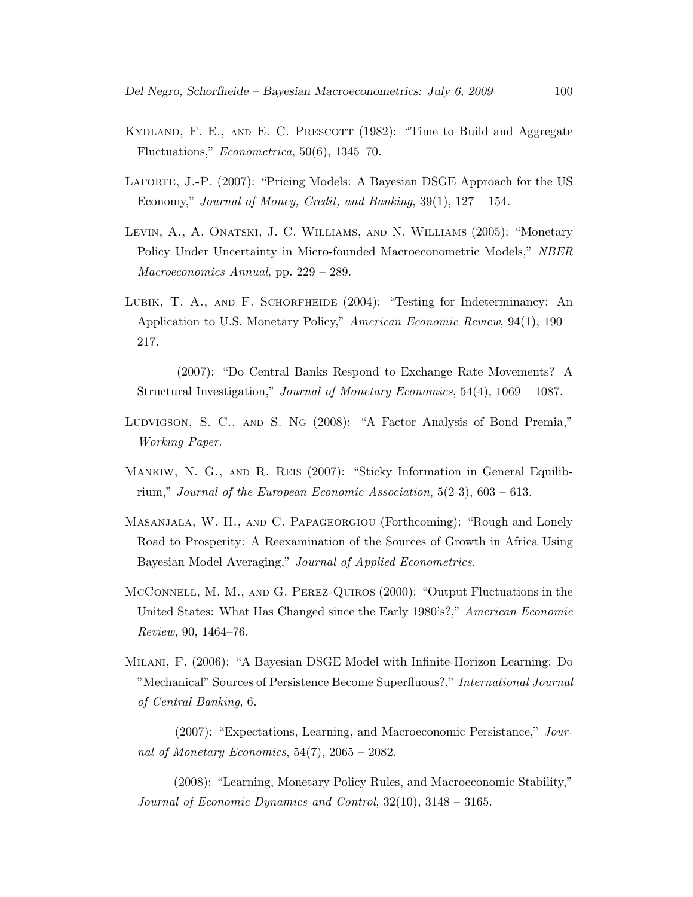Kydland, F. E., and E. C. Prescott (1982): "Time to Build and Aggregate Fluctuations," *Econometrica*, 50(6), 1345–70.

Laforte, J.-P. (2007): "Pricing Models: A Bayesian DSGE Approach for the US Economy," *Journal of Money, Credit, and Banking*, 39(1), 127 – 154.

Levin, A., A. Onatski, J. C. Williams, and N. Williams (2005): "Monetary Policy Under Uncertainty in Micro-founded Macroeconometric Models," *NBER Macroeconomics Annual*, pp. 229 – 289.

Lubik, T. A., and F. Schorfheide (2004): "Testing for Indeterminancy: An Application to U.S. Monetary Policy," *American Economic Review*, 94(1), 190 – 217.

——— (2007): "Do Central Banks Respond to Exchange Rate Movements? A Structural Investigation," *Journal of Monetary Economics*, 54(4), 1069 – 1087.

Ludvigson, S. C., and S. Ng (2008): "A Factor Analysis of Bond Premia," *Working Paper*.

Mankiw, N. G., and R. Reis (2007): "Sticky Information in General Equilibrium," *Journal of the European Economic Association*, 5(2-3), 603 – 613.

Masanjala, W. H., and C. Papageorgiou (Forthcoming): "Rough and Lonely Road to Prosperity: A Reexamination of the Sources of Growth in Africa Using Bayesian Model Averaging," *Journal of Applied Econometrics*.

McConnell, M. M., and G. Perez-Quiros (2000): "Output Fluctuations in the United States: What Has Changed since the Early 1980's?," *American Economic Review*, 90, 1464–76.

Milani, F. (2006): "A Bayesian DSGE Model with Infinite-Horizon Learning: Do "Mechanical" Sources of Persistence Become Superfluous?," *International Journal of Central Banking*, 6.

——— (2007): "Expectations, Learning, and Macroeconomic Persistance," *Journal of Monetary Economics*, 54(7), 2065 – 2082.

——— (2008): "Learning, Monetary Policy Rules, and Macroeconomic Stability," *Journal of Economic Dynamics and Control*, 32(10), 3148 – 3165.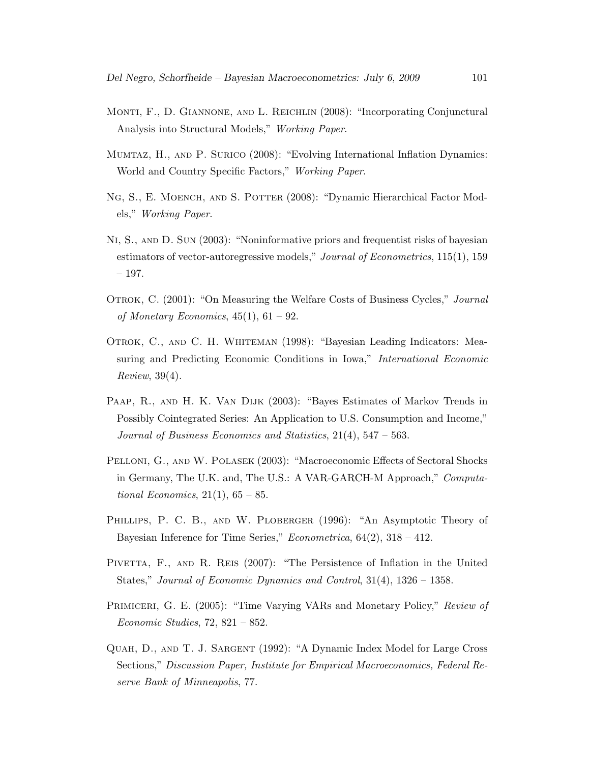Monti, F., D. Giannone, and L. Reichlin (2008): "Incorporating Conjunctural Analysis into Structural Models," *Working Paper*.

Mumtaz, H., and P. Surico (2008): "Evolving International Inflation Dynamics: World and Country Specific Factors," *Working Paper*.

Ng, S., E. Moench, and S. Potter (2008): "Dynamic Hierarchical Factor Models," *Working Paper*.

Ni, S., and D. Sun (2003): "Noninformative priors and frequentist risks of bayesian estimators of vector-autoregressive models," *Journal of Econometrics*, 115(1), 159 – 197.

Otrok, C. (2001): "On Measuring the Welfare Costs of Business Cycles," *Journal of Monetary Economics*, 45(1), 61 – 92.

Otrok, C., and C. H. Whiteman (1998): "Bayesian Leading Indicators: Measuring and Predicting Economic Conditions in Iowa," *International Economic Review*, 39(4).

Paap, R., and H. K. Van Dijk (2003): "Bayes Estimates of Markov Trends in Possibly Cointegrated Series: An Application to U.S. Consumption and Income," *Journal of Business Economics and Statistics*, 21(4), 547 – 563.

Pelloni, G., and W. Polasek (2003): "Macroeconomic Effects of Sectoral Shocks in Germany, The U.K. and, The U.S.: A VAR-GARCH-M Approach," *Computational Economics*, 21(1), 65 – 85.

Phillips, P. C. B., and W. Ploberger (1996): "An Asymptotic Theory of Bayesian Inference for Time Series," *Econometrica*, 64(2), 318 – 412.

Pivetta, F., and R. Reis (2007): "The Persistence of Inflation in the United States," *Journal of Economic Dynamics and Control*, 31(4), 1326 – 1358.

Primiceri, G. E. (2005): "Time Varying VARs and Monetary Policy," *Review of Economic Studies*, 72, 821 – 852.

Quah, D., and T. J. Sargent (1992): "A Dynamic Index Model for Large Cross Sections," *Discussion Paper, Institute for Empirical Macroeconomics, Federal Reserve Bank of Minneapolis*, 77.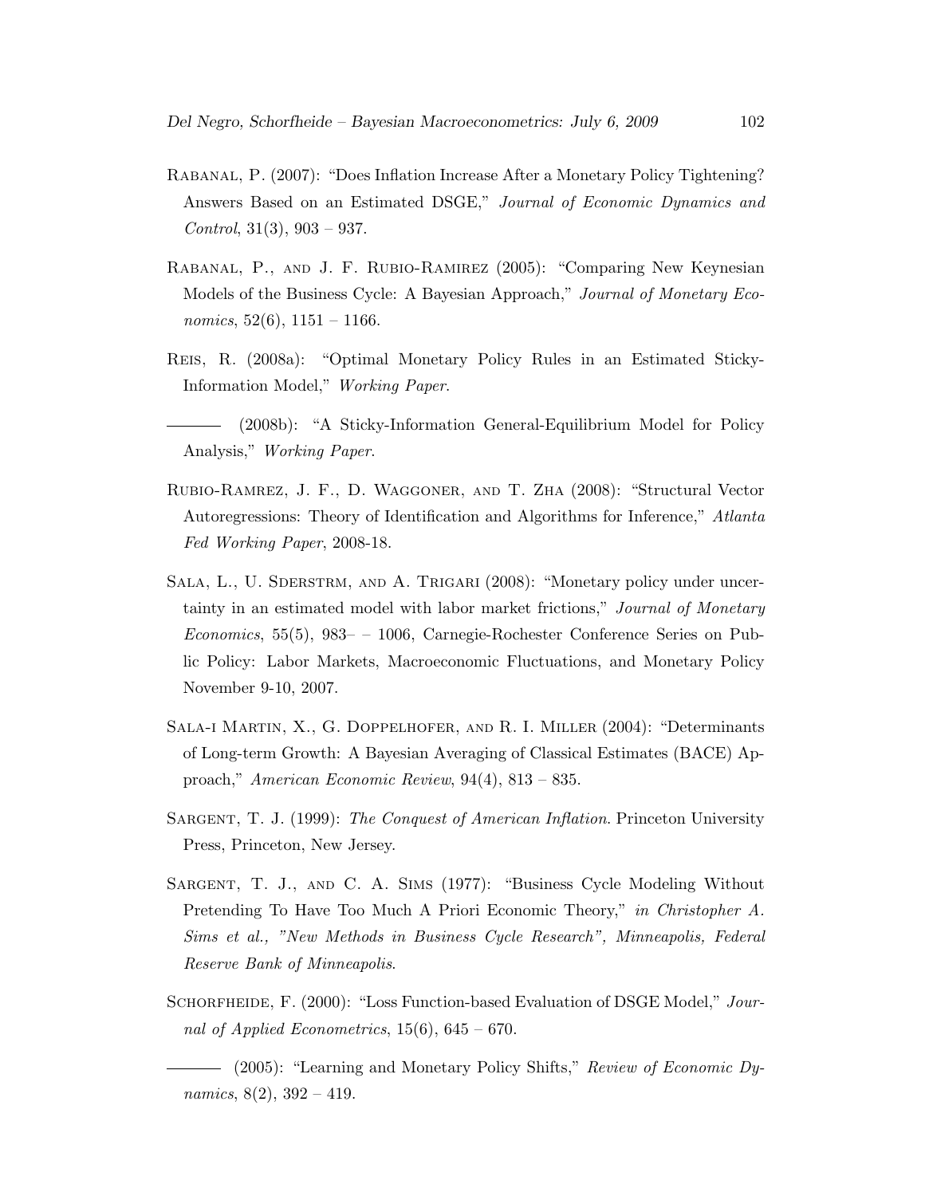Rabanal, P. (2007): "Does Inflation Increase After a Monetary Policy Tightening? Answers Based on an Estimated DSGE," *Journal of Economic Dynamics and Control*, 31(3), 903 – 937.

Rabanal, P., and J. F. Rubio-Ramirez (2005): "Comparing New Keynesian Models of the Business Cycle: A Bayesian Approach," *Journal of Monetary Economics*, 52(6), 1151 – 1166.

Reis, R. (2008a): "Optimal Monetary Policy Rules in an Estimated Sticky-Information Model," *Working Paper*.

——— (2008b): "A Sticky-Information General-Equilibrium Model for Policy Analysis," *Working Paper*.

Rubio-Ramrez, J. F., D. Waggoner, and T. Zha (2008): "Structural Vector Autoregressions: Theory of Identification and Algorithms for Inference," *Atlanta Fed Working Paper*, 2008-18.

Sala, L., U. Sderstrm, and A. Trigari (2008): "Monetary policy under uncertainty in an estimated model with labor market frictions," *Journal of Monetary Economics*, 55(5), 983– – 1006, Carnegie-Rochester Conference Series on Public Policy: Labor Markets, Macroeconomic Fluctuations, and Monetary Policy November 9-10, 2007.

Sala-i Martin, X., G. Doppelhofer, and R. I. Miller (2004): "Determinants of Long-term Growth: A Bayesian Averaging of Classical Estimates (BACE) Approach," *American Economic Review*, 94(4), 813 – 835.

Sargent, T. J. (1999): *The Conquest of American Inflation*. Princeton University Press, Princeton, New Jersey.

Sargent, T. J., and C. A. Sims (1977): "Business Cycle Modeling Without Pretending To Have Too Much A Priori Economic Theory," *in Christopher A. Sims et al., "New Methods in Business Cycle Research", Minneapolis, Federal Reserve Bank of Minneapolis*.

Schorfheide, F. (2000): "Loss Function-based Evaluation of DSGE Model," *Journal of Applied Econometrics*, 15(6), 645 – 670.

——— (2005): "Learning and Monetary Policy Shifts," *Review of Economic Dynamics*, 8(2), 392 – 419.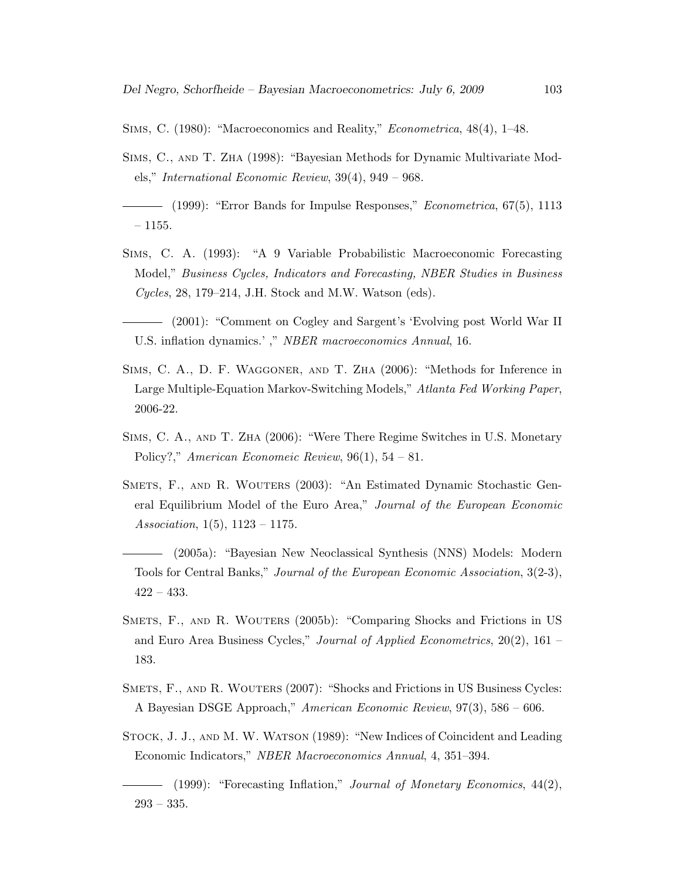Sims, C. (1980): "Macroeconomics and Reality," *Econometrica*, 48(4), 1–48.

Sims, C., and T. Zha (1998): "Bayesian Methods for Dynamic Multivariate Models," *International Economic Review*, 39(4), 949 – 968.

——— (1999): "Error Bands for Impulse Responses," *Econometrica*, 67(5), 1113 – 1155.

Sims, C. A. (1993): "A 9 Variable Probabilistic Macroeconomic Forecasting Model," *Business Cycles, Indicators and Forecasting, NBER Studies in Business Cycles*, 28, 179–214, J.H. Stock and M.W. Watson (eds).

——— (2001): "Comment on Cogley and Sargent's 'Evolving post World War II U.S. inflation dynamics.' ," *NBER macroeconomics Annual*, 16.

Sims, C. A., D. F. Waggoner, and T. Zha (2006): "Methods for Inference in Large Multiple-Equation Markov-Switching Models," *Atlanta Fed Working Paper*, 2006-22.

Sims, C. A., and T. Zha (2006): "Were There Regime Switches in U.S. Monetary Policy?," *American Economeic Review*, 96(1), 54 – 81.

Smets, F., and R. Wouters (2003): "An Estimated Dynamic Stochastic General Equilibrium Model of the Euro Area," *Journal of the European Economic Association*, 1(5), 1123 – 1175.

——— (2005a): "Bayesian New Neoclassical Synthesis (NNS) Models: Modern Tools for Central Banks," *Journal of the European Economic Association*, 3(2-3), 422 – 433.

Smets, F., and R. Wouters (2005b): "Comparing Shocks and Frictions in US and Euro Area Business Cycles," *Journal of Applied Econometrics*, 20(2), 161 – 183.

Smets, F., and R. Wouters (2007): "Shocks and Frictions in US Business Cycles: A Bayesian DSGE Approach," *American Economic Review*, 97(3), 586 – 606.

Stock, J. J., and M. W. Watson (1989): "New Indices of Coincident and Leading Economic Indicators," *NBER Macroeconomics Annual*, 4, 351–394.

——— (1999): "Forecasting Inflation," *Journal of Monetary Economics*, 44(2), 293 – 335.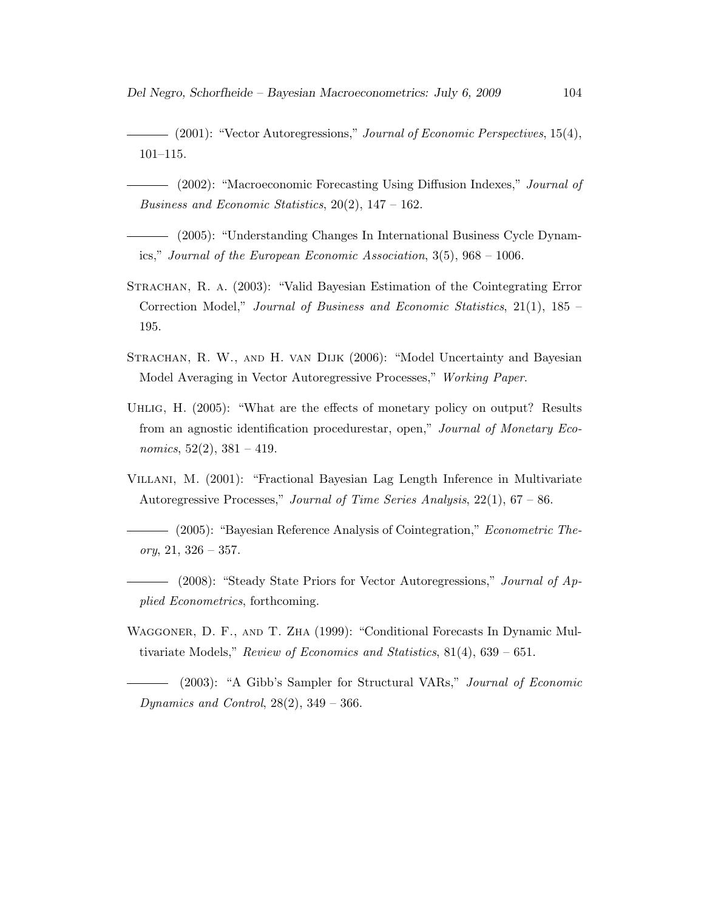——— (2001): "Vector Autoregressions," *Journal of Economic Perspectives*, 15(4), 101–115.

——— (2002): "Macroeconomic Forecasting Using Diffusion Indexes," *Journal of Business and Economic Statistics*, 20(2), 147 – 162.

——— (2005): "Understanding Changes In International Business Cycle Dynamics," *Journal of the European Economic Association*, 3(5), 968 – 1006.

Strachan, R. a. (2003): "Valid Bayesian Estimation of the Cointegrating Error Correction Model," *Journal of Business and Economic Statistics*, 21(1), 185 – 195.

Strachan, R. W., and H. van Dijk (2006): "Model Uncertainty and Bayesian Model Averaging in Vector Autoregressive Processes," *Working Paper*.

Uhlig, H. (2005): "What are the effects of monetary policy on output? Results from an agnostic identification procedurestar, open," *Journal of Monetary Economics*, 52(2), 381 – 419.

Villani, M. (2001): "Fractional Bayesian Lag Length Inference in Multivariate Autoregressive Processes," *Journal of Time Series Analysis*, 22(1), 67 – 86.

——— (2005): "Bayesian Reference Analysis of Cointegration," *Econometric Theory*, 21, 326 – 357.

——— (2008): "Steady State Priors for Vector Autoregressions," *Journal of Applied Econometrics*, forthcoming.

Waggoner, D. F., and T. Zha (1999): "Conditional Forecasts In Dynamic Multivariate Models," *Review of Economics and Statistics*, 81(4), 639 – 651.

——— (2003): "A Gibb's Sampler for Structural VARs," *Journal of Economic Dynamics and Control*, 28(2), 349 – 366.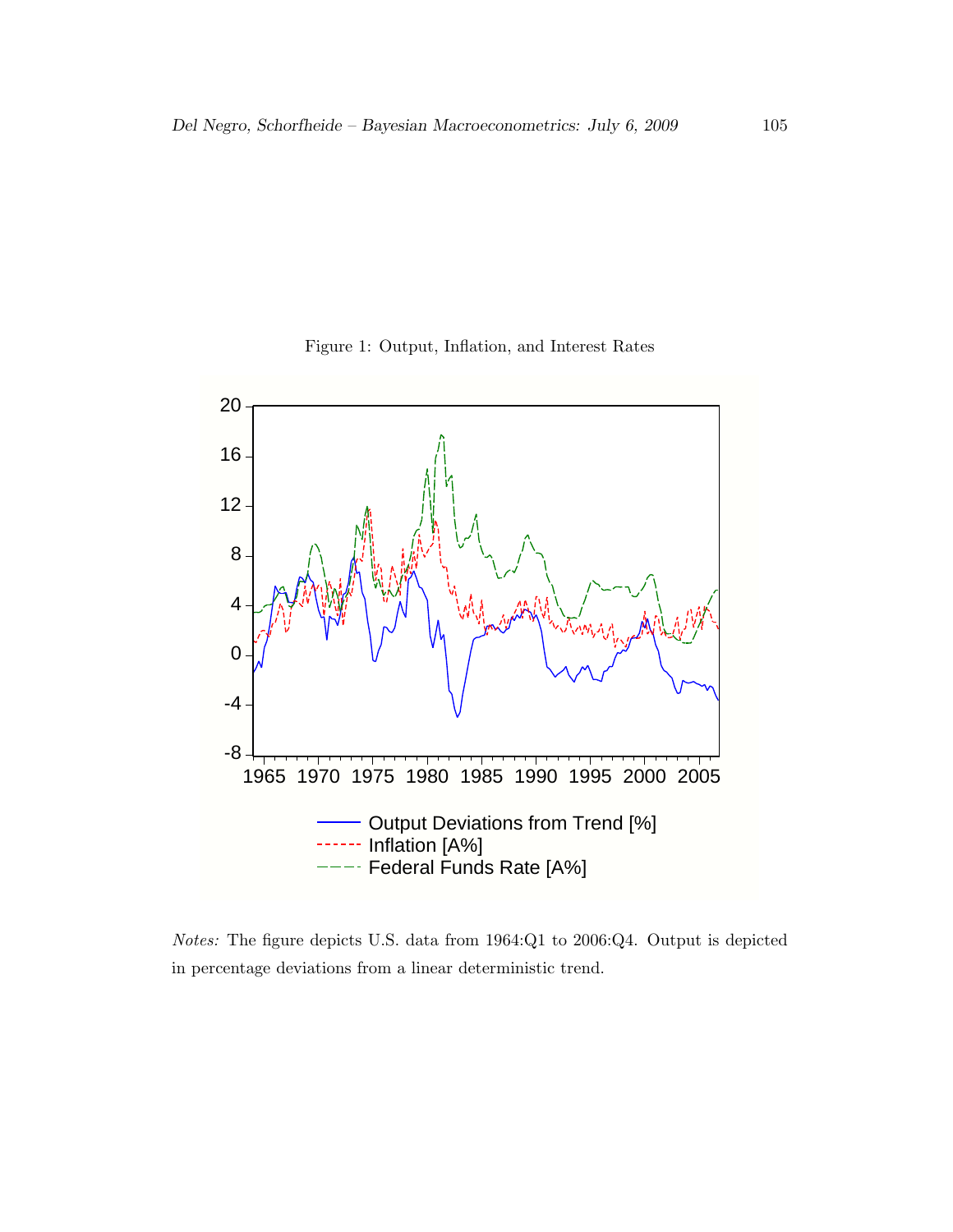Figure 1: Output, Inflation, and Interest Rates

*Notes:* The figure depicts U.S. data from 1964:Q1 to 2006:Q4. Output is depicted in percentage deviations from a linear deterministic trend.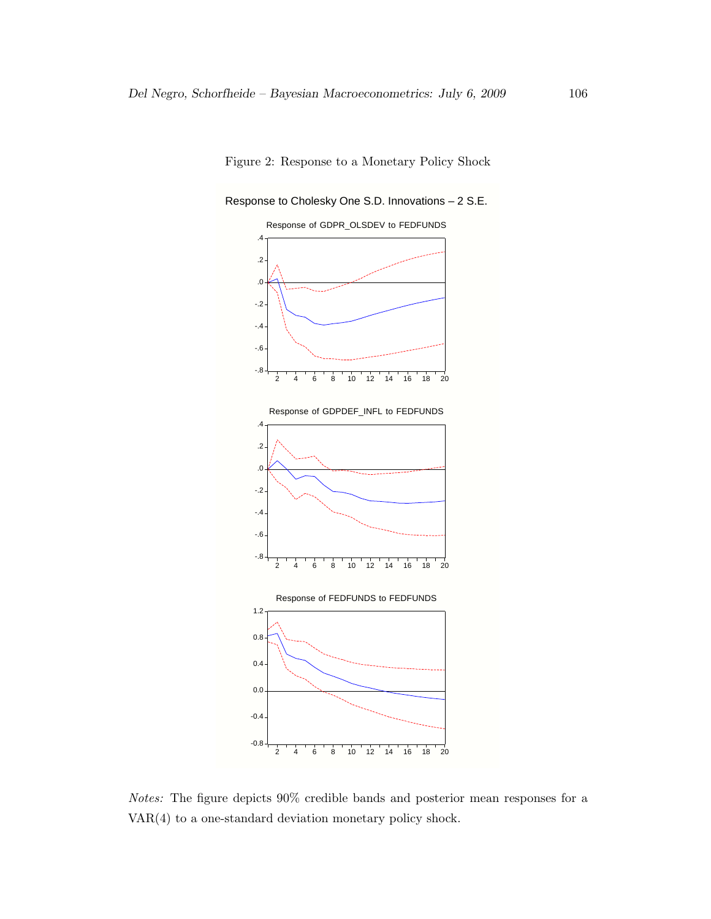Figure 2: Response to a Monetary Policy Shock

Response to Cholesky One S.D. Innovations – 2 S.E.

Response of GDPR_OLSDEV to FEDFUNDS

Response of GDPDEF_INFL to FEDFUNDS

Response of FEDFUNDS to FEDFUNDS

*Notes:* The figure depicts 90% credible bands and posterior mean responses for a VAR(4) to a one-standard deviation monetary policy shock.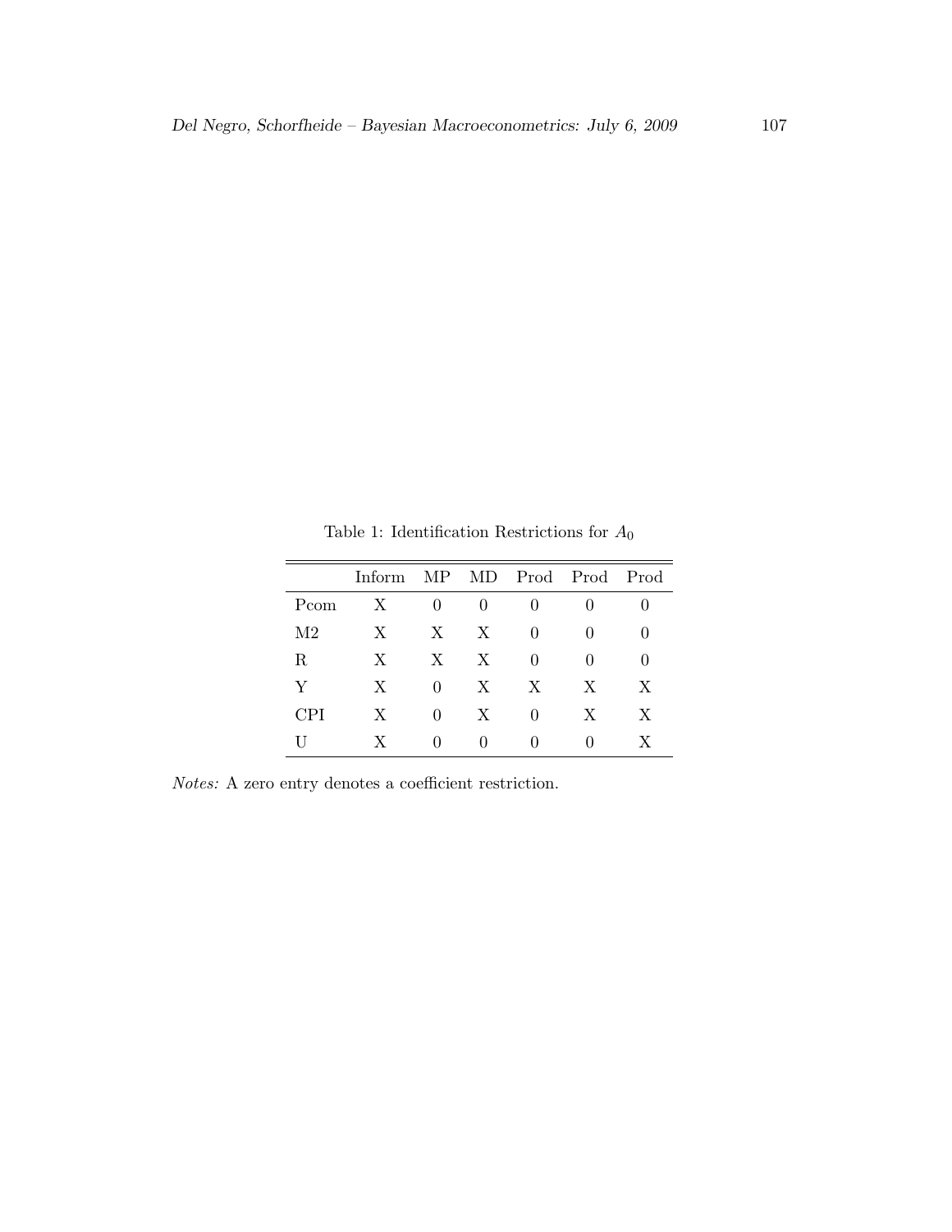Table 1: Identification Restrictions for $A_0$

| | Inform | MP | MD | Prod | Prod | Prod |
|---|---|---|---|---|---|---|
| Pcom | X | 0 | 0 | 0 | 0 | 0 |
| M2 | X | X | X | 0 | 0 | 0 |
| R | X | X | X | 0 | 0 | 0 |
| Y | X | 0 | X | X | X | X |
| CPI | X | 0 | X | 0 | X | X |
| U | X | 0 | 0 | 0 | 0 | X |

*Notes:* A zero entry denotes a coefficient restriction.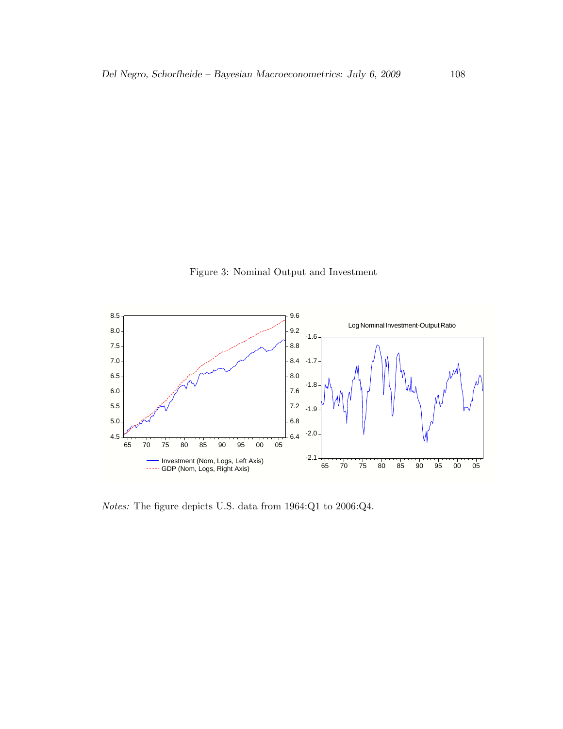Figure 3: Nominal Output and Investment

*Notes:* The figure depicts U.S. data from 1964:Q1 to 2006:Q4.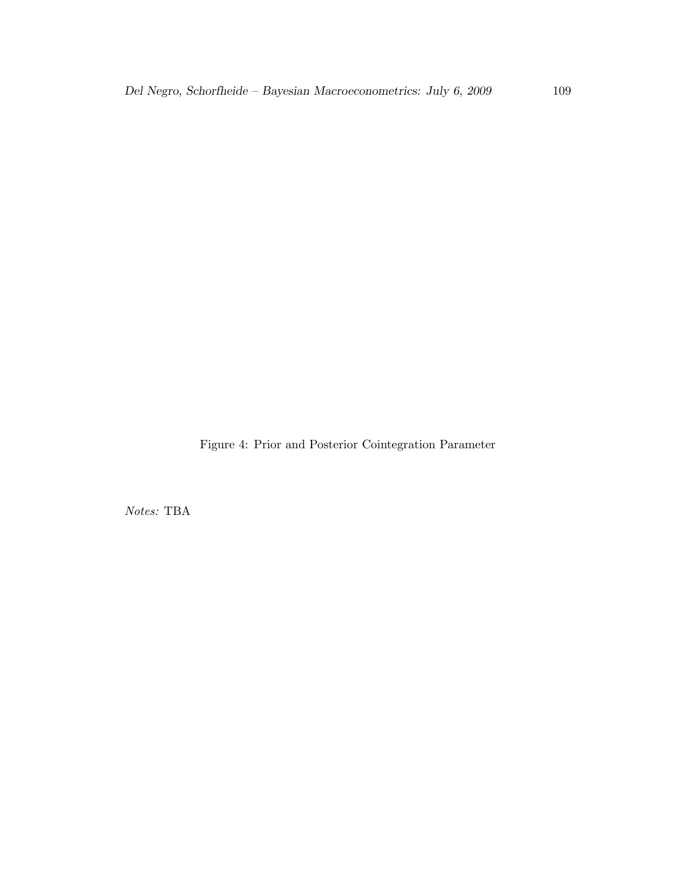Figure 4: Prior and Posterior Cointegration Parameter

*Notes:* TBA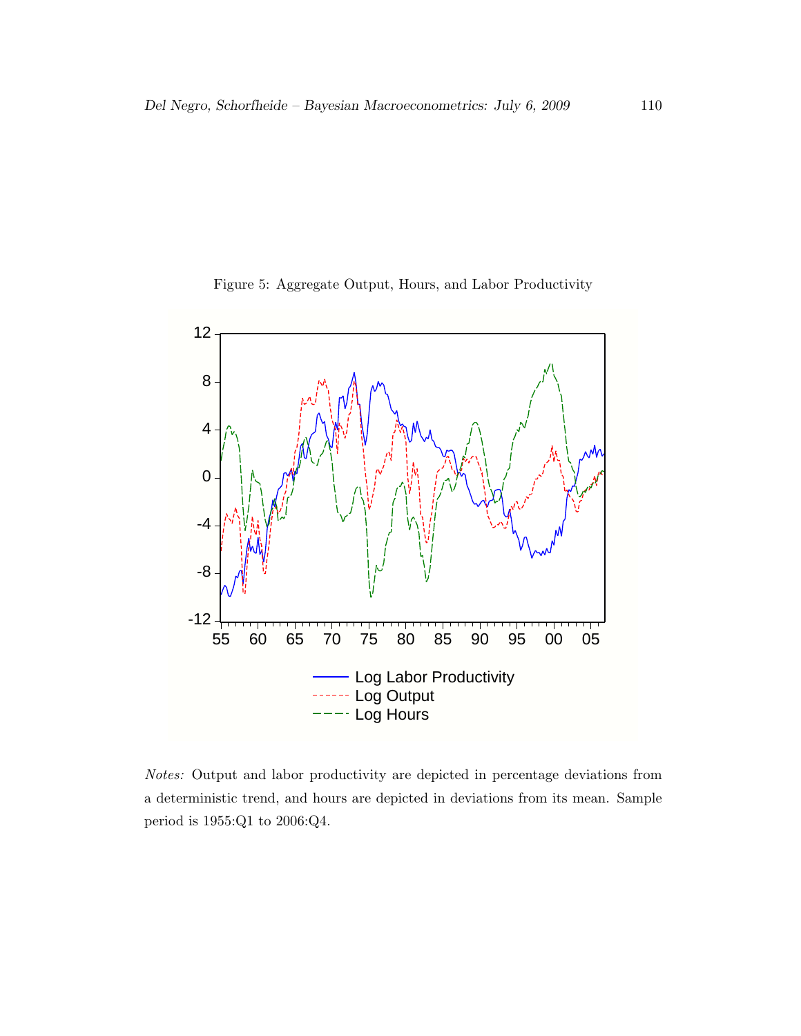Figure 5: Aggregate Output, Hours, and Labor Productivity

*Notes:* Output and labor productivity are depicted in percentage deviations from a deterministic trend, and hours are depicted in deviations from its mean. Sample period is 1955:Q1 to 2006:Q4.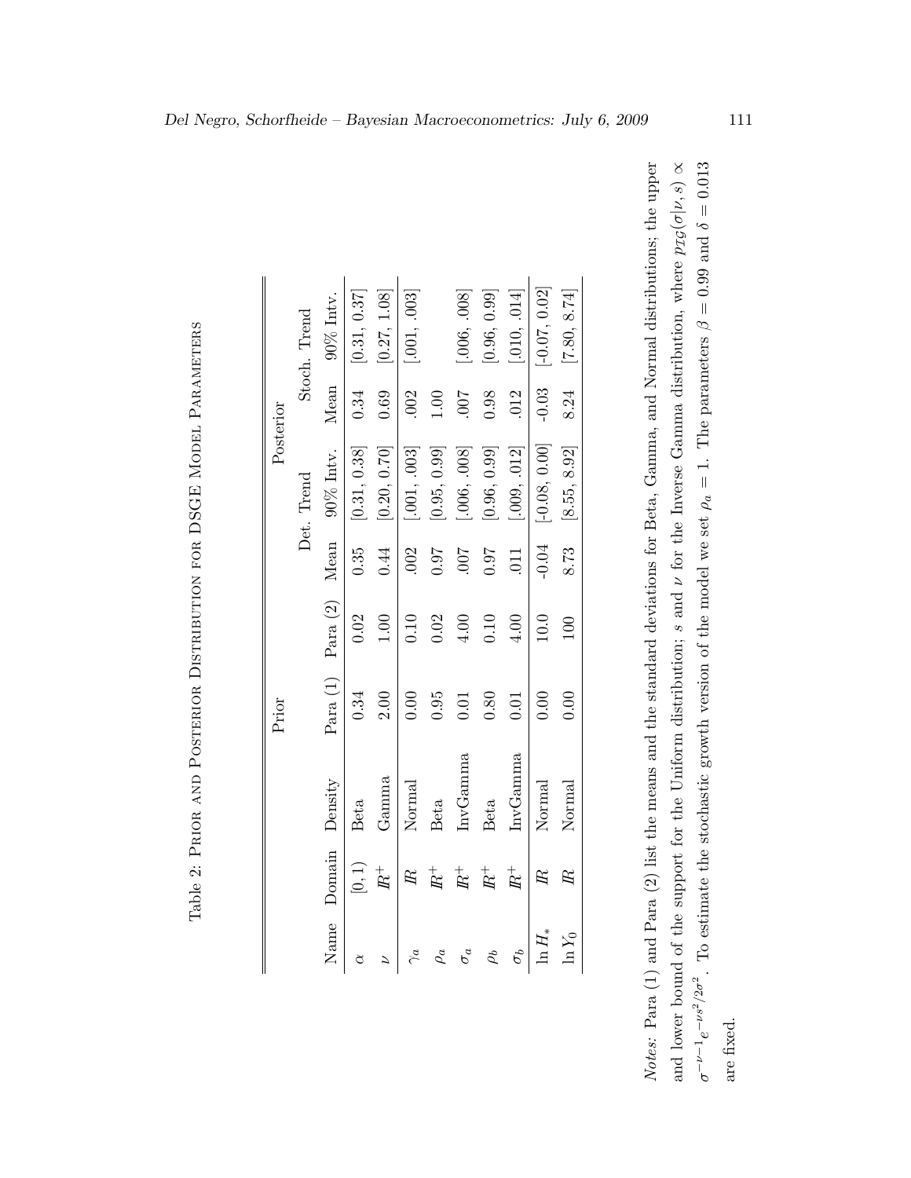Table 2: Prior and Posterior Distribution for DSGE Model Parameters

| | | Prior | | | Posterior | | | |
|---|---|---|---|---|---|---|---|---|
| | | | | | Det. Trend | | Stoch. Trend | |
| Name | Domain | Density | Para (1) | Para (2) | Mean | 90% Intv. | Mean | 90% Intv. |
| $\alpha$ | $[0,1)$ | Beta | 0.34 | 0.02 | 0.35 | [0.31, 0.38] | 0.34 | [0.31, 0.37] |
| $\nu$ | $\mathbb{R}^+$ | Gamma | 2.00 | 1.00 | 0.44 | [0.20, 0.70] | 0.69 | [0.27, 1.08] |
| $\gamma_a$ | $\mathbb{R}$ | Normal | 0.00 | 0.10 | .002 | [.001, .003] | .002 | [.001, .003] |
| $\rho_a$ | $\mathbb{R}^+$ | Beta | 0.95 | 0.02 | 0.97 | [0.95, 0.99] | 1.00 | |
| $\sigma_a$ | $\mathbb{R}^+$ | InvGamma | 0.01 | 4.00 | .007 | [.006, .008] | .007 | [.006, .008] |
| $\rho_b$ | $\mathbb{R}^+$ | Beta | 0.80 | 0.10 | 0.97 | [0.96, 0.99] | 0.98 | [0.96, 0.99] |
| $\sigma_b$ | $\mathbb{R}^+$ | InvGamma | 0.01 | 4.00 | .011 | [.009, .012] | .012 | [.010, .014] |
| $\ln H_*$ | $\mathbb{R}$ | Normal | 0.00 | 10.0 | -0.04 | [-0.08, 0.00] | -0.03 | [-0.07, 0.02] |
| $\ln Y_0$ | $\mathbb{R}$ | Normal | 0.00 | 100 | 8.73 | [8.55, 8.92] | 8.24 | [7.80, 8.74] |

*Notes:* Para (1) and Para (2) list the means and the standard deviations for Beta, Gamma, and Normal distributions; the upper and lower bound of the support for the Uniform distribution; $s$ and $\nu$ for the Inverse Gamma distribution, where $p_{\mathcal{IG}}(\sigma|\nu, s) \propto \sigma^{-\nu-1}e^{-\nu s^2/2\sigma^2}$. To estimate the stochastic growth version of the model we set $\rho_a = 1$. The parameters $\beta = 0.99$ and $\delta = 0.013$ are fixed.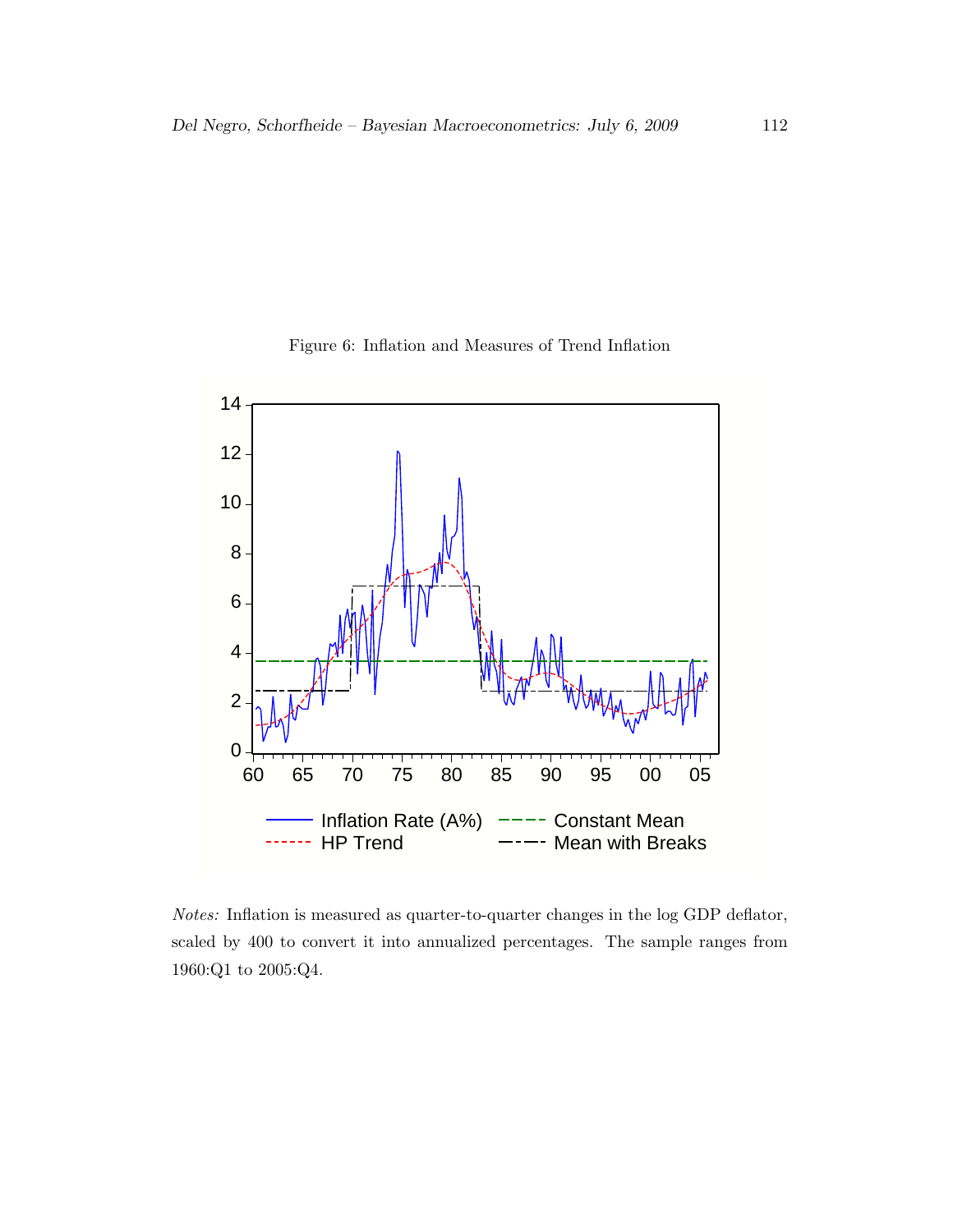Figure 6: Inflation and Measures of Trend Inflation

*Notes:* Inflation is measured as quarter-to-quarter changes in the log GDP deflator, scaled by 400 to convert it into annualized percentages. The sample ranges from 1960:Q1 to 2005:Q4.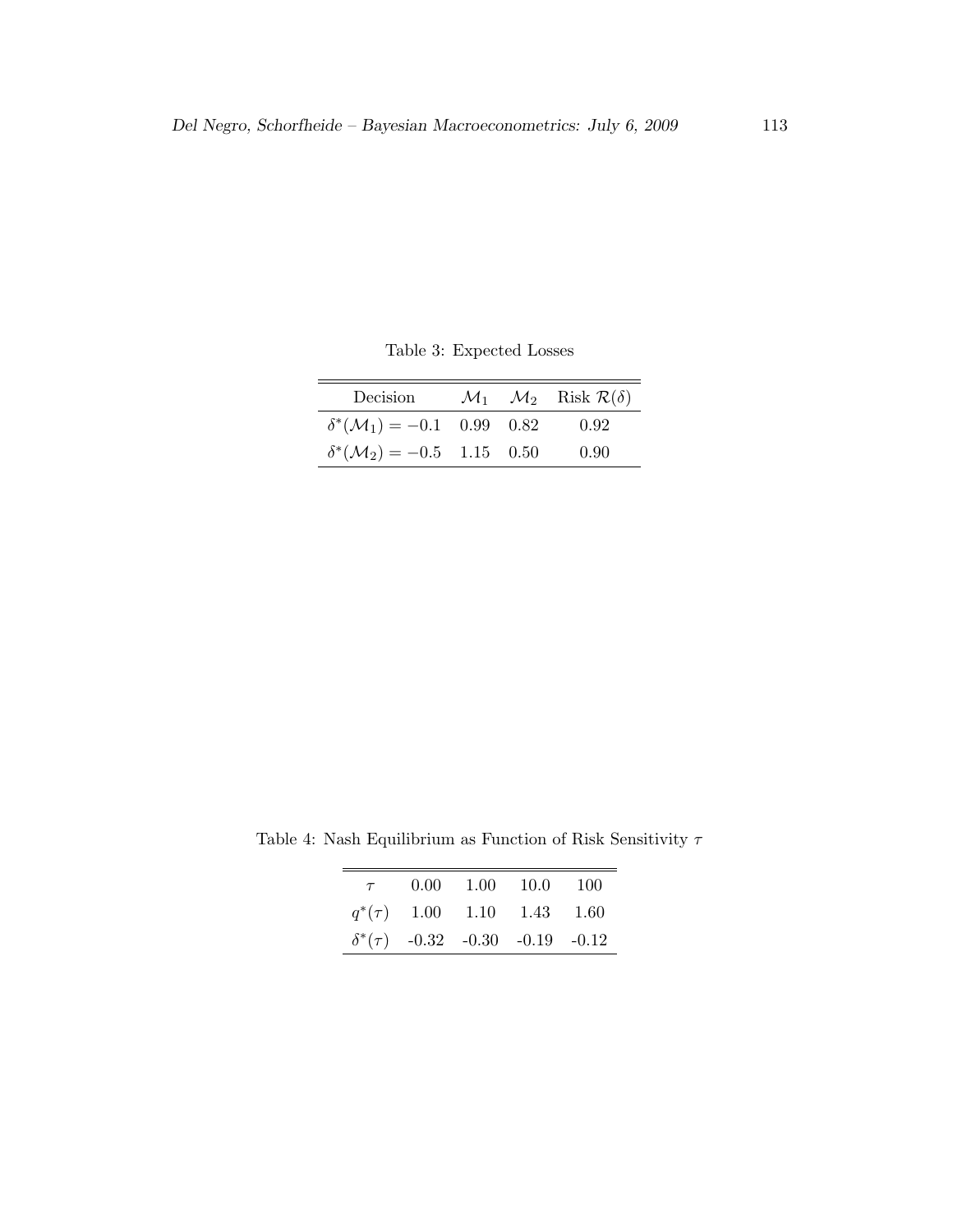Table 3: Expected Losses

| Decision | $\mathcal{M}_1$ | $\mathcal{M}_2$ | Risk $\mathcal{R}(\delta)$ |
|---|---|---|---|
| $\delta^*(\mathcal{M}_1) = -0.1$ | 0.99 | 0.82 | 0.92 |
| $\delta^*(\mathcal{M}_2) = -0.5$ | 1.15 | 0.50 | 0.90 |

Table 4: Nash Equilibrium as Function of Risk Sensitivity $\tau$

| $\tau$ | 0.00 | 1.00 | 10.0 | 100 |
|---|---|---|---|---|
| $q^*(\tau)$ | 1.00 | 1.10 | 1.43 | 1.60 |
| $\delta^*(\tau)$ | -0.32 | -0.30 | -0.19 | -0.12 |